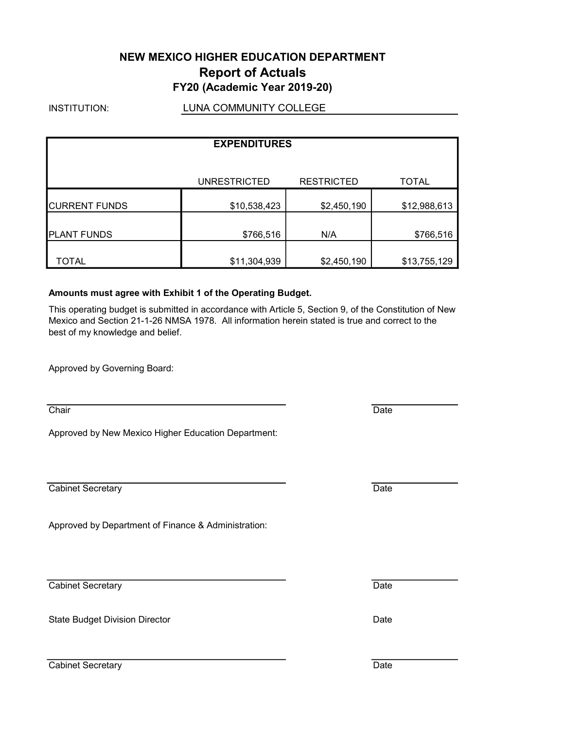# NEW MEXICO HIGHER EDUCATION DEPARTMENT

## Report of Actuals

### FY20 (Academic Year 2019-20)

INSTITUTION: LUNA COMMUNITY COLLEGE

| EXPENDITURES | | | |
|---|---|---|---|
| | UNRESTRICTED | RESTRICTED | TOTAL |
| CURRENT FUNDS | $10,538,423 | $2,450,190 | $12,988,613 |
| PLANT FUNDS | $766,516 | N/A | $766,516 |
| TOTAL | $11,304,939 | $2,450,190 | $13,755,129 |

**Amounts must agree with Exhibit 1 of the Operating Budget.**

This operating budget is submitted in accordance with Article 5, Section 9, of the Constitution of New Mexico and Section 21-1-26 NMSA 1978. All information herein stated is true and correct to the best of my knowledge and belief.

Approved by Governing Board:

Chair Date

Approved by New Mexico Higher Education Department:

Cabinet Secretary Date

Approved by Department of Finance & Administration:

Cabinet Secretary Date

State Budget Division Director Date

Cabinet Secretary Date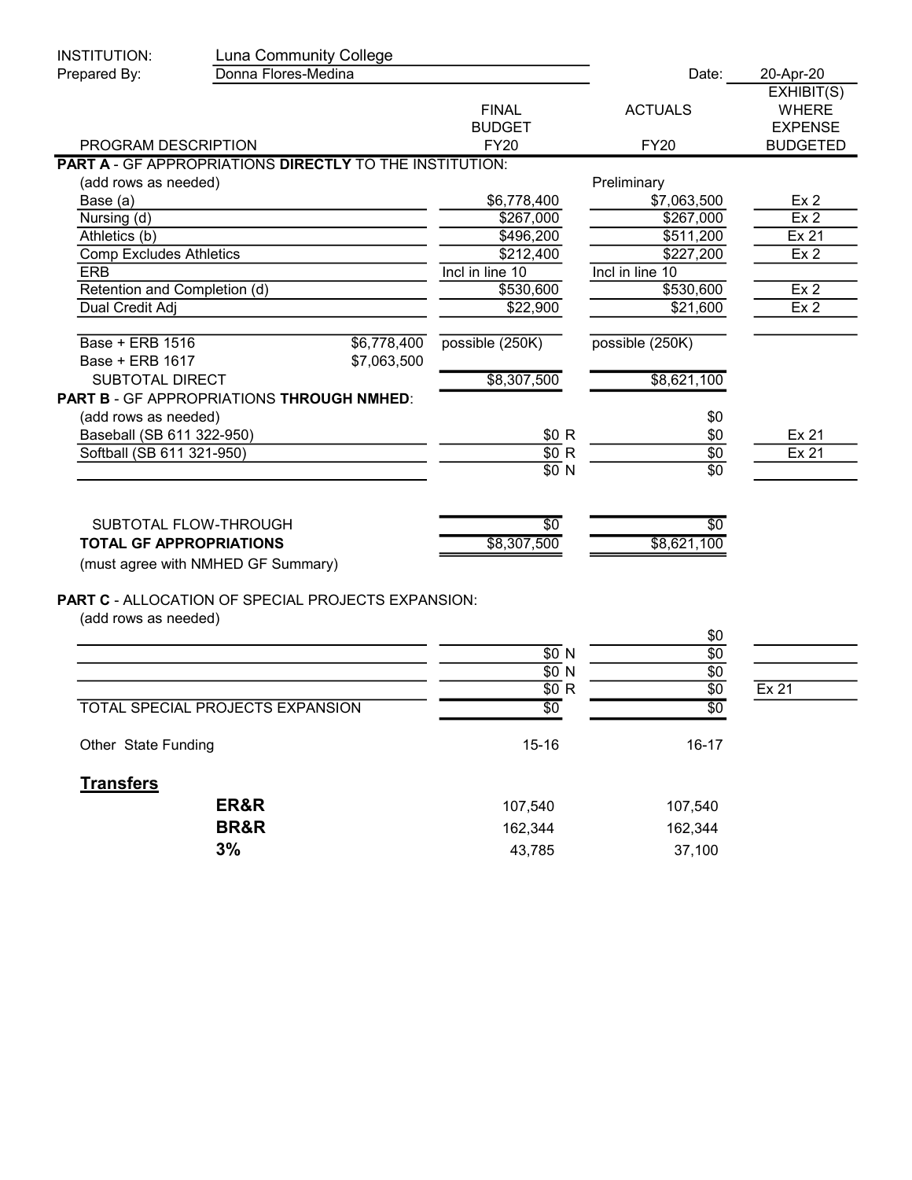| INSTITUTION: | Luna Community College | | | |
|---|---|---|---|---|
| Prepared By: | Donna Flores-Medina | | Date: | 20-Apr-20 |

| PROGRAM DESCRIPTION | | FINAL BUDGET FY20 | ACTUALS FY20 | EXHIBIT(S) WHERE EXPENSE BUDGETED |
|---|---|---|---|---|
| **PART A** - GF APPROPRIATIONS **DIRECTLY** TO THE INSTITUTION: | | | | |
| (add rows as needed) | | | Preliminary | |
| Base (a) | | $6,778,400 | $7,063,500 | Ex 2 |
| Nursing (d) | | $267,000 | $267,000 | Ex 2 |
| Athletics (b) | | $496,200 | $511,200 | Ex 21 |
| Comp Excludes Athletics | | $212,400 | $227,200 | Ex 2 |
| ERB | | Incl in line 10 | Incl in line 10 | |
| Retention and Completion (d) | | $530,600 | $530,600 | Ex 2 |
| Dual Credit Adj | | $22,900 | $21,600 | Ex 2 |
| Base + ERB 1516 | $6,778,400 | possible (250K) | possible (250K) | |
| Base + ERB 1617 | $7,063,500 | | | |
| SUBTOTAL DIRECT | | $8,307,500 | $8,621,100 | |
| **PART B** - GF APPROPRIATIONS **THROUGH NMHED**: | | | | |
| (add rows as needed) | | | $0 | |
| Baseball (SB 611 322-950) | | $0 R | $0 | Ex 21 |
| Softball (SB 611 321-950) | | $0 R | $0 | Ex 21 |
| | | $0 N | $0 | |
| SUBTOTAL FLOW-THROUGH | | $0 | $0 | |
| **TOTAL GF APPROPRIATIONS** | | $8,307,500 | $8,621,100 | |
| (must agree with NMHED GF Summary) | | | | |
| **PART C** - ALLOCATION OF SPECIAL PROJECTS EXPANSION: | | | | |
| (add rows as needed) | | | $0 | |
| | | $0 N | $0 | |
| | | $0 N | $0 | |
| | | $0 R | $0 | Ex 21 |
| TOTAL SPECIAL PROJECTS EXPANSION | | $0 | $0 | |
| Other State Funding | | 15-16 | 16-17 | |

**Transfers**

| | 15-16 | 16-17 |
|---|---|---|
| **ER&R** | 107,540 | 107,540 |
| **BR&R** | 162,344 | 162,344 |
| **3%** | 43,785 | 37,100 |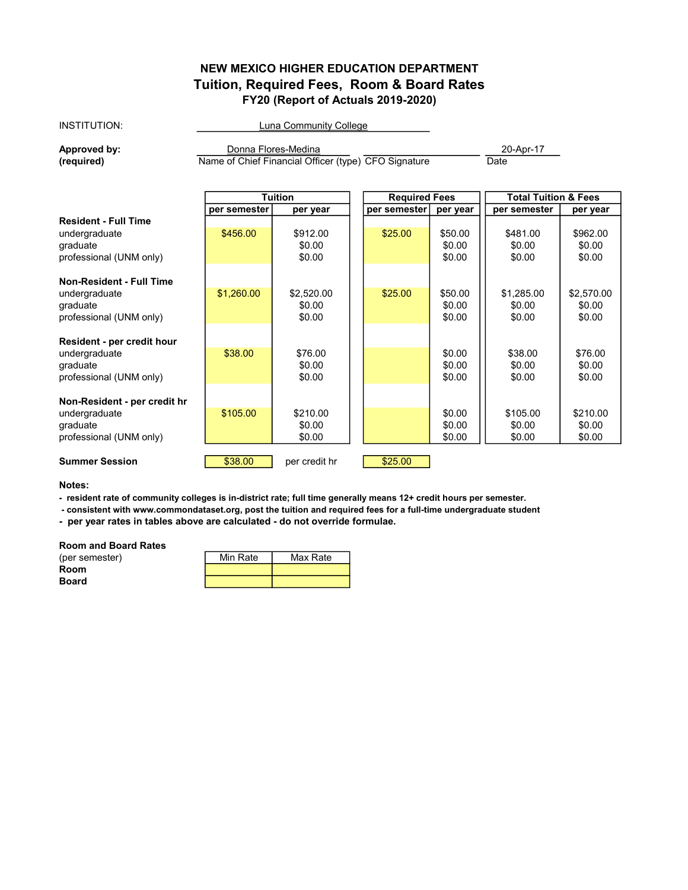# NEW MEXICO HIGHER EDUCATION DEPARTMENT
## Tuition, Required Fees, Room & Board Rates
### FY20 (Report of Actuals 2019-2020)

INSTITUTION: Luna Community College

**Approved by:** Donna Flores-Medina | 20-Apr-17
**(required)** Name of Chief Financial Officer (type) | CFO Signature | Date

| | Tuition | | Required Fees | | Total Tuition & Fees | |
|---|---|---|---|---|---|---|
| | per semester | per year | per semester | per year | per semester | per year |
| **Resident - Full Time** | | | | | | |
| undergraduate | $456.00 | $912.00 | $25.00 | $50.00 | $481.00 | $962.00 |
| graduate | | $0.00 | | $0.00 | $0.00 | $0.00 |
| professional (UNM only) | | $0.00 | | $0.00 | $0.00 | $0.00 |
| **Non-Resident - Full Time** | | | | | | |
| undergraduate | $1,260.00 | $2,520.00 | $25.00 | $50.00 | $1,285.00 | $2,570.00 |
| graduate | | $0.00 | | $0.00 | $0.00 | $0.00 |
| professional (UNM only) | | $0.00 | | $0.00 | $0.00 | $0.00 |
| **Resident - per credit hour** | | | | | | |
| undergraduate | $38.00 | $76.00 | | $0.00 | $38.00 | $76.00 |
| graduate | | $0.00 | | $0.00 | $0.00 | $0.00 |
| professional (UNM only) | | $0.00 | | $0.00 | $0.00 | $0.00 |
| **Non-Resident - per credit hr** | | | | | | |
| undergraduate | $105.00 | $210.00 | | $0.00 | $105.00 | $210.00 |
| graduate | | $0.00 | | $0.00 | $0.00 | $0.00 |
| professional (UNM only) | | $0.00 | | $0.00 | $0.00 | $0.00 |

| **Summer Session** | $38.00 | per credit hr | $25.00 |
|---|---|---|---|

**Notes:**

- **resident rate of community colleges is in-district rate; full time generally means 12+ credit hours per semester.**
- **consistent with www.commondataset.org, post the tuition and required fees for a full-time undergraduate student**
- **per year rates in tables above are calculated - do not override formulae.**

**Room and Board Rates**
(per semester)

| | Min Rate | Max Rate |
|---|---|---|
| **Room** | | |
| **Board** | | |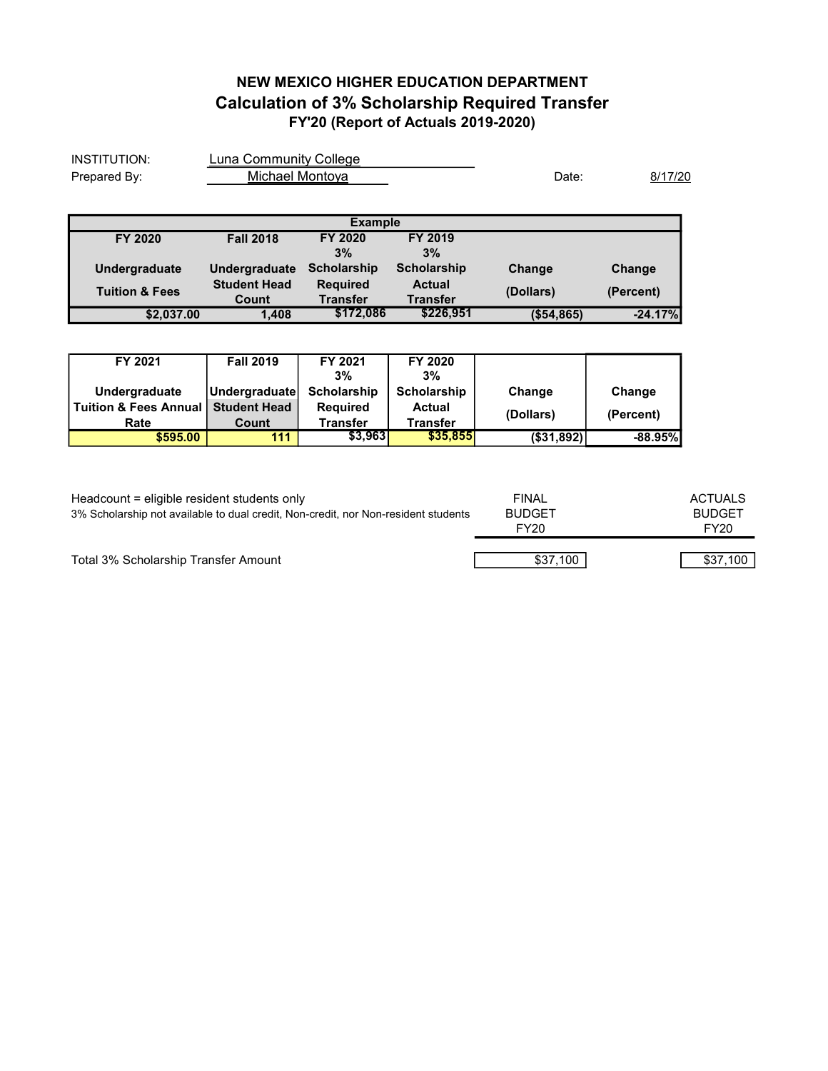## NEW MEXICO HIGHER EDUCATION DEPARTMENT

# Calculation of 3% Scholarship Required Transfer

### FY'20 (Report of Actuals 2019-2020)

INSTITUTION: Luna Community College

Prepared By: Michael Montoya

Date: 8/17/20

| Example | | | | | |
|---|---|---|---|---|---|
| FY 2020 Undergraduate Tuition & Fees | Fall 2018 Undergraduate Student Head Count | FY 2020 3% Scholarship Required Transfer | FY 2019 3% Scholarship Actual Transfer | Change (Dollars) | Change (Percent) |
| $2,037.00 | 1,408 | $172,086 | $226,951 | ($54,865) | -24.17% |

| FY 2021 Undergraduate Tuition & Fees Annual Rate | Fall 2019 Undergraduate Student Head Count | FY 2021 3% Scholarship Required Transfer | FY 2020 3% Scholarship Actual Transfer | Change (Dollars) | Change (Percent) |
|---|---|---|---|---|---|
| $595.00 | 111 | $3,963 | $35,855 | ($31,892) | -88.95% |

Headcount = eligible resident students only

3% Scholarship not available to dual credit, Non-credit, nor Non-resident students

| | FINAL BUDGET FY20 | ACTUALS BUDGET FY20 |
|---|---|---|
| Total 3% Scholarship Transfer Amount | $37,100 | $37,100 |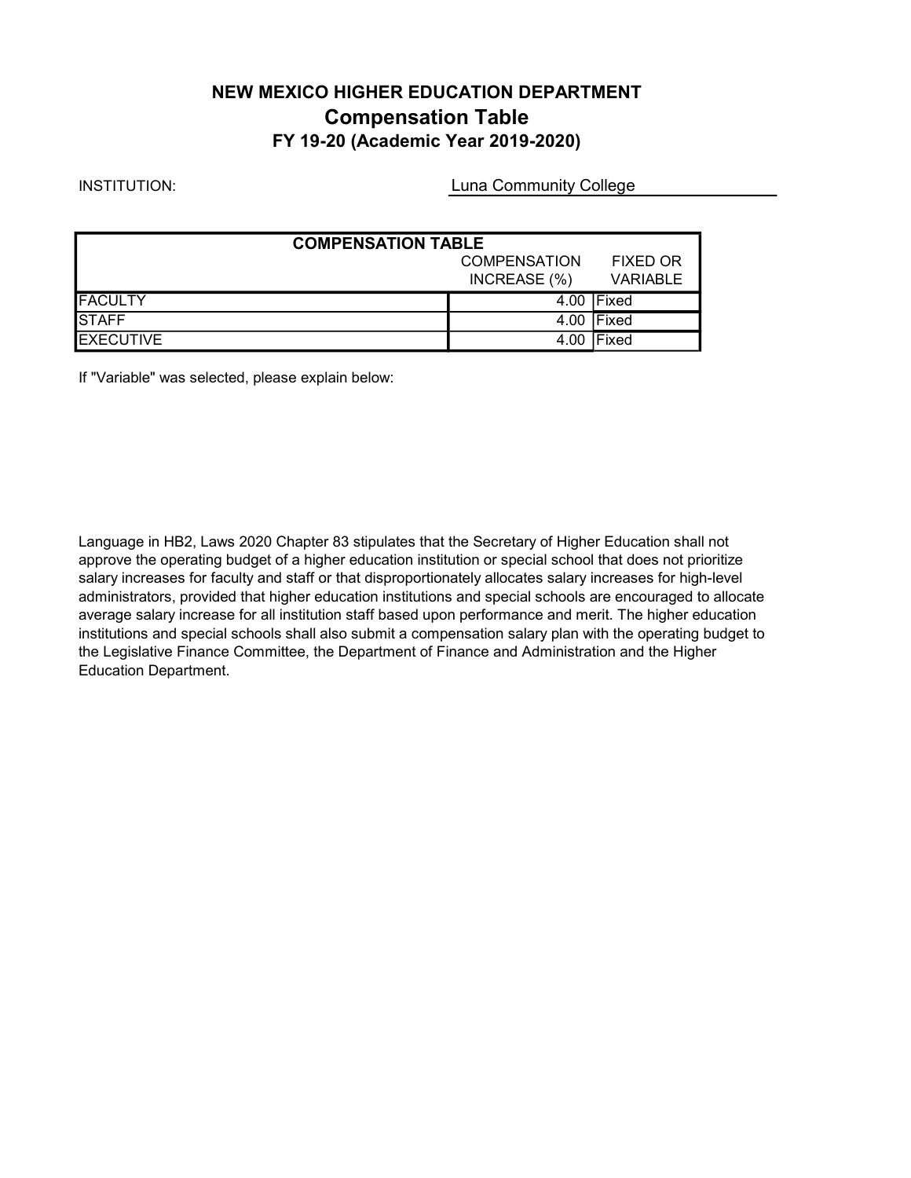# NEW MEXICO HIGHER EDUCATION DEPARTMENT

## Compensation Table

### FY 19-20 (Academic Year 2019-2020)

INSTITUTION: Luna Community College

| COMPENSATION TABLE | | |
|---|---|---|
| | COMPENSATION INCREASE (%) | FIXED OR VARIABLE |
| FACULTY | 4.00 | Fixed |
| STAFF | 4.00 | Fixed |
| EXECUTIVE | 4.00 | Fixed |

If "Variable" was selected, please explain below:

Language in HB2, Laws 2020 Chapter 83 stipulates that the Secretary of Higher Education shall not approve the operating budget of a higher education institution or special school that does not prioritize salary increases for faculty and staff or that disproportionately allocates salary increases for high-level administrators, provided that higher education institutions and special schools are encouraged to allocate average salary increase for all institution staff based upon performance and merit. The higher education institutions and special schools shall also submit a compensation salary plan with the operating budget to the Legislative Finance Committee, the Department of Finance and Administration and the Higher Education Department.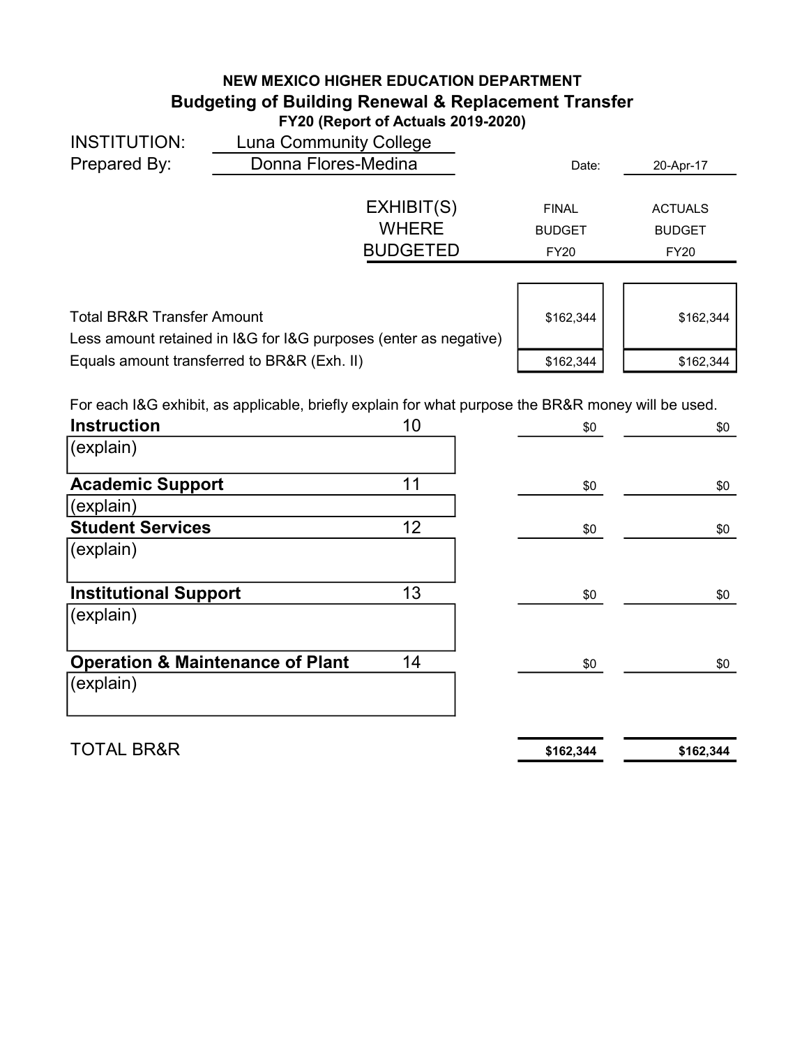# NEW MEXICO HIGHER EDUCATION DEPARTMENT

## Budgeting of Building Renewal & Replacement Transfer

**FY20 (Report of Actuals 2019-2020)**

INSTITUTION: Luna Community College

Prepared By: Donna Flores-Medina

Date: 20-Apr-17

| | EXHIBIT(S) WHERE BUDGETED | FINAL BUDGET FY20 | ACTUALS BUDGET FY20 |
|---|---|---|---|
| Total BR&R Transfer Amount | | $162,344 | $162,344 |
| Less amount retained in I&G for I&G purposes (enter as negative) | | | |
| Equals amount transferred to BR&R (Exh. II) | | $162,344 | $162,344 |

For each I&G exhibit, as applicable, briefly explain for what purpose the BR&R money will be used.

| | EXHIBIT(S) WHERE BUDGETED | FINAL BUDGET FY20 | ACTUALS BUDGET FY20 |
|---|---|---|---|
| **Instruction** | 10 | $0 | $0 |
| (explain) | | | |
| **Academic Support** | 11 | $0 | $0 |
| (explain) | | | |
| **Student Services** | 12 | $0 | $0 |
| (explain) | | | |
| **Institutional Support** | 13 | $0 | $0 |
| (explain) | | | |
| **Operation & Maintenance of Plant** | 14 | $0 | $0 |
| (explain) | | | |
| TOTAL BR&R | | **$162,344** | **$162,344** |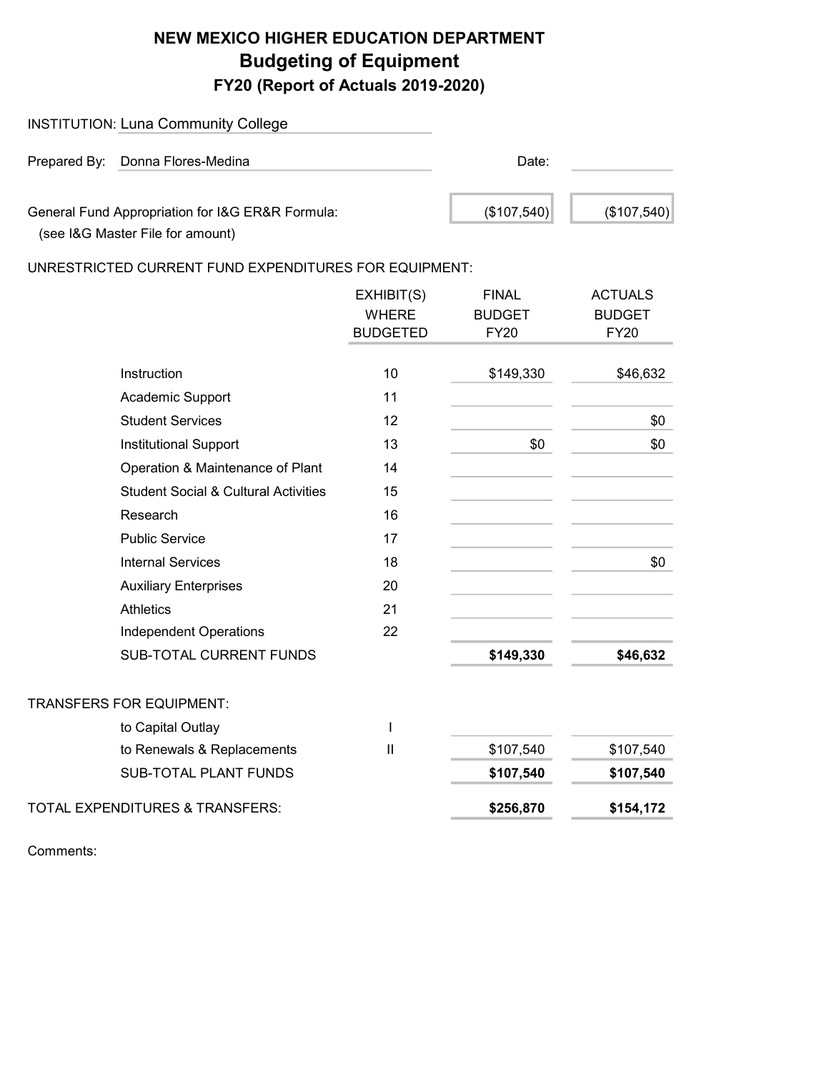# NEW MEXICO HIGHER EDUCATION DEPARTMENT

## Budgeting of Equipment

### FY20 (Report of Actuals 2019-2020)

INSTITUTION: Luna Community College

Prepared By: Donna Flores-Medina

Date:

General Fund Appropriation for I&G ER&R Formula: ($107,540) ($107,540)
(see I&G Master File for amount)

UNRESTRICTED CURRENT FUND EXPENDITURES FOR EQUIPMENT:

| | EXHIBIT(S) WHERE BUDGETED | FINAL BUDGET FY20 | ACTUALS BUDGET FY20 |
|---|---|---|---|
| Instruction | 10 | $149,330 | $46,632 |
| Academic Support | 11 | | |
| Student Services | 12 | | $0 |
| Institutional Support | 13 | $0 | $0 |
| Operation & Maintenance of Plant | 14 | | |
| Student Social & Cultural Activities | 15 | | |
| Research | 16 | | |
| Public Service | 17 | | |
| Internal Services | 18 | | $0 |
| Auxiliary Enterprises | 20 | | |
| Athletics | 21 | | |
| Independent Operations | 22 | | |
| SUB-TOTAL CURRENT FUNDS | | **$149,330** | **$46,632** |
| TRANSFERS FOR EQUIPMENT: | | | |
| to Capital Outlay | I | | |
| to Renewals & Replacements | II | $107,540 | $107,540 |
| SUB-TOTAL PLANT FUNDS | | **$107,540** | **$107,540** |
| TOTAL EXPENDITURES & TRANSFERS: | | **$256,870** | **$154,172** |

Comments: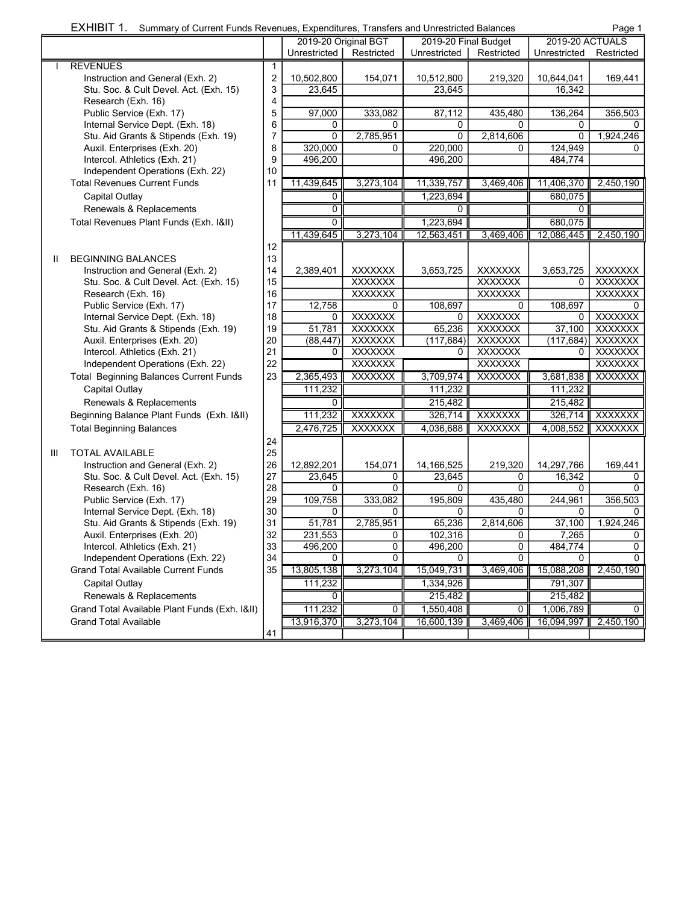**EXHIBIT 1.** Summary of Current Funds Revenues, Expenditures, Transfers and Unrestricted Balances

| | | | 2019-20 Original BGT | | 2019-20 Final Budget | | 2019-20 ACTUALS | |
|---|---|---|---|---|---|---|---|---|
| | | | Unrestricted | Restricted | Unrestricted | Restricted | Unrestricted | Restricted |
| I | REVENUES | 1 | | | | | | |
| | Instruction and General (Exh. 2) | 2 | 10,502,800 | 154,071 | 10,512,800 | 219,320 | 10,644,041 | 169,441 |
| | Stu. Soc. & Cult Devel. Act. (Exh. 15) | 3 | 23,645 | | 23,645 | | 16,342 | |
| | Research (Exh. 16) | 4 | | | | | | |
| | Public Service (Exh. 17) | 5 | 97,000 | 333,082 | 87,112 | 435,480 | 136,264 | 356,503 |
| | Internal Service Dept. (Exh. 18) | 6 | 0 | 0 | 0 | 0 | 0 | 0 |
| | Stu. Aid Grants & Stipends (Exh. 19) | 7 | 0 | 2,785,951 | 0 | 2,814,606 | 0 | 1,924,246 |
| | Auxil. Enterprises (Exh. 20) | 8 | 320,000 | 0 | 220,000 | 0 | 124,949 | 0 |
| | Intercol. Athletics (Exh. 21) | 9 | 496,200 | | 496,200 | | 484,774 | |
| | Independent Operations (Exh. 22) | 10 | | | | | | |
| | Total Revenues Current Funds | 11 | 11,439,645 | 3,273,104 | 11,339,757 | 3,469,406 | 11,406,370 | 2,450,190 |
| | Capital Outlay | | 0 | | 1,223,694 | | 680,075 | |
| | Renewals & Replacements | | 0 | | 0 | | 0 | |
| | Total Revenues Plant Funds (Exh. I&II) | | 0 | | 1,223,694 | | 680,075 | |
| | | | 11,439,645 | 3,273,104 | 12,563,451 | 3,469,406 | 12,086,445 | 2,450,190 |
| | | 12 | | | | | | |
| II | BEGINNING BALANCES | 13 | | | | | | |
| | Instruction and General (Exh. 2) | 14 | 2,389,401 | XXXXXXX | 3,653,725 | XXXXXXX | 3,653,725 | XXXXXXX |
| | Stu. Soc. & Cult Devel. Act. (Exh. 15) | 15 | | XXXXXXX | | XXXXXXX | 0 | XXXXXXX |
| | Research (Exh. 16) | 16 | | XXXXXXX | | XXXXXXX | | XXXXXXX |
| | Public Service (Exh. 17) | 17 | 12,758 | 0 | 108,697 | 0 | 108,697 | 0 |
| | Internal Service Dept. (Exh. 18) | 18 | 0 | XXXXXXX | 0 | XXXXXXX | 0 | XXXXXXX |
| | Stu. Aid Grants & Stipends (Exh. 19) | 19 | 51,781 | XXXXXXX | 65,236 | XXXXXXX | 37,100 | XXXXXXX |
| | Auxil. Enterprises (Exh. 20) | 20 | (88,447) | XXXXXXX | (117,684) | XXXXXXX | (117,684) | XXXXXXX |
| | Intercol. Athletics (Exh. 21) | 21 | 0 | XXXXXXX | 0 | XXXXXXX | 0 | XXXXXXX |
| | Independent Operations (Exh. 22) | 22 | | XXXXXXX | | XXXXXXX | | XXXXXXX |
| | Total Beginning Balances Current Funds | 23 | 2,365,493 | XXXXXXX | 3,709,974 | XXXXXXX | 3,681,838 | XXXXXXX |
| | Capital Outlay | | 111,232 | | 111,232 | | 111,232 | |
| | Renewals & Replacements | | 0 | | 215,482 | | 215,482 | |
| | Beginning Balance Plant Funds (Exh. I&II) | | 111,232 | XXXXXXX | 326,714 | XXXXXXX | 326,714 | XXXXXXX |
| | Total Beginning Balances | | 2,476,725 | XXXXXXX | 4,036,688 | XXXXXXX | 4,008,552 | XXXXXXX |
| | | 24 | | | | | | |
| III | TOTAL AVAILABLE | 25 | | | | | | |
| | Instruction and General (Exh. 2) | 26 | 12,892,201 | 154,071 | 14,166,525 | 219,320 | 14,297,766 | 169,441 |
| | Stu. Soc. & Cult Devel. Act. (Exh. 15) | 27 | 23,645 | 0 | 23,645 | 0 | 16,342 | 0 |
| | Research (Exh. 16) | 28 | 0 | 0 | 0 | 0 | 0 | 0 |
| | Public Service (Exh. 17) | 29 | 109,758 | 333,082 | 195,809 | 435,480 | 244,961 | 356,503 |
| | Internal Service Dept. (Exh. 18) | 30 | 0 | 0 | 0 | 0 | 0 | 0 |
| | Stu. Aid Grants & Stipends (Exh. 19) | 31 | 51,781 | 2,785,951 | 65,236 | 2,814,606 | 37,100 | 1,924,246 |
| | Auxil. Enterprises (Exh. 20) | 32 | 231,553 | 0 | 102,316 | 0 | 7,265 | 0 |
| | Intercol. Athletics (Exh. 21) | 33 | 496,200 | 0 | 496,200 | 0 | 484,774 | 0 |
| | Independent Operations (Exh. 22) | 34 | 0 | 0 | 0 | 0 | 0 | 0 |
| | Grand Total Available Current Funds | 35 | 13,805,138 | 3,273,104 | 15,049,731 | 3,469,406 | 15,088,208 | 2,450,190 |
| | Capital Outlay | | 111,232 | | 1,334,926 | | 791,307 | |
| | Renewals & Replacements | | 0 | | 215,482 | | 215,482 | |
| | Grand Total Available Plant Funds (Exh. I&II) | | 111,232 | 0 | 1,550,408 | 0 | 1,006,789 | 0 |
| | Grand Total Available | | 13,916,370 | 3,273,104 | 16,600,139 | 3,469,406 | 16,094,997 | 2,450,190 |
| | | 41 | | | | | | |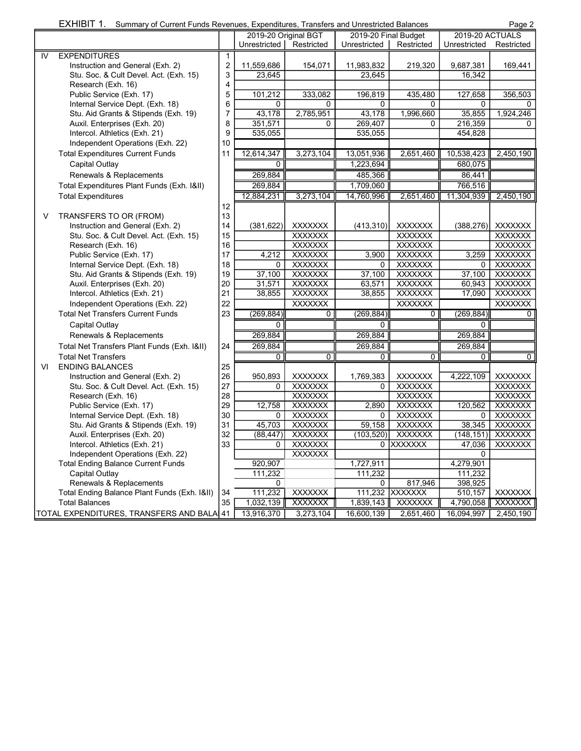**EXHIBIT 1.** Summary of Current Funds Revenues, Expenditures, Transfers and Unrestricted Balances

| | | | 2019-20 Original BGT | | 2019-20 Final Budget | | 2019-20 ACTUALS | |
|---|---|---|---|---|---|---|---|---|
| | | | Unrestricted | Restricted | Unrestricted | Restricted | Unrestricted | Restricted |
| IV | EXPENDITURES | 1 | | | | | | |
| | Instruction and General (Exh. 2) | 2 | 11,559,686 | 154,071 | 11,983,832 | 219,320 | 9,687,381 | 169,441 |
| | Stu. Soc. & Cult Devel. Act. (Exh. 15) | 3 | 23,645 | | 23,645 | | 16,342 | |
| | Research (Exh. 16) | 4 | | | | | | |
| | Public Service (Exh. 17) | 5 | 101,212 | 333,082 | 196,819 | 435,480 | 127,658 | 356,503 |
| | Internal Service Dept. (Exh. 18) | 6 | 0 | 0 | 0 | 0 | 0 | 0 |
| | Stu. Aid Grants & Stipends (Exh. 19) | 7 | 43,178 | 2,785,951 | 43,178 | 1,996,660 | 35,855 | 1,924,246 |
| | Auxil. Enterprises (Exh. 20) | 8 | 351,571 | 0 | 269,407 | 0 | 216,359 | 0 |
| | Intercol. Athletics (Exh. 21) | 9 | 535,055 | | 535,055 | | 454,828 | |
| | Independent Operations (Exh. 22) | 10 | | | | | | |
| | Total Expenditures Current Funds | 11 | 12,614,347 | 3,273,104 | 13,051,936 | 2,651,460 | 10,538,423 | 2,450,190 |
| | Capital Outlay | | 0 | | 1,223,694 | | 680,075 | |
| | Renewals & Replacements | | 269,884 | | 485,366 | | 86,441 | |
| | Total Expenditures Plant Funds (Exh. I&II) | | 269,884 | | 1,709,060 | | 766,516 | |
| | Total Expenditures | | 12,884,231 | 3,273,104 | 14,760,996 | 2,651,460 | 11,304,939 | 2,450,190 |
| | | 12 | | | | | | |
| V | TRANSFERS TO OR (FROM) | 13 | | | | | | |
| | Instruction and General (Exh. 2) | 14 | (381,622) | XXXXXXX | (413,310) | XXXXXXX | (388,276) | XXXXXXX |
| | Stu. Soc. & Cult Devel. Act. (Exh. 15) | 15 | | XXXXXXX | | XXXXXXX | | XXXXXXX |
| | Research (Exh. 16) | 16 | | XXXXXXX | | XXXXXXX | | XXXXXXX |
| | Public Service (Exh. 17) | 17 | 4,212 | XXXXXXX | 3,900 | XXXXXXX | 3,259 | XXXXXXX |
| | Internal Service Dept. (Exh. 18) | 18 | 0 | XXXXXXX | 0 | XXXXXXX | 0 | XXXXXXX |
| | Stu. Aid Grants & Stipends (Exh. 19) | 19 | 37,100 | XXXXXXX | 37,100 | XXXXXXX | 37,100 | XXXXXXX |
| | Auxil. Enterprises (Exh. 20) | 20 | 31,571 | XXXXXXX | 63,571 | XXXXXXX | 60,943 | XXXXXXX |
| | Intercol. Athletics (Exh. 21) | 21 | 38,855 | XXXXXXX | 38,855 | XXXXXXX | 17,090 | XXXXXXX |
| | Independent Operations (Exh. 22) | 22 | | XXXXXXX | | XXXXXXX | | XXXXXXX |
| | Total Net Transfers Current Funds | 23 | (269,884) | 0 | (269,884) | 0 | (269,884) | 0 |
| | Capital Outlay | | 0 | | 0 | | 0 | |
| | Renewals & Replacements | | 269,884 | | 269,884 | | 269,884 | |
| | Total Net Transfers Plant Funds (Exh. I&II) | 24 | 269,884 | | 269,884 | | 269,884 | |
| | Total Net Transfers | | 0 | 0 | 0 | 0 | 0 | 0 |
| VI | ENDING BALANCES | 25 | | | | | | |
| | Instruction and General (Exh. 2) | 26 | 950,893 | XXXXXXX | 1,769,383 | XXXXXXX | 4,222,109 | XXXXXXX |
| | Stu. Soc. & Cult Devel. Act. (Exh. 15) | 27 | 0 | XXXXXXX | 0 | XXXXXXX | | XXXXXXX |
| | Research (Exh. 16) | 28 | | XXXXXXX | | XXXXXXX | | XXXXXXX |
| | Public Service (Exh. 17) | 29 | 12,758 | XXXXXXX | 2,890 | XXXXXXX | 120,562 | XXXXXXX |
| | Internal Service Dept. (Exh. 18) | 30 | 0 | XXXXXXX | 0 | XXXXXXX | 0 | XXXXXXX |
| | Stu. Aid Grants & Stipends (Exh. 19) | 31 | 45,703 | XXXXXXX | 59,158 | XXXXXXX | 38,345 | XXXXXXX |
| | Auxil. Enterprises (Exh. 20) | 32 | (88,447) | XXXXXXX | (103,520) | XXXXXXX | (148,151) | XXXXXXX |
| | Intercol. Athletics (Exh. 21) | 33 | 0 | XXXXXXX | 0 | XXXXXXX | 47,036 | XXXXXXX |
| | Independent Operations (Exh. 22) | | | XXXXXXX | | | 0 | |
| | Total Ending Balance Current Funds | | 920,907 | | 1,727,911 | | 4,279,901 | |
| | Capital Outlay | | 111,232 | | 111,232 | | 111,232 | |
| | Renewals & Replacements | | 0 | | 0 | 817,946 | 398,925 | |
| | Total Ending Balance Plant Funds (Exh. I&II) | 34 | 111,232 | XXXXXXX | 111,232 | XXXXXXX | 510,157 | XXXXXXX |
| | Total Balances | 35 | 1,032,139 | XXXXXXX | 1,839,143 | XXXXXXX | 4,790,058 | XXXXXXX |
| TOTAL EXPENDITURES, TRANSFERS AND BALA | | 41 | 13,916,370 | 3,273,104 | 16,600,139 | 2,651,460 | 16,094,997 | 2,450,190 |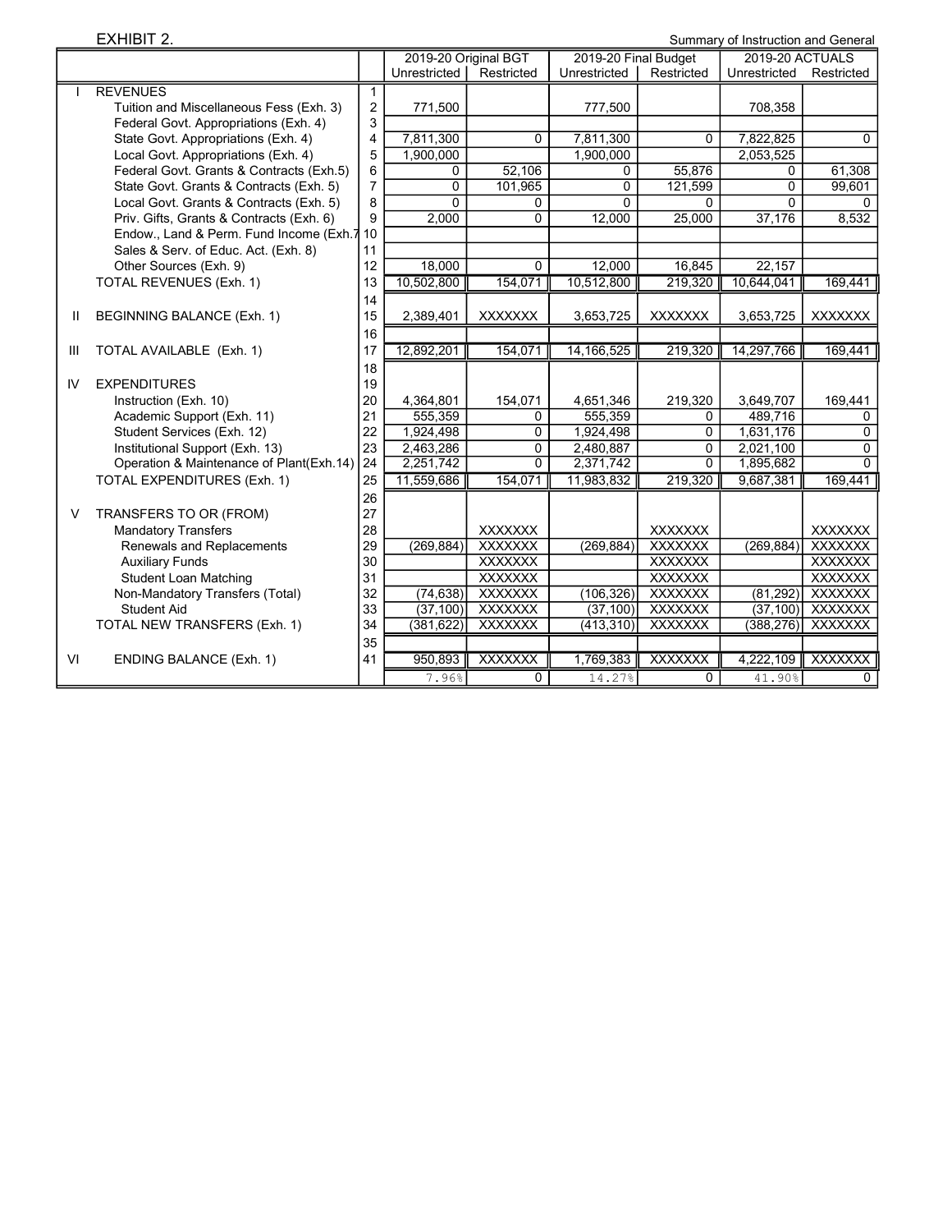EXHIBIT 2.

Summary of Instruction and General

| | | | 2019-20 Original BGT | | 2019-20 Final Budget | | 2019-20 ACTUALS | |
|---|---|---|---|---|---|---|---|---|
| | | | Unrestricted | Restricted | Unrestricted | Restricted | Unrestricted | Restricted |
| I | REVENUES | 1 | | | | | | |
| | Tuition and Miscellaneous Fess (Exh. 3) | 2 | 771,500 | | 777,500 | | 708,358 | |
| | Federal Govt. Appropriations (Exh. 4) | 3 | | | | | | |
| | State Govt. Appropriations (Exh. 4) | 4 | 7,811,300 | 0 | 7,811,300 | 0 | 7,822,825 | 0 |
| | Local Govt. Appropriations (Exh. 4) | 5 | 1,900,000 | | 1,900,000 | | 2,053,525 | |
| | Federal Govt. Grants & Contracts (Exh.5) | 6 | 0 | 52,106 | 0 | 55,876 | 0 | 61,308 |
| | State Govt. Grants & Contracts (Exh. 5) | 7 | 0 | 101,965 | 0 | 121,599 | 0 | 99,601 |
| | Local Govt. Grants & Contracts (Exh. 5) | 8 | 0 | 0 | 0 | 0 | 0 | 0 |
| | Priv. Gifts, Grants & Contracts (Exh. 6) | 9 | 2,000 | 0 | 12,000 | 25,000 | 37,176 | 8,532 |
| | Endow., Land & Perm. Fund Income (Exh.7 | 10 | | | | | | |
| | Sales & Serv. of Educ. Act. (Exh. 8) | 11 | | | | | | |
| | Other Sources (Exh. 9) | 12 | 18,000 | 0 | 12,000 | 16,845 | 22,157 | |
| | TOTAL REVENUES (Exh. 1) | 13 | 10,502,800 | 154,071 | 10,512,800 | 219,320 | 10,644,041 | 169,441 |
| | | 14 | | | | | | |
| II | BEGINNING BALANCE (Exh. 1) | 15 | 2,389,401 | XXXXXXX | 3,653,725 | XXXXXXX | 3,653,725 | XXXXXXX |
| | | 16 | | | | | | |
| III | TOTAL AVAILABLE (Exh. 1) | 17 | 12,892,201 | 154,071 | 14,166,525 | 219,320 | 14,297,766 | 169,441 |
| | | 18 | | | | | | |
| IV | EXPENDITURES | 19 | | | | | | |
| | Instruction (Exh. 10) | 20 | 4,364,801 | 154,071 | 4,651,346 | 219,320 | 3,649,707 | 169,441 |
| | Academic Support (Exh. 11) | 21 | 555,359 | 0 | 555,359 | 0 | 489,716 | 0 |
| | Student Services (Exh. 12) | 22 | 1,924,498 | 0 | 1,924,498 | 0 | 1,631,176 | 0 |
| | Institutional Support (Exh. 13) | 23 | 2,463,286 | 0 | 2,480,887 | 0 | 2,021,100 | 0 |
| | Operation & Maintenance of Plant(Exh.14) | 24 | 2,251,742 | 0 | 2,371,742 | 0 | 1,895,682 | 0 |
| | TOTAL EXPENDITURES (Exh. 1) | 25 | 11,559,686 | 154,071 | 11,983,832 | 219,320 | 9,687,381 | 169,441 |
| | | 26 | | | | | | |
| V | TRANSFERS TO OR (FROM) | 27 | | | | | | |
| | Mandatory Transfers | 28 | | XXXXXXX | | XXXXXXX | | XXXXXXX |
| | Renewals and Replacements | 29 | (269,884) | XXXXXXX | (269,884) | XXXXXXX | (269,884) | XXXXXXX |
| | Auxiliary Funds | 30 | | XXXXXXX | | XXXXXXX | | XXXXXXX |
| | Student Loan Matching | 31 | | XXXXXXX | | XXXXXXX | | XXXXXXX |
| | Non-Mandatory Transfers (Total) | 32 | (74,638) | XXXXXXX | (106,326) | XXXXXXX | (81,292) | XXXXXXX |
| | Student Aid | 33 | (37,100) | XXXXXXX | (37,100) | XXXXXXX | (37,100) | XXXXXXX |
| | TOTAL NEW TRANSFERS (Exh. 1) | 34 | (381,622) | XXXXXXX | (413,310) | XXXXXXX | (388,276) | XXXXXXX |
| | | 35 | | | | | | |
| VI | ENDING BALANCE (Exh. 1) | 41 | 950,893 | XXXXXXX | 1,769,383 | XXXXXXX | 4,222,109 | XXXXXXX |
| | | | 7.96% | 0 | 14.27% | 0 | 41.90% | 0 |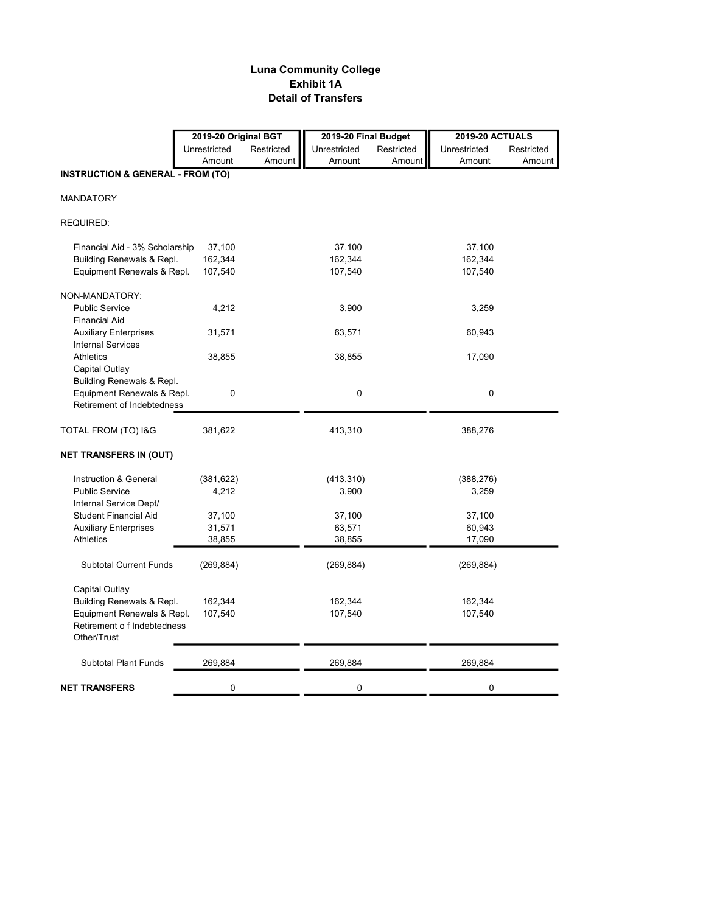# Luna Community College
## Exhibit 1A
## Detail of Transfers

| | 2019-20 Original BGT | | 2019-20 Final Budget | | 2019-20 ACTUALS | |
|---|---|---|---|---|---|---|
| | Unrestricted Amount | Restricted Amount | Unrestricted Amount | Restricted Amount | Unrestricted Amount | Restricted Amount |
| **INSTRUCTION & GENERAL - FROM (TO)** | | | | | | |
| MANDATORY | | | | | | |
| REQUIRED: | | | | | | |
| Financial Aid - 3% Scholarship | 37,100 | | 37,100 | | 37,100 | |
| Building Renewals & Repl. | 162,344 | | 162,344 | | 162,344 | |
| Equipment Renewals & Repl. | 107,540 | | 107,540 | | 107,540 | |
| NON-MANDATORY: | | | | | | |
| Public Service | 4,212 | | 3,900 | | 3,259 | |
| Financial Aid | | | | | | |
| Auxiliary Enterprises | 31,571 | | 63,571 | | 60,943 | |
| Internal Services | | | | | | |
| Athletics | 38,855 | | 38,855 | | 17,090 | |
| Capital Outlay | | | | | | |
| Building Renewals & Repl. | | | | | | |
| Equipment Renewals & Repl. | 0 | | 0 | | 0 | |
| Retirement of Indebtedness | | | | | | |
| TOTAL FROM (TO) I&G | 381,622 | | 413,310 | | 388,276 | |
| **NET TRANSFERS IN (OUT)** | | | | | | |
| Instruction & General | (381,622) | | (413,310) | | (388,276) | |
| Public Service | 4,212 | | 3,900 | | 3,259 | |
| Internal Service Dept/ | | | | | | |
| Student Financial Aid | 37,100 | | 37,100 | | 37,100 | |
| Auxiliary Enterprises | 31,571 | | 63,571 | | 60,943 | |
| Athletics | 38,855 | | 38,855 | | 17,090 | |
| Subtotal Current Funds | (269,884) | | (269,884) | | (269,884) | |
| Capital Outlay | | | | | | |
| Building Renewals & Repl. | 162,344 | | 162,344 | | 162,344 | |
| Equipment Renewals & Repl. | 107,540 | | 107,540 | | 107,540 | |
| Retirement o f Indebtedness | | | | | | |
| Other/Trust | | | | | | |
| Subtotal Plant Funds | 269,884 | | 269,884 | | 269,884 | |
| **NET TRANSFERS** | 0 | | 0 | | 0 | |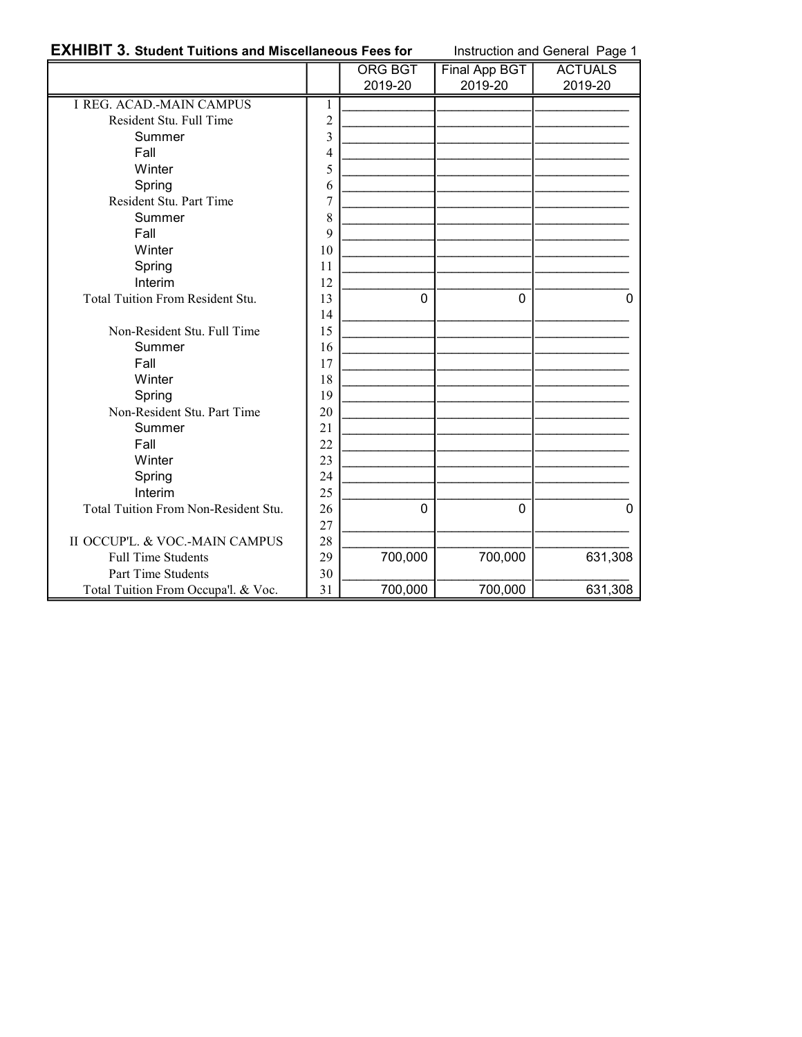**EXHIBIT 3. Student Tuitions and Miscellaneous Fees for** Instruction and General Page 1

| | | ORG BGT 2019-20 | Final App BGT 2019-20 | ACTUALS 2019-20 |
|---|---|---|---|---|
| I REG. ACAD.-MAIN CAMPUS | 1 | | | |
| Resident Stu. Full Time | 2 | | | |
| Summer | 3 | | | |
| Fall | 4 | | | |
| Winter | 5 | | | |
| Spring | 6 | | | |
| Resident Stu. Part Time | 7 | | | |
| Summer | 8 | | | |
| Fall | 9 | | | |
| Winter | 10 | | | |
| Spring | 11 | | | |
| Interim | 12 | | | |
| Total Tuition From Resident Stu. | 13 | 0 | 0 | 0 |
| | 14 | | | |
| Non-Resident Stu. Full Time | 15 | | | |
| Summer | 16 | | | |
| Fall | 17 | | | |
| Winter | 18 | | | |
| Spring | 19 | | | |
| Non-Resident Stu. Part Time | 20 | | | |
| Summer | 21 | | | |
| Fall | 22 | | | |
| Winter | 23 | | | |
| Spring | 24 | | | |
| Interim | 25 | | | |
| Total Tuition From Non-Resident Stu. | 26 | 0 | 0 | 0 |
| | 27 | | | |
| II OCCUP'L. & VOC.-MAIN CAMPUS | 28 | | | |
| Full Time Students | 29 | 700,000 | 700,000 | 631,308 |
| Part Time Students | 30 | | | |
| Total Tuition From Occupa'l. & Voc. | 31 | 700,000 | 700,000 | 631,308 |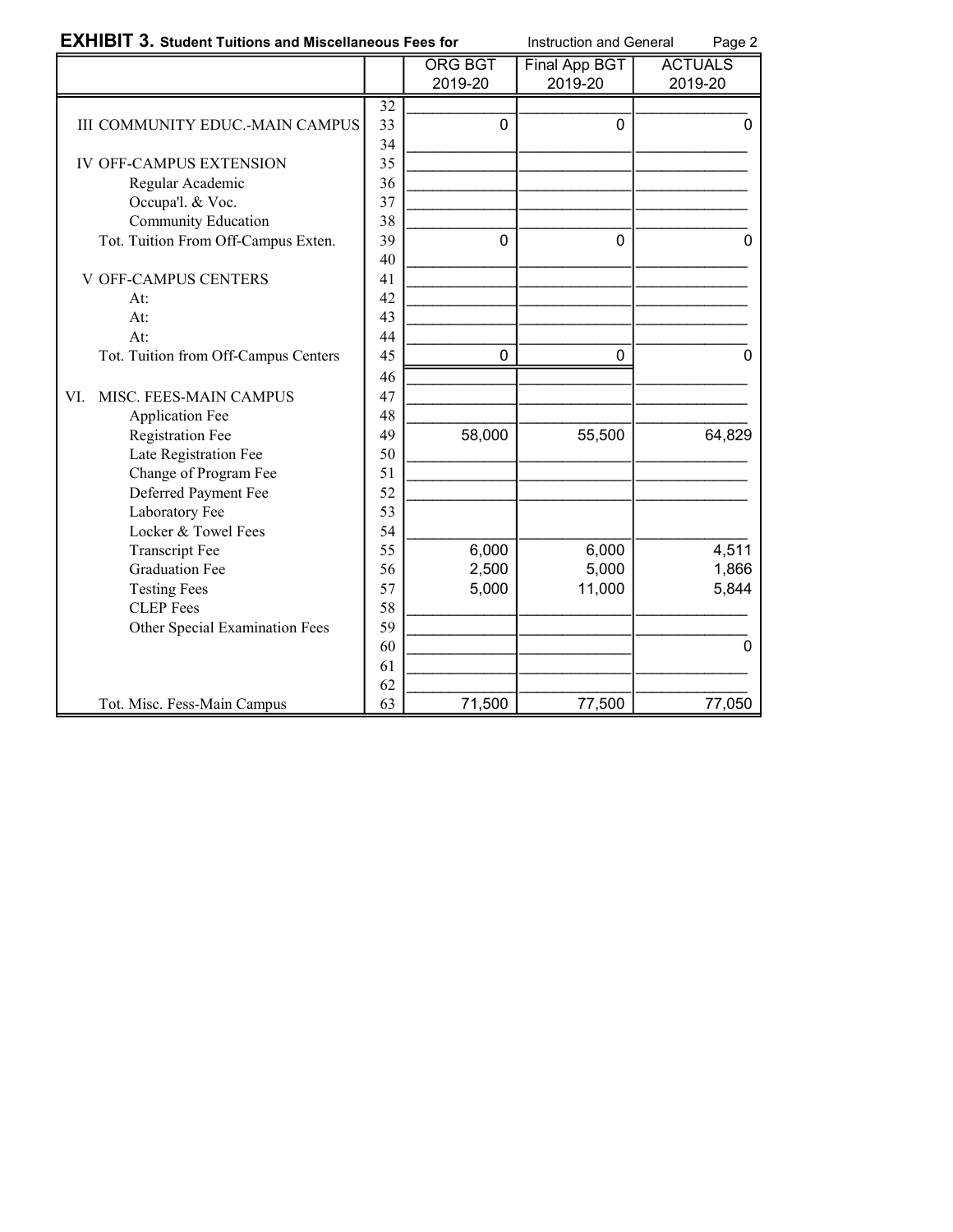**EXHIBIT 3. Student Tuitions and Miscellaneous Fees for** Instruction and General Page 2

| | | ORG BGT 2019-20 | Final App BGT 2019-20 | ACTUALS 2019-20 |
|---|---|---|---|---|
| | 32 | | | |
| III COMMUNITY EDUC.-MAIN CAMPUS | 33 | 0 | 0 | 0 |
| | 34 | | | |
| IV OFF-CAMPUS EXTENSION | 35 | | | |
| Regular Academic | 36 | | | |
| Occupa'l. & Voc. | 37 | | | |
| Community Education | 38 | | | |
| Tot. Tuition From Off-Campus Exten. | 39 | 0 | 0 | 0 |
| | 40 | | | |
| V OFF-CAMPUS CENTERS | 41 | | | |
| At: | 42 | | | |
| At: | 43 | | | |
| At: | 44 | | | |
| Tot. Tuition from Off-Campus Centers | 45 | 0 | 0 | 0 |
| | 46 | | | |
| VI. MISC. FEES-MAIN CAMPUS | 47 | | | |
| Application Fee | 48 | | | |
| Registration Fee | 49 | 58,000 | 55,500 | 64,829 |
| Late Registration Fee | 50 | | | |
| Change of Program Fee | 51 | | | |
| Deferred Payment Fee | 52 | | | |
| Laboratory Fee | 53 | | | |
| Locker & Towel Fees | 54 | | | |
| Transcript Fee | 55 | 6,000 | 6,000 | 4,511 |
| Graduation Fee | 56 | 2,500 | 5,000 | 1,866 |
| Testing Fees | 57 | 5,000 | 11,000 | 5,844 |
| CLEP Fees | 58 | | | |
| Other Special Examination Fees | 59 | | | |
| | 60 | | | 0 |
| | 61 | | | |
| | 62 | | | |
| Tot. Misc. Fess-Main Campus | 63 | 71,500 | 77,500 | 77,050 |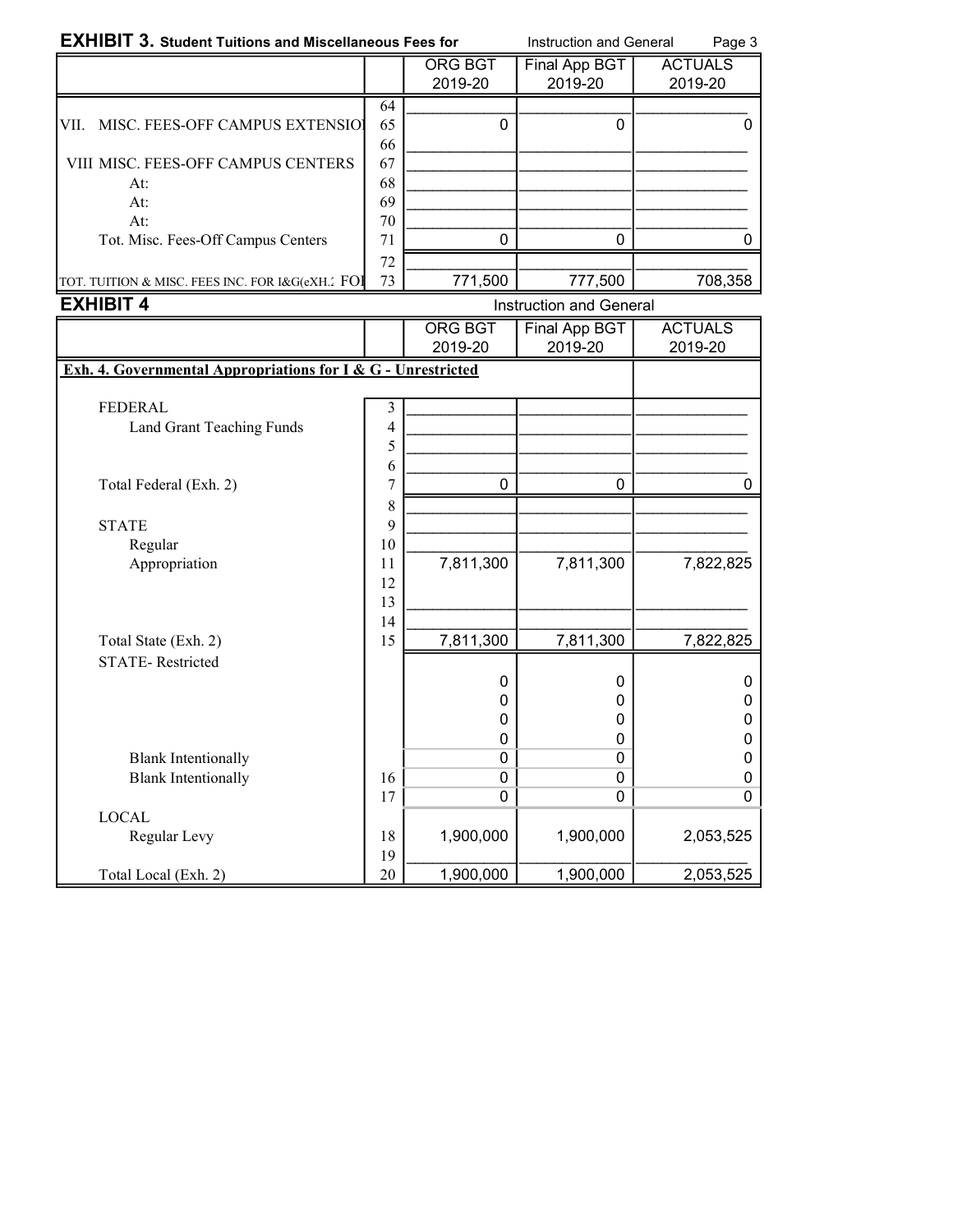## EXHIBIT 3. Student Tuitions and Miscellaneous Fees for Instruction and General

| | | ORG BGT 2019-20 | Final App BGT 2019-20 | ACTUALS 2019-20 |
|---|---|---|---|---|
| | 64 | | | |
| VII. MISC. FEES-OFF CAMPUS EXTENSIO | 65 | 0 | 0 | 0 |
| | 66 | | | |
| VIII MISC. FEES-OFF CAMPUS CENTERS | 67 | | | |
| At: | 68 | | | |
| At: | 69 | | | |
| At: | 70 | | | |
| Tot. Misc. Fees-Off Campus Centers | 71 | 0 | 0 | 0 |
| | 72 | | | |
| TOT. TUITION & MISC. FEES INC. FOR I&G(eXH.2 FOI | 73 | 771,500 | 777,500 | 708,358 |

## EXHIBIT 4 Instruction and General

| | | ORG BGT 2019-20 | Final App BGT 2019-20 | ACTUALS 2019-20 |
|---|---|---|---|---|
| **Exh. 4. Governmental Appropriations for I & G - Unrestricted** | | | | |
| FEDERAL | 3 | | | |
| Land Grant Teaching Funds | 4 | | | |
| | 5 | | | |
| | 6 | | | |
| Total Federal (Exh. 2) | 7 | 0 | 0 | 0 |
| | 8 | | | |
| STATE | 9 | | | |
| Regular | 10 | | | |
| Appropriation | 11 | 7,811,300 | 7,811,300 | 7,822,825 |
| | 12 | | | |
| | 13 | | | |
| | 14 | | | |
| Total State (Exh. 2) | 15 | 7,811,300 | 7,811,300 | 7,822,825 |
| STATE- Restricted | | | | |
| | | 0 | 0 | 0 |
| | | 0 | 0 | 0 |
| | | 0 | 0 | 0 |
| | | 0 | 0 | 0 |
| Blank Intentionally | | 0 | 0 | 0 |
| Blank Intentionally | 16 | 0 | 0 | 0 |
| | 17 | 0 | 0 | 0 |
| LOCAL | | | | |
| Regular Levy | 18 | 1,900,000 | 1,900,000 | 2,053,525 |
| | 19 | | | |
| Total Local (Exh. 2) | 20 | 1,900,000 | 1,900,000 | 2,053,525 |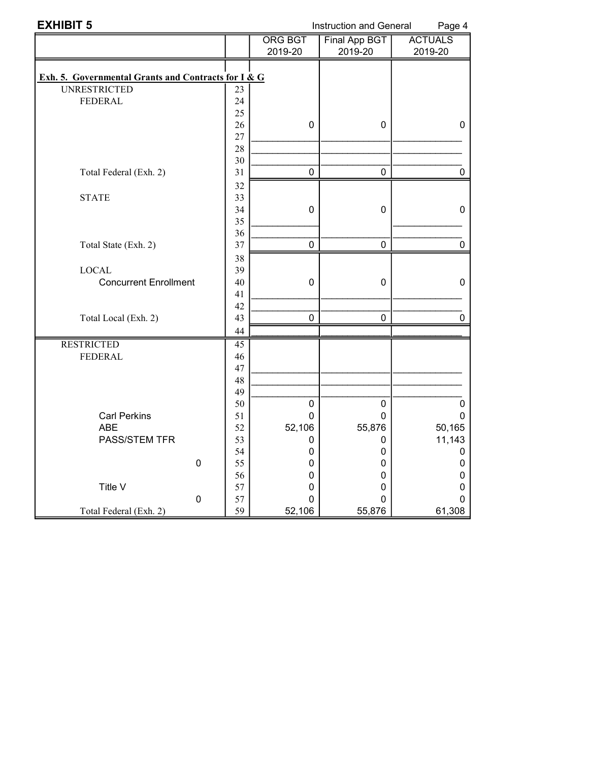**EXHIBIT 5** Instruction and General

| | | ORG BGT 2019-20 | Final App BGT 2019-20 | ACTUALS 2019-20 |
|---|---|---|---|---|
| **Exh. 5. Governmental Grants and Contracts for I & G** | | | | |
| UNRESTRICTED | 23 | | | |
| FEDERAL | 24 | | | |
| | 25 | | | |
| | 26 | 0 | 0 | 0 |
| | 27 | | | |
| | 28 | | | |
| | 30 | | | |
| Total Federal (Exh. 2) | 31 | 0 | 0 | 0 |
| | 32 | | | |
| STATE | 33 | | | |
| | 34 | 0 | 0 | 0 |
| | 35 | | | |
| | 36 | | | |
| Total State (Exh. 2) | 37 | 0 | 0 | 0 |
| | 38 | | | |
| LOCAL | 39 | | | |
| Concurrent Enrollment | 40 | 0 | 0 | 0 |
| | 41 | | | |
| | 42 | | | |
| Total Local (Exh. 2) | 43 | 0 | 0 | 0 |
| | 44 | | | |
| RESTRICTED | 45 | | | |
| FEDERAL | 46 | | | |
| | 47 | | | |
| | 48 | | | |
| | 49 | | | |
| | 50 | 0 | 0 | 0 |
| Carl Perkins | 51 | 0 | 0 | 0 |
| ABE | 52 | 52,106 | 55,876 | 50,165 |
| PASS/STEM TFR | 53 | 0 | 0 | 11,143 |
| | 54 | 0 | 0 | 0 |
| 0 | 55 | 0 | 0 | 0 |
| | 56 | 0 | 0 | 0 |
| Title V | 57 | 0 | 0 | 0 |
| 0 | 57 | 0 | 0 | 0 |
| Total Federal (Exh. 2) | 59 | 52,106 | 55,876 | 61,308 |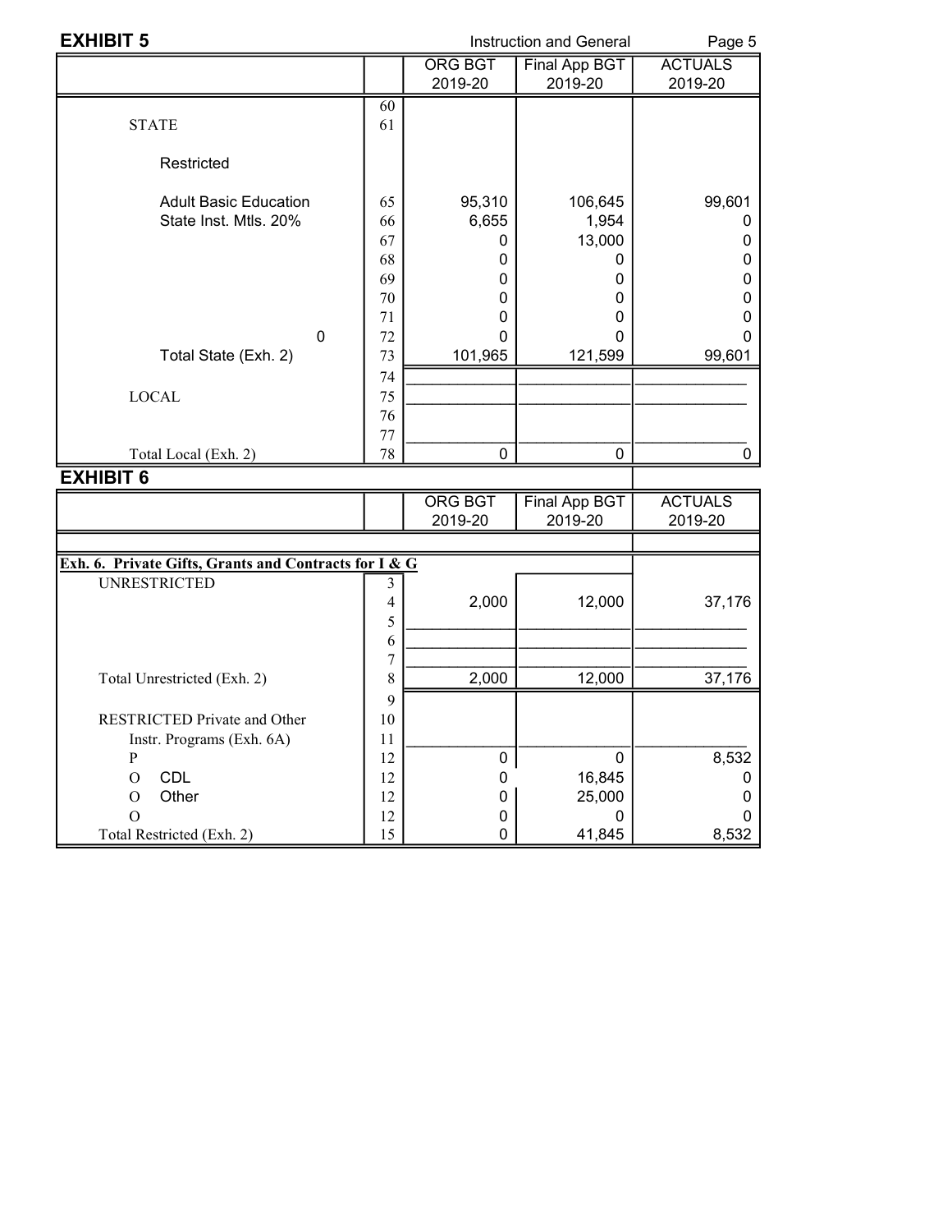## EXHIBIT 5

Instruction and General

| | | ORG BGT 2019-20 | Final App BGT 2019-20 | ACTUALS 2019-20 |
|---|---|---|---|---|
| | 60 | | | |
| STATE | 61 | | | |
| Restricted | | | | |
| Adult Basic Education | 65 | 95,310 | 106,645 | 99,601 |
| State Inst. Mtls. 20% | 66 | 6,655 | 1,954 | 0 |
| | 67 | 0 | 13,000 | 0 |
| | 68 | 0 | 0 | 0 |
| | 69 | 0 | 0 | 0 |
| | 70 | 0 | 0 | 0 |
| | 71 | 0 | 0 | 0 |
| 0 | 72 | 0 | 0 | 0 |
| Total State (Exh. 2) | 73 | 101,965 | 121,599 | 99,601 |
| | 74 | | | |
| LOCAL | 75 | | | |
| | 76 | | | |
| | 77 | | | |
| Total Local (Exh. 2) | 78 | 0 | 0 | 0 |

## EXHIBIT 6

| | | ORG BGT 2019-20 | Final App BGT 2019-20 | ACTUALS 2019-20 |
|---|---|---|---|---|
| **Exh. 6. Private Gifts, Grants and Contracts for I & G** | | | | |
| UNRESTRICTED | 3 | | | |
| | 4 | 2,000 | 12,000 | 37,176 |
| | 5 | | | |
| | 6 | | | |
| | 7 | | | |
| Total Unrestricted (Exh. 2) | 8 | 2,000 | 12,000 | 37,176 |
| | 9 | | | |
| RESTRICTED Private and Other | 10 | | | |
| Instr. Programs (Exh. 6A) | 11 | | | |
| P | 12 | 0 | 0 | 8,532 |
| O CDL | 12 | 0 | 16,845 | 0 |
| O Other | 12 | 0 | 25,000 | 0 |
| O | 12 | 0 | 0 | 0 |
| Total Restricted (Exh. 2) | 15 | 0 | 41,845 | 8,532 |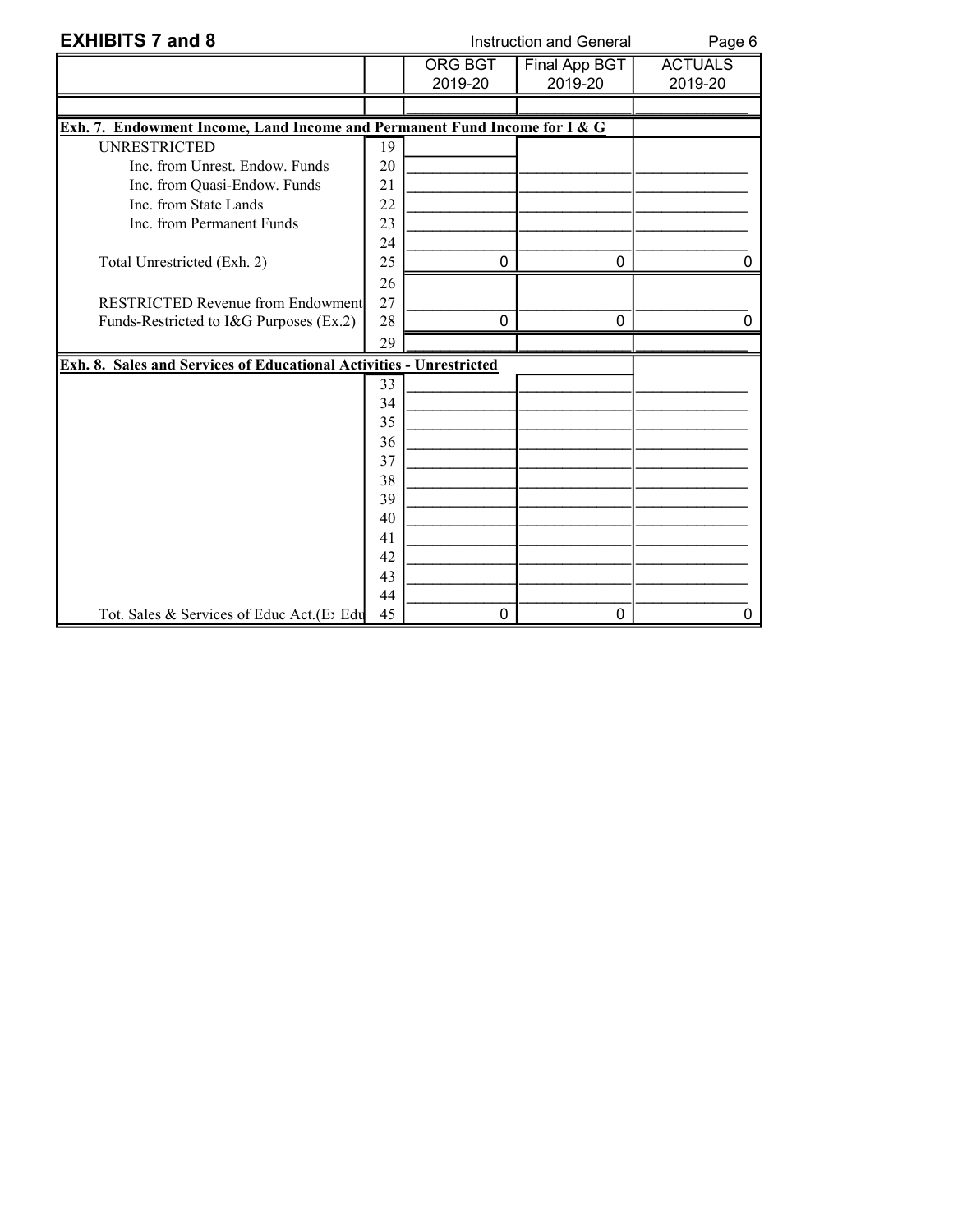## EXHIBITS 7 and 8

Instruction and General

| | | ORG BGT 2019-20 | Final App BGT 2019-20 | ACTUALS 2019-20 |
|---|---|---|---|---|
| **Exh. 7. Endowment Income, Land Income and Permanent Fund Income for I & G** | | | | |
| UNRESTRICTED | 19 | | | |
| Inc. from Unrest. Endow. Funds | 20 | | | |
| Inc. from Quasi-Endow. Funds | 21 | | | |
| Inc. from State Lands | 22 | | | |
| Inc. from Permanent Funds | 23 | | | |
| | 24 | | | |
| Total Unrestricted (Exh. 2) | 25 | 0 | 0 | 0 |
| | 26 | | | |
| RESTRICTED Revenue from Endowment | 27 | | | |
| Funds-Restricted to I&G Purposes (Ex.2) | 28 | 0 | 0 | 0 |
| | 29 | | | |
| **Exh. 8. Sales and Services of Educational Activities - Unrestricted** | | | | |
| | 33 | | | |
| | 34 | | | |
| | 35 | | | |
| | 36 | | | |
| | 37 | | | |
| | 38 | | | |
| | 39 | | | |
| | 40 | | | |
| | 41 | | | |
| | 42 | | | |
| | 43 | | | |
| | 44 | | | |
| Tot. Sales & Services of Educ Act.(E: Edu | 45 | 0 | 0 | 0 |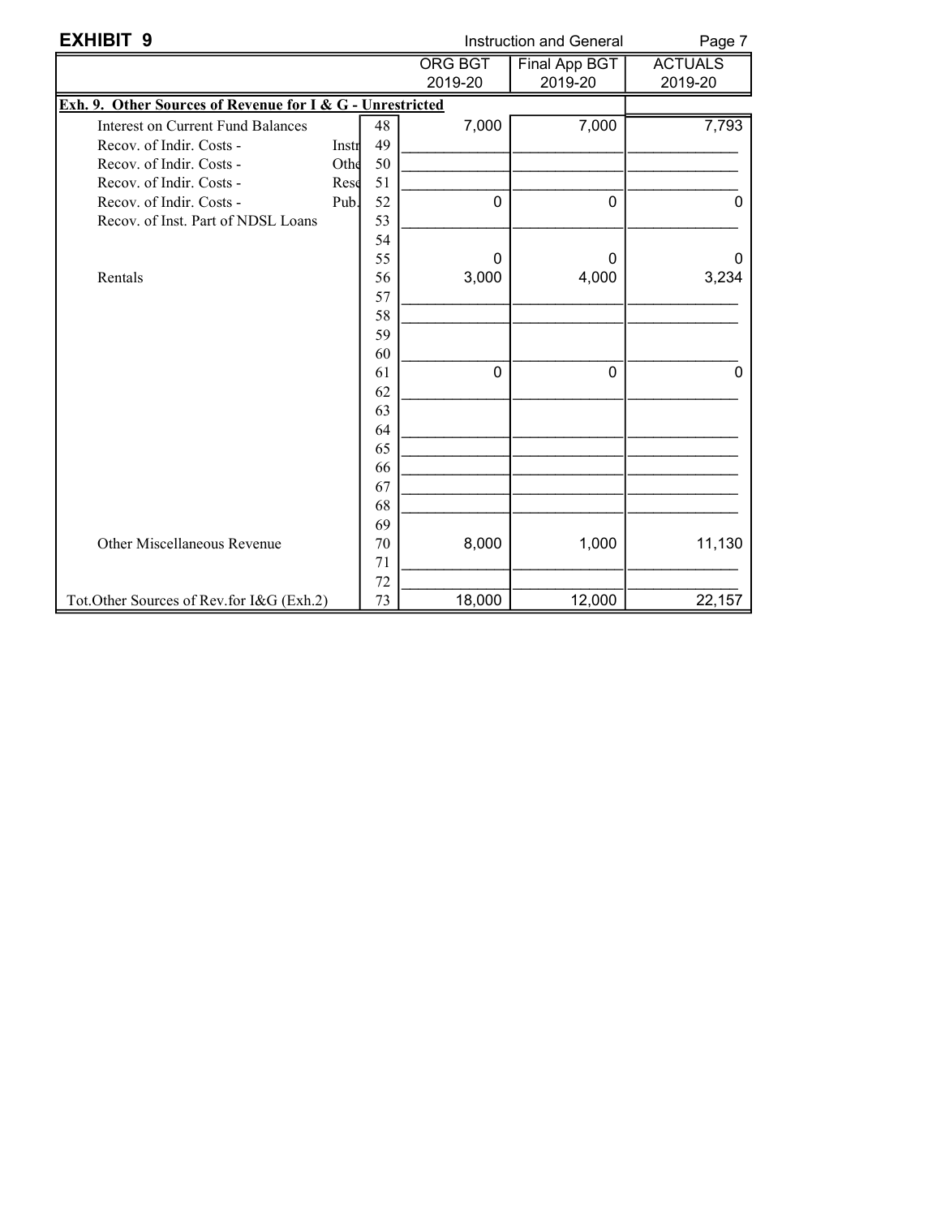**EXHIBIT 9** Instruction and General

| | | ORG BGT 2019-20 | Final App BGT 2019-20 | ACTUALS 2019-20 |
|---|---|---|---|---|
| **Exh. 9. Other Sources of Revenue for I & G - Unrestricted** | | | | |
| Interest on Current Fund Balances | 48 | 7,000 | 7,000 | 7,793 |
| Recov. of Indir. Costs - Instr | 49 | | | |
| Recov. of Indir. Costs - Othe | 50 | | | |
| Recov. of Indir. Costs - Rese | 51 | | | |
| Recov. of Indir. Costs - Pub. | 52 | 0 | 0 | 0 |
| Recov. of Inst. Part of NDSL Loans | 53 | | | |
| | 54 | | | |
| | 55 | 0 | 0 | 0 |
| Rentals | 56 | 3,000 | 4,000 | 3,234 |
| | 57 | | | |
| | 58 | | | |
| | 59 | | | |
| | 60 | | | |
| | 61 | 0 | 0 | 0 |
| | 62 | | | |
| | 63 | | | |
| | 64 | | | |
| | 65 | | | |
| | 66 | | | |
| | 67 | | | |
| | 68 | | | |
| | 69 | | | |
| Other Miscellaneous Revenue | 70 | 8,000 | 1,000 | 11,130 |
| | 71 | | | |
| | 72 | | | |
| Tot.Other Sources of Rev.for I&G (Exh.2) | 73 | 18,000 | 12,000 | 22,157 |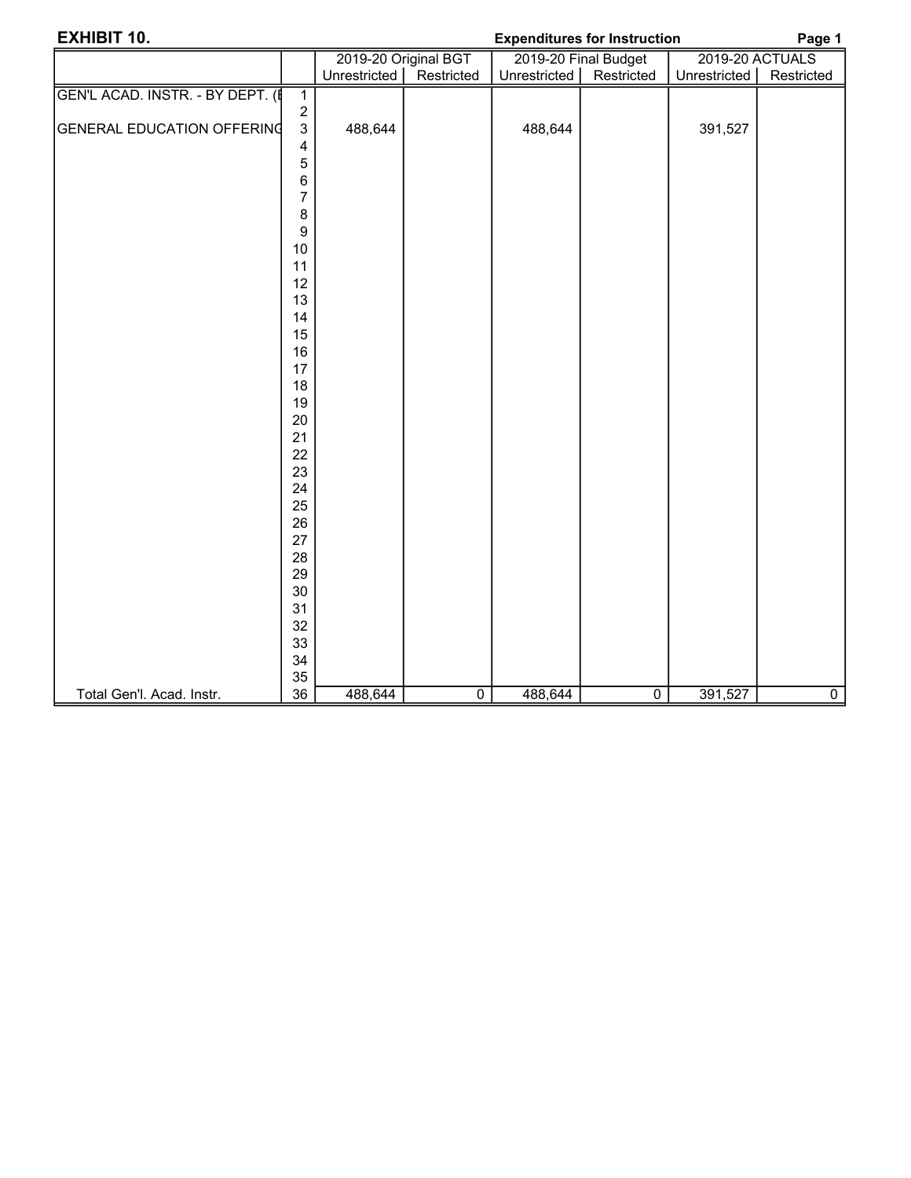**EXHIBIT 10.** **Expenditures for Instruction** **Page 1**

| | | 2019-20 Original BGT | | 2019-20 Final Budget | | 2019-20 ACTUALS | |
|---|---|---|---|---|---|---|---|
| | | Unrestricted | Restricted | Unrestricted | Restricted | Unrestricted | Restricted |
| GEN'L ACAD. INSTR. - BY DEPT. (E | 1 | | | | | | |
| | 2 | | | | | | |
| GENERAL EDUCATION OFFERING | 3 | 488,644 | | 488,644 | | 391,527 | |
| | 4 | | | | | | |
| | 5 | | | | | | |
| | 6 | | | | | | |
| | 7 | | | | | | |
| | 8 | | | | | | |
| | 9 | | | | | | |
| | 10 | | | | | | |
| | 11 | | | | | | |
| | 12 | | | | | | |
| | 13 | | | | | | |
| | 14 | | | | | | |
| | 15 | | | | | | |
| | 16 | | | | | | |
| | 17 | | | | | | |
| | 18 | | | | | | |
| | 19 | | | | | | |
| | 20 | | | | | | |
| | 21 | | | | | | |
| | 22 | | | | | | |
| | 23 | | | | | | |
| | 24 | | | | | | |
| | 25 | | | | | | |
| | 26 | | | | | | |
| | 27 | | | | | | |
| | 28 | | | | | | |
| | 29 | | | | | | |
| | 30 | | | | | | |
| | 31 | | | | | | |
| | 32 | | | | | | |
| | 33 | | | | | | |
| | 34 | | | | | | |
| | 35 | | | | | | |
| Total Gen'l. Acad. Instr. | 36 | 488,644 | 0 | 488,644 | 0 | 391,527 | 0 |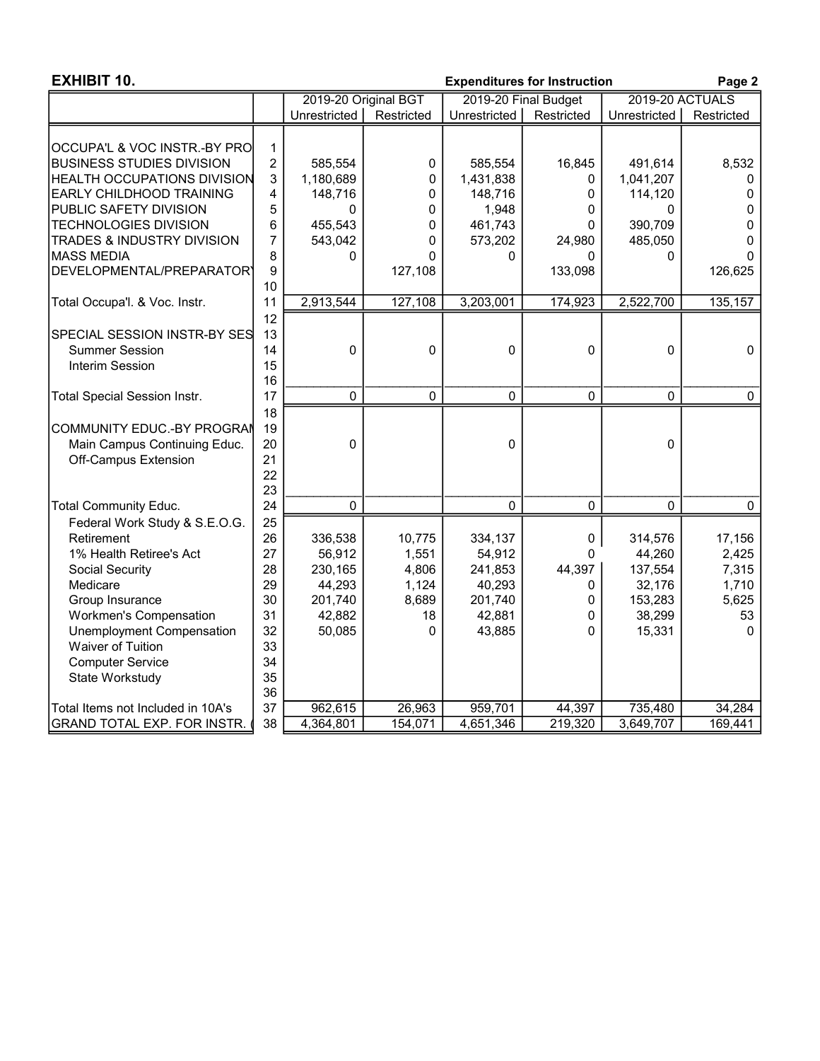**EXHIBIT 10.** **Expenditures for Instruction** **Page 2**

| | | 2019-20 Original BGT | | 2019-20 Final Budget | | 2019-20 ACTUALS | |
|---|---|---|---|---|---|---|---|
| | | Unrestricted | Restricted | Unrestricted | Restricted | Unrestricted | Restricted |
| OCCUPA'L & VOC INSTR.-BY PRO | 1 | | | | | | |
| BUSINESS STUDIES DIVISION | 2 | 585,554 | 0 | 585,554 | 16,845 | 491,614 | 8,532 |
| HEALTH OCCUPATIONS DIVISION | 3 | 1,180,689 | 0 | 1,431,838 | 0 | 1,041,207 | 0 |
| EARLY CHILDHOOD TRAINING | 4 | 148,716 | 0 | 148,716 | 0 | 114,120 | 0 |
| PUBLIC SAFETY DIVISION | 5 | 0 | 0 | 1,948 | 0 | 0 | 0 |
| TECHNOLOGIES DIVISION | 6 | 455,543 | 0 | 461,743 | 0 | 390,709 | 0 |
| TRADES & INDUSTRY DIVISION | 7 | 543,042 | 0 | 573,202 | 24,980 | 485,050 | 0 |
| MASS MEDIA | 8 | 0 | 0 | 0 | 0 | 0 | 0 |
| DEVELOPMENTAL/PREPARATORY | 9 | | 127,108 | | 133,098 | | 126,625 |
| | 10 | | | | | | |
| Total Occupa'l. & Voc. Instr. | 11 | 2,913,544 | 127,108 | 3,203,001 | 174,923 | 2,522,700 | 135,157 |
| | 12 | | | | | | |
| SPECIAL SESSION INSTR-BY SES | 13 | | | | | | |
| Summer Session | 14 | 0 | 0 | 0 | 0 | 0 | 0 |
| Interim Session | 15 | | | | | | |
| | 16 | | | | | | |
| Total Special Session Instr. | 17 | 0 | 0 | 0 | 0 | 0 | 0 |
| | 18 | | | | | | |
| COMMUNITY EDUC.-BY PROGRAM | 19 | | | | | | |
| Main Campus Continuing Educ. | 20 | 0 | | 0 | | 0 | |
| Off-Campus Extension | 21 | | | | | | |
| | 22 | | | | | | |
| | 23 | | | | | | |
| Total Community Educ. | 24 | 0 | | 0 | 0 | 0 | 0 |
| Federal Work Study & S.E.O.G. | 25 | | | | | | |
| Retirement | 26 | 336,538 | 10,775 | 334,137 | 0 | 314,576 | 17,156 |
| 1% Health Retiree's Act | 27 | 56,912 | 1,551 | 54,912 | 0 | 44,260 | 2,425 |
| Social Security | 28 | 230,165 | 4,806 | 241,853 | 44,397 | 137,554 | 7,315 |
| Medicare | 29 | 44,293 | 1,124 | 40,293 | 0 | 32,176 | 1,710 |
| Group Insurance | 30 | 201,740 | 8,689 | 201,740 | 0 | 153,283 | 5,625 |
| Workmen's Compensation | 31 | 42,882 | 18 | 42,881 | 0 | 38,299 | 53 |
| Unemployment Compensation | 32 | 50,085 | 0 | 43,885 | 0 | 15,331 | 0 |
| Waiver of Tuition | 33 | | | | | | |
| Computer Service | 34 | | | | | | |
| State Workstudy | 35 | | | | | | |
| | 36 | | | | | | |
| Total Items not Included in 10A's | 37 | 962,615 | 26,963 | 959,701 | 44,397 | 735,480 | 34,284 |
| GRAND TOTAL EXP. FOR INSTR. ( | 38 | 4,364,801 | 154,071 | 4,651,346 | 219,320 | 3,649,707 | 169,441 |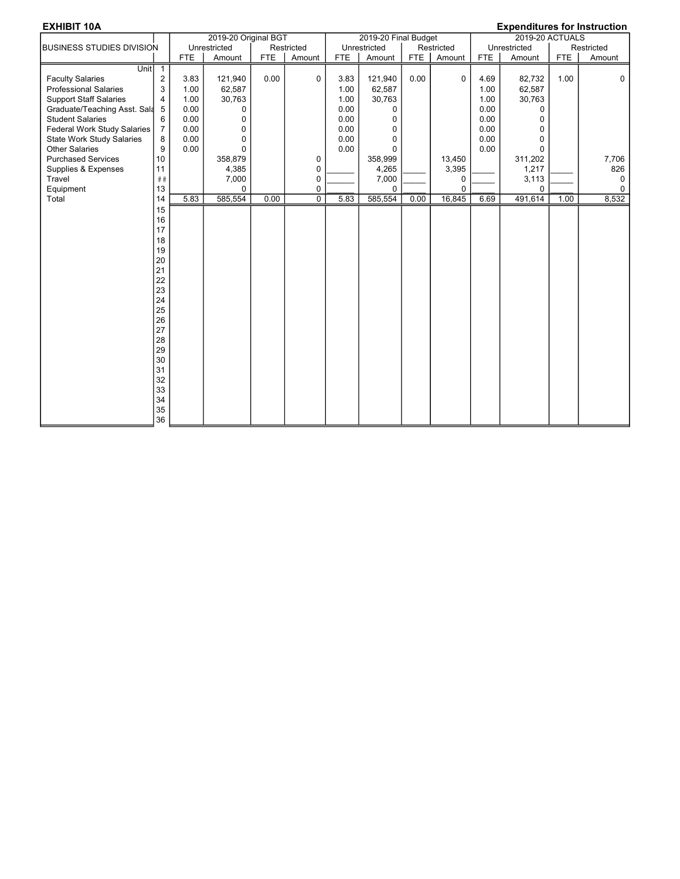**EXHIBIT 10A** **Expenditures for Instruction**

| BUSINESS STUDIES DIVISION | | 2019-20 Original BGT | | | | 2019-20 Final Budget | | | | 2019-20 ACTUALS | | | |
|---|---|---|---|---|---|---|---|---|---|---|---|---|---|
| | | Unrestricted | | Restricted | | Unrestricted | | Restricted | | Unrestricted | | Restricted | |
| | | FTE | Amount | FTE | Amount | FTE | Amount | FTE | Amount | FTE | Amount | FTE | Amount |
| Unit | 1 | | | | | | | | | | | | |
| Faculty Salaries | 2 | 3.83 | 121,940 | 0.00 | 0 | 3.83 | 121,940 | 0.00 | 0 | 4.69 | 82,732 | 1.00 | 0 |
| Professional Salaries | 3 | 1.00 | 62,587 | | | 1.00 | 62,587 | | | 1.00 | 62,587 | | |
| Support Staff Salaries | 4 | 1.00 | 30,763 | | | 1.00 | 30,763 | | | 1.00 | 30,763 | | |
| Graduate/Teaching Asst. Sala | 5 | 0.00 | 0 | | | 0.00 | 0 | | | 0.00 | 0 | | |
| Student Salaries | 6 | 0.00 | 0 | | | 0.00 | 0 | | | 0.00 | 0 | | |
| Federal Work Study Salaries | 7 | 0.00 | 0 | | | 0.00 | 0 | | | 0.00 | 0 | | |
| State Work Study Salaries | 8 | 0.00 | 0 | | | 0.00 | 0 | | | 0.00 | 0 | | |
| Other Salaries | 9 | 0.00 | 0 | | | 0.00 | 0 | | | 0.00 | 0 | | |
| Purchased Services | 10 | | 358,879 | | 0 | | 358,999 | | 13,450 | | 311,202 | | 7,706 |
| Supplies & Expenses | 11 | | 4,385 | | 0 | | 4,265 | | 3,395 | | 1,217 | | 826 |
| Travel | ## | | 7,000 | | 0 | | 7,000 | | 0 | | 3,113 | | 0 |
| Equipment | 13 | | 0 | | 0 | | 0 | | 0 | | 0 | | 0 |
| Total | 14 | 5.83 | 585,554 | 0.00 | 0 | 5.83 | 585,554 | 0.00 | 16,845 | 6.69 | 491,614 | 1.00 | 8,532 |
| | 15 | | | | | | | | | | | | |
| | 16 | | | | | | | | | | | | |
| | 17 | | | | | | | | | | | | |
| | 18 | | | | | | | | | | | | |
| | 19 | | | | | | | | | | | | |
| | 20 | | | | | | | | | | | | |
| | 21 | | | | | | | | | | | | |
| | 22 | | | | | | | | | | | | |
| | 23 | | | | | | | | | | | | |
| | 24 | | | | | | | | | | | | |
| | 25 | | | | | | | | | | | | |
| | 26 | | | | | | | | | | | | |
| | 27 | | | | | | | | | | | | |
| | 28 | | | | | | | | | | | | |
| | 29 | | | | | | | | | | | | |
| | 30 | | | | | | | | | | | | |
| | 31 | | | | | | | | | | | | |
| | 32 | | | | | | | | | | | | |
| | 33 | | | | | | | | | | | | |
| | 34 | | | | | | | | | | | | |
| | 35 | | | | | | | | | | | | |
| | 36 | | | | | | | | | | | | |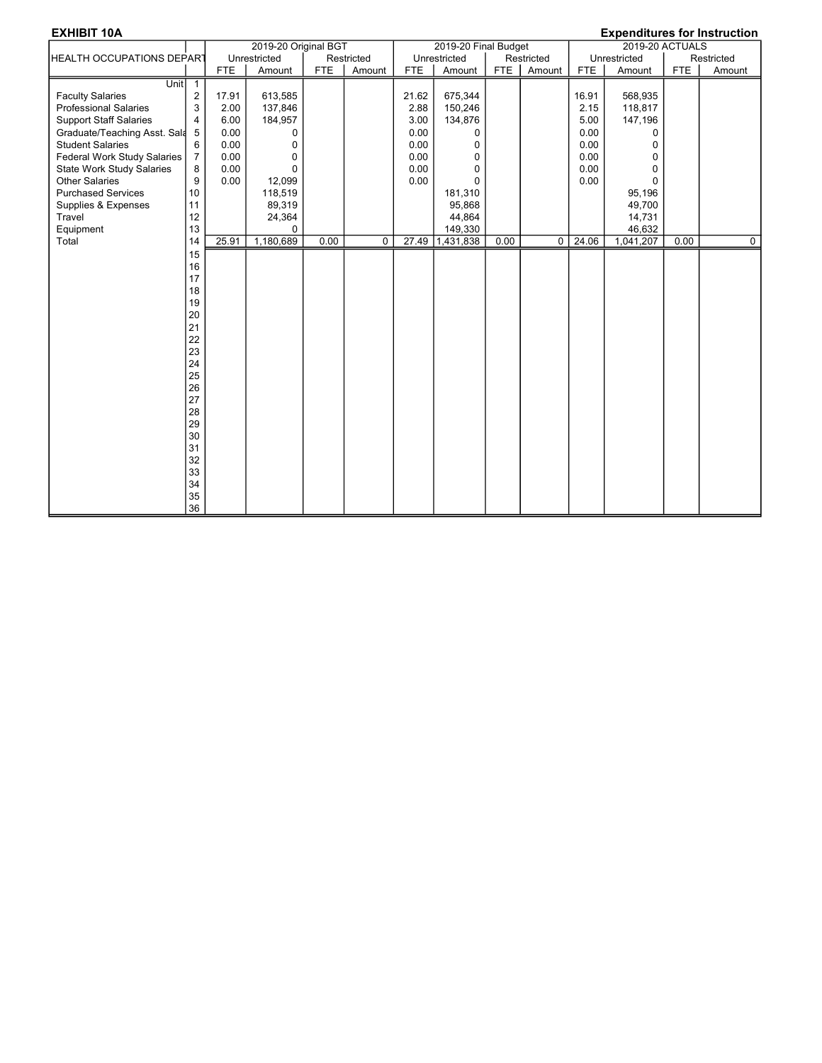**EXHIBIT 10A** **Expenditures for Instruction**

| HEALTH OCCUPATIONS DEPART | | 2019-20 Original BGT | | | | 2019-20 Final Budget | | | | 2019-20 ACTUALS | | | |
|---|---|---|---|---|---|---|---|---|---|---|---|---|---|
| | | Unrestricted | | Restricted | | Unrestricted | | Restricted | | Unrestricted | | Restricted | |
| | | FTE | Amount | FTE | Amount | FTE | Amount | FTE | Amount | FTE | Amount | FTE | Amount |
| Unit | 1 | | | | | | | | | | | | |
| Faculty Salaries | 2 | 17.91 | 613,585 | | | 21.62 | 675,344 | | | 16.91 | 568,935 | | |
| Professional Salaries | 3 | 2.00 | 137,846 | | | 2.88 | 150,246 | | | 2.15 | 118,817 | | |
| Support Staff Salaries | 4 | 6.00 | 184,957 | | | 3.00 | 134,876 | | | 5.00 | 147,196 | | |
| Graduate/Teaching Asst. Sala | 5 | 0.00 | 0 | | | 0.00 | 0 | | | 0.00 | 0 | | |
| Student Salaries | 6 | 0.00 | 0 | | | 0.00 | 0 | | | 0.00 | 0 | | |
| Federal Work Study Salaries | 7 | 0.00 | 0 | | | 0.00 | 0 | | | 0.00 | 0 | | |
| State Work Study Salaries | 8 | 0.00 | 0 | | | 0.00 | 0 | | | 0.00 | 0 | | |
| Other Salaries | 9 | 0.00 | 12,099 | | | 0.00 | 0 | | | 0.00 | 0 | | |
| Purchased Services | 10 | | 118,519 | | | | 181,310 | | | | 95,196 | | |
| Supplies & Expenses | 11 | | 89,319 | | | | 95,868 | | | | 49,700 | | |
| Travel | 12 | | 24,364 | | | | 44,864 | | | | 14,731 | | |
| Equipment | 13 | | 0 | | | | 149,330 | | | | 46,632 | | |
| Total | 14 | 25.91 | 1,180,689 | 0.00 | 0 | 27.49 | 1,431,838 | 0.00 | 0 | 24.06 | 1,041,207 | 0.00 | 0 |
| | 15 | | | | | | | | | | | | |
| | 16 | | | | | | | | | | | | |
| | 17 | | | | | | | | | | | | |
| | 18 | | | | | | | | | | | | |
| | 19 | | | | | | | | | | | | |
| | 20 | | | | | | | | | | | | |
| | 21 | | | | | | | | | | | | |
| | 22 | | | | | | | | | | | | |
| | 23 | | | | | | | | | | | | |
| | 24 | | | | | | | | | | | | |
| | 25 | | | | | | | | | | | | |
| | 26 | | | | | | | | | | | | |
| | 27 | | | | | | | | | | | | |
| | 28 | | | | | | | | | | | | |
| | 29 | | | | | | | | | | | | |
| | 30 | | | | | | | | | | | | |
| | 31 | | | | | | | | | | | | |
| | 32 | | | | | | | | | | | | |
| | 33 | | | | | | | | | | | | |
| | 34 | | | | | | | | | | | | |
| | 35 | | | | | | | | | | | | |
| | 36 | | | | | | | | | | | | |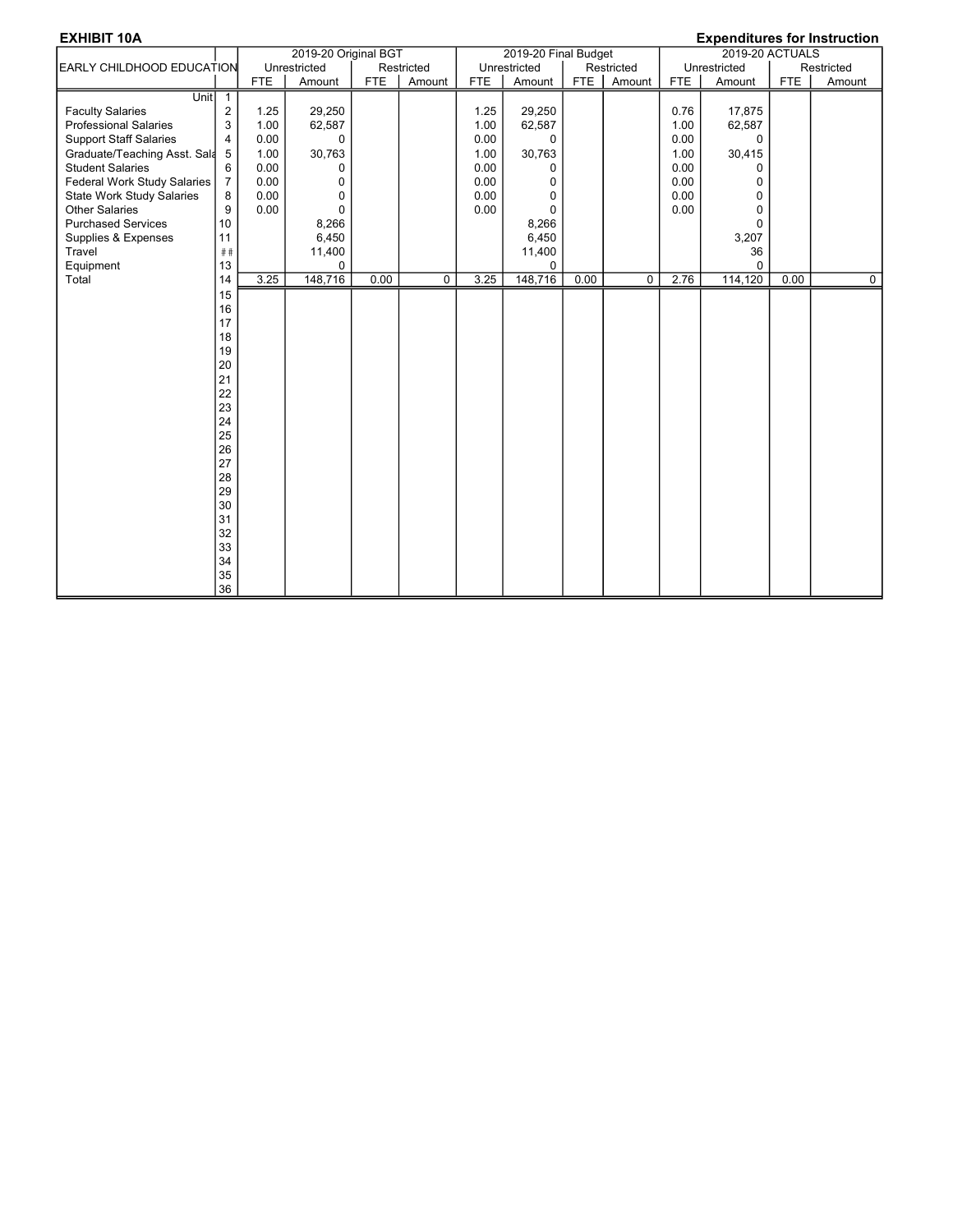**EXHIBIT 10A** **Expenditures for Instruction**

| EARLY CHILDHOOD EDUCATION | | 2019-20 Original BGT | | | | 2019-20 Final Budget | | | | 2019-20 ACTUALS | | | |
|---|---|---|---|---|---|---|---|---|---|---|---|---|---|
| | | Unrestricted | | Restricted | | Unrestricted | | Restricted | | Unrestricted | | Restricted | |
| | | FTE | Amount | FTE | Amount | FTE | Amount | FTE | Amount | FTE | Amount | FTE | Amount |
| Unit | 1 | | | | | | | | | | | | |
| Faculty Salaries | 2 | 1.25 | 29,250 | | | 1.25 | 29,250 | | | 0.76 | 17,875 | | |
| Professional Salaries | 3 | 1.00 | 62,587 | | | 1.00 | 62,587 | | | 1.00 | 62,587 | | |
| Support Staff Salaries | 4 | 0.00 | 0 | | | 0.00 | 0 | | | 0.00 | 0 | | |
| Graduate/Teaching Asst. Sala | 5 | 1.00 | 30,763 | | | 1.00 | 30,763 | | | 1.00 | 30,415 | | |
| Student Salaries | 6 | 0.00 | 0 | | | 0.00 | 0 | | | 0.00 | 0 | | |
| Federal Work Study Salaries | 7 | 0.00 | 0 | | | 0.00 | 0 | | | 0.00 | 0 | | |
| State Work Study Salaries | 8 | 0.00 | 0 | | | 0.00 | 0 | | | 0.00 | 0 | | |
| Other Salaries | 9 | 0.00 | 0 | | | 0.00 | 0 | | | 0.00 | 0 | | |
| Purchased Services | 10 | | 8,266 | | | | 8,266 | | | | 0 | | |
| Supplies & Expenses | 11 | | 6,450 | | | | 6,450 | | | | 3,207 | | |
| Travel | ## | | 11,400 | | | | 11,400 | | | | 36 | | |
| Equipment | 13 | | 0 | | | | 0 | | | | 0 | | |
| Total | 14 | 3.25 | 148,716 | 0.00 | 0 | 3.25 | 148,716 | 0.00 | 0 | 2.76 | 114,120 | 0.00 | 0 |
| | 15 | | | | | | | | | | | | |
| | 16 | | | | | | | | | | | | |
| | 17 | | | | | | | | | | | | |
| | 18 | | | | | | | | | | | | |
| | 19 | | | | | | | | | | | | |
| | 20 | | | | | | | | | | | | |
| | 21 | | | | | | | | | | | | |
| | 22 | | | | | | | | | | | | |
| | 23 | | | | | | | | | | | | |
| | 24 | | | | | | | | | | | | |
| | 25 | | | | | | | | | | | | |
| | 26 | | | | | | | | | | | | |
| | 27 | | | | | | | | | | | | |
| | 28 | | | | | | | | | | | | |
| | 29 | | | | | | | | | | | | |
| | 30 | | | | | | | | | | | | |
| | 31 | | | | | | | | | | | | |
| | 32 | | | | | | | | | | | | |
| | 33 | | | | | | | | | | | | |
| | 34 | | | | | | | | | | | | |
| | 35 | | | | | | | | | | | | |
| | 36 | | | | | | | | | | | | |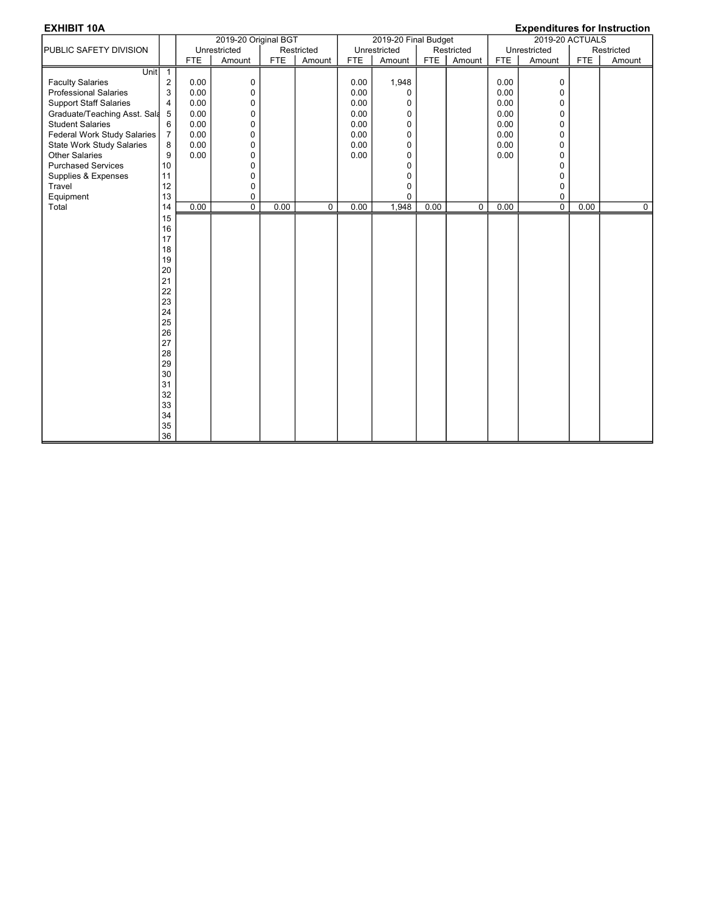**EXHIBIT 10A** **Expenditures for Instruction**

| PUBLIC SAFETY DIVISION | | 2019-20 Original BGT | | | | 2019-20 Final Budget | | | | 2019-20 ACTUALS | | | |
|---|---|---|---|---|---|---|---|---|---|---|---|---|---|
| | | Unrestricted | | Restricted | | Unrestricted | | Restricted | | Unrestricted | | Restricted | |
| | | FTE | Amount | FTE | Amount | FTE | Amount | FTE | Amount | FTE | Amount | FTE | Amount |
| Unit | 1 | | | | | | | | | | | | |
| Faculty Salaries | 2 | 0.00 | 0 | | | 0.00 | 1,948 | | | 0.00 | 0 | | |
| Professional Salaries | 3 | 0.00 | 0 | | | 0.00 | 0 | | | 0.00 | 0 | | |
| Support Staff Salaries | 4 | 0.00 | 0 | | | 0.00 | 0 | | | 0.00 | 0 | | |
| Graduate/Teaching Asst. Sala | 5 | 0.00 | 0 | | | 0.00 | 0 | | | 0.00 | 0 | | |
| Student Salaries | 6 | 0.00 | 0 | | | 0.00 | 0 | | | 0.00 | 0 | | |
| Federal Work Study Salaries | 7 | 0.00 | 0 | | | 0.00 | 0 | | | 0.00 | 0 | | |
| State Work Study Salaries | 8 | 0.00 | 0 | | | 0.00 | 0 | | | 0.00 | 0 | | |
| Other Salaries | 9 | 0.00 | 0 | | | 0.00 | 0 | | | 0.00 | 0 | | |
| Purchased Services | 10 | | 0 | | | | 0 | | | | 0 | | |
| Supplies & Expenses | 11 | | 0 | | | | 0 | | | | 0 | | |
| Travel | 12 | | 0 | | | | 0 | | | | 0 | | |
| Equipment | 13 | | 0 | | | | 0 | | | | 0 | | |
| Total | 14 | 0.00 | 0 | 0.00 | 0 | 0.00 | 1,948 | 0.00 | 0 | 0.00 | 0 | 0.00 | 0 |
| | 15 | | | | | | | | | | | | |
| | 16 | | | | | | | | | | | | |
| | 17 | | | | | | | | | | | | |
| | 18 | | | | | | | | | | | | |
| | 19 | | | | | | | | | | | | |
| | 20 | | | | | | | | | | | | |
| | 21 | | | | | | | | | | | | |
| | 22 | | | | | | | | | | | | |
| | 23 | | | | | | | | | | | | |
| | 24 | | | | | | | | | | | | |
| | 25 | | | | | | | | | | | | |
| | 26 | | | | | | | | | | | | |
| | 27 | | | | | | | | | | | | |
| | 28 | | | | | | | | | | | | |
| | 29 | | | | | | | | | | | | |
| | 30 | | | | | | | | | | | | |
| | 31 | | | | | | | | | | | | |
| | 32 | | | | | | | | | | | | |
| | 33 | | | | | | | | | | | | |
| | 34 | | | | | | | | | | | | |
| | 35 | | | | | | | | | | | | |
| | 36 | | | | | | | | | | | | |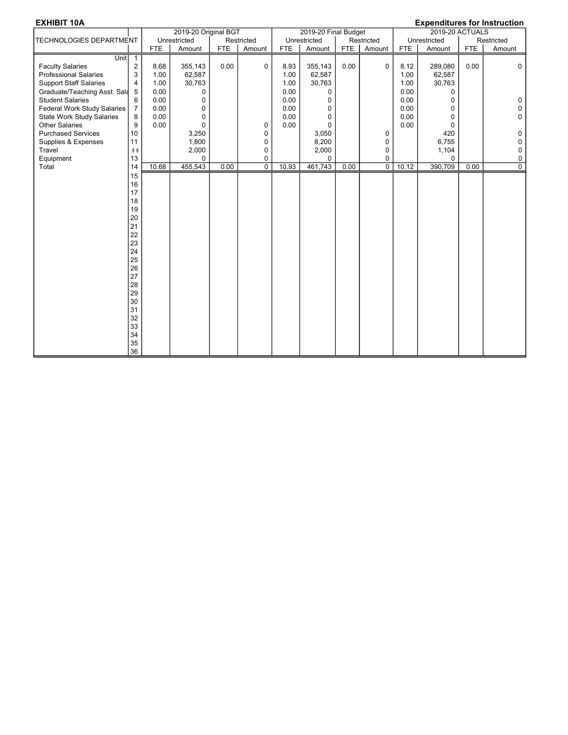**EXHIBIT 10A** **Expenditures for Instruction**

| TECHNOLOGIES DEPARTMENT | | 2019-20 Original BGT | | | | 2019-20 Final Budget | | | | 2019-20 ACTUALS | | | |
|---|---|---|---|---|---|---|---|---|---|---|---|---|---|
| | | Unrestricted | | Restricted | | Unrestricted | | Restricted | | Unrestricted | | Restricted | |
| | | FTE | Amount | FTE | Amount | FTE | Amount | FTE | Amount | FTE | Amount | FTE | Amount |
| Unit | 1 | | | | | | | | | | | | |
| Faculty Salaries | 2 | 8.68 | 355,143 | 0.00 | 0 | 8.93 | 355,143 | 0.00 | 0 | 8.12 | 289,080 | 0.00 | 0 |
| Professional Salaries | 3 | 1.00 | 62,587 | | | 1.00 | 62,587 | | | 1.00 | 62,587 | | |
| Support Staff Salaries | 4 | 1.00 | 30,763 | | | 1.00 | 30,763 | | | 1.00 | 30,763 | | |
| Graduate/Teaching Asst. Sala | 5 | 0.00 | 0 | | | 0.00 | 0 | | | 0.00 | 0 | | |
| Student Salaries | 6 | 0.00 | 0 | | | 0.00 | 0 | | | 0.00 | 0 | | 0 |
| Federal Work Study Salaries | 7 | 0.00 | 0 | | | 0.00 | 0 | | | 0.00 | 0 | | 0 |
| State Work Study Salaries | 8 | 0.00 | 0 | | | 0.00 | 0 | | | 0.00 | 0 | | 0 |
| Other Salaries | 9 | 0.00 | 0 | | 0 | 0.00 | 0 | | | 0.00 | 0 | | |
| Purchased Services | 10 | | 3,250 | | 0 | | 3,050 | | 0 | | 420 | | 0 |
| Supplies & Expenses | 11 | | 1,800 | | 0 | | 8,200 | | 0 | | 6,755 | | 0 |
| Travel | ## | | 2,000 | | 0 | | 2,000 | | 0 | | 1,104 | | 0 |
| Equipment | 13 | | 0 | | 0 | | 0 | | 0 | | 0 | | 0 |
| Total | 14 | 10.68 | 455,543 | 0.00 | 0 | 10.93 | 461,743 | 0.00 | 0 | 10.12 | 390,709 | 0.00 | 0 |
| | 15 | | | | | | | | | | | | |
| | 16 | | | | | | | | | | | | |
| | 17 | | | | | | | | | | | | |
| | 18 | | | | | | | | | | | | |
| | 19 | | | | | | | | | | | | |
| | 20 | | | | | | | | | | | | |
| | 21 | | | | | | | | | | | | |
| | 22 | | | | | | | | | | | | |
| | 23 | | | | | | | | | | | | |
| | 24 | | | | | | | | | | | | |
| | 25 | | | | | | | | | | | | |
| | 26 | | | | | | | | | | | | |
| | 27 | | | | | | | | | | | | |
| | 28 | | | | | | | | | | | | |
| | 29 | | | | | | | | | | | | |
| | 30 | | | | | | | | | | | | |
| | 31 | | | | | | | | | | | | |
| | 32 | | | | | | | | | | | | |
| | 33 | | | | | | | | | | | | |
| | 34 | | | | | | | | | | | | |
| | 35 | | | | | | | | | | | | |
| | 36 | | | | | | | | | | | | |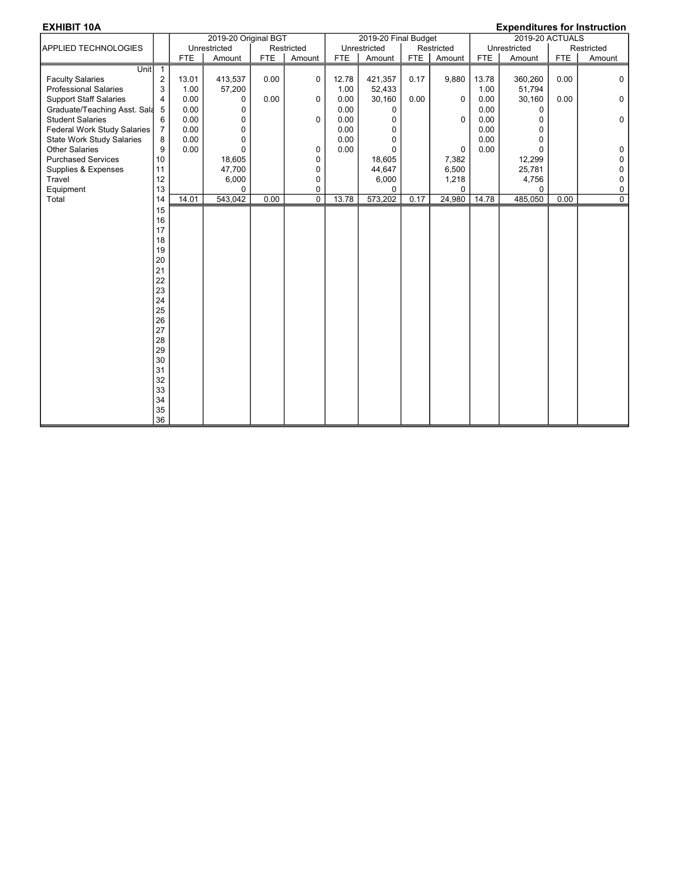**EXHIBIT 10A** **Expenditures for Instruction**

| APPLIED TECHNOLOGIES | | 2019-20 Original BGT | | | | 2019-20 Final Budget | | | | 2019-20 ACTUALS | | | |
|---|---|---|---|---|---|---|---|---|---|---|---|---|---|
| | | Unrestricted | | Restricted | | Unrestricted | | Restricted | | Unrestricted | | Restricted | |
| | | FTE | Amount | FTE | Amount | FTE | Amount | FTE | Amount | FTE | Amount | FTE | Amount |
| Unit | 1 | | | | | | | | | | | | |
| Faculty Salaries | 2 | 13.01 | 413,537 | 0.00 | 0 | 12.78 | 421,357 | 0.17 | 9,880 | 13.78 | 360,260 | 0.00 | 0 |
| Professional Salaries | 3 | 1.00 | 57,200 | | | 1.00 | 52,433 | | | 1.00 | 51,794 | | |
| Support Staff Salaries | 4 | 0.00 | 0 | 0.00 | 0 | 0.00 | 30,160 | 0.00 | 0 | 0.00 | 30,160 | 0.00 | 0 |
| Graduate/Teaching Asst. Sala | 5 | 0.00 | 0 | | | 0.00 | 0 | | | 0.00 | 0 | | |
| Student Salaries | 6 | 0.00 | 0 | | 0 | 0.00 | 0 | | 0 | 0.00 | 0 | | 0 |
| Federal Work Study Salaries | 7 | 0.00 | 0 | | | 0.00 | 0 | | | 0.00 | 0 | | |
| State Work Study Salaries | 8 | 0.00 | 0 | | | 0.00 | 0 | | | 0.00 | 0 | | |
| Other Salaries | 9 | 0.00 | 0 | | 0 | 0.00 | 0 | | 0 | 0.00 | 0 | | 0 |
| Purchased Services | 10 | | 18,605 | | 0 | | 18,605 | | 7,382 | | 12,299 | | 0 |
| Supplies & Expenses | 11 | | 47,700 | | 0 | | 44,647 | | 6,500 | | 25,781 | | 0 |
| Travel | 12 | | 6,000 | | 0 | | 6,000 | | 1,218 | | 4,756 | | 0 |
| Equipment | 13 | | 0 | | 0 | | 0 | | 0 | | 0 | | 0 |
| Total | 14 | 14.01 | 543,042 | 0.00 | 0 | 13.78 | 573,202 | 0.17 | 24,980 | 14.78 | 485,050 | 0.00 | 0 |
| | 15 | | | | | | | | | | | | |
| | 16 | | | | | | | | | | | | |
| | 17 | | | | | | | | | | | | |
| | 18 | | | | | | | | | | | | |
| | 19 | | | | | | | | | | | | |
| | 20 | | | | | | | | | | | | |
| | 21 | | | | | | | | | | | | |
| | 22 | | | | | | | | | | | | |
| | 23 | | | | | | | | | | | | |
| | 24 | | | | | | | | | | | | |
| | 25 | | | | | | | | | | | | |
| | 26 | | | | | | | | | | | | |
| | 27 | | | | | | | | | | | | |
| | 28 | | | | | | | | | | | | |
| | 29 | | | | | | | | | | | | |
| | 30 | | | | | | | | | | | | |
| | 31 | | | | | | | | | | | | |
| | 32 | | | | | | | | | | | | |
| | 33 | | | | | | | | | | | | |
| | 34 | | | | | | | | | | | | |
| | 35 | | | | | | | | | | | | |
| | 36 | | | | | | | | | | | | |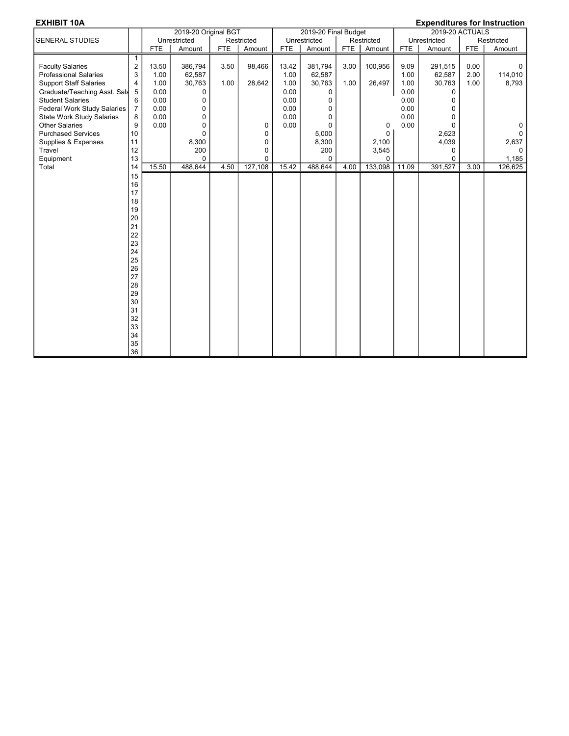**EXHIBIT 10A** **Expenditures for Instruction**

| GENERAL STUDIES | | 2019-20 Original BGT | | | | 2019-20 Final Budget | | | | 2019-20 ACTUALS | | | |
|---|---|---|---|---|---|---|---|---|---|---|---|---|---|
| | | Unrestricted | | Restricted | | Unrestricted | | Restricted | | Unrestricted | | Restricted | |
| | | FTE | Amount | FTE | Amount | FTE | Amount | FTE | Amount | FTE | Amount | FTE | Amount |
| | 1 | | | | | | | | | | | | |
| Faculty Salaries | 2 | 13.50 | 386,794 | 3.50 | 98,466 | 13.42 | 381,794 | 3.00 | 100,956 | 9.09 | 291,515 | 0.00 | 0 |
| Professional Salaries | 3 | 1.00 | 62,587 | | | 1.00 | 62,587 | | | 1.00 | 62,587 | 2.00 | 114,010 |
| Support Staff Salaries | 4 | 1.00 | 30,763 | 1.00 | 28,642 | 1.00 | 30,763 | 1.00 | 26,497 | 1.00 | 30,763 | 1.00 | 8,793 |
| Graduate/Teaching Asst. Sala | 5 | 0.00 | 0 | | | 0.00 | 0 | | | 0.00 | 0 | | |
| Student Salaries | 6 | 0.00 | 0 | | | 0.00 | 0 | | | 0.00 | 0 | | |
| Federal Work Study Salaries | 7 | 0.00 | 0 | | | 0.00 | 0 | | | 0.00 | 0 | | |
| State Work Study Salaries | 8 | 0.00 | 0 | | | 0.00 | 0 | | | 0.00 | 0 | | |
| Other Salaries | 9 | 0.00 | 0 | | 0 | 0.00 | 0 | | 0 | 0.00 | 0 | | 0 |
| Purchased Services | 10 | | 0 | | 0 | | 5,000 | | 0 | | 2,623 | | 0 |
| Supplies & Expenses | 11 | | 8,300 | | 0 | | 8,300 | | 2,100 | | 4,039 | | 2,637 |
| Travel | 12 | | 200 | | 0 | | 200 | | 3,545 | | 0 | | 0 |
| Equipment | 13 | | 0 | | 0 | | 0 | | 0 | | 0 | | 1,185 |
| Total | 14 | 15.50 | 488,644 | 4.50 | 127,108 | 15.42 | 488,644 | 4.00 | 133,098 | 11.09 | 391,527 | 3.00 | 126,625 |
| | 15 | | | | | | | | | | | | |
| | 16 | | | | | | | | | | | | |
| | 17 | | | | | | | | | | | | |
| | 18 | | | | | | | | | | | | |
| | 19 | | | | | | | | | | | | |
| | 20 | | | | | | | | | | | | |
| | 21 | | | | | | | | | | | | |
| | 22 | | | | | | | | | | | | |
| | 23 | | | | | | | | | | | | |
| | 24 | | | | | | | | | | | | |
| | 25 | | | | | | | | | | | | |
| | 26 | | | | | | | | | | | | |
| | 27 | | | | | | | | | | | | |
| | 28 | | | | | | | | | | | | |
| | 29 | | | | | | | | | | | | |
| | 30 | | | | | | | | | | | | |
| | 31 | | | | | | | | | | | | |
| | 32 | | | | | | | | | | | | |
| | 33 | | | | | | | | | | | | |
| | 34 | | | | | | | | | | | | |
| | 35 | | | | | | | | | | | | |
| | 36 | | | | | | | | | | | | |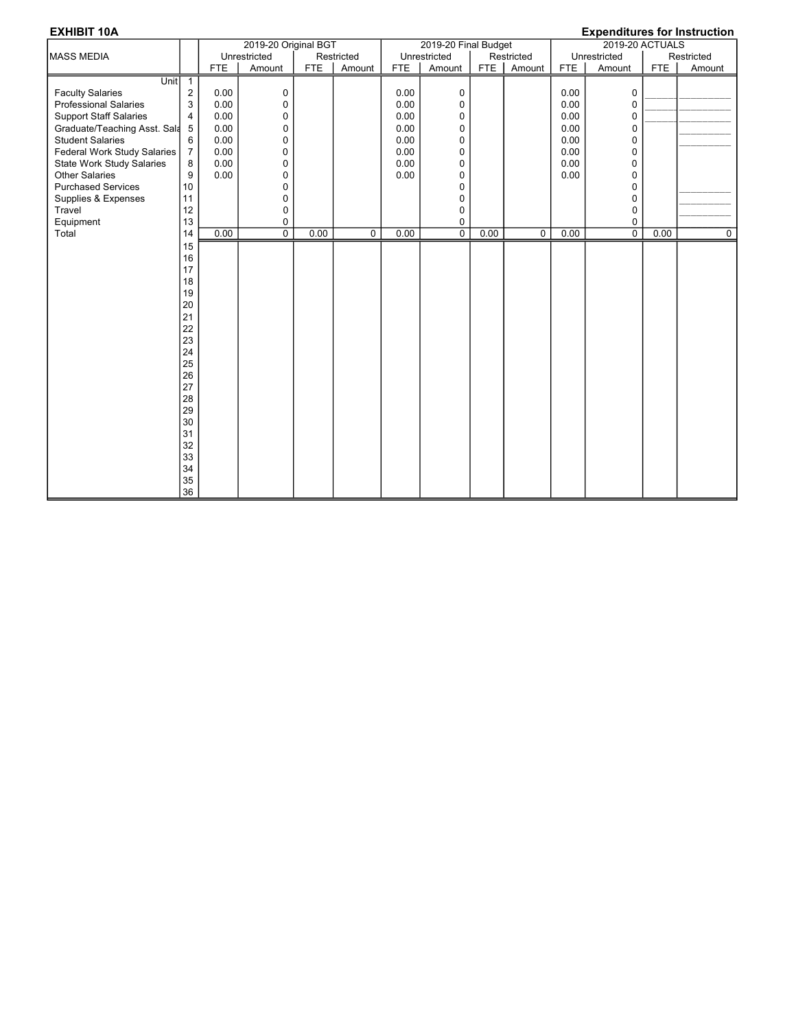**EXHIBIT 10A** **Expenditures for Instruction**

| MASS MEDIA | | 2019-20 Original BGT | | | | 2019-20 Final Budget | | | | 2019-20 ACTUALS | | | |
|---|---|---|---|---|---|---|---|---|---|---|---|---|---|
| | | Unrestricted | | Restricted | | Unrestricted | | Restricted | | Unrestricted | | Restricted | |
| | | FTE | Amount | FTE | Amount | FTE | Amount | FTE | Amount | FTE | Amount | FTE | Amount |
| Unit | 1 | | | | | | | | | | | | |
| Faculty Salaries | 2 | 0.00 | 0 | | | 0.00 | 0 | | | 0.00 | 0 | | |
| Professional Salaries | 3 | 0.00 | 0 | | | 0.00 | 0 | | | 0.00 | 0 | | |
| Support Staff Salaries | 4 | 0.00 | 0 | | | 0.00 | 0 | | | 0.00 | 0 | | |
| Graduate/Teaching Asst. Sala | 5 | 0.00 | 0 | | | 0.00 | 0 | | | 0.00 | 0 | | |
| Student Salaries | 6 | 0.00 | 0 | | | 0.00 | 0 | | | 0.00 | 0 | | |
| Federal Work Study Salaries | 7 | 0.00 | 0 | | | 0.00 | 0 | | | 0.00 | 0 | | |
| State Work Study Salaries | 8 | 0.00 | 0 | | | 0.00 | 0 | | | 0.00 | 0 | | |
| Other Salaries | 9 | 0.00 | 0 | | | 0.00 | 0 | | | 0.00 | 0 | | |
| Purchased Services | 10 | | 0 | | | | 0 | | | | 0 | | |
| Supplies & Expenses | 11 | | 0 | | | | 0 | | | | 0 | | |
| Travel | 12 | | 0 | | | | 0 | | | | 0 | | |
| Equipment | 13 | | 0 | | | | 0 | | | | 0 | | |
| Total | 14 | 0.00 | 0 | 0.00 | 0 | 0.00 | 0 | 0.00 | 0 | 0.00 | 0 | 0.00 | 0 |
| | 15 | | | | | | | | | | | | |
| | 16 | | | | | | | | | | | | |
| | 17 | | | | | | | | | | | | |
| | 18 | | | | | | | | | | | | |
| | 19 | | | | | | | | | | | | |
| | 20 | | | | | | | | | | | | |
| | 21 | | | | | | | | | | | | |
| | 22 | | | | | | | | | | | | |
| | 23 | | | | | | | | | | | | |
| | 24 | | | | | | | | | | | | |
| | 25 | | | | | | | | | | | | |
| | 26 | | | | | | | | | | | | |
| | 27 | | | | | | | | | | | | |
| | 28 | | | | | | | | | | | | |
| | 29 | | | | | | | | | | | | |
| | 30 | | | | | | | | | | | | |
| | 31 | | | | | | | | | | | | |
| | 32 | | | | | | | | | | | | |
| | 33 | | | | | | | | | | | | |
| | 34 | | | | | | | | | | | | |
| | 35 | | | | | | | | | | | | |
| | 36 | | | | | | | | | | | | |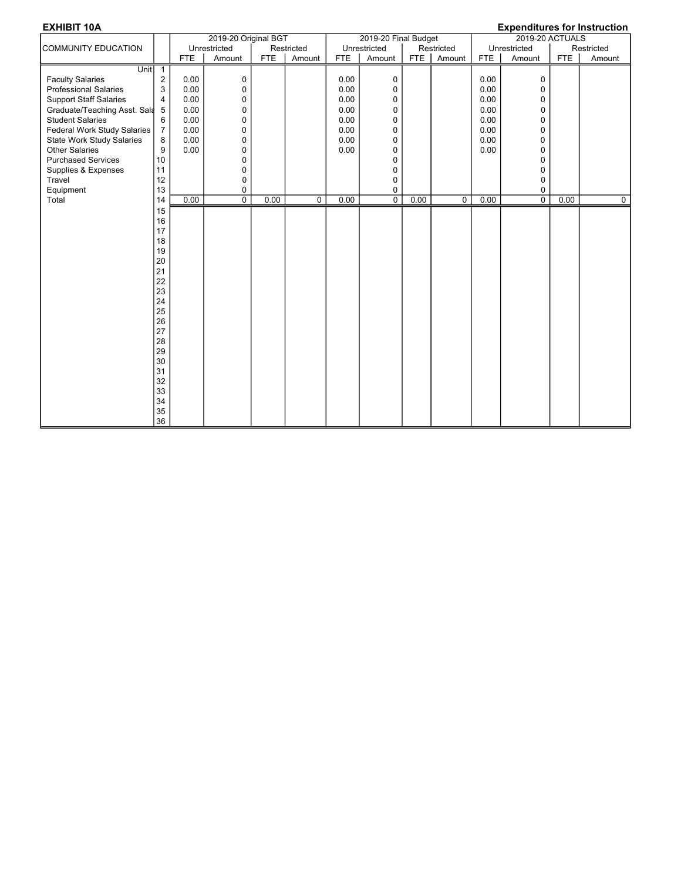**EXHIBIT 10A** **Expenditures for Instruction**

| COMMUNITY EDUCATION | | 2019-20 Original BGT | | | | 2019-20 Final Budget | | | | 2019-20 ACTUALS | | | |
|---|---|---|---|---|---|---|---|---|---|---|---|---|---|
| | | Unrestricted | | Restricted | | Unrestricted | | Restricted | | Unrestricted | | Restricted | |
| | | FTE | Amount | FTE | Amount | FTE | Amount | FTE | Amount | FTE | Amount | FTE | Amount |
| Unit | 1 | | | | | | | | | | | | |
| Faculty Salaries | 2 | 0.00 | 0 | | | 0.00 | 0 | | | 0.00 | 0 | | |
| Professional Salaries | 3 | 0.00 | 0 | | | 0.00 | 0 | | | 0.00 | 0 | | |
| Support Staff Salaries | 4 | 0.00 | 0 | | | 0.00 | 0 | | | 0.00 | 0 | | |
| Graduate/Teaching Asst. Sala | 5 | 0.00 | 0 | | | 0.00 | 0 | | | 0.00 | 0 | | |
| Student Salaries | 6 | 0.00 | 0 | | | 0.00 | 0 | | | 0.00 | 0 | | |
| Federal Work Study Salaries | 7 | 0.00 | 0 | | | 0.00 | 0 | | | 0.00 | 0 | | |
| State Work Study Salaries | 8 | 0.00 | 0 | | | 0.00 | 0 | | | 0.00 | 0 | | |
| Other Salaries | 9 | 0.00 | 0 | | | 0.00 | 0 | | | 0.00 | 0 | | |
| Purchased Services | 10 | | 0 | | | | 0 | | | | 0 | | |
| Supplies & Expenses | 11 | | 0 | | | | 0 | | | | 0 | | |
| Travel | 12 | | 0 | | | | 0 | | | | 0 | | |
| Equipment | 13 | | 0 | | | | 0 | | | | 0 | | |
| Total | 14 | 0.00 | 0 | 0.00 | 0 | 0.00 | 0 | 0.00 | 0 | 0.00 | 0 | 0.00 | 0 |
| | 15 | | | | | | | | | | | | |
| | 16 | | | | | | | | | | | | |
| | 17 | | | | | | | | | | | | |
| | 18 | | | | | | | | | | | | |
| | 19 | | | | | | | | | | | | |
| | 20 | | | | | | | | | | | | |
| | 21 | | | | | | | | | | | | |
| | 22 | | | | | | | | | | | | |
| | 23 | | | | | | | | | | | | |
| | 24 | | | | | | | | | | | | |
| | 25 | | | | | | | | | | | | |
| | 26 | | | | | | | | | | | | |
| | 27 | | | | | | | | | | | | |
| | 28 | | | | | | | | | | | | |
| | 29 | | | | | | | | | | | | |
| | 30 | | | | | | | | | | | | |
| | 31 | | | | | | | | | | | | |
| | 32 | | | | | | | | | | | | |
| | 33 | | | | | | | | | | | | |
| | 34 | | | | | | | | | | | | |
| | 35 | | | | | | | | | | | | |
| | 36 | | | | | | | | | | | | |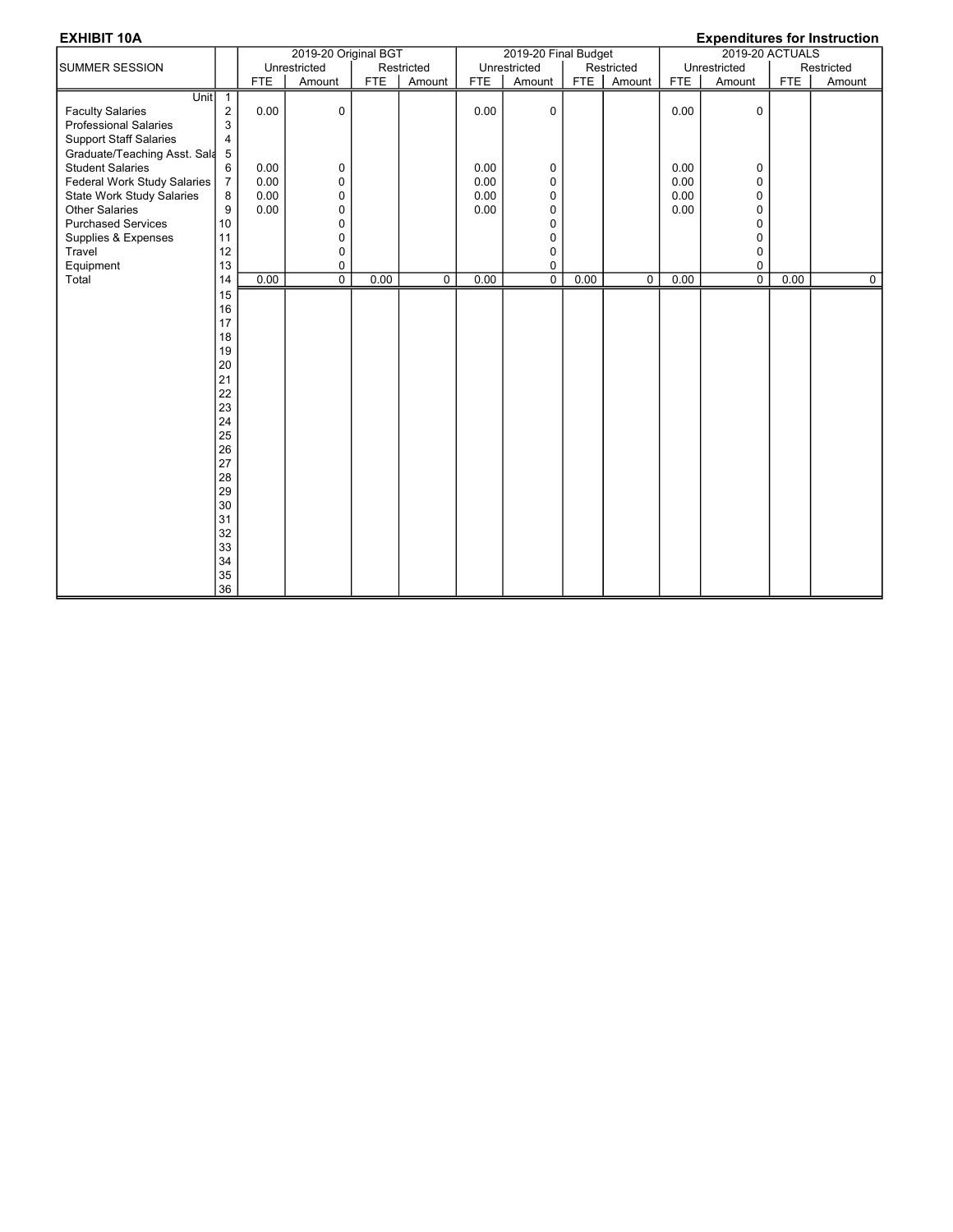**EXHIBIT 10A** **Expenditures for Instruction**

| SUMMER SESSION | | 2019-20 Original BGT | | | | 2019-20 Final Budget | | | | 2019-20 ACTUALS | | | |
|---|---|---|---|---|---|---|---|---|---|---|---|---|---|
| | | Unrestricted | | Restricted | | Unrestricted | | Restricted | | Unrestricted | | Restricted | |
| | | FTE | Amount | FTE | Amount | FTE | Amount | FTE | Amount | FTE | Amount | FTE | Amount |
| Unit | 1 | | | | | | | | | | | | |
| Faculty Salaries | 2 | 0.00 | 0 | | | 0.00 | 0 | | | 0.00 | 0 | | |
| Professional Salaries | 3 | | | | | | | | | | | | |
| Support Staff Salaries | 4 | | | | | | | | | | | | |
| Graduate/Teaching Asst. Sala | 5 | | | | | | | | | | | | |
| Student Salaries | 6 | 0.00 | 0 | | | 0.00 | 0 | | | 0.00 | 0 | | |
| Federal Work Study Salaries | 7 | 0.00 | 0 | | | 0.00 | 0 | | | 0.00 | 0 | | |
| State Work Study Salaries | 8 | 0.00 | 0 | | | 0.00 | 0 | | | 0.00 | 0 | | |
| Other Salaries | 9 | 0.00 | 0 | | | 0.00 | 0 | | | 0.00 | 0 | | |
| Purchased Services | 10 | | 0 | | | | 0 | | | | 0 | | |
| Supplies & Expenses | 11 | | 0 | | | | 0 | | | | 0 | | |
| Travel | 12 | | 0 | | | | 0 | | | | 0 | | |
| Equipment | 13 | | 0 | | | | 0 | | | | 0 | | |
| Total | 14 | 0.00 | 0 | 0.00 | 0 | 0.00 | 0 | 0.00 | 0 | 0.00 | 0 | 0.00 | 0 |
| | 15 | | | | | | | | | | | | |
| | 16 | | | | | | | | | | | | |
| | 17 | | | | | | | | | | | | |
| | 18 | | | | | | | | | | | | |
| | 19 | | | | | | | | | | | | |
| | 20 | | | | | | | | | | | | |
| | 21 | | | | | | | | | | | | |
| | 22 | | | | | | | | | | | | |
| | 23 | | | | | | | | | | | | |
| | 24 | | | | | | | | | | | | |
| | 25 | | | | | | | | | | | | |
| | 26 | | | | | | | | | | | | |
| | 27 | | | | | | | | | | | | |
| | 28 | | | | | | | | | | | | |
| | 29 | | | | | | | | | | | | |
| | 30 | | | | | | | | | | | | |
| | 31 | | | | | | | | | | | | |
| | 32 | | | | | | | | | | | | |
| | 33 | | | | | | | | | | | | |
| | 34 | | | | | | | | | | | | |
| | 35 | | | | | | | | | | | | |
| | 36 | | | | | | | | | | | | |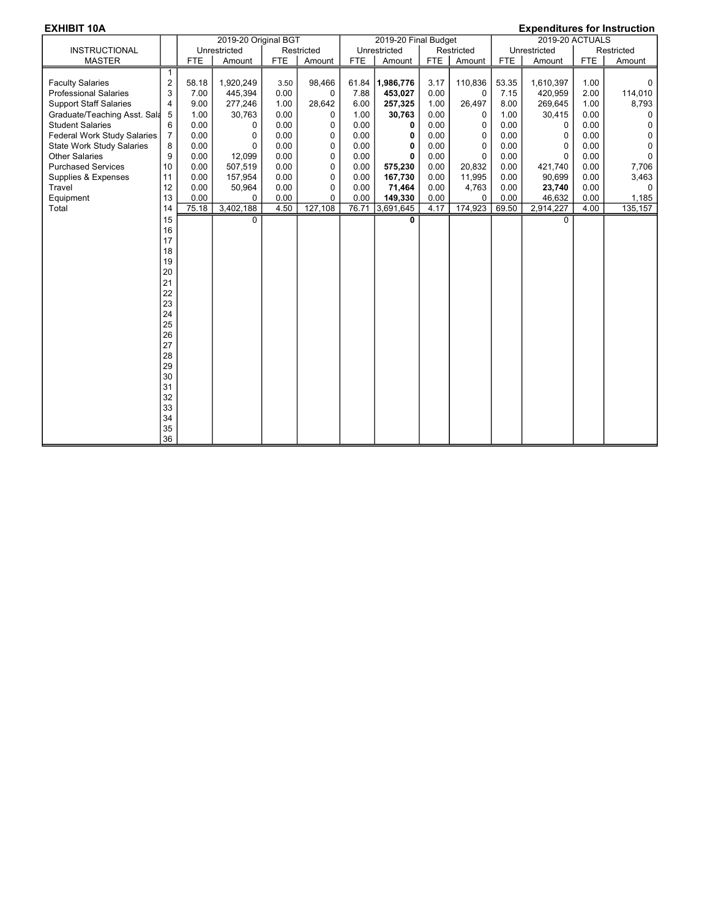**EXHIBIT 10A** **Expenditures for Instruction**

| INSTRUCTIONAL MASTER | | 2019-20 Original BGT | | | | 2019-20 Final Budget | | | | 2019-20 ACTUALS | | | |
|---|---|---|---|---|---|---|---|---|---|---|---|---|---|
| | | Unrestricted | | Restricted | | Unrestricted | | Restricted | | Unrestricted | | Restricted | |
| | | FTE | Amount | FTE | Amount | FTE | Amount | FTE | Amount | FTE | Amount | FTE | Amount |
| | 1 | | | | | | | | | | | | |
| Faculty Salaries | 2 | 58.18 | 1,920,249 | 3.50 | 98,466 | 61.84 | **1,986,776** | 3.17 | 110,836 | 53.35 | 1,610,397 | 1.00 | 0 |
| Professional Salaries | 3 | 7.00 | 445,394 | 0.00 | 0 | 7.88 | **453,027** | 0.00 | 0 | 7.15 | 420,959 | 2.00 | 114,010 |
| Support Staff Salaries | 4 | 9.00 | 277,246 | 1.00 | 28,642 | 6.00 | **257,325** | 1.00 | 26,497 | 8.00 | 269,645 | 1.00 | 8,793 |
| Graduate/Teaching Asst. Sala | 5 | 1.00 | 30,763 | 0.00 | 0 | 1.00 | **30,763** | 0.00 | 0 | 1.00 | 30,415 | 0.00 | 0 |
| Student Salaries | 6 | 0.00 | 0 | 0.00 | 0 | 0.00 | **0** | 0.00 | 0 | 0.00 | 0 | 0.00 | 0 |
| Federal Work Study Salaries | 7 | 0.00 | 0 | 0.00 | 0 | 0.00 | **0** | 0.00 | 0 | 0.00 | 0 | 0.00 | 0 |
| State Work Study Salaries | 8 | 0.00 | 0 | 0.00 | 0 | 0.00 | **0** | 0.00 | 0 | 0.00 | 0 | 0.00 | 0 |
| Other Salaries | 9 | 0.00 | 12,099 | 0.00 | 0 | 0.00 | **0** | 0.00 | 0 | 0.00 | 0 | 0.00 | 0 |
| Purchased Services | 10 | 0.00 | 507,519 | 0.00 | 0 | 0.00 | **575,230** | 0.00 | 20,832 | 0.00 | 421,740 | 0.00 | 7,706 |
| Supplies & Expenses | 11 | 0.00 | 157,954 | 0.00 | 0 | 0.00 | **167,730** | 0.00 | 11,995 | 0.00 | 90,699 | 0.00 | 3,463 |
| Travel | 12 | 0.00 | 50,964 | 0.00 | 0 | 0.00 | **71,464** | 0.00 | 4,763 | 0.00 | **23,740** | 0.00 | 0 |
| Equipment | 13 | 0.00 | 0 | 0.00 | 0 | 0.00 | **149,330** | 0.00 | 0 | 0.00 | 46,632 | 0.00 | 1,185 |
| Total | 14 | 75.18 | 3,402,188 | 4.50 | 127,108 | 76.71 | 3,691,645 | 4.17 | 174,923 | 69.50 | 2,914,227 | 4.00 | 135,157 |
| | 15 | | 0 | | | | **0** | | | | 0 | | |
| | 16 | | | | | | | | | | | | |
| | 17 | | | | | | | | | | | | |
| | 18 | | | | | | | | | | | | |
| | 19 | | | | | | | | | | | | |
| | 20 | | | | | | | | | | | | |
| | 21 | | | | | | | | | | | | |
| | 22 | | | | | | | | | | | | |
| | 23 | | | | | | | | | | | | |
| | 24 | | | | | | | | | | | | |
| | 25 | | | | | | | | | | | | |
| | 26 | | | | | | | | | | | | |
| | 27 | | | | | | | | | | | | |
| | 28 | | | | | | | | | | | | |
| | 29 | | | | | | | | | | | | |
| | 30 | | | | | | | | | | | | |
| | 31 | | | | | | | | | | | | |
| | 32 | | | | | | | | | | | | |
| | 33 | | | | | | | | | | | | |
| | 34 | | | | | | | | | | | | |
| | 35 | | | | | | | | | | | | |
| | 36 | | | | | | | | | | | | |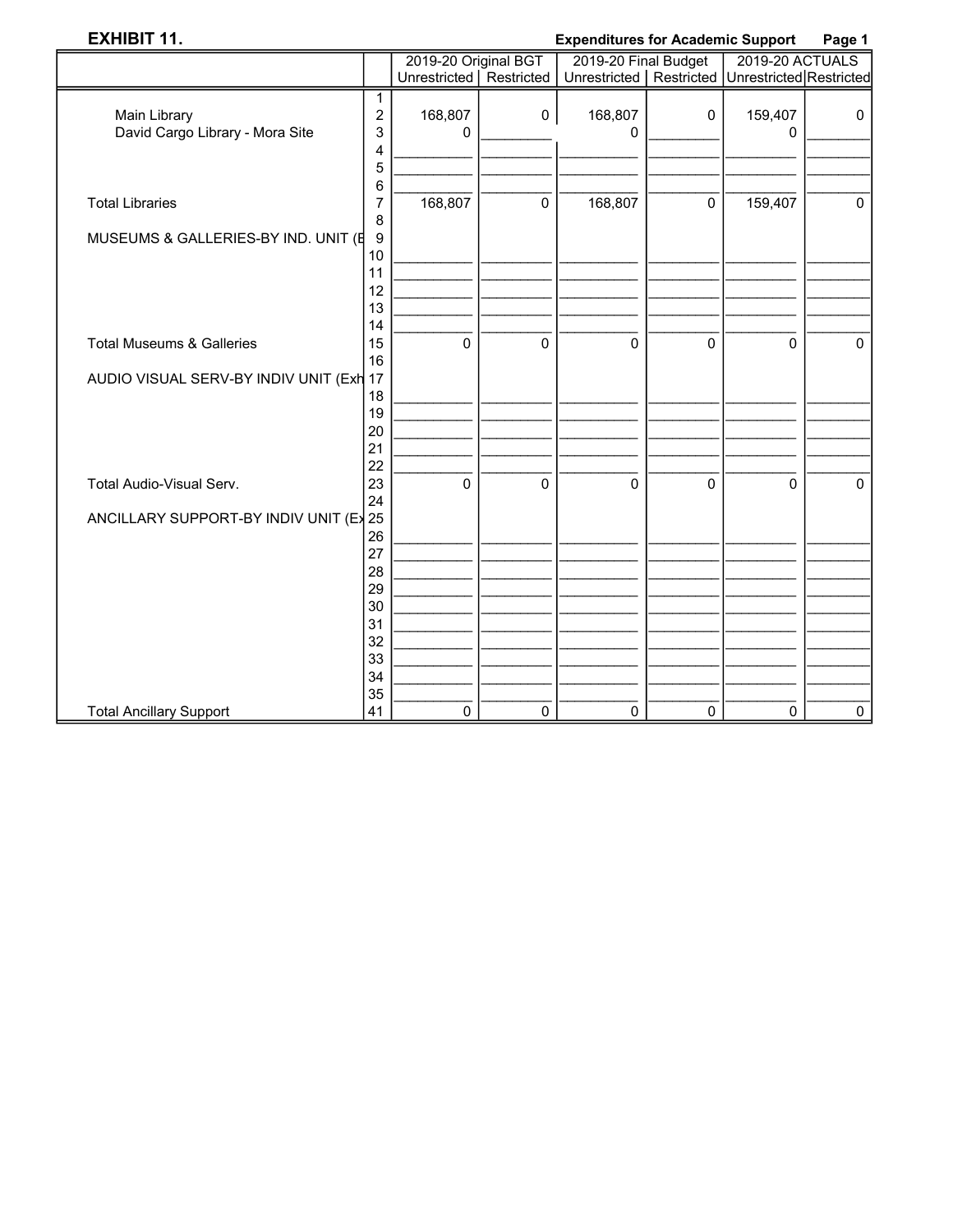**EXHIBIT 11.** **Expenditures for Academic Support** **Page 1**

| | | 2019-20 Original BGT | | 2019-20 Final Budget | | 2019-20 ACTUALS | |
|---|---|---|---|---|---|---|---|
| | | Unrestricted | Restricted | Unrestricted | Restricted | Unrestricted | Restricted |
| | 1 | | | | | | |
| Main Library | 2 | 168,807 | 0 | 168,807 | 0 | 159,407 | 0 |
| David Cargo Library - Mora Site | 3 | 0 | | 0 | | 0 | |
| | 4 | | | | | | |
| | 5 | | | | | | |
| | 6 | | | | | | |
| Total Libraries | 7 | 168,807 | 0 | 168,807 | 0 | 159,407 | 0 |
| | 8 | | | | | | |
| MUSEUMS & GALLERIES-BY IND. UNIT (E | 9 | | | | | | |
| | 10 | | | | | | |
| | 11 | | | | | | |
| | 12 | | | | | | |
| | 13 | | | | | | |
| | 14 | | | | | | |
| Total Museums & Galleries | 15 | 0 | 0 | 0 | 0 | 0 | 0 |
| | 16 | | | | | | |
| AUDIO VISUAL SERV-BY INDIV UNIT (Exh | 17 | | | | | | |
| | 18 | | | | | | |
| | 19 | | | | | | |
| | 20 | | | | | | |
| | 21 | | | | | | |
| | 22 | | | | | | |
| Total Audio-Visual Serv. | 23 | 0 | 0 | 0 | 0 | 0 | 0 |
| | 24 | | | | | | |
| ANCILLARY SUPPORT-BY INDIV UNIT (Ex | 25 | | | | | | |
| | 26 | | | | | | |
| | 27 | | | | | | |
| | 28 | | | | | | |
| | 29 | | | | | | |
| | 30 | | | | | | |
| | 31 | | | | | | |
| | 32 | | | | | | |
| | 33 | | | | | | |
| | 34 | | | | | | |
| | 35 | | | | | | |
| Total Ancillary Support | 41 | 0 | 0 | 0 | 0 | 0 | 0 |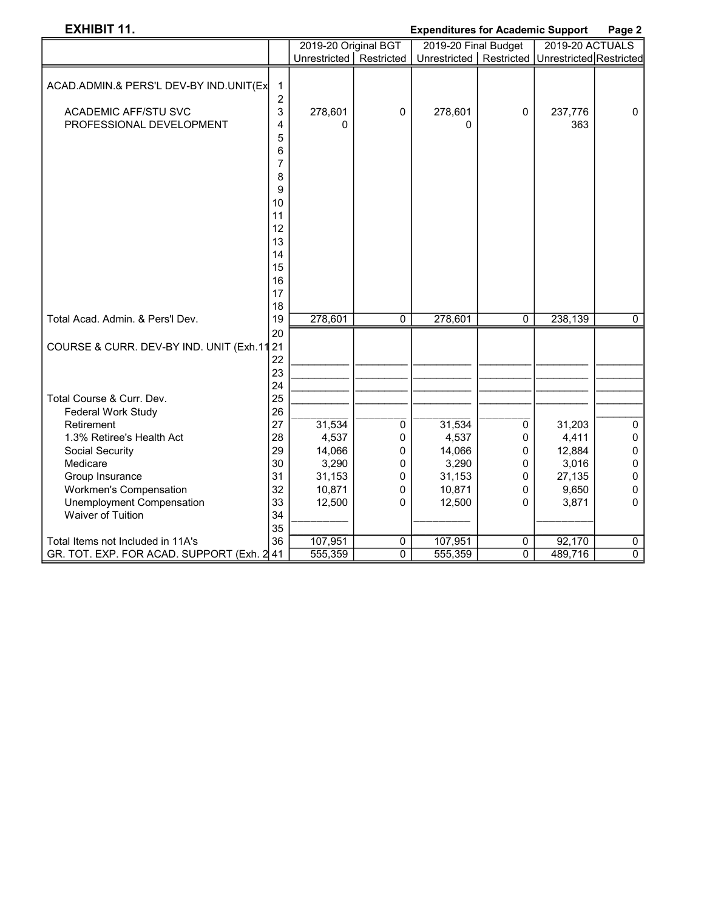**EXHIBIT 11.** **Expenditures for Academic Support** **Page 2**

| | | 2019-20 Original BGT | | 2019-20 Final Budget | | 2019-20 ACTUALS | |
|---|---|---|---|---|---|---|---|
| | | Unrestricted | Restricted | Unrestricted | Restricted | Unrestricted | Restricted |
| ACAD.ADMIN.& PERS'L DEV-BY IND.UNIT(Ex | 1 | | | | | | |
| | 2 | | | | | | |
| ACADEMIC AFF/STU SVC | 3 | 278,601 | 0 | 278,601 | 0 | 237,776 | 0 |
| PROFESSIONAL DEVELOPMENT | 4 | 0 | | 0 | | 363 | |
| | 5 | | | | | | |
| | 6 | | | | | | |
| | 7 | | | | | | |
| | 8 | | | | | | |
| | 9 | | | | | | |
| | 10 | | | | | | |
| | 11 | | | | | | |
| | 12 | | | | | | |
| | 13 | | | | | | |
| | 14 | | | | | | |
| | 15 | | | | | | |
| | 16 | | | | | | |
| | 17 | | | | | | |
| | 18 | | | | | | |
| Total Acad. Admin. & Pers'l Dev. | 19 | 278,601 | 0 | 278,601 | 0 | 238,139 | 0 |
| | 20 | | | | | | |
| COURSE & CURR. DEV-BY IND. UNIT (Exh.11 | 21 | | | | | | |
| | 22 | | | | | | |
| | 23 | | | | | | |
| | 24 | | | | | | |
| Total Course & Curr. Dev. | 25 | | | | | | |
| Federal Work Study | 26 | | | | | | |
| Retirement | 27 | 31,534 | 0 | 31,534 | 0 | 31,203 | 0 |
| 1.3% Retiree's Health Act | 28 | 4,537 | 0 | 4,537 | 0 | 4,411 | 0 |
| Social Security | 29 | 14,066 | 0 | 14,066 | 0 | 12,884 | 0 |
| Medicare | 30 | 3,290 | 0 | 3,290 | 0 | 3,016 | 0 |
| Group Insurance | 31 | 31,153 | 0 | 31,153 | 0 | 27,135 | 0 |
| Workmen's Compensation | 32 | 10,871 | 0 | 10,871 | 0 | 9,650 | 0 |
| Unemployment Compensation | 33 | 12,500 | 0 | 12,500 | 0 | 3,871 | 0 |
| Waiver of Tuition | 34 | | | | | | |
| | 35 | | | | | | |
| Total Items not Included in 11A's | 36 | 107,951 | 0 | 107,951 | 0 | 92,170 | 0 |
| GR. TOT. EXP. FOR ACAD. SUPPORT (Exh. 2 | 41 | 555,359 | 0 | 555,359 | 0 | 489,716 | 0 |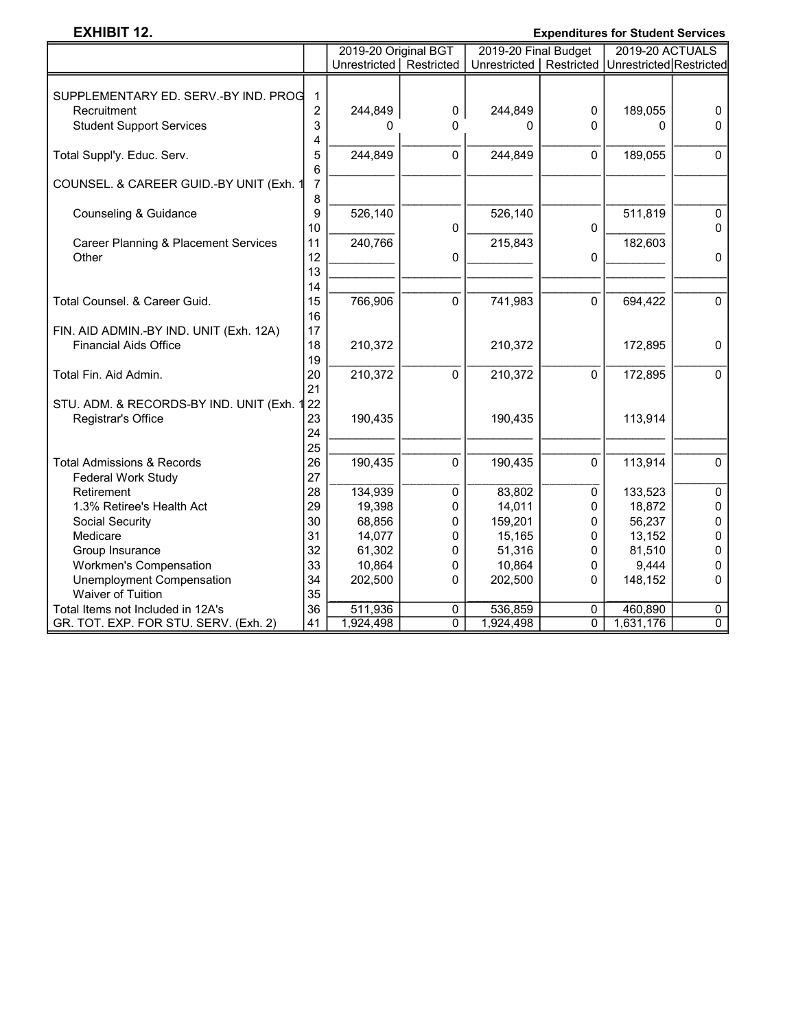**EXHIBIT 12.**

**Expenditures for Student Services**

| | | 2019-20 Original BGT | | 2019-20 Final Budget | | 2019-20 ACTUALS | |
|---|---|---|---|---|---|---|---|
| | | Unrestricted | Restricted | Unrestricted | Restricted | Unrestricted | Restricted |
| SUPPLEMENTARY ED. SERV.-BY IND. PROG | 1 | | | | | | |
| Recruitment | 2 | 244,849 | 0 | 244,849 | 0 | 189,055 | 0 |
| Student Support Services | 3 | 0 | 0 | 0 | 0 | 0 | 0 |
| | 4 | | | | | | |
| Total Suppl'y. Educ. Serv. | 5 | 244,849 | 0 | 244,849 | 0 | 189,055 | 0 |
| | 6 | | | | | | |
| COUNSEL. & CAREER GUID.-BY UNIT (Exh. 1 | 7 | | | | | | |
| | 8 | | | | | | |
| Counseling & Guidance | 9 | 526,140 | | 526,140 | | 511,819 | 0 |
| | 10 | | 0 | | 0 | | 0 |
| Career Planning & Placement Services | 11 | 240,766 | | 215,843 | | 182,603 | |
| Other | 12 | | 0 | | 0 | | 0 |
| | 13 | | | | | | |
| | 14 | | | | | | |
| Total Counsel. & Career Guid. | 15 | 766,906 | 0 | 741,983 | 0 | 694,422 | 0 |
| | 16 | | | | | | |
| FIN. AID ADMIN.-BY IND. UNIT (Exh. 12A) | 17 | | | | | | |
| Financial Aids Office | 18 | 210,372 | | 210,372 | | 172,895 | 0 |
| | 19 | | | | | | |
| Total Fin. Aid Admin. | 20 | 210,372 | 0 | 210,372 | 0 | 172,895 | 0 |
| | 21 | | | | | | |
| STU. ADM. & RECORDS-BY IND. UNIT (Exh. 1 | 22 | | | | | | |
| Registrar's Office | 23 | 190,435 | | 190,435 | | 113,914 | |
| | 24 | | | | | | |
| | 25 | | | | | | |
| Total Admissions & Records | 26 | 190,435 | 0 | 190,435 | 0 | 113,914 | 0 |
| Federal Work Study | 27 | | | | | | |
| Retirement | 28 | 134,939 | 0 | 83,802 | 0 | 133,523 | 0 |
| 1.3% Retiree's Health Act | 29 | 19,398 | 0 | 14,011 | 0 | 18,872 | 0 |
| Social Security | 30 | 68,856 | 0 | 159,201 | 0 | 56,237 | 0 |
| Medicare | 31 | 14,077 | 0 | 15,165 | 0 | 13,152 | 0 |
| Group Insurance | 32 | 61,302 | 0 | 51,316 | 0 | 81,510 | 0 |
| Workmen's Compensation | 33 | 10,864 | 0 | 10,864 | 0 | 9,444 | 0 |
| Unemployment Compensation | 34 | 202,500 | 0 | 202,500 | 0 | 148,152 | 0 |
| Waiver of Tuition | 35 | | | | | | |
| Total Items not Included in 12A's | 36 | 511,936 | 0 | 536,859 | 0 | 460,890 | 0 |
| GR. TOT. EXP. FOR STU. SERV. (Exh. 2) | 41 | 1,924,498 | 0 | 1,924,498 | 0 | 1,631,176 | 0 |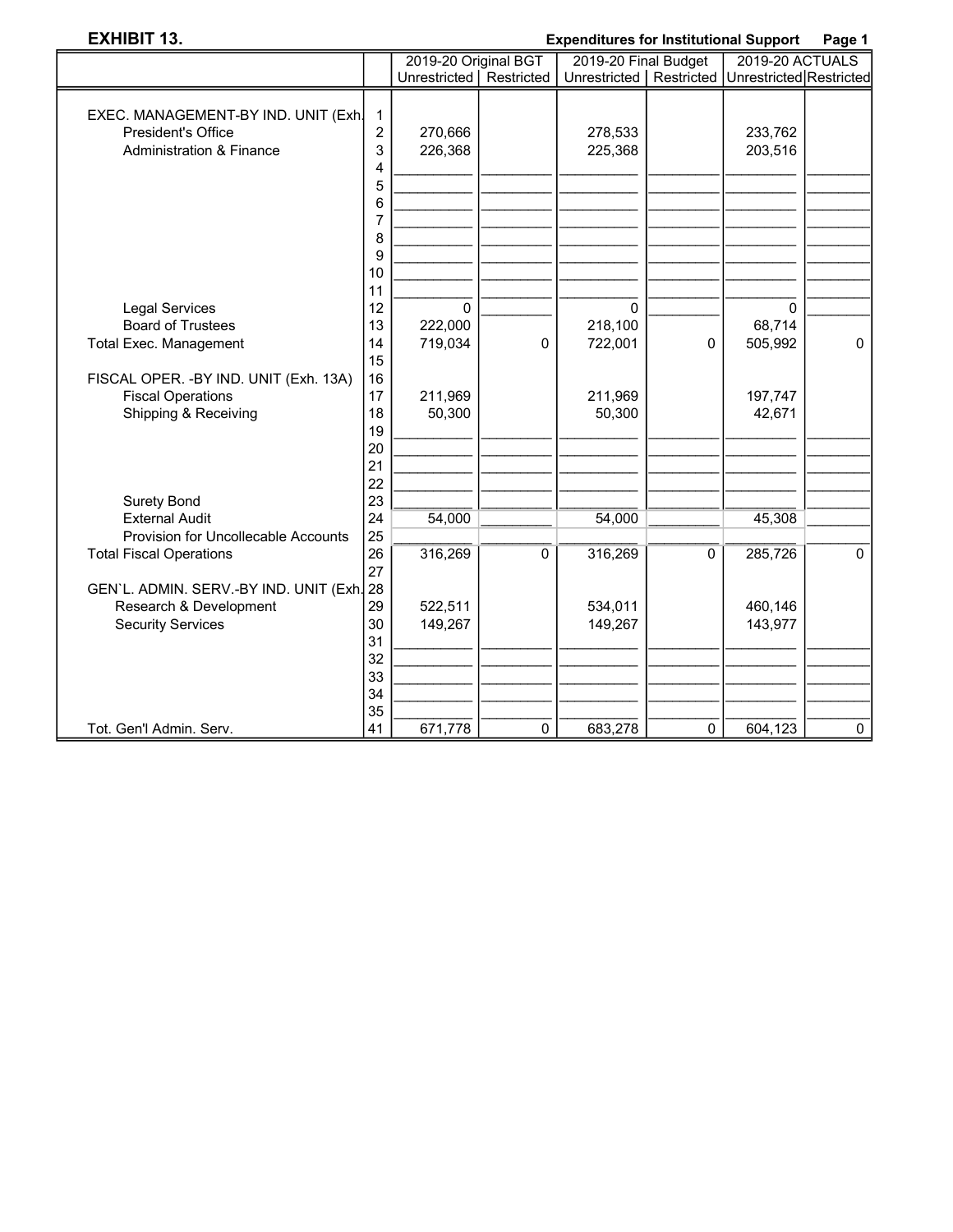**EXHIBIT 13.**

**Expenditures for Institutional Support**

| | | 2019-20 Original BGT | | 2019-20 Final Budget | | 2019-20 ACTUALS | |
|---|---|---|---|---|---|---|---|
| | | Unrestricted | Restricted | Unrestricted | Restricted | Unrestricted | Restricted |
| EXEC. MANAGEMENT-BY IND. UNIT (Exh. | 1 | | | | | | |
| President's Office | 2 | 270,666 | | 278,533 | | 233,762 | |
| Administration & Finance | 3 | 226,368 | | 225,368 | | 203,516 | |
| | 4 | | | | | | |
| | 5 | | | | | | |
| | 6 | | | | | | |
| | 7 | | | | | | |
| | 8 | | | | | | |
| | 9 | | | | | | |
| | 10 | | | | | | |
| | 11 | | | | | | |
| Legal Services | 12 | 0 | | 0 | | 0 | |
| Board of Trustees | 13 | 222,000 | | 218,100 | | 68,714 | |
| Total Exec. Management | 14 | 719,034 | 0 | 722,001 | 0 | 505,992 | 0 |
| | 15 | | | | | | |
| FISCAL OPER. -BY IND. UNIT (Exh. 13A) | 16 | | | | | | |
| Fiscal Operations | 17 | 211,969 | | 211,969 | | 197,747 | |
| Shipping & Receiving | 18 | 50,300 | | 50,300 | | 42,671 | |
| | 19 | | | | | | |
| | 20 | | | | | | |
| | 21 | | | | | | |
| | 22 | | | | | | |
| Surety Bond | 23 | | | | | | |
| External Audit | 24 | 54,000 | | 54,000 | | 45,308 | |
| Provision for Uncollecable Accounts | 25 | | | | | | |
| Total Fiscal Operations | 26 | 316,269 | 0 | 316,269 | 0 | 285,726 | 0 |
| | 27 | | | | | | |
| GEN`L. ADMIN. SERV.-BY IND. UNIT (Exh. | 28 | | | | | | |
| Research & Development | 29 | 522,511 | | 534,011 | | 460,146 | |
| Security Services | 30 | 149,267 | | 149,267 | | 143,977 | |
| | 31 | | | | | | |
| | 32 | | | | | | |
| | 33 | | | | | | |
| | 34 | | | | | | |
| | 35 | | | | | | |
| Tot. Gen'l Admin. Serv. | 41 | 671,778 | 0 | 683,278 | 0 | 604,123 | 0 |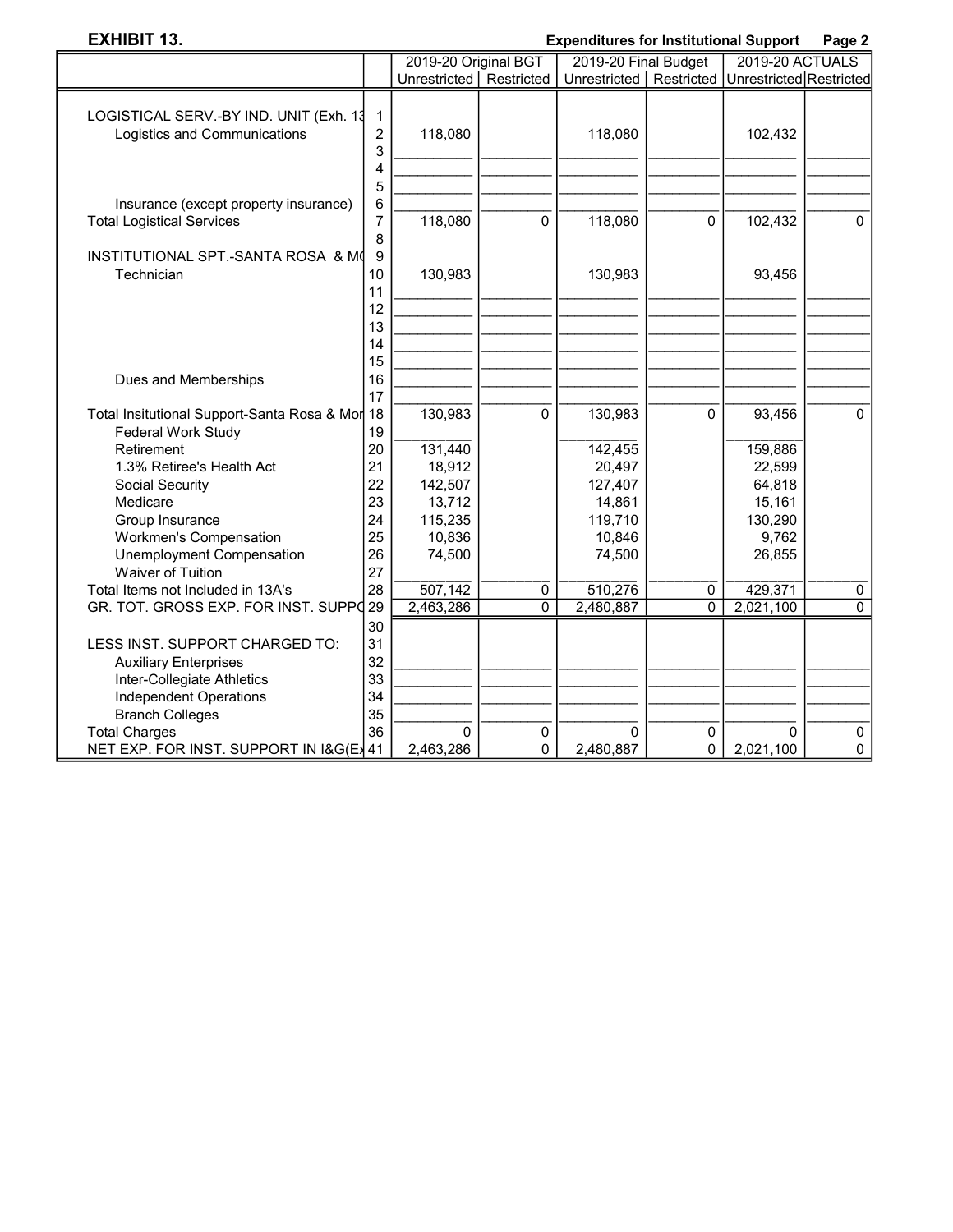**EXHIBIT 13.** **Expenditures for Institutional Support** **Page 2**

| | | 2019-20 Original BGT | | 2019-20 Final Budget | | 2019-20 ACTUALS | |
|---|---|---|---|---|---|---|---|
| | | Unrestricted | Restricted | Unrestricted | Restricted | Unrestricted | Restricted |
| LOGISTICAL SERV.-BY IND. UNIT (Exh. 13 | 1 | | | | | | |
| Logistics and Communications | 2 | 118,080 | | 118,080 | | 102,432 | |
| | 3 | | | | | | |
| | 4 | | | | | | |
| | 5 | | | | | | |
| Insurance (except property insurance) | 6 | | | | | | |
| Total Logistical Services | 7 | 118,080 | 0 | 118,080 | 0 | 102,432 | 0 |
| | 8 | | | | | | |
| INSTITUTIONAL SPT.-SANTA ROSA & MO | 9 | | | | | | |
| Technician | 10 | 130,983 | | 130,983 | | 93,456 | |
| | 11 | | | | | | |
| | 12 | | | | | | |
| | 13 | | | | | | |
| | 14 | | | | | | |
| | 15 | | | | | | |
| Dues and Memberships | 16 | | | | | | |
| | 17 | | | | | | |
| Total Insitutional Support-Santa Rosa & Mor | 18 | 130,983 | 0 | 130,983 | 0 | 93,456 | 0 |
| Federal Work Study | 19 | | | | | | |
| Retirement | 20 | 131,440 | | 142,455 | | 159,886 | |
| 1.3% Retiree's Health Act | 21 | 18,912 | | 20,497 | | 22,599 | |
| Social Security | 22 | 142,507 | | 127,407 | | 64,818 | |
| Medicare | 23 | 13,712 | | 14,861 | | 15,161 | |
| Group Insurance | 24 | 115,235 | | 119,710 | | 130,290 | |
| Workmen's Compensation | 25 | 10,836 | | 10,846 | | 9,762 | |
| Unemployment Compensation | 26 | 74,500 | | 74,500 | | 26,855 | |
| Waiver of Tuition | 27 | | | | | | |
| Total Items not Included in 13A's | 28 | 507,142 | 0 | 510,276 | 0 | 429,371 | 0 |
| GR. TOT. GROSS EXP. FOR INST. SUPPO | 29 | 2,463,286 | 0 | 2,480,887 | 0 | 2,021,100 | 0 |
| | 30 | | | | | | |
| LESS INST. SUPPORT CHARGED TO: | 31 | | | | | | |
| Auxiliary Enterprises | 32 | | | | | | |
| Inter-Collegiate Athletics | 33 | | | | | | |
| Independent Operations | 34 | | | | | | |
| Branch Colleges | 35 | | | | | | |
| Total Charges | 36 | 0 | 0 | 0 | 0 | 0 | 0 |
| NET EXP. FOR INST. SUPPORT IN I&G(Ex | 41 | 2,463,286 | 0 | 2,480,887 | 0 | 2,021,100 | 0 |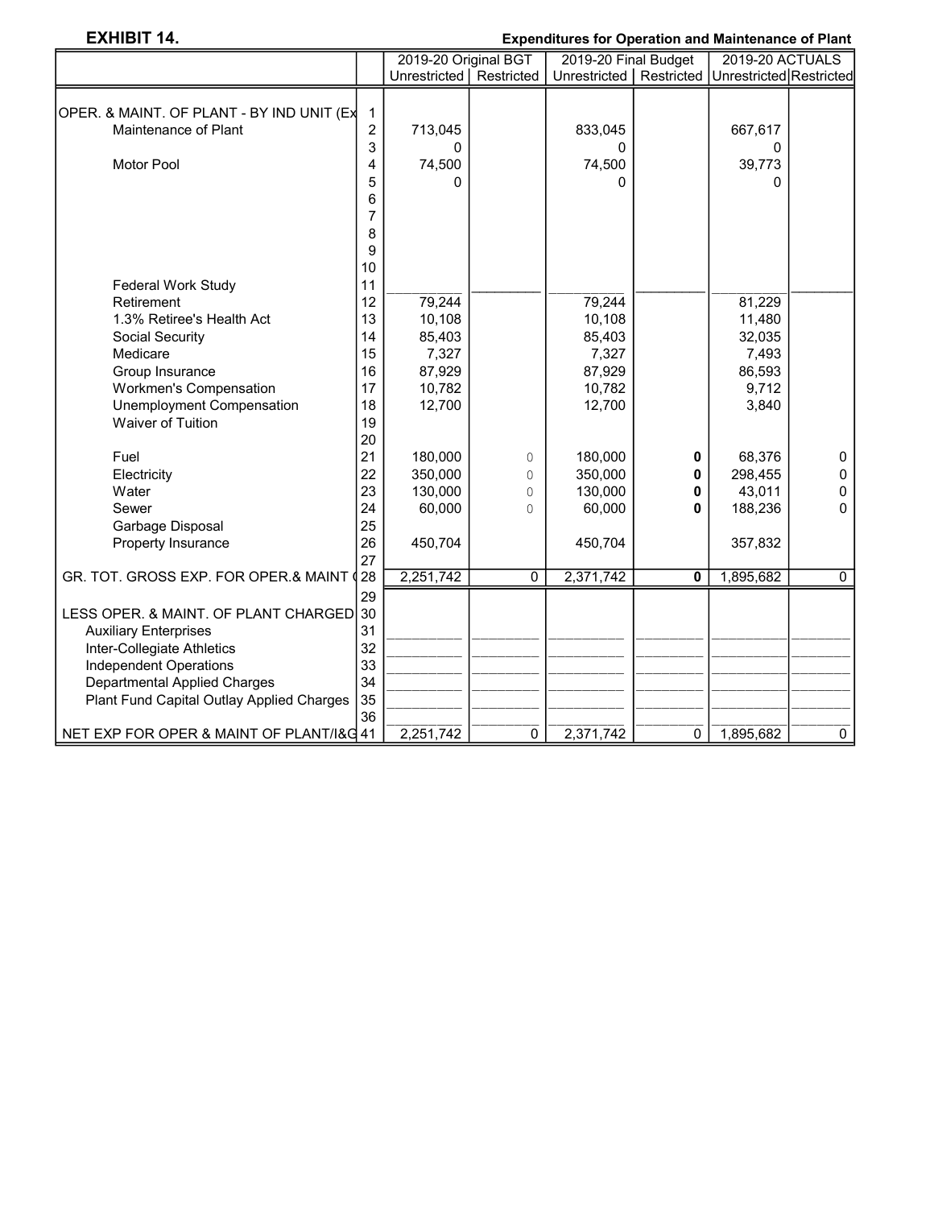**EXHIBIT 14.** **Expenditures for Operation and Maintenance of Plant**

| | | 2019-20 Original BGT | | 2019-20 Final Budget | | 2019-20 ACTUALS | |
|---|---|---|---|---|---|---|---|
| | | Unrestricted | Restricted | Unrestricted | Restricted | Unrestricted | Restricted |
| OPER. & MAINT. OF PLANT - BY IND UNIT (Ex | 1 | | | | | | |
| Maintenance of Plant | 2 | 713,045 | | 833,045 | | 667,617 | |
| | 3 | 0 | | 0 | | 0 | |
| Motor Pool | 4 | 74,500 | | 74,500 | | 39,773 | |
| | 5 | 0 | | 0 | | 0 | |
| | 6 | | | | | | |
| | 7 | | | | | | |
| | 8 | | | | | | |
| | 9 | | | | | | |
| | 10 | | | | | | |
| Federal Work Study | 11 | | | | | | |
| Retirement | 12 | 79,244 | | 79,244 | | 81,229 | |
| 1.3% Retiree's Health Act | 13 | 10,108 | | 10,108 | | 11,480 | |
| Social Security | 14 | 85,403 | | 85,403 | | 32,035 | |
| Medicare | 15 | 7,327 | | 7,327 | | 7,493 | |
| Group Insurance | 16 | 87,929 | | 87,929 | | 86,593 | |
| Workmen's Compensation | 17 | 10,782 | | 10,782 | | 9,712 | |
| Unemployment Compensation | 18 | 12,700 | | 12,700 | | 3,840 | |
| Waiver of Tuition | 19 | | | | | | |
| | 20 | | | | | | |
| Fuel | 21 | 180,000 | 0 | 180,000 | **0** | 68,376 | 0 |
| Electricity | 22 | 350,000 | 0 | 350,000 | **0** | 298,455 | 0 |
| Water | 23 | 130,000 | 0 | 130,000 | **0** | 43,011 | 0 |
| Sewer | 24 | 60,000 | 0 | 60,000 | **0** | 188,236 | 0 |
| Garbage Disposal | 25 | | | | | | |
| Property Insurance | 26 | 450,704 | | 450,704 | | 357,832 | |
| | 27 | | | | | | |
| GR. TOT. GROSS EXP. FOR OPER.& MAINT ( | 28 | 2,251,742 | 0 | 2,371,742 | **0** | 1,895,682 | 0 |
| | 29 | | | | | | |
| LESS OPER. & MAINT. OF PLANT CHARGED | 30 | | | | | | |
| Auxiliary Enterprises | 31 | | | | | | |
| Inter-Collegiate Athletics | 32 | | | | | | |
| Independent Operations | 33 | | | | | | |
| Departmental Applied Charges | 34 | | | | | | |
| Plant Fund Capital Outlay Applied Charges | 35 | | | | | | |
| | 36 | | | | | | |
| NET EXP FOR OPER & MAINT OF PLANT/I&G | 41 | 2,251,742 | 0 | 2,371,742 | 0 | 1,895,682 | 0 |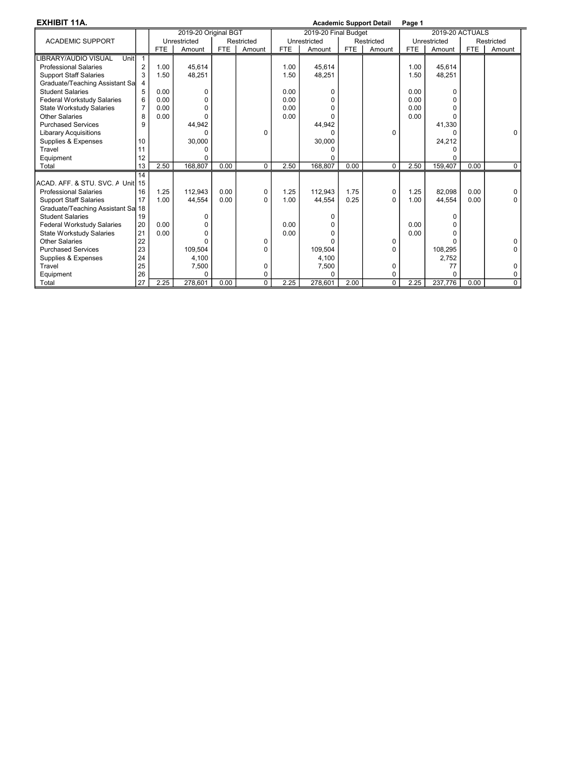**EXHIBIT 11A.** **Academic Support Detail** **Page 1**

| ACADEMIC SUPPORT | | 2019-20 Original BGT | | | | 2019-20 Final Budget | | | | 2019-20 ACTUALS | | | |
|---|---|---|---|---|---|---|---|---|---|---|---|---|---|
| | | Unrestricted | | Restricted | | Unrestricted | | Restricted | | Unrestricted | | Restricted | |
| | | FTE | Amount | FTE | Amount | FTE | Amount | FTE | Amount | FTE | Amount | FTE | Amount |
| LIBRARY/AUDIO VISUAL Unit | 1 | | | | | | | | | | | | |
| Professional Salaries | 2 | 1.00 | 45,614 | | | 1.00 | 45,614 | | | 1.00 | 45,614 | | |
| Support Staff Salaries | 3 | 1.50 | 48,251 | | | 1.50 | 48,251 | | | 1.50 | 48,251 | | |
| Graduate/Teaching Assistant Sa | 4 | | | | | | | | | | | | |
| Student Salaries | 5 | 0.00 | 0 | | | 0.00 | 0 | | | 0.00 | 0 | | |
| Federal Workstudy Salaries | 6 | 0.00 | 0 | | | 0.00 | 0 | | | 0.00 | 0 | | |
| State Workstudy Salaries | 7 | 0.00 | 0 | | | 0.00 | 0 | | | 0.00 | 0 | | |
| Other Salaries | 8 | 0.00 | 0 | | | 0.00 | 0 | | | 0.00 | 0 | | |
| Purchased Services | 9 | | 44,942 | | | | 44,942 | | | | 41,330 | | |
| Libarary Acquisitions | | | 0 | | 0 | | 0 | | 0 | | 0 | | 0 |
| Supplies & Expenses | 10 | | 30,000 | | | | 30,000 | | | | 24,212 | | |
| Travel | 11 | | 0 | | | | 0 | | | | 0 | | |
| Equipment | 12 | | 0 | | | | 0 | | | | 0 | | |
| Total | 13 | 2.50 | 168,807 | 0.00 | 0 | 2.50 | 168,807 | 0.00 | 0 | 2.50 | 159,407 | 0.00 | 0 |
| | 14 | | | | | | | | | | | | |
| ACAD. AFF. & STU. SVC. A Unit | 15 | | | | | | | | | | | | |
| Professional Salaries | 16 | 1.25 | 112,943 | 0.00 | 0 | 1.25 | 112,943 | 1.75 | 0 | 1.25 | 82,098 | 0.00 | 0 |
| Support Staff Salaries | 17 | 1.00 | 44,554 | 0.00 | 0 | 1.00 | 44,554 | 0.25 | 0 | 1.00 | 44,554 | 0.00 | 0 |
| Graduate/Teaching Assistant Sa | 18 | | | | | | | | | | | | |
| Student Salaries | 19 | | 0 | | | | 0 | | | | 0 | | |
| Federal Workstudy Salaries | 20 | 0.00 | 0 | | | 0.00 | 0 | | | 0.00 | 0 | | |
| State Workstudy Salaries | 21 | 0.00 | 0 | | | 0.00 | 0 | | | 0.00 | 0 | | |
| Other Salaries | 22 | | 0 | | 0 | | 0 | | 0 | | 0 | | 0 |
| Purchased Services | 23 | | 109,504 | | 0 | | 109,504 | | 0 | | 108,295 | | 0 |
| Supplies & Expenses | 24 | | 4,100 | | | | 4,100 | | | | 2,752 | | |
| Travel | 25 | | 7,500 | | 0 | | 7,500 | | 0 | | 77 | | 0 |
| Equipment | 26 | | 0 | | 0 | | 0 | | 0 | | 0 | | 0 |
| Total | 27 | 2.25 | 278,601 | 0.00 | 0 | 2.25 | 278,601 | 2.00 | 0 | 2.25 | 237,776 | 0.00 | 0 |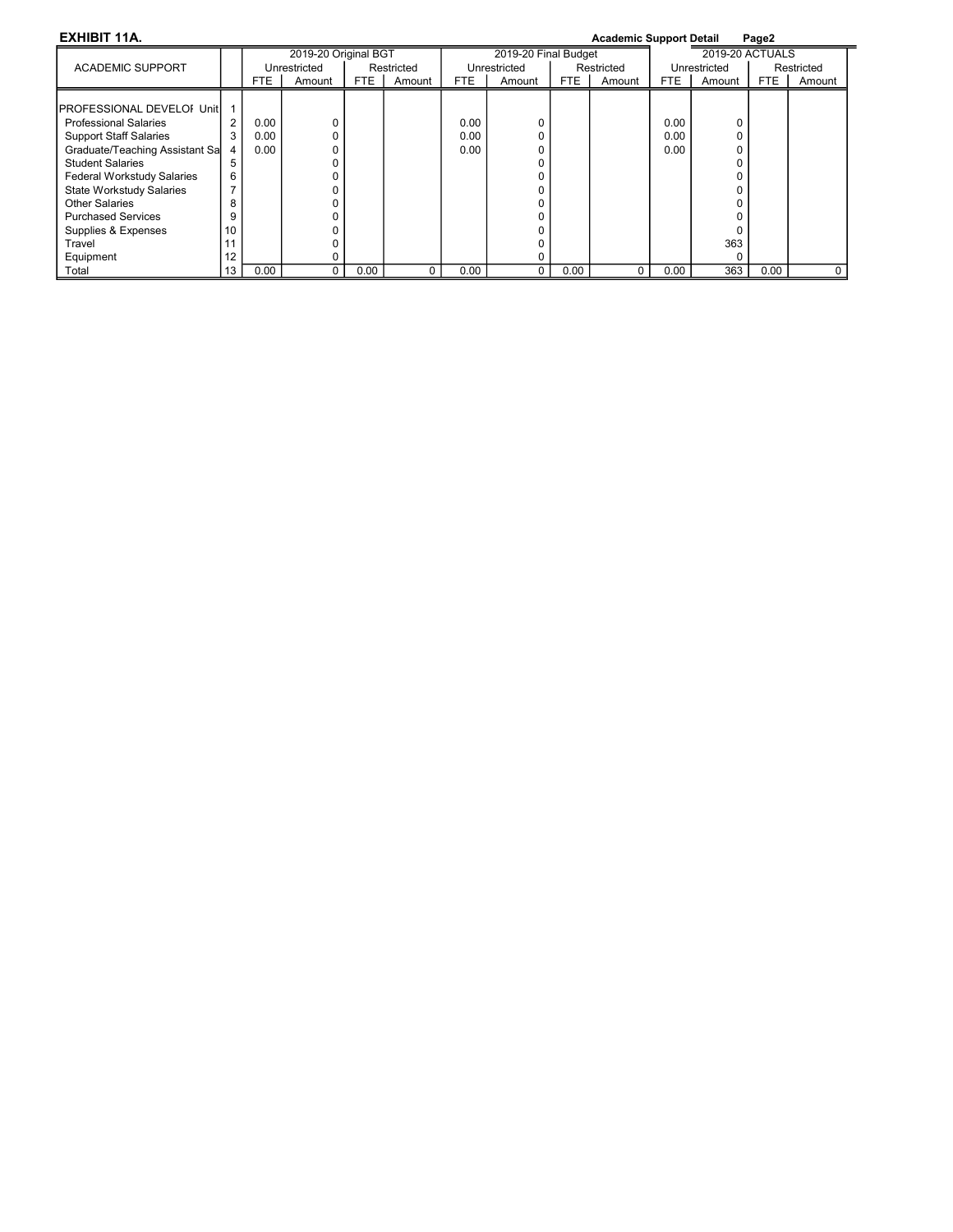**EXHIBIT 11A.** **Academic Support Detail** **Page2**

| ACADEMIC SUPPORT | | 2019-20 Original BGT | | | | 2019-20 Final Budget | | | | 2019-20 ACTUALS | | | |
|---|---|---|---|---|---|---|---|---|---|---|---|---|---|
| | | Unrestricted | | Restricted | | Unrestricted | | Restricted | | Unrestricted | | Restricted | |
| | | FTE | Amount | FTE | Amount | FTE | Amount | FTE | Amount | FTE | Amount | FTE | Amount |
| PROFESSIONAL DEVELOF Unit | 1 | | | | | | | | | | | | |
| Professional Salaries | 2 | 0.00 | 0 | | | 0.00 | 0 | | | 0.00 | 0 | | |
| Support Staff Salaries | 3 | 0.00 | 0 | | | 0.00 | 0 | | | 0.00 | 0 | | |
| Graduate/Teaching Assistant Sa | 4 | 0.00 | 0 | | | 0.00 | 0 | | | 0.00 | 0 | | |
| Student Salaries | 5 | | 0 | | | | 0 | | | | 0 | | |
| Federal Workstudy Salaries | 6 | | 0 | | | | 0 | | | | 0 | | |
| State Workstudy Salaries | 7 | | 0 | | | | 0 | | | | 0 | | |
| Other Salaries | 8 | | 0 | | | | 0 | | | | 0 | | |
| Purchased Services | 9 | | 0 | | | | 0 | | | | 0 | | |
| Supplies & Expenses | 10 | | 0 | | | | 0 | | | | 0 | | |
| Travel | 11 | | 0 | | | | 0 | | | | 363 | | |
| Equipment | 12 | | 0 | | | | 0 | | | | 0 | | |
| Total | 13 | 0.00 | 0 | 0.00 | 0 | 0.00 | 0 | 0.00 | 0 | 0.00 | 363 | 0.00 | 0 |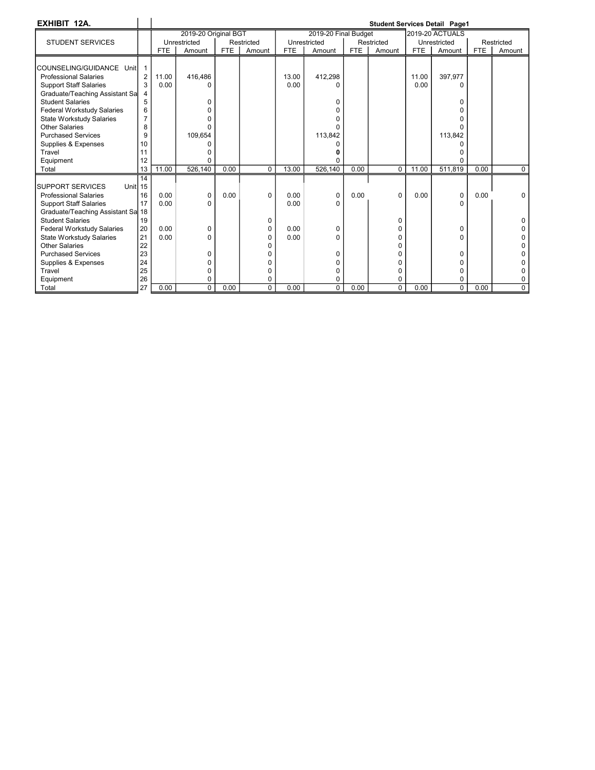**EXHIBIT 12A.**

**Student Services Detail Page1**

| STUDENT SERVICES | | 2019-20 Original BGT | | | | 2019-20 Final Budget | | | | 2019-20 ACTUALS | | | |
|---|---|---|---|---|---|---|---|---|---|---|---|---|---|
| | | Unrestricted | | Restricted | | Unrestricted | | Restricted | | Unrestricted | | Restricted | |
| | | FTE | Amount | FTE | Amount | FTE | Amount | FTE | Amount | FTE | Amount | FTE | Amount |
| COUNSELING/GUIDANCE Unit | 1 | | | | | | | | | | | | |
| Professional Salaries | 2 | 11.00 | 416,486 | | | 13.00 | 412,298 | | | 11.00 | 397,977 | | |
| Support Staff Salaries | 3 | 0.00 | 0 | | | 0.00 | 0 | | | 0.00 | 0 | | |
| Graduate/Teaching Assistant Sa | 4 | | | | | | | | | | | | |
| Student Salaries | 5 | | 0 | | | | 0 | | | | 0 | | |
| Federal Workstudy Salaries | 6 | | 0 | | | | 0 | | | | 0 | | |
| State Workstudy Salaries | 7 | | 0 | | | | 0 | | | | 0 | | |
| Other Salaries | 8 | | 0 | | | | 0 | | | | 0 | | |
| Purchased Services | 9 | | 109,654 | | | | 113,842 | | | | 113,842 | | |
| Supplies & Expenses | 10 | | 0 | | | | 0 | | | | 0 | | |
| Travel | 11 | | 0 | | | | **0** | | | | 0 | | |
| Equipment | 12 | | 0 | | | | 0 | | | | 0 | | |
| Total | 13 | 11.00 | 526,140 | 0.00 | 0 | 13.00 | 526,140 | 0.00 | 0 | 11.00 | 511,819 | 0.00 | 0 |
| | 14 | | | | | | | | | | | | |
| SUPPORT SERVICES Unit | 15 | | | | | | | | | | | | |
| Professional Salaries | 16 | 0.00 | 0 | 0.00 | 0 | 0.00 | 0 | 0.00 | 0 | 0.00 | 0 | 0.00 | 0 |
| Support Staff Salaries | 17 | 0.00 | 0 | | | 0.00 | 0 | | | | 0 | | |
| Graduate/Teaching Assistant Sa | 18 | | | | | | | | | | | | |
| Student Salaries | 19 | | | | 0 | | | | 0 | | | | 0 |
| Federal Workstudy Salaries | 20 | 0.00 | 0 | | 0 | 0.00 | 0 | | 0 | | 0 | | 0 |
| State Workstudy Salaries | 21 | 0.00 | 0 | | 0 | 0.00 | 0 | | 0 | | 0 | | 0 |
| Other Salaries | 22 | | | | 0 | | | | 0 | | | | 0 |
| Purchased Services | 23 | | 0 | | 0 | | 0 | | 0 | | 0 | | 0 |
| Supplies & Expenses | 24 | | 0 | | 0 | | 0 | | 0 | | 0 | | 0 |
| Travel | 25 | | 0 | | 0 | | 0 | | 0 | | 0 | | 0 |
| Equipment | 26 | | 0 | | 0 | | 0 | | 0 | | 0 | | 0 |
| Total | 27 | 0.00 | 0 | 0.00 | 0 | 0.00 | 0 | 0.00 | 0 | 0.00 | 0 | 0.00 | 0 |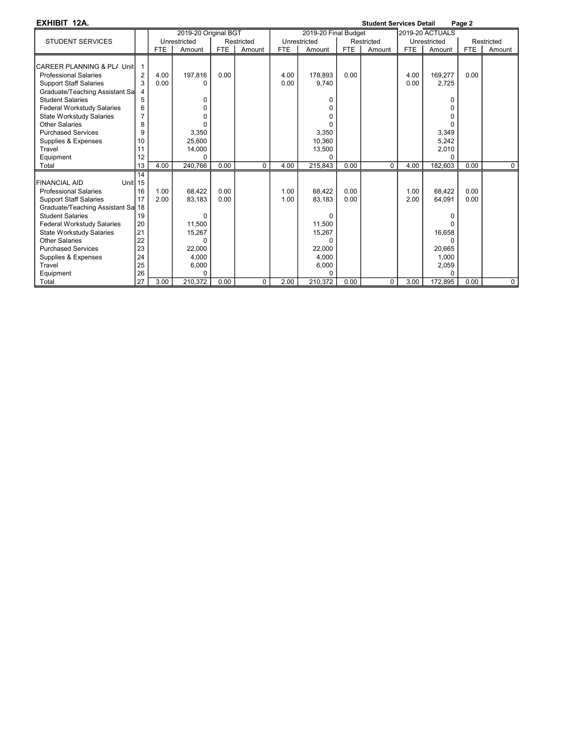**EXHIBIT 12A.**

**Student Services Detail**

| STUDENT SERVICES | | 2019-20 Original BGT | | | | 2019-20 Final Budget | | | | 2019-20 ACTUALS | | | |
|---|---|---|---|---|---|---|---|---|---|---|---|---|---|
| | | Unrestricted | | Restricted | | Unrestricted | | Restricted | | Unrestricted | | Restricted | |
| | | FTE | Amount | FTE | Amount | FTE | Amount | FTE | Amount | FTE | Amount | FTE | Amount |
| CAREER PLANNING & PLA Unit | 1 | | | | | | | | | | | | |
| Professional Salaries | 2 | 4.00 | 197,816 | 0.00 | | 4.00 | 178,893 | 0.00 | | 4.00 | 169,277 | 0.00 | |
| Support Staff Salaries | 3 | 0.00 | 0 | | | 0.00 | 9,740 | | | 0.00 | 2,725 | | |
| Graduate/Teaching Assistant Sa | 4 | | | | | | | | | | | | |
| Student Salaries | 5 | | 0 | | | | 0 | | | | 0 | | |
| Federal Workstudy Salaries | 6 | | 0 | | | | 0 | | | | 0 | | |
| State Workstudy Salaries | 7 | | 0 | | | | 0 | | | | 0 | | |
| Other Salaries | 8 | | 0 | | | | 0 | | | | 0 | | |
| Purchased Services | 9 | | 3,350 | | | | 3,350 | | | | 3,349 | | |
| Supplies & Expenses | 10 | | 25,600 | | | | 10,360 | | | | 5,242 | | |
| Travel | 11 | | 14,000 | | | | 13,500 | | | | 2,010 | | |
| Equipment | 12 | | 0 | | | | 0 | | | | 0 | | |
| Total | 13 | 4.00 | 240,766 | 0.00 | 0 | 4.00 | 215,843 | 0.00 | 0 | 4.00 | 182,603 | 0.00 | 0 |
| | 14 | | | | | | | | | | | | |
| FINANCIAL AID Unit | 15 | | | | | | | | | | | | |
| Professional Salaries | 16 | 1.00 | 68,422 | 0.00 | | 1.00 | 68,422 | 0.00 | | 1.00 | 68,422 | 0.00 | |
| Support Staff Salaries | 17 | 2.00 | 83,183 | 0.00 | | 1.00 | 83,183 | 0.00 | | 2.00 | 64,091 | 0.00 | |
| Graduate/Teaching Assistant Sa | 18 | | | | | | | | | | | | |
| Student Salaries | 19 | | 0 | | | | 0 | | | | 0 | | |
| Federal Workstudy Salaries | 20 | | 11,500 | | | | 11,500 | | | | 0 | | |
| State Workstudy Salaries | 21 | | 15,267 | | | | 15,267 | | | | 16,658 | | |
| Other Salaries | 22 | | 0 | | | | 0 | | | | 0 | | |
| Purchased Services | 23 | | 22,000 | | | | 22,000 | | | | 20,665 | | |
| Supplies & Expenses | 24 | | 4,000 | | | | 4,000 | | | | 1,000 | | |
| Travel | 25 | | 6,000 | | | | 6,000 | | | | 2,059 | | |
| Equipment | 26 | | 0 | | | | 0 | | | | 0 | | |
| Total | 27 | 3.00 | 210,372 | 0.00 | 0 | 2.00 | 210,372 | 0.00 | 0 | 3.00 | 172,895 | 0.00 | 0 |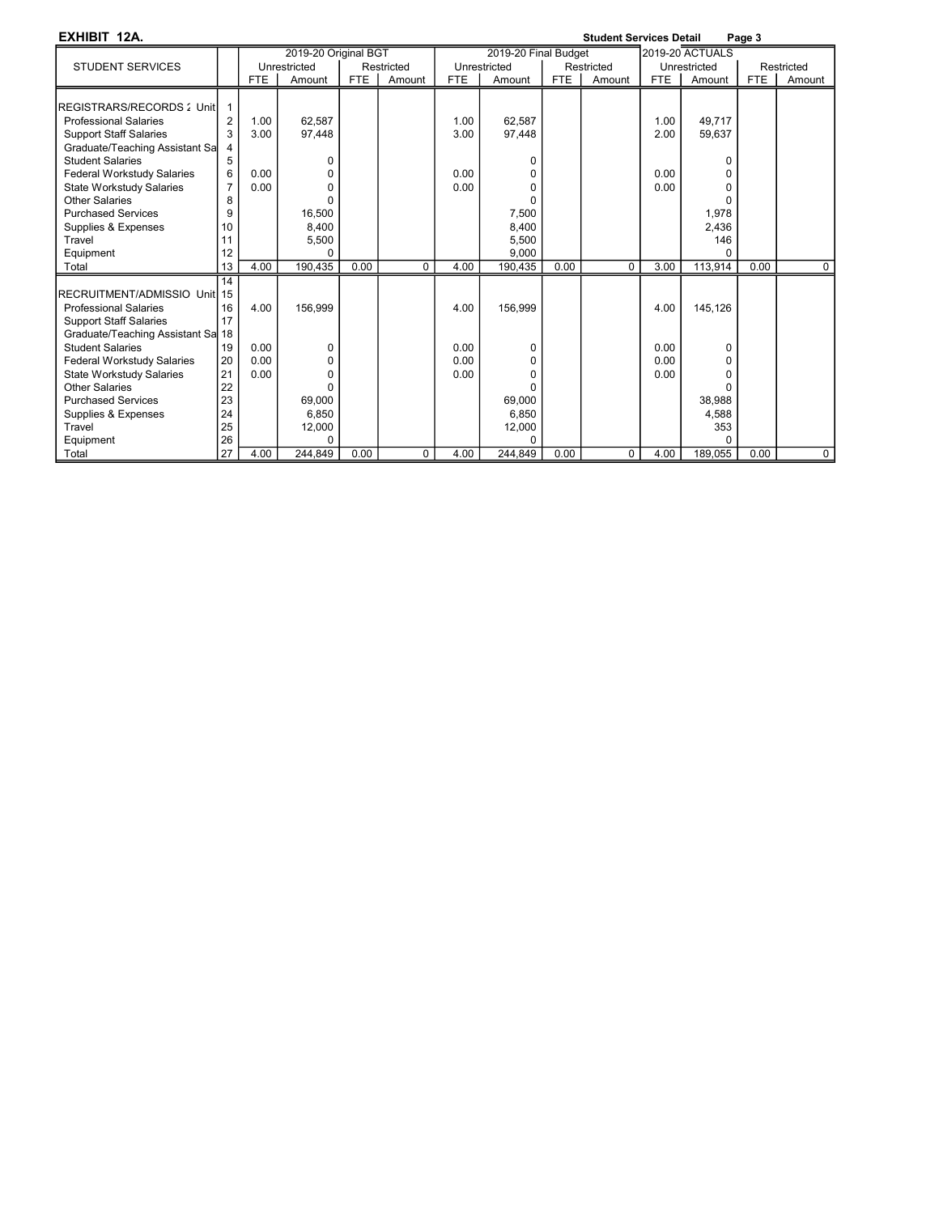**EXHIBIT 12A.** **Student Services Detail** **Page 3**

| STUDENT SERVICES | | 2019-20 Original BGT | | | | 2019-20 Final Budget | | | | 2019-20 ACTUALS | | | |
|---|---|---|---|---|---|---|---|---|---|---|---|---|---|
| | | Unrestricted | | Restricted | | Unrestricted | | Restricted | | Unrestricted | | Restricted | |
| | | FTE | Amount | FTE | Amount | FTE | Amount | FTE | Amount | FTE | Amount | FTE | Amount |
| REGISTRARS/RECORDS 2 Unit | 1 | | | | | | | | | | | | |
| Professional Salaries | 2 | 1.00 | 62,587 | | | 1.00 | 62,587 | | | 1.00 | 49,717 | | |
| Support Staff Salaries | 3 | 3.00 | 97,448 | | | 3.00 | 97,448 | | | 2.00 | 59,637 | | |
| Graduate/Teaching Assistant Sa | 4 | | | | | | | | | | | | |
| Student Salaries | 5 | | 0 | | | | 0 | | | | 0 | | |
| Federal Workstudy Salaries | 6 | 0.00 | 0 | | | 0.00 | 0 | | | 0.00 | 0 | | |
| State Workstudy Salaries | 7 | 0.00 | 0 | | | 0.00 | 0 | | | 0.00 | 0 | | |
| Other Salaries | 8 | | 0 | | | | 0 | | | | 0 | | |
| Purchased Services | 9 | | 16,500 | | | | 7,500 | | | | 1,978 | | |
| Supplies & Expenses | 10 | | 8,400 | | | | 8,400 | | | | 2,436 | | |
| Travel | 11 | | 5,500 | | | | 5,500 | | | | 146 | | |
| Equipment | 12 | | 0 | | | | 9,000 | | | | 0 | | |
| Total | 13 | 4.00 | 190,435 | 0.00 | 0 | 4.00 | 190,435 | 0.00 | 0 | 3.00 | 113,914 | 0.00 | 0 |
| | 14 | | | | | | | | | | | | |
| RECRUITMENT/ADMISSIO Unit | 15 | | | | | | | | | | | | |
| Professional Salaries | 16 | 4.00 | 156,999 | | | 4.00 | 156,999 | | | 4.00 | 145,126 | | |
| Support Staff Salaries | 17 | | | | | | | | | | | | |
| Graduate/Teaching Assistant Sa | 18 | | | | | | | | | | | | |
| Student Salaries | 19 | 0.00 | 0 | | | 0.00 | 0 | | | 0.00 | 0 | | |
| Federal Workstudy Salaries | 20 | 0.00 | 0 | | | 0.00 | 0 | | | 0.00 | 0 | | |
| State Workstudy Salaries | 21 | 0.00 | 0 | | | 0.00 | 0 | | | 0.00 | 0 | | |
| Other Salaries | 22 | | 0 | | | | 0 | | | | 0 | | |
| Purchased Services | 23 | | 69,000 | | | | 69,000 | | | | 38,988 | | |
| Supplies & Expenses | 24 | | 6,850 | | | | 6,850 | | | | 4,588 | | |
| Travel | 25 | | 12,000 | | | | 12,000 | | | | 353 | | |
| Equipment | 26 | | 0 | | | | 0 | | | | 0 | | |
| Total | 27 | 4.00 | 244,849 | 0.00 | 0 | 4.00 | 244,849 | 0.00 | 0 | 4.00 | 189,055 | 0.00 | 0 |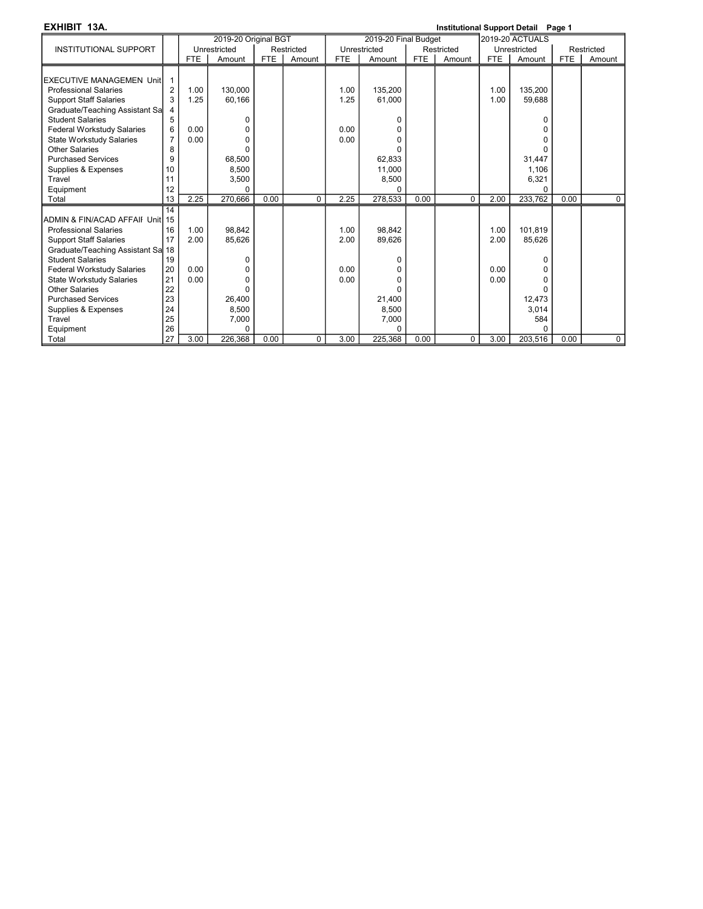**EXHIBIT 13A.**

**Institutional Support Detail**

| INSTITUTIONAL SUPPORT | | 2019-20 Original BGT | | | | 2019-20 Final Budget | | | | 2019-20 ACTUALS | | | |
|---|---|---|---|---|---|---|---|---|---|---|---|---|---|
| | | Unrestricted | | Restricted | | Unrestricted | | Restricted | | Unrestricted | | Restricted | |
| | | FTE | Amount | FTE | Amount | FTE | Amount | FTE | Amount | FTE | Amount | FTE | Amount |
| EXECUTIVE MANAGEMEN Unit | 1 | | | | | | | | | | | | |
| Professional Salaries | 2 | 1.00 | 130,000 | | | 1.00 | 135,200 | | | 1.00 | 135,200 | | |
| Support Staff Salaries | 3 | 1.25 | 60,166 | | | 1.25 | 61,000 | | | 1.00 | 59,688 | | |
| Graduate/Teaching Assistant Sa | 4 | | | | | | | | | | | | |
| Student Salaries | 5 | | 0 | | | | 0 | | | | 0 | | |
| Federal Workstudy Salaries | 6 | 0.00 | 0 | | | 0.00 | 0 | | | | 0 | | |
| State Workstudy Salaries | 7 | 0.00 | 0 | | | 0.00 | 0 | | | | 0 | | |
| Other Salaries | 8 | | 0 | | | | 0 | | | | 0 | | |
| Purchased Services | 9 | | 68,500 | | | | 62,833 | | | | 31,447 | | |
| Supplies & Expenses | 10 | | 8,500 | | | | 11,000 | | | | 1,106 | | |
| Travel | 11 | | 3,500 | | | | 8,500 | | | | 6,321 | | |
| Equipment | 12 | | 0 | | | | 0 | | | | 0 | | |
| Total | 13 | 2.25 | 270,666 | 0.00 | 0 | 2.25 | 278,533 | 0.00 | 0 | 2.00 | 233,762 | 0.00 | 0 |
| | 14 | | | | | | | | | | | | |
| ADMIN & FIN/ACAD AFFAII Unit | 15 | | | | | | | | | | | | |
| Professional Salaries | 16 | 1.00 | 98,842 | | | 1.00 | 98,842 | | | 1.00 | 101,819 | | |
| Support Staff Salaries | 17 | 2.00 | 85,626 | | | 2.00 | 89,626 | | | 2.00 | 85,626 | | |
| Graduate/Teaching Assistant Sa | 18 | | | | | | | | | | | | |
| Student Salaries | 19 | | 0 | | | | 0 | | | | 0 | | |
| Federal Workstudy Salaries | 20 | 0.00 | 0 | | | 0.00 | 0 | | | 0.00 | 0 | | |
| State Workstudy Salaries | 21 | 0.00 | 0 | | | 0.00 | 0 | | | 0.00 | 0 | | |
| Other Salaries | 22 | | 0 | | | | 0 | | | | 0 | | |
| Purchased Services | 23 | | 26,400 | | | | 21,400 | | | | 12,473 | | |
| Supplies & Expenses | 24 | | 8,500 | | | | 8,500 | | | | 3,014 | | |
| Travel | 25 | | 7,000 | | | | 7,000 | | | | 584 | | |
| Equipment | 26 | | 0 | | | | 0 | | | | 0 | | |
| Total | 27 | 3.00 | 226,368 | 0.00 | 0 | 3.00 | 225,368 | 0.00 | 0 | 3.00 | 203,516 | 0.00 | 0 |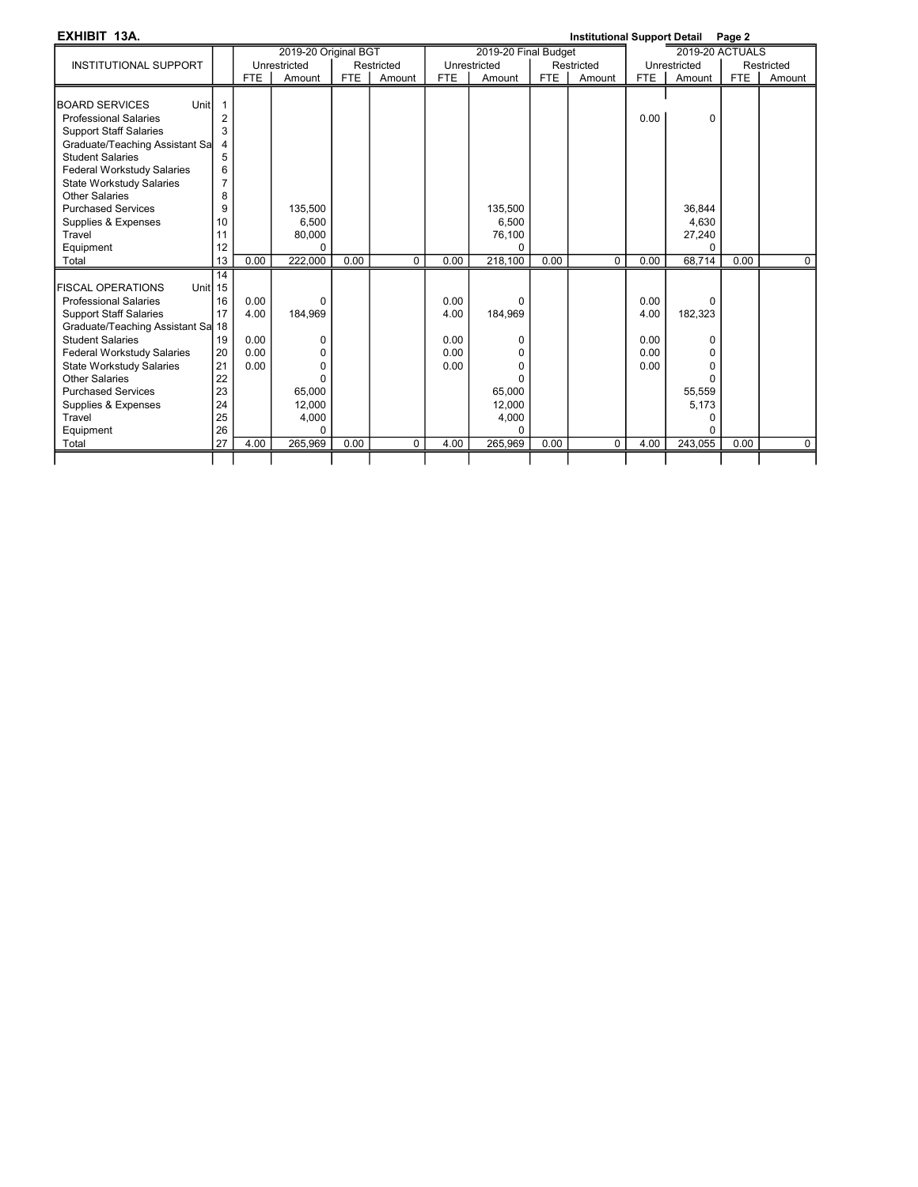**EXHIBIT 13A.** **Institutional Support Detail Page 2**

| INSTITUTIONAL SUPPORT | | 2019-20 Original BGT | | | | 2019-20 Final Budget | | | | 2019-20 ACTUALS | | | |
|---|---|---|---|---|---|---|---|---|---|---|---|---|---|
| | | Unrestricted | | Restricted | | Unrestricted | | Restricted | | Unrestricted | | Restricted | |
| | | FTE | Amount | FTE | Amount | FTE | Amount | FTE | Amount | FTE | Amount | FTE | Amount |
| BOARD SERVICES Unit | 1 | | | | | | | | | | | | |
| Professional Salaries | 2 | | | | | | | | | 0.00 | 0 | | |
| Support Staff Salaries | 3 | | | | | | | | | | | | |
| Graduate/Teaching Assistant Sa | 4 | | | | | | | | | | | | |
| Student Salaries | 5 | | | | | | | | | | | | |
| Federal Workstudy Salaries | 6 | | | | | | | | | | | | |
| State Workstudy Salaries | 7 | | | | | | | | | | | | |
| Other Salaries | 8 | | | | | | | | | | | | |
| Purchased Services | 9 | | 135,500 | | | | 135,500 | | | | 36,844 | | |
| Supplies & Expenses | 10 | | 6,500 | | | | 6,500 | | | | 4,630 | | |
| Travel | 11 | | 80,000 | | | | 76,100 | | | | 27,240 | | |
| Equipment | 12 | | 0 | | | | 0 | | | | 0 | | |
| Total | 13 | 0.00 | 222,000 | 0.00 | 0 | 0.00 | 218,100 | 0.00 | 0 | 0.00 | 68,714 | 0.00 | 0 |
| | 14 | | | | | | | | | | | | |
| FISCAL OPERATIONS Unit | 15 | | | | | | | | | | | | |
| Professional Salaries | 16 | 0.00 | 0 | | | 0.00 | 0 | | | 0.00 | 0 | | |
| Support Staff Salaries | 17 | 4.00 | 184,969 | | | 4.00 | 184,969 | | | 4.00 | 182,323 | | |
| Graduate/Teaching Assistant Sa | 18 | | | | | | | | | | | | |
| Student Salaries | 19 | 0.00 | 0 | | | 0.00 | 0 | | | 0.00 | 0 | | |
| Federal Workstudy Salaries | 20 | 0.00 | 0 | | | 0.00 | 0 | | | 0.00 | 0 | | |
| State Workstudy Salaries | 21 | 0.00 | 0 | | | 0.00 | 0 | | | 0.00 | 0 | | |
| Other Salaries | 22 | | 0 | | | | 0 | | | | 0 | | |
| Purchased Services | 23 | | 65,000 | | | | 65,000 | | | | 55,559 | | |
| Supplies & Expenses | 24 | | 12,000 | | | | 12,000 | | | | 5,173 | | |
| Travel | 25 | | 4,000 | | | | 4,000 | | | | 0 | | |
| Equipment | 26 | | 0 | | | | 0 | | | | 0 | | |
| Total | 27 | 4.00 | 265,969 | 0.00 | 0 | 4.00 | 265,969 | 0.00 | 0 | 4.00 | 243,055 | 0.00 | 0 |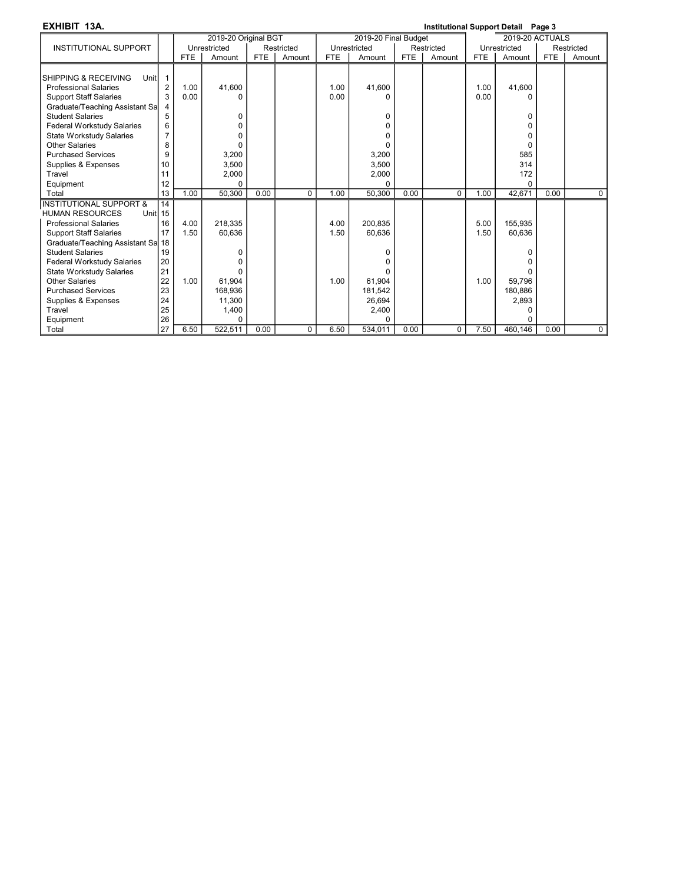**EXHIBIT 13A.**

**Institutional Support Detail**

| INSTITUTIONAL SUPPORT | | 2019-20 Original BGT | | | | 2019-20 Final Budget | | | | 2019-20 ACTUALS | | | |
|---|---|---|---|---|---|---|---|---|---|---|---|---|---|
| | | Unrestricted | | Restricted | | Unrestricted | | Restricted | | Unrestricted | | Restricted | |
| | | FTE | Amount | FTE | Amount | FTE | Amount | FTE | Amount | FTE | Amount | FTE | Amount |
| SHIPPING & RECEIVING Unit | 1 | | | | | | | | | | | | |
| Professional Salaries | 2 | 1.00 | 41,600 | | | 1.00 | 41,600 | | | 1.00 | 41,600 | | |
| Support Staff Salaries | 3 | 0.00 | 0 | | | 0.00 | 0 | | | 0.00 | 0 | | |
| Graduate/Teaching Assistant Sa | 4 | | | | | | | | | | | | |
| Student Salaries | 5 | | 0 | | | | 0 | | | | 0 | | |
| Federal Workstudy Salaries | 6 | | 0 | | | | 0 | | | | 0 | | |
| State Workstudy Salaries | 7 | | 0 | | | | 0 | | | | 0 | | |
| Other Salaries | 8 | | 0 | | | | 0 | | | | 0 | | |
| Purchased Services | 9 | | 3,200 | | | | 3,200 | | | | 585 | | |
| Supplies & Expenses | 10 | | 3,500 | | | | 3,500 | | | | 314 | | |
| Travel | 11 | | 2,000 | | | | 2,000 | | | | 172 | | |
| Equipment | 12 | | 0 | | | | 0 | | | | 0 | | |
| Total | 13 | 1.00 | 50,300 | 0.00 | 0 | 1.00 | 50,300 | 0.00 | 0 | 1.00 | 42,671 | 0.00 | 0 |
| INSTITUTIONAL SUPPORT & | 14 | | | | | | | | | | | | |
| HUMAN RESOURCES Unit | 15 | | | | | | | | | | | | |
| Professional Salaries | 16 | 4.00 | 218,335 | | | 4.00 | 200,835 | | | 5.00 | 155,935 | | |
| Support Staff Salaries | 17 | 1.50 | 60,636 | | | 1.50 | 60,636 | | | 1.50 | 60,636 | | |
| Graduate/Teaching Assistant Sa | 18 | | | | | | | | | | | | |
| Student Salaries | 19 | | 0 | | | | 0 | | | | 0 | | |
| Federal Workstudy Salaries | 20 | | 0 | | | | 0 | | | | 0 | | |
| State Workstudy Salaries | 21 | | 0 | | | | 0 | | | | 0 | | |
| Other Salaries | 22 | 1.00 | 61,904 | | | 1.00 | 61,904 | | | 1.00 | 59,796 | | |
| Purchased Services | 23 | | 168,936 | | | | 181,542 | | | | 180,886 | | |
| Supplies & Expenses | 24 | | 11,300 | | | | 26,694 | | | | 2,893 | | |
| Travel | 25 | | 1,400 | | | | 2,400 | | | | 0 | | |
| Equipment | 26 | | 0 | | | | 0 | | | | 0 | | |
| Total | 27 | 6.50 | 522,511 | 0.00 | 0 | 6.50 | 534,011 | 0.00 | 0 | 7.50 | 460,146 | 0.00 | 0 |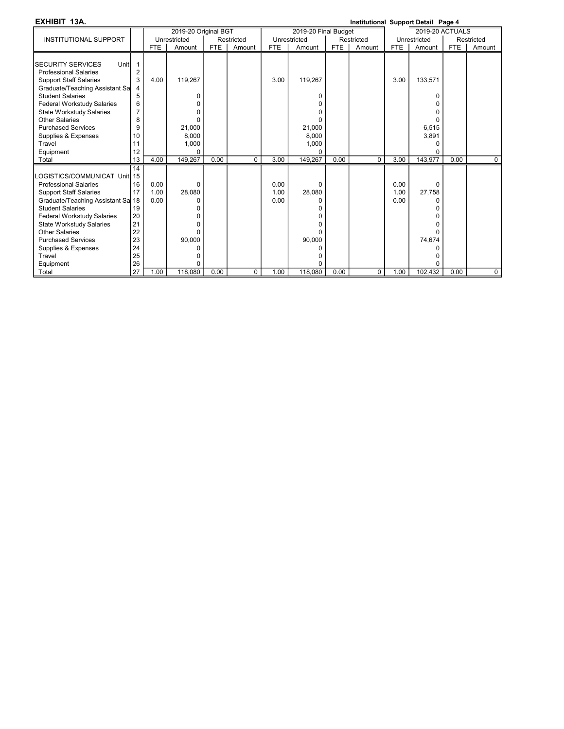**EXHIBIT 13A.** **Institutional Support Detail Page 4**

| INSTITUTIONAL SUPPORT | | 2019-20 Original BGT | | | | 2019-20 Final Budget | | | | 2019-20 ACTUALS | | | |
|---|---|---|---|---|---|---|---|---|---|---|---|---|---|
| | | Unrestricted | | Restricted | | Unrestricted | | Restricted | | Unrestricted | | Restricted | |
| | | FTE | Amount | FTE | Amount | FTE | Amount | FTE | Amount | FTE | Amount | FTE | Amount |
| SECURITY SERVICES Unit | 1 | | | | | | | | | | | | |
| Professional Salaries | 2 | | | | | | | | | | | | |
| Support Staff Salaries | 3 | 4.00 | 119,267 | | | 3.00 | 119,267 | | | 3.00 | 133,571 | | |
| Graduate/Teaching Assistant Sa | 4 | | | | | | | | | | | | |
| Student Salaries | 5 | | 0 | | | | 0 | | | | 0 | | |
| Federal Workstudy Salaries | 6 | | 0 | | | | 0 | | | | 0 | | |
| State Workstudy Salaries | 7 | | 0 | | | | 0 | | | | 0 | | |
| Other Salaries | 8 | | 0 | | | | 0 | | | | 0 | | |
| Purchased Services | 9 | | 21,000 | | | | 21,000 | | | | 6,515 | | |
| Supplies & Expenses | 10 | | 8,000 | | | | 8,000 | | | | 3,891 | | |
| Travel | 11 | | 1,000 | | | | 1,000 | | | | 0 | | |
| Equipment | 12 | | 0 | | | | 0 | | | | 0 | | |
| Total | 13 | 4.00 | 149,267 | 0.00 | 0 | 3.00 | 149,267 | 0.00 | 0 | 3.00 | 143,977 | 0.00 | 0 |
| | 14 | | | | | | | | | | | | |
| LOGISTICS/COMMUNICAT Unit | 15 | | | | | | | | | | | | |
| Professional Salaries | 16 | 0.00 | 0 | | | 0.00 | 0 | | | 0.00 | 0 | | |
| Support Staff Salaries | 17 | 1.00 | 28,080 | | | 1.00 | 28,080 | | | 1.00 | 27,758 | | |
| Graduate/Teaching Assistant Sa | 18 | 0.00 | 0 | | | 0.00 | 0 | | | 0.00 | 0 | | |
| Student Salaries | 19 | | 0 | | | | 0 | | | | 0 | | |
| Federal Workstudy Salaries | 20 | | 0 | | | | 0 | | | | 0 | | |
| State Workstudy Salaries | 21 | | 0 | | | | 0 | | | | 0 | | |
| Other Salaries | 22 | | 0 | | | | 0 | | | | 0 | | |
| Purchased Services | 23 | | 90,000 | | | | 90,000 | | | | 74,674 | | |
| Supplies & Expenses | 24 | | 0 | | | | 0 | | | | 0 | | |
| Travel | 25 | | 0 | | | | 0 | | | | 0 | | |
| Equipment | 26 | | 0 | | | | 0 | | | | 0 | | |
| Total | 27 | 1.00 | 118,080 | 0.00 | 0 | 1.00 | 118,080 | 0.00 | 0 | 1.00 | 102,432 | 0.00 | 0 |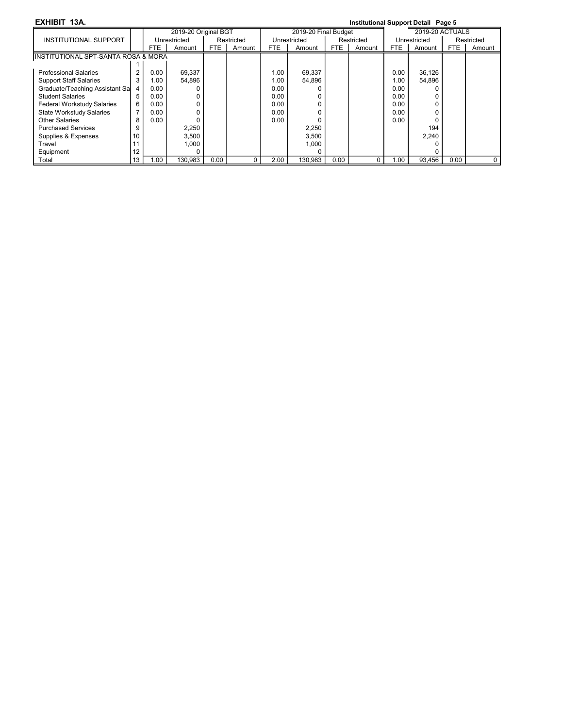**EXHIBIT 13A.** **Institutional Support Detail Page 5**

| INSTITUTIONAL SUPPORT | | 2019-20 Original BGT | | | | 2019-20 Final Budget | | | | 2019-20 ACTUALS | | | |
|---|---|---|---|---|---|---|---|---|---|---|---|---|---|
| | | Unrestricted | | Restricted | | Unrestricted | | Restricted | | Unrestricted | | Restricted | |
| | | FTE | Amount | FTE | Amount | FTE | Amount | FTE | Amount | FTE | Amount | FTE | Amount |
| INSTITUTIONAL SPT-SANTA ROSA & MORA | | | | | | | | | | | | | |
| | 1 | | | | | | | | | | | | |
| Professional Salaries | 2 | 0.00 | 69,337 | | | 1.00 | 69,337 | | | 0.00 | 36,126 | | |
| Support Staff Salaries | 3 | 1.00 | 54,896 | | | 1.00 | 54,896 | | | 1.00 | 54,896 | | |
| Graduate/Teaching Assistant Sa | 4 | 0.00 | 0 | | | 0.00 | 0 | | | 0.00 | 0 | | |
| Student Salaries | 5 | 0.00 | 0 | | | 0.00 | 0 | | | 0.00 | 0 | | |
| Federal Workstudy Salaries | 6 | 0.00 | 0 | | | 0.00 | 0 | | | 0.00 | 0 | | |
| State Workstudy Salaries | 7 | 0.00 | 0 | | | 0.00 | 0 | | | 0.00 | 0 | | |
| Other Salaries | 8 | 0.00 | 0 | | | 0.00 | 0 | | | 0.00 | 0 | | |
| Purchased Services | 9 | | 2,250 | | | | 2,250 | | | | 194 | | |
| Supplies & Expenses | 10 | | 3,500 | | | | 3,500 | | | | 2,240 | | |
| Travel | 11 | | 1,000 | | | | 1,000 | | | | 0 | | |
| Equipment | 12 | | 0 | | | | 0 | | | | 0 | | |
| Total | 13 | 1.00 | 130,983 | 0.00 | 0 | 2.00 | 130,983 | 0.00 | 0 | 1.00 | 93,456 | 0.00 | 0 |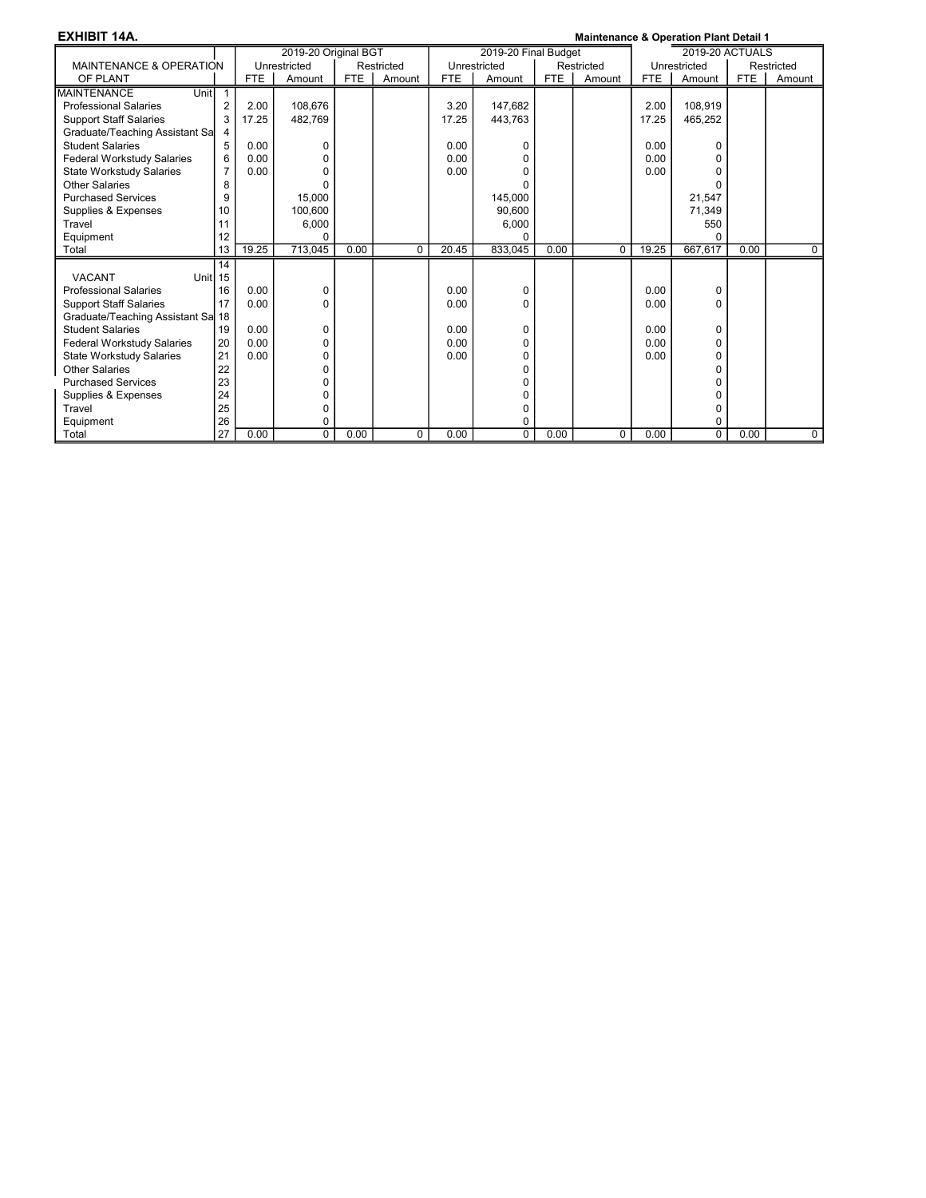**EXHIBIT 14A.** **Maintenance & Operation Plant Detail 1**

| MAINTENANCE & OPERATION OF PLANT | | 2019-20 Original BGT | | | | 2019-20 Final Budget | | | | 2019-20 ACTUALS | | | |
|---|---|---|---|---|---|---|---|---|---|---|---|---|---|
| | | Unrestricted | | Restricted | | Unrestricted | | Restricted | | Unrestricted | | Restricted | |
| | | FTE | Amount | FTE | Amount | FTE | Amount | FTE | Amount | FTE | Amount | FTE | Amount |
| MAINTENANCE Unit | 1 | | | | | | | | | | | | |
| Professional Salaries | 2 | 2.00 | 108,676 | | | 3.20 | 147,682 | | | 2.00 | 108,919 | | |
| Support Staff Salaries | 3 | 17.25 | 482,769 | | | 17.25 | 443,763 | | | 17.25 | 465,252 | | |
| Graduate/Teaching Assistant Sa | 4 | | | | | | | | | | | | |
| Student Salaries | 5 | 0.00 | 0 | | | 0.00 | 0 | | | 0.00 | 0 | | |
| Federal Workstudy Salaries | 6 | 0.00 | 0 | | | 0.00 | 0 | | | 0.00 | 0 | | |
| State Workstudy Salaries | 7 | 0.00 | 0 | | | 0.00 | 0 | | | 0.00 | 0 | | |
| Other Salaries | 8 | | 0 | | | | 0 | | | | 0 | | |
| Purchased Services | 9 | | 15,000 | | | | 145,000 | | | | 21,547 | | |
| Supplies & Expenses | 10 | | 100,600 | | | | 90,600 | | | | 71,349 | | |
| Travel | 11 | | 6,000 | | | | 6,000 | | | | 550 | | |
| Equipment | 12 | | 0 | | | | 0 | | | | 0 | | |
| Total | 13 | 19.25 | 713,045 | 0.00 | 0 | 20.45 | 833,045 | 0.00 | 0 | 19.25 | 667,617 | 0.00 | 0 |
| | 14 | | | | | | | | | | | | |
| VACANT Unit | 15 | | | | | | | | | | | | |
| Professional Salaries | 16 | 0.00 | 0 | | | 0.00 | 0 | | | 0.00 | 0 | | |
| Support Staff Salaries | 17 | 0.00 | 0 | | | 0.00 | 0 | | | 0.00 | 0 | | |
| Graduate/Teaching Assistant Sa | 18 | | | | | | | | | | | | |
| Student Salaries | 19 | 0.00 | 0 | | | 0.00 | 0 | | | 0.00 | 0 | | |
| Federal Workstudy Salaries | 20 | 0.00 | 0 | | | 0.00 | 0 | | | 0.00 | 0 | | |
| State Workstudy Salaries | 21 | 0.00 | 0 | | | 0.00 | 0 | | | 0.00 | 0 | | |
| Other Salaries | 22 | | 0 | | | | 0 | | | | 0 | | |
| Purchased Services | 23 | | 0 | | | | 0 | | | | 0 | | |
| Supplies & Expenses | 24 | | 0 | | | | 0 | | | | 0 | | |
| Travel | 25 | | 0 | | | | 0 | | | | 0 | | |
| Equipment | 26 | | 0 | | | | 0 | | | | 0 | | |
| Total | 27 | 0.00 | 0 | 0.00 | 0 | 0.00 | 0 | 0.00 | 0 | 0.00 | 0 | 0.00 | 0 |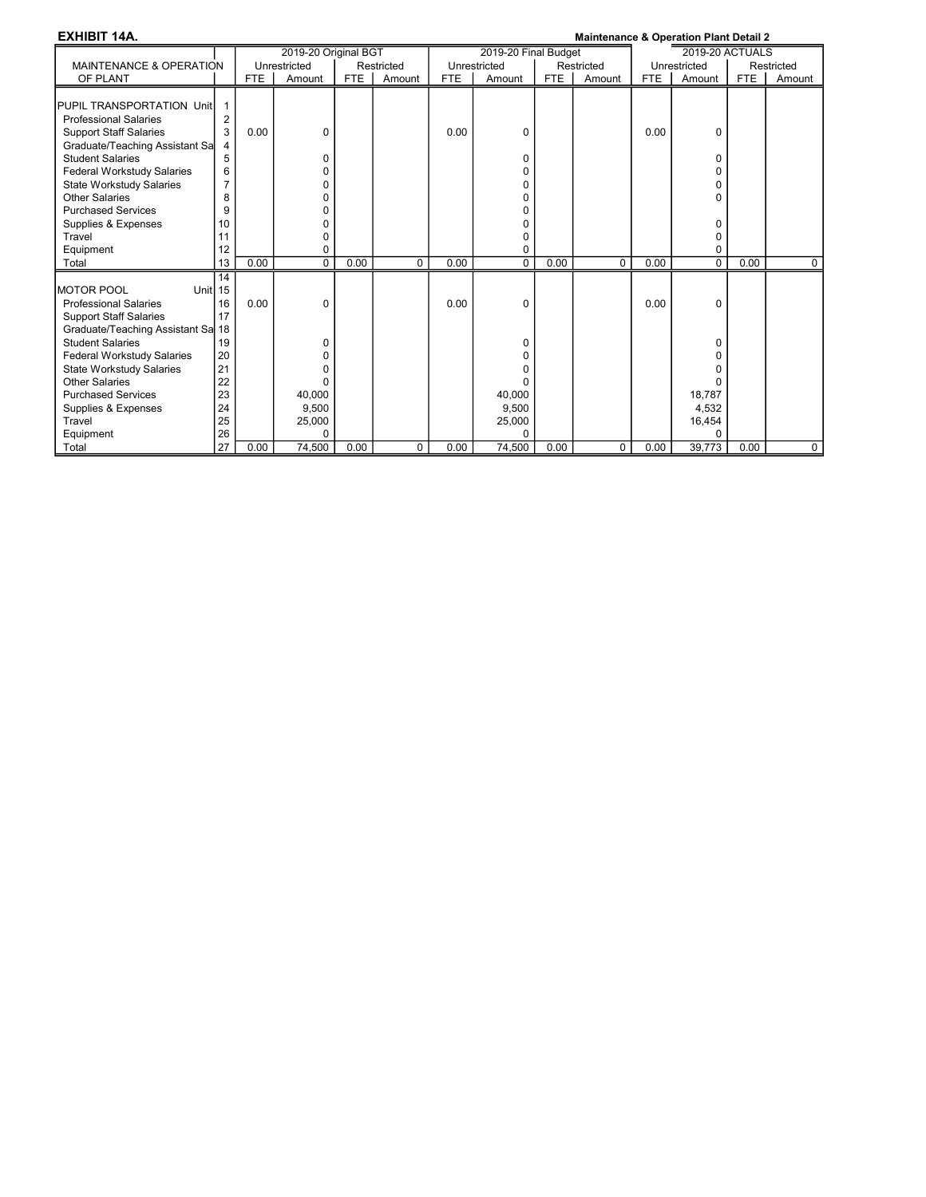**EXHIBIT 14A.**

**Maintenance & Operation Plant Detail 2**

| MAINTENANCE & OPERATION OF PLANT | | 2019-20 Original BGT | | | | 2019-20 Final Budget | | | | 2019-20 ACTUALS | | | |
|---|---|---|---|---|---|---|---|---|---|---|---|---|---|
| | | Unrestricted | | Restricted | | Unrestricted | | Restricted | | Unrestricted | | Restricted | |
| | | FTE | Amount | FTE | Amount | FTE | Amount | FTE | Amount | FTE | Amount | FTE | Amount |
| PUPIL TRANSPORTATION Unit | 1 | | | | | | | | | | | | |
| Professional Salaries | 2 | | | | | | | | | | | | |
| Support Staff Salaries | 3 | 0.00 | 0 | | | 0.00 | 0 | | | 0.00 | 0 | | |
| Graduate/Teaching Assistant Sa | 4 | | | | | | | | | | | | |
| Student Salaries | 5 | | 0 | | | | 0 | | | | 0 | | |
| Federal Workstudy Salaries | 6 | | 0 | | | | 0 | | | | 0 | | |
| State Workstudy Salaries | 7 | | 0 | | | | 0 | | | | 0 | | |
| Other Salaries | 8 | | 0 | | | | 0 | | | | 0 | | |
| Purchased Services | 9 | | 0 | | | | 0 | | | | | | |
| Supplies & Expenses | 10 | | 0 | | | | 0 | | | | 0 | | |
| Travel | 11 | | 0 | | | | 0 | | | | 0 | | |
| Equipment | 12 | | 0 | | | | 0 | | | | 0 | | |
| Total | 13 | 0.00 | 0 | 0.00 | 0 | 0.00 | 0 | 0.00 | 0 | 0.00 | 0 | 0.00 | 0 |
| | 14 | | | | | | | | | | | | |
| MOTOR POOL Unit | 15 | | | | | | | | | | | | |
| Professional Salaries | 16 | 0.00 | 0 | | | 0.00 | 0 | | | 0.00 | 0 | | |
| Support Staff Salaries | 17 | | | | | | | | | | | | |
| Graduate/Teaching Assistant Sa | 18 | | | | | | | | | | | | |
| Student Salaries | 19 | | 0 | | | | 0 | | | | 0 | | |
| Federal Workstudy Salaries | 20 | | 0 | | | | 0 | | | | 0 | | |
| State Workstudy Salaries | 21 | | 0 | | | | 0 | | | | 0 | | |
| Other Salaries | 22 | | 0 | | | | 0 | | | | 0 | | |
| Purchased Services | 23 | | 40,000 | | | | 40,000 | | | | 18,787 | | |
| Supplies & Expenses | 24 | | 9,500 | | | | 9,500 | | | | 4,532 | | |
| Travel | 25 | | 25,000 | | | | 25,000 | | | | 16,454 | | |
| Equipment | 26 | | 0 | | | | 0 | | | | 0 | | |
| Total | 27 | 0.00 | 74,500 | 0.00 | 0 | 0.00 | 74,500 | 0.00 | 0 | 0.00 | 39,773 | 0.00 | 0 |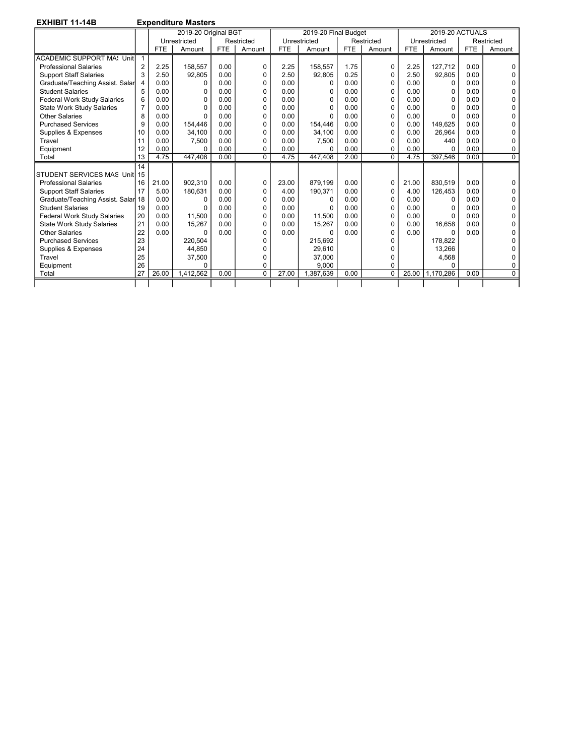**EXHIBIT 11-14B** **Expenditure Masters**

| | | 2019-20 Original BGT | | | | 2019-20 Final Budget | | | | 2019-20 ACTUALS | | | |
|---|---|---|---|---|---|---|---|---|---|---|---|---|---|
| | | Unrestricted | | Restricted | | Unrestricted | | Restricted | | Unrestricted | | Restricted | |
| | | FTE | Amount | FTE | Amount | FTE | Amount | FTE | Amount | FTE | Amount | FTE | Amount |
| ACADEMIC SUPPORT MAS Unit | 1 | | | | | | | | | | | | |
| Professional Salaries | 2 | 2.25 | 158,557 | 0.00 | 0 | 2.25 | 158,557 | 1.75 | 0 | 2.25 | 127,712 | 0.00 | 0 |
| Support Staff Salaries | 3 | 2.50 | 92,805 | 0.00 | 0 | 2.50 | 92,805 | 0.25 | 0 | 2.50 | 92,805 | 0.00 | 0 |
| Graduate/Teaching Assist. Salar | 4 | 0.00 | 0 | 0.00 | 0 | 0.00 | 0 | 0.00 | 0 | 0.00 | 0 | 0.00 | 0 |
| Student Salaries | 5 | 0.00 | 0 | 0.00 | 0 | 0.00 | 0 | 0.00 | 0 | 0.00 | 0 | 0.00 | 0 |
| Federal Work Study Salaries | 6 | 0.00 | 0 | 0.00 | 0 | 0.00 | 0 | 0.00 | 0 | 0.00 | 0 | 0.00 | 0 |
| State Work Study Salaries | 7 | 0.00 | 0 | 0.00 | 0 | 0.00 | 0 | 0.00 | 0 | 0.00 | 0 | 0.00 | 0 |
| Other Salaries | 8 | 0.00 | 0 | 0.00 | 0 | 0.00 | 0 | 0.00 | 0 | 0.00 | 0 | 0.00 | 0 |
| Purchased Services | 9 | 0.00 | 154,446 | 0.00 | 0 | 0.00 | 154,446 | 0.00 | 0 | 0.00 | 149,625 | 0.00 | 0 |
| Supplies & Expenses | 10 | 0.00 | 34,100 | 0.00 | 0 | 0.00 | 34,100 | 0.00 | 0 | 0.00 | 26,964 | 0.00 | 0 |
| Travel | 11 | 0.00 | 7,500 | 0.00 | 0 | 0.00 | 7,500 | 0.00 | 0 | 0.00 | 440 | 0.00 | 0 |
| Equipment | 12 | 0.00 | 0 | 0.00 | 0 | 0.00 | 0 | 0.00 | 0 | 0.00 | 0 | 0.00 | 0 |
| Total | 13 | 4.75 | 447,408 | 0.00 | 0 | 4.75 | 447,408 | 2.00 | 0 | 4.75 | 397,546 | 0.00 | 0 |
| | 14 | | | | | | | | | | | | |
| STUDENT SERVICES MAS Unit | 15 | | | | | | | | | | | | |
| Professional Salaries | 16 | 21.00 | 902,310 | 0.00 | 0 | 23.00 | 879,199 | 0.00 | 0 | 21.00 | 830,519 | 0.00 | 0 |
| Support Staff Salaries | 17 | 5.00 | 180,631 | 0.00 | 0 | 4.00 | 190,371 | 0.00 | 0 | 4.00 | 126,453 | 0.00 | 0 |
| Graduate/Teaching Assist. Salar | 18 | 0.00 | 0 | 0.00 | 0 | 0.00 | 0 | 0.00 | 0 | 0.00 | 0 | 0.00 | 0 |
| Student Salaries | 19 | 0.00 | 0 | 0.00 | 0 | 0.00 | 0 | 0.00 | 0 | 0.00 | 0 | 0.00 | 0 |
| Federal Work Study Salaries | 20 | 0.00 | 11,500 | 0.00 | 0 | 0.00 | 11,500 | 0.00 | 0 | 0.00 | 0 | 0.00 | 0 |
| State Work Study Salaries | 21 | 0.00 | 15,267 | 0.00 | 0 | 0.00 | 15,267 | 0.00 | 0 | 0.00 | 16,658 | 0.00 | 0 |
| Other Salaries | 22 | 0.00 | 0 | 0.00 | 0 | 0.00 | 0 | 0.00 | 0 | 0.00 | 0 | 0.00 | 0 |
| Purchased Services | 23 | | 220,504 | | 0 | | 215,692 | | 0 | | 178,822 | | 0 |
| Supplies & Expenses | 24 | | 44,850 | | 0 | | 29,610 | | 0 | | 13,266 | | 0 |
| Travel | 25 | | 37,500 | | 0 | | 37,000 | | 0 | | 4,568 | | 0 |
| Equipment | 26 | | 0 | | 0 | | 9,000 | | 0 | | 0 | | 0 |
| Total | 27 | 26.00 | 1,412,562 | 0.00 | 0 | 27.00 | 1,387,639 | 0.00 | 0 | 25.00 | 1,170,286 | 0.00 | 0 |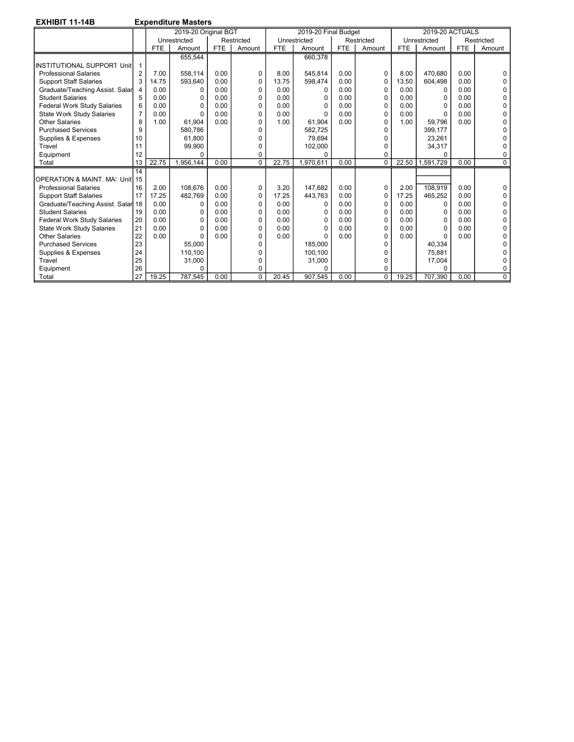**EXHIBIT 11-14B** **Expenditure Masters**

| | | 2019-20 Original BGT | | | | 2019-20 Final Budget | | | | 2019-20 ACTUALS | | | |
|---|---|---|---|---|---|---|---|---|---|---|---|---|---|
| | | Unrestricted | | Restricted | | Unrestricted | | Restricted | | Unrestricted | | Restricted | |
| | | FTE | Amount | FTE | Amount | FTE | Amount | FTE | Amount | FTE | Amount | FTE | Amount |
| | | | 655,544 | | | | 660,378 | | | | | | |
| INSTITUTIONAL SUPPORT Unit | 1 | | | | | | | | | | | | |
| Professional Salaries | 2 | 7.00 | 558,114 | 0.00 | 0 | 8.00 | 545,814 | 0.00 | 0 | 8.00 | 470,680 | 0.00 | 0 |
| Support Staff Salaries | 3 | 14.75 | 593,640 | 0.00 | 0 | 13.75 | 598,474 | 0.00 | 0 | 13.50 | 604,498 | 0.00 | 0 |
| Graduate/Teaching Assist. Salar | 4 | 0.00 | 0 | 0.00 | 0 | 0.00 | 0 | 0.00 | 0 | 0.00 | 0 | 0.00 | 0 |
| Student Salaries | 5 | 0.00 | 0 | 0.00 | 0 | 0.00 | 0 | 0.00 | 0 | 0.00 | 0 | 0.00 | 0 |
| Federal Work Study Salaries | 6 | 0.00 | 0 | 0.00 | 0 | 0.00 | 0 | 0.00 | 0 | 0.00 | 0 | 0.00 | 0 |
| State Work Study Salaries | 7 | 0.00 | 0 | 0.00 | 0 | 0.00 | 0 | 0.00 | 0 | 0.00 | 0 | 0.00 | 0 |
| Other Salaries | 8 | 1.00 | 61,904 | 0.00 | 0 | 1.00 | 61,904 | 0.00 | 0 | 1.00 | 59,796 | 0.00 | 0 |
| Purchased Services | 9 | | 580,786 | | 0 | | 582,725 | | 0 | | 399,177 | | 0 |
| Supplies & Expenses | 10 | | 61,800 | | 0 | | 79,694 | | 0 | | 23,261 | | 0 |
| Travel | 11 | | 99,900 | | 0 | | 102,000 | | 0 | | 34,317 | | 0 |
| Equipment | 12 | | 0 | | 0 | | 0 | | 0 | | 0 | | 0 |
| Total | 13 | 22.75 | 1,956,144 | 0.00 | 0 | 22.75 | 1,970,611 | 0.00 | 0 | 22.50 | 1,591,729 | 0.00 | 0 |
| | 14 | | | | | | | | | | | | |
| OPERATION & MAINT. MA: Unit | 15 | | | | | | | | | | | | |
| Professional Salaries | 16 | 2.00 | 108,676 | 0.00 | 0 | 3.20 | 147,682 | 0.00 | 0 | 2.00 | 108,919 | 0.00 | 0 |
| Support Staff Salaries | 17 | 17.25 | 482,769 | 0.00 | 0 | 17.25 | 443,763 | 0.00 | 0 | 17.25 | 465,252 | 0.00 | 0 |
| Graduate/Teaching Assist. Salar | 18 | 0.00 | 0 | 0.00 | 0 | 0.00 | 0 | 0.00 | 0 | 0.00 | 0 | 0.00 | 0 |
| Student Salaries | 19 | 0.00 | 0 | 0.00 | 0 | 0.00 | 0 | 0.00 | 0 | 0.00 | 0 | 0.00 | 0 |
| Federal Work Study Salaries | 20 | 0.00 | 0 | 0.00 | 0 | 0.00 | 0 | 0.00 | 0 | 0.00 | 0 | 0.00 | 0 |
| State Work Study Salaries | 21 | 0.00 | 0 | 0.00 | 0 | 0.00 | 0 | 0.00 | 0 | 0.00 | 0 | 0.00 | 0 |
| Other Salaries | 22 | 0.00 | 0 | 0.00 | 0 | 0.00 | 0 | 0.00 | 0 | 0.00 | 0 | 0.00 | 0 |
| Purchased Services | 23 | | 55,000 | | 0 | | 185,000 | | 0 | | 40,334 | | 0 |
| Supplies & Expenses | 24 | | 110,100 | | 0 | | 100,100 | | 0 | | 75,881 | | 0 |
| Travel | 25 | | 31,000 | | 0 | | 31,000 | | 0 | | 17,004 | | 0 |
| Equipment | 26 | | 0 | | 0 | | 0 | | 0 | | 0 | | 0 |
| Total | 27 | 19.25 | 787,545 | 0.00 | 0 | 20.45 | 907,545 | 0.00 | 0 | 19.25 | 707,390 | 0.00 | 0 |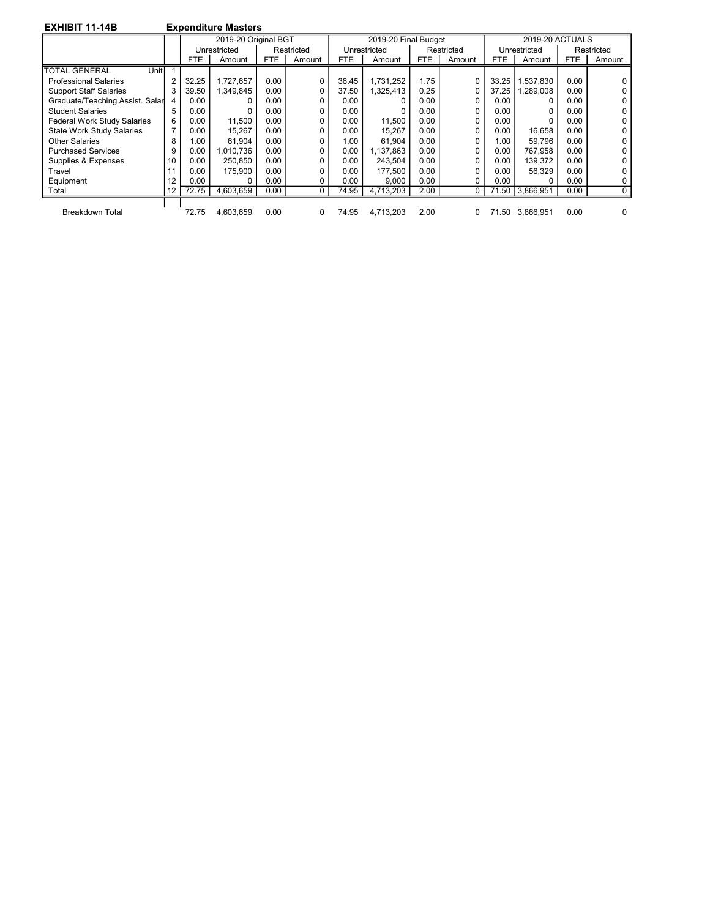**EXHIBIT 11-14B** **Expenditure Masters**

| | | 2019-20 Original BGT | | | | 2019-20 Final Budget | | | | 2019-20 ACTUALS | | | |
|---|---|---|---|---|---|---|---|---|---|---|---|---|---|
| | | Unrestricted | | Restricted | | Unrestricted | | Restricted | | Unrestricted | | Restricted | |
| | | FTE | Amount | FTE | Amount | FTE | Amount | FTE | Amount | FTE | Amount | FTE | Amount |
| TOTAL GENERAL Unit | 1 | | | | | | | | | | | | |
| Professional Salaries | 2 | 32.25 | 1,727,657 | 0.00 | 0 | 36.45 | 1,731,252 | 1.75 | 0 | 33.25 | 1,537,830 | 0.00 | 0 |
| Support Staff Salaries | 3 | 39.50 | 1,349,845 | 0.00 | 0 | 37.50 | 1,325,413 | 0.25 | 0 | 37.25 | 1,289,008 | 0.00 | 0 |
| Graduate/Teaching Assist. Salar | 4 | 0.00 | 0 | 0.00 | 0 | 0.00 | 0 | 0.00 | 0 | 0.00 | 0 | 0.00 | 0 |
| Student Salaries | 5 | 0.00 | 0 | 0.00 | 0 | 0.00 | 0 | 0.00 | 0 | 0.00 | 0 | 0.00 | 0 |
| Federal Work Study Salaries | 6 | 0.00 | 11,500 | 0.00 | 0 | 0.00 | 11,500 | 0.00 | 0 | 0.00 | 0 | 0.00 | 0 |
| State Work Study Salaries | 7 | 0.00 | 15,267 | 0.00 | 0 | 0.00 | 15,267 | 0.00 | 0 | 0.00 | 16,658 | 0.00 | 0 |
| Other Salaries | 8 | 1.00 | 61,904 | 0.00 | 0 | 1.00 | 61,904 | 0.00 | 0 | 1.00 | 59,796 | 0.00 | 0 |
| Purchased Services | 9 | 0.00 | 1,010,736 | 0.00 | 0 | 0.00 | 1,137,863 | 0.00 | 0 | 0.00 | 767,958 | 0.00 | 0 |
| Supplies & Expenses | 10 | 0.00 | 250,850 | 0.00 | 0 | 0.00 | 243,504 | 0.00 | 0 | 0.00 | 139,372 | 0.00 | 0 |
| Travel | 11 | 0.00 | 175,900 | 0.00 | 0 | 0.00 | 177,500 | 0.00 | 0 | 0.00 | 56,329 | 0.00 | 0 |
| Equipment | 12 | 0.00 | 0 | 0.00 | 0 | 0.00 | 9,000 | 0.00 | 0 | 0.00 | 0 | 0.00 | 0 |
| Total | 12 | 72.75 | 4,603,659 | 0.00 | 0 | 74.95 | 4,713,203 | 2.00 | 0 | 71.50 | 3,866,951 | 0.00 | 0 |
| | | | | | | | | | | | | | |
| Breakdown Total | | 72.75 | 4,603,659 | 0.00 | 0 | 74.95 | 4,713,203 | 2.00 | 0 | 71.50 | 3,866,951 | 0.00 | 0 |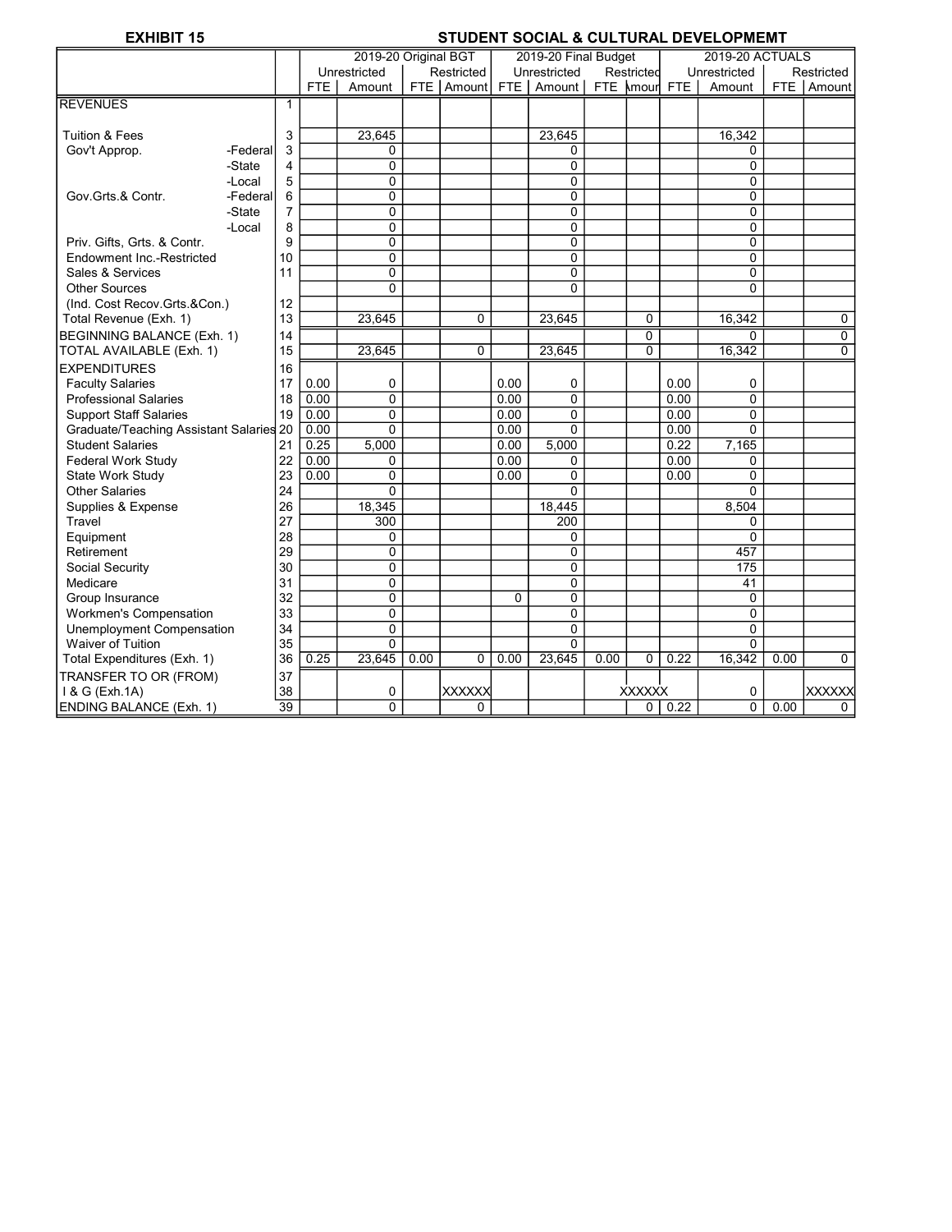**EXHIBIT 15** **STUDENT SOCIAL & CULTURAL DEVELOPMEMT**

| | | 2019-20 Original BGT | | | | 2019-20 Final Budget | | | | 2019-20 ACTUALS | | | |
|---|---|---|---|---|---|---|---|---|---|---|---|---|---|
| | | Unrestricted | | Restricted | | Unrestricted | | Restricted | | Unrestricted | | Restricted | |
| | | FTE | Amount | FTE | Amount | FTE | Amount | FTE | Amount | FTE | Amount | FTE | Amount |
| REVENUES | 1 | | | | | | | | | | | | |
| Tuition & Fees | 3 | | 23,645 | | | | 23,645 | | | | 16,342 | | |
| Gov't Approp. -Federal | 3 | | 0 | | | | 0 | | | | 0 | | |
| -State | 4 | | 0 | | | | 0 | | | | 0 | | |
| -Local | 5 | | 0 | | | | 0 | | | | 0 | | |
| Gov.Grts.& Contr. -Federal | 6 | | 0 | | | | 0 | | | | 0 | | |
| -State | 7 | | 0 | | | | 0 | | | | 0 | | |
| -Local | 8 | | 0 | | | | 0 | | | | 0 | | |
| Priv. Gifts, Grts. & Contr. | 9 | | 0 | | | | 0 | | | | 0 | | |
| Endowment Inc.-Restricted | 10 | | 0 | | | | 0 | | | | 0 | | |
| Sales & Services | 11 | | 0 | | | | 0 | | | | 0 | | |
| Other Sources | | | 0 | | | | 0 | | | | 0 | | |
| (Ind. Cost Recov.Grts.&Con.) | 12 | | | | | | | | | | | | |
| Total Revenue (Exh. 1) | 13 | | 23,645 | | 0 | | 23,645 | | 0 | | 16,342 | | 0 |
| BEGINNING BALANCE (Exh. 1) | 14 | | | | | | | | 0 | | 0 | | 0 |
| TOTAL AVAILABLE (Exh. 1) | 15 | | 23,645 | | 0 | | 23,645 | | 0 | | 16,342 | | 0 |
| EXPENDITURES | 16 | | | | | | | | | | | | |
| Faculty Salaries | 17 | 0.00 | 0 | | | 0.00 | 0 | | | 0.00 | 0 | | |
| Professional Salaries | 18 | 0.00 | 0 | | | 0.00 | 0 | | | 0.00 | 0 | | |
| Support Staff Salaries | 19 | 0.00 | 0 | | | 0.00 | 0 | | | 0.00 | 0 | | |
| Graduate/Teaching Assistant Salaries | 20 | 0.00 | 0 | | | 0.00 | 0 | | | 0.00 | 0 | | |
| Student Salaries | 21 | 0.25 | 5,000 | | | 0.00 | 5,000 | | | 0.22 | 7,165 | | |
| Federal Work Study | 22 | 0.00 | 0 | | | 0.00 | 0 | | | 0.00 | 0 | | |
| State Work Study | 23 | 0.00 | 0 | | | 0.00 | 0 | | | 0.00 | 0 | | |
| Other Salaries | 24 | | 0 | | | | 0 | | | | 0 | | |
| Supplies & Expense | 26 | | 18,345 | | | | 18,445 | | | | 8,504 | | |
| Travel | 27 | | 300 | | | | 200 | | | | 0 | | |
| Equipment | 28 | | 0 | | | | 0 | | | | 0 | | |
| Retirement | 29 | | 0 | | | | 0 | | | | 457 | | |
| Social Security | 30 | | 0 | | | | 0 | | | | 175 | | |
| Medicare | 31 | | 0 | | | | 0 | | | | 41 | | |
| Group Insurance | 32 | | 0 | | | 0 | 0 | | | | 0 | | |
| Workmen's Compensation | 33 | | 0 | | | | 0 | | | | 0 | | |
| Unemployment Compensation | 34 | | 0 | | | | 0 | | | | 0 | | |
| Waiver of Tuition | 35 | | 0 | | | | 0 | | | | 0 | | |
| Total Expenditures (Exh. 1) | 36 | 0.25 | 23,645 | 0.00 | 0 | 0.00 | 23,645 | 0.00 | 0 | 0.22 | 16,342 | 0.00 | 0 |
| TRANSFER TO OR (FROM) | 37 | | | | | | | | | | | | |
| I & G (Exh.1A) | 38 | | 0 | | XXXXXX | | | | XXXXXX | | 0 | | XXXXXX |
| ENDING BALANCE (Exh. 1) | 39 | | 0 | | 0 | | | | 0 | 0.22 | 0 | 0.00 | 0 |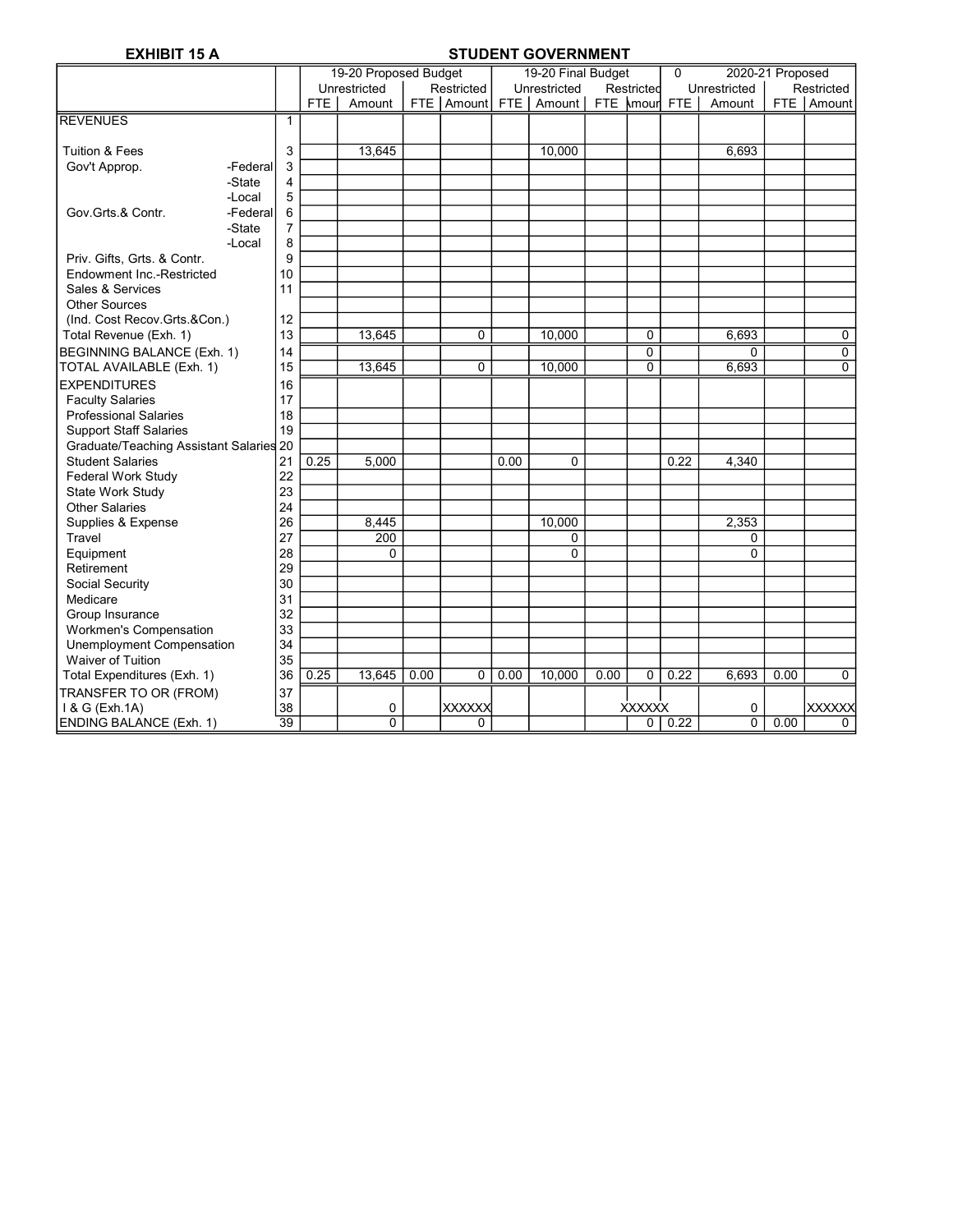**EXHIBIT 15 A** | **STUDENT GOVERNMENT**

| | | 19-20 Proposed Budget | | | | 19-20 Final Budget | | | | 0 | 2020-21 Proposed | | |
|---|---|---|---|---|---|---|---|---|---|---|---|---|---|
| | | Unrestricted | | Restricted | | Unrestricted | | Restricted | | | Unrestricted | | Restricted |
| | | FTE | Amount | FTE | Amount | FTE | Amount | FTE | Amour | FTE | Amount | FTE | Amount |
| REVENUES | 1 | | | | | | | | | | | | |
| Tuition & Fees | 3 | | 13,645 | | | | 10,000 | | | | 6,693 | | |
| Gov't Approp. -Federal | 3 | | | | | | | | | | | | |
| -State | 4 | | | | | | | | | | | | |
| -Local | 5 | | | | | | | | | | | | |
| Gov.Grts.& Contr. -Federal | 6 | | | | | | | | | | | | |
| -State | 7 | | | | | | | | | | | | |
| -Local | 8 | | | | | | | | | | | | |
| Priv. Gifts, Grts. & Contr. | 9 | | | | | | | | | | | | |
| Endowment Inc.-Restricted | 10 | | | | | | | | | | | | |
| Sales & Services | 11 | | | | | | | | | | | | |
| Other Sources (Ind. Cost Recov.Grts.&Con.) | 12 | | | | | | | | | | | | |
| Total Revenue (Exh. 1) | 13 | | 13,645 | | 0 | | 10,000 | | 0 | | 6,693 | | 0 |
| BEGINNING BALANCE (Exh. 1) | 14 | | | | | | | | 0 | | 0 | | 0 |
| TOTAL AVAILABLE (Exh. 1) | 15 | | 13,645 | | 0 | | 10,000 | | 0 | | 6,693 | | 0 |
| EXPENDITURES | 16 | | | | | | | | | | | | |
| Faculty Salaries | 17 | | | | | | | | | | | | |
| Professional Salaries | 18 | | | | | | | | | | | | |
| Support Staff Salaries | 19 | | | | | | | | | | | | |
| Graduate/Teaching Assistant Salaries | 20 | | | | | | | | | | | | |
| Student Salaries | 21 | 0.25 | 5,000 | | | 0.00 | 0 | | | 0.22 | 4,340 | | |
| Federal Work Study | 22 | | | | | | | | | | | | |
| State Work Study | 23 | | | | | | | | | | | | |
| Other Salaries | 24 | | | | | | | | | | | | |
| Supplies & Expense | 26 | | 8,445 | | | | 10,000 | | | | 2,353 | | |
| Travel | 27 | | 200 | | | | 0 | | | | 0 | | |
| Equipment | 28 | | 0 | | | | 0 | | | | 0 | | |
| Retirement | 29 | | | | | | | | | | | | |
| Social Security | 30 | | | | | | | | | | | | |
| Medicare | 31 | | | | | | | | | | | | |
| Group Insurance | 32 | | | | | | | | | | | | |
| Workmen's Compensation | 33 | | | | | | | | | | | | |
| Unemployment Compensation | 34 | | | | | | | | | | | | |
| Waiver of Tuition | 35 | | | | | | | | | | | | |
| Total Expenditures (Exh. 1) | 36 | 0.25 | 13,645 | 0.00 | 0 | 0.00 | 10,000 | 0.00 | 0 | 0.22 | 6,693 | 0.00 | 0 |
| TRANSFER TO OR (FROM) | 37 | | | | | | | | | | | | |
| I & G (Exh.1A) | 38 | | 0 | | XXXXXX | | | | XXXXXX | | 0 | | XXXXXX |
| ENDING BALANCE (Exh. 1) | 39 | | 0 | | 0 | | | | 0 | 0.22 | 0 | 0.00 | 0 |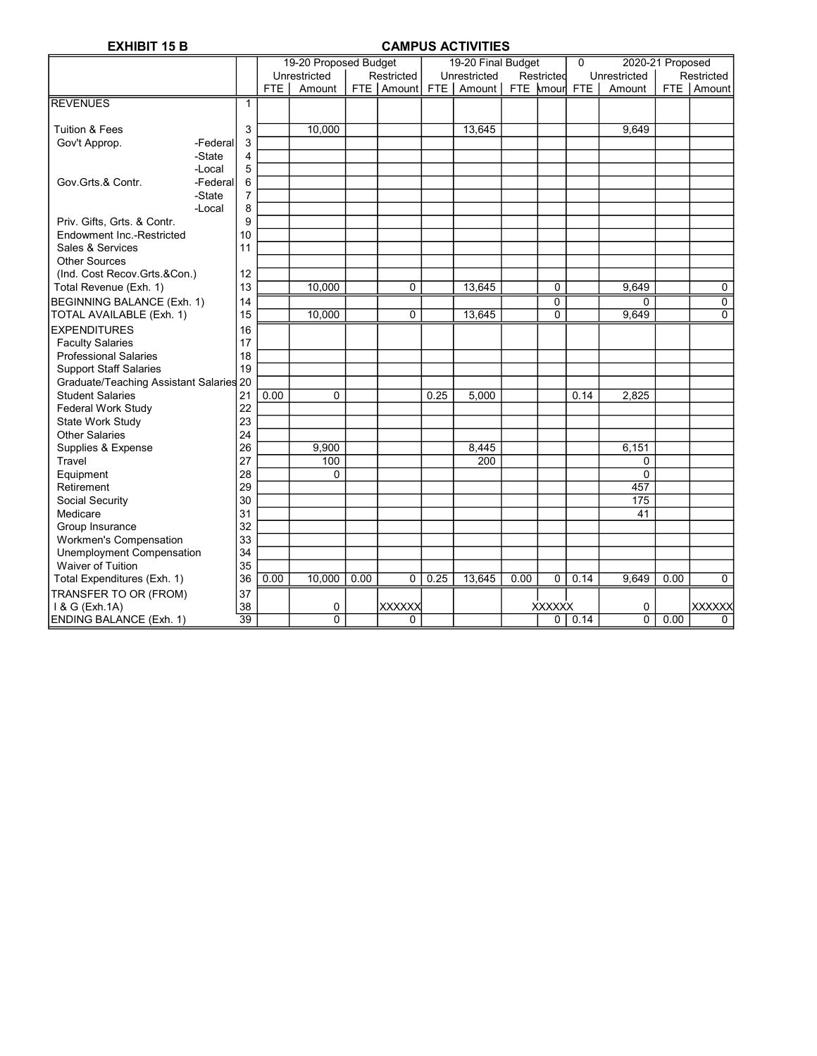**EXHIBIT 15 B** **CAMPUS ACTIVITIES**

| | | 19-20 Proposed Budget | | | | 19-20 Final Budget | | | | 0 | 2020-21 Proposed | | |
|---|---|---|---|---|---|---|---|---|---|---|---|---|---|
| | | Unrestricted | | Restricted | | Unrestricted | | Restricted | | Unrestricted | | Restricted | |
| | | FTE | Amount | FTE | Amount | FTE | Amount | FTE | Amount | FTE | Amount | FTE | Amount |
| REVENUES | 1 | | | | | | | | | | | | |
| Tuition & Fees | 3 | | 10,000 | | | | 13,645 | | | | 9,649 | | |
| Gov't Approp. -Federal | 3 | | | | | | | | | | | | |
| -State | 4 | | | | | | | | | | | | |
| -Local | 5 | | | | | | | | | | | | |
| Gov.Grts.& Contr. -Federal | 6 | | | | | | | | | | | | |
| -State | 7 | | | | | | | | | | | | |
| -Local | 8 | | | | | | | | | | | | |
| Priv. Gifts, Grts. & Contr. | 9 | | | | | | | | | | | | |
| Endowment Inc.-Restricted | 10 | | | | | | | | | | | | |
| Sales & Services | 11 | | | | | | | | | | | | |
| Other Sources (Ind. Cost Recov.Grts.&Con.) | 12 | | | | | | | | | | | | |
| Total Revenue (Exh. 1) | 13 | | 10,000 | | 0 | | 13,645 | | 0 | | 9,649 | | 0 |
| BEGINNING BALANCE (Exh. 1) | 14 | | | | | | | | 0 | | 0 | | 0 |
| TOTAL AVAILABLE (Exh. 1) | 15 | | 10,000 | | 0 | | 13,645 | | 0 | | 9,649 | | 0 |
| EXPENDITURES | 16 | | | | | | | | | | | | |
| Faculty Salaries | 17 | | | | | | | | | | | | |
| Professional Salaries | 18 | | | | | | | | | | | | |
| Support Staff Salaries | 19 | | | | | | | | | | | | |
| Graduate/Teaching Assistant Salaries | 20 | | | | | | | | | | | | |
| Student Salaries | 21 | 0.00 | 0 | | | 0.25 | 5,000 | | | 0.14 | 2,825 | | |
| Federal Work Study | 22 | | | | | | | | | | | | |
| State Work Study | 23 | | | | | | | | | | | | |
| Other Salaries | 24 | | | | | | | | | | | | |
| Supplies & Expense | 26 | | 9,900 | | | | 8,445 | | | | 6,151 | | |
| Travel | 27 | | 100 | | | | 200 | | | | 0 | | |
| Equipment | 28 | | 0 | | | | | | | | 0 | | |
| Retirement | 29 | | | | | | | | | | 457 | | |
| Social Security | 30 | | | | | | | | | | 175 | | |
| Medicare | 31 | | | | | | | | | | 41 | | |
| Group Insurance | 32 | | | | | | | | | | | | |
| Workmen's Compensation | 33 | | | | | | | | | | | | |
| Unemployment Compensation | 34 | | | | | | | | | | | | |
| Waiver of Tuition | 35 | | | | | | | | | | | | |
| Total Expenditures (Exh. 1) | 36 | 0.00 | 10,000 | 0.00 | 0 | 0.25 | 13,645 | 0.00 | 0 | 0.14 | 9,649 | 0.00 | 0 |
| TRANSFER TO OR (FROM) | 37 | | | | | | | | | | | | |
| I & G (Exh.1A) | 38 | | 0 | | XXXXXX | | | | XXXXXX | | 0 | | XXXXXX |
| ENDING BALANCE (Exh. 1) | 39 | | 0 | | 0 | | | | 0 | 0.14 | 0 | 0.00 | 0 |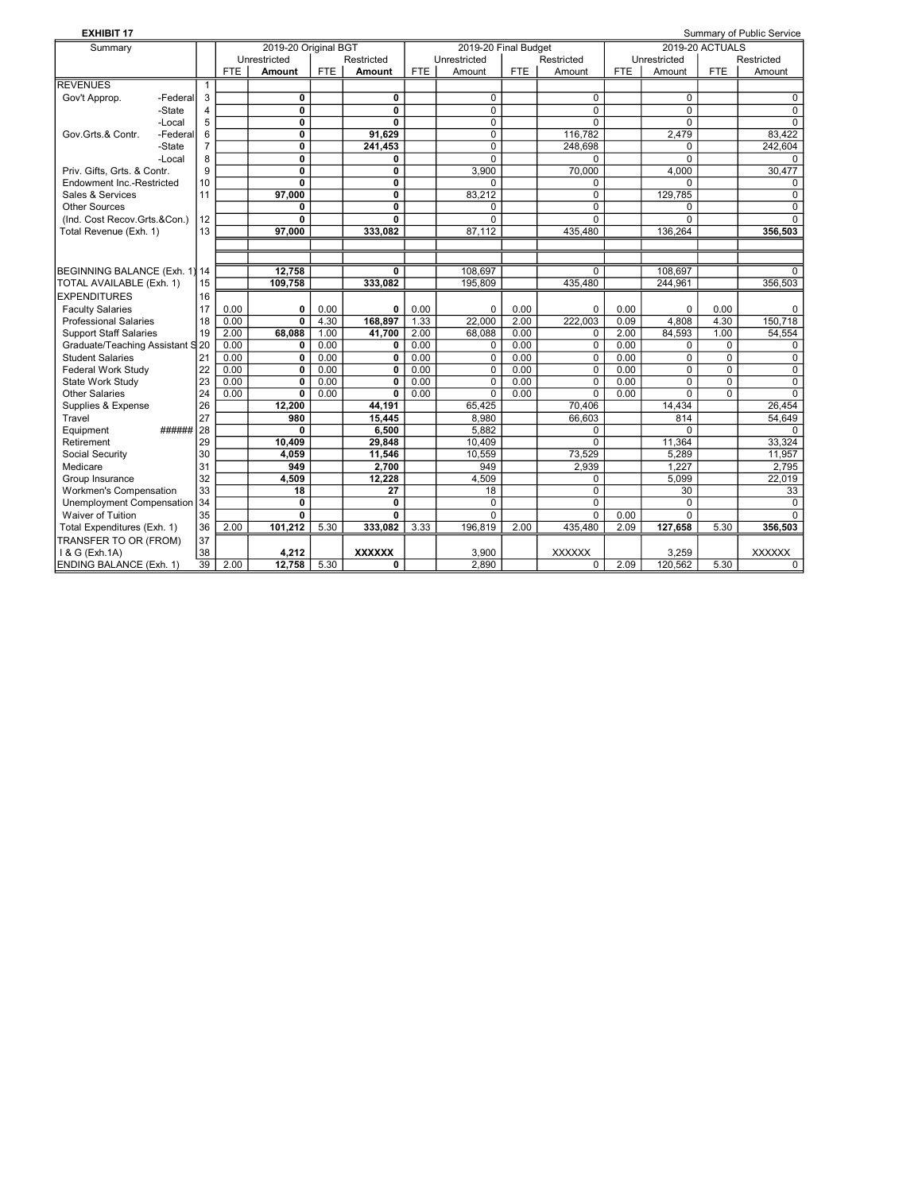**EXHIBIT 17**

Summary of Public Service

| Summary | | 2019-20 Original BGT | | | | 2019-20 Final Budget | | | | 2019-20 ACTUALS | | | |
|---|---|---|---|---|---|---|---|---|---|---|---|---|---|
| | | Unrestricted | | Restricted | | Unrestricted | | Restricted | | Unrestricted | | Restricted | |
| | | FTE | **Amount** | FTE | **Amount** | FTE | Amount | FTE | Amount | FTE | Amount | FTE | Amount |
| REVENUES | 1 | | | | | | | | | | | | |
| Gov't Approp. -Federal | 3 | | **0** | | **0** | | 0 | | 0 | | 0 | | 0 |
| -State | 4 | | **0** | | **0** | | 0 | | 0 | | 0 | | 0 |
| -Local | 5 | | **0** | | **0** | | 0 | | 0 | | 0 | | 0 |
| Gov.Grts.& Contr. -Federal | 6 | | **0** | | **91,629** | | 0 | | 116,782 | | 2,479 | | 83,422 |
| -State | 7 | | **0** | | **241,453** | | 0 | | 248,698 | | 0 | | 242,604 |
| -Local | 8 | | **0** | | **0** | | 0 | | 0 | | 0 | | 0 |
| Priv. Gifts, Grts. & Contr. | 9 | | **0** | | **0** | | 3,900 | | 70,000 | | 4,000 | | 30,477 |
| Endowment Inc.-Restricted | 10 | | **0** | | **0** | | 0 | | 0 | | 0 | | 0 |
| Sales & Services | 11 | | **97,000** | | **0** | | 83,212 | | 0 | | 129,785 | | 0 |
| Other Sources | | | **0** | | **0** | | 0 | | 0 | | 0 | | 0 |
| (Ind. Cost Recov.Grts.&Con.) | 12 | | **0** | | **0** | | 0 | | 0 | | 0 | | 0 |
| Total Revenue (Exh. 1) | 13 | | **97,000** | | **333,082** | | 87,112 | | 435,480 | | 136,264 | | **356,503** |
| | | | | | | | | | | | | | |
| BEGINNING BALANCE (Exh. 1) | 14 | | **12,758** | | **0** | | 108,697 | | 0 | | 108,697 | | 0 |
| TOTAL AVAILABLE (Exh. 1) | 15 | | **109,758** | | **333,082** | | 195,809 | | 435,480 | | 244,961 | | 356,503 |
| EXPENDITURES | 16 | | | | | | | | | | | | |
| Faculty Salaries | 17 | 0.00 | **0** | 0.00 | **0** | 0.00 | 0 | 0.00 | 0 | 0.00 | 0 | 0.00 | 0 |
| Professional Salaries | 18 | 0.00 | **0** | 4.30 | **168,897** | 1.33 | 22,000 | 2.00 | 222,003 | 0.09 | 4,808 | 4.30 | 150,718 |
| Support Staff Salaries | 19 | 2.00 | **68,088** | 1.00 | **41,700** | 2.00 | 68,088 | 0.00 | 0 | 2.00 | 84,593 | 1.00 | 54,554 |
| Graduate/Teaching Assistant S | 20 | 0.00 | **0** | 0.00 | **0** | 0.00 | 0 | 0.00 | 0 | 0.00 | 0 | 0 | 0 |
| Student Salaries | 21 | 0.00 | **0** | 0.00 | **0** | 0.00 | 0 | 0.00 | 0 | 0.00 | 0 | 0 | 0 |
| Federal Work Study | 22 | 0.00 | **0** | 0.00 | **0** | 0.00 | 0 | 0.00 | 0 | 0.00 | 0 | 0 | 0 |
| State Work Study | 23 | 0.00 | **0** | 0.00 | **0** | 0.00 | 0 | 0.00 | 0 | 0.00 | 0 | 0 | 0 |
| Other Salaries | 24 | 0.00 | **0** | 0.00 | **0** | 0.00 | 0 | 0.00 | 0 | 0.00 | 0 | 0 | 0 |
| Supplies & Expense | 26 | | **12,200** | | **44,191** | | 65,425 | | 70,406 | | 14,434 | | 26,454 |
| Travel | 27 | | **980** | | **15,445** | | 8,980 | | 66,603 | | 814 | | 54,649 |
| Equipment ###### | 28 | | **0** | | **6,500** | | 5,882 | | 0 | | 0 | | 0 |
| Retirement | 29 | | **10,409** | | **29,848** | | 10,409 | | 0 | | 11,364 | | 33,324 |
| Social Security | 30 | | **4,059** | | **11,546** | | 10,559 | | 73,529 | | 5,289 | | 11,957 |
| Medicare | 31 | | **949** | | **2,700** | | 949 | | 2,939 | | 1,227 | | 2,795 |
| Group Insurance | 32 | | **4,509** | | **12,228** | | 4,509 | | 0 | | 5,099 | | 22,019 |
| Workmen's Compensation | 33 | | **18** | | **27** | | 18 | | 0 | | 30 | | 33 |
| Unemployment Compensation | 34 | | **0** | | **0** | | 0 | | 0 | | 0 | | 0 |
| Waiver of Tuition | 35 | | **0** | | **0** | | 0 | | 0 | 0.00 | 0 | | 0 |
| Total Expenditures (Exh. 1) | 36 | 2.00 | **101,212** | 5.30 | **333,082** | 3.33 | 196,819 | 2.00 | 435,480 | 2.09 | **127,658** | 5.30 | **356,503** |
| TRANSFER TO OR (FROM) | 37 | | | | | | | | | | | | |
| I & G (Exh.1A) | 38 | | **4,212** | | **XXXXXX** | | 3,900 | | XXXXXX | | 3,259 | | XXXXXX |
| ENDING BALANCE (Exh. 1) | 39 | 2.00 | **12,758** | 5.30 | **0** | | 2,890 | | 0 | 2.09 | 120,562 | 5.30 | 0 |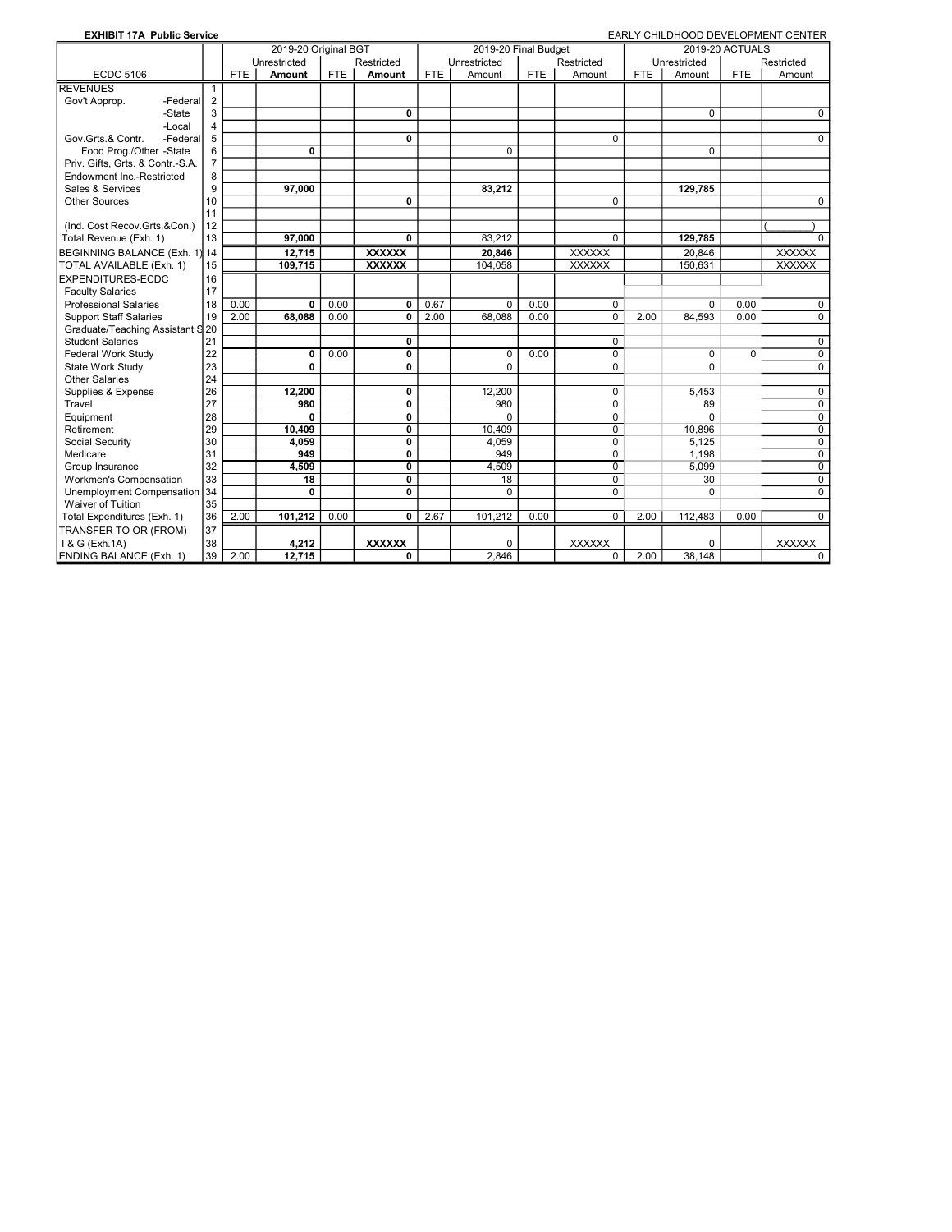**EXHIBIT 17A Public Service** EARLY CHILDHOOD DEVELOPMENT CENTER

| | | 2019-20 Original BGT | | | | 2019-20 Final Budget | | | | 2019-20 ACTUALS | | | |
|---|---|---|---|---|---|---|---|---|---|---|---|---|---|
| | | Unrestricted | | Restricted | | Unrestricted | | Restricted | | Unrestricted | | Restricted | |
| ECDC 5106 | | FTE | Amount | FTE | Amount | FTE | Amount | FTE | Amount | FTE | Amount | FTE | Amount |
| REVENUES | 1 | | | | | | | | | | | | |
| Gov't Approp. -Federal | 2 | | | | | | | | | | | | |
| -State | 3 | | | | 0 | | | | | | 0 | | 0 |
| -Local | 4 | | | | | | | | | | | | |
| Gov.Grts.& Contr. -Federal | 5 | | | | 0 | | | | 0 | | | | 0 |
| Food Prog./Other -State | 6 | | 0 | | | | 0 | | | | 0 | | |
| Priv. Gifts, Grts. & Contr.-S.A. | 7 | | | | | | | | | | | | |
| Endowment Inc.-Restricted | 8 | | | | | | | | | | | | |
| Sales & Services | 9 | | 97,000 | | | | 83,212 | | | | 129,785 | | |
| Other Sources | 10 | | | | 0 | | | | 0 | | | | 0 |
| | 11 | | | | | | | | | | | | |
| (Ind. Cost Recov.Grts.&Con.) | 12 | | | | | | | | | | | | ( ) |
| Total Revenue (Exh. 1) | 13 | | 97,000 | | 0 | | 83,212 | | 0 | | 129,785 | | 0 |
| BEGINNING BALANCE (Exh. 1) | 14 | | 12,715 | | XXXXXX | | 20,846 | | XXXXXX | | 20,846 | | XXXXXX |
| TOTAL AVAILABLE (Exh. 1) | 15 | | 109,715 | | XXXXXX | | 104,058 | | XXXXXX | | 150,631 | | XXXXXX |
| EXPENDITURES-ECDC | 16 | | | | | | | | | | | | |
| Faculty Salaries | 17 | | | | | | | | | | | | |
| Professional Salaries | 18 | 0.00 | 0 | 0.00 | 0 | 0.67 | 0 | 0.00 | 0 | | 0 | 0.00 | 0 |
| Support Staff Salaries | 19 | 2.00 | 68,088 | 0.00 | 0 | 2.00 | 68,088 | 0.00 | 0 | 2.00 | 84,593 | 0.00 | 0 |
| Graduate/Teaching Assistant S | 20 | | | | | | | | | | | | |
| Student Salaries | 21 | | | | 0 | | | | 0 | | | | 0 |
| Federal Work Study | 22 | | 0 | 0.00 | 0 | | 0 | 0.00 | 0 | | 0 | 0 | 0 |
| State Work Study | 23 | | 0 | | 0 | | 0 | | 0 | | 0 | | 0 |
| Other Salaries | 24 | | | | | | | | | | | | |
| Supplies & Expense | 26 | | 12,200 | | 0 | | 12,200 | | 0 | | 5,453 | | 0 |
| Travel | 27 | | 980 | | 0 | | 980 | | 0 | | 89 | | 0 |
| Equipment | 28 | | 0 | | 0 | | 0 | | 0 | | 0 | | 0 |
| Retirement | 29 | | 10,409 | | 0 | | 10,409 | | 0 | | 10,896 | | 0 |
| Social Security | 30 | | 4,059 | | 0 | | 4,059 | | 0 | | 5,125 | | 0 |
| Medicare | 31 | | 949 | | 0 | | 949 | | 0 | | 1,198 | | 0 |
| Group Insurance | 32 | | 4,509 | | 0 | | 4,509 | | 0 | | 5,099 | | 0 |
| Workmen's Compensation | 33 | | 18 | | 0 | | 18 | | 0 | | 30 | | 0 |
| Unemployment Compensation | 34 | | 0 | | 0 | | 0 | | 0 | | 0 | | 0 |
| Waiver of Tuition | 35 | | | | | | | | | | | | |
| Total Expenditures (Exh. 1) | 36 | 2.00 | 101,212 | 0.00 | 0 | 2.67 | 101,212 | 0.00 | 0 | 2.00 | 112,483 | 0.00 | 0 |
| TRANSFER TO OR (FROM) | 37 | | | | | | | | | | | | |
| I & G (Exh.1A) | 38 | | 4,212 | | XXXXXX | | 0 | | XXXXXX | | 0 | | XXXXXX |
| ENDING BALANCE (Exh. 1) | 39 | 2.00 | 12,715 | | 0 | | 2,846 | | 0 | 2.00 | 38,148 | | 0 |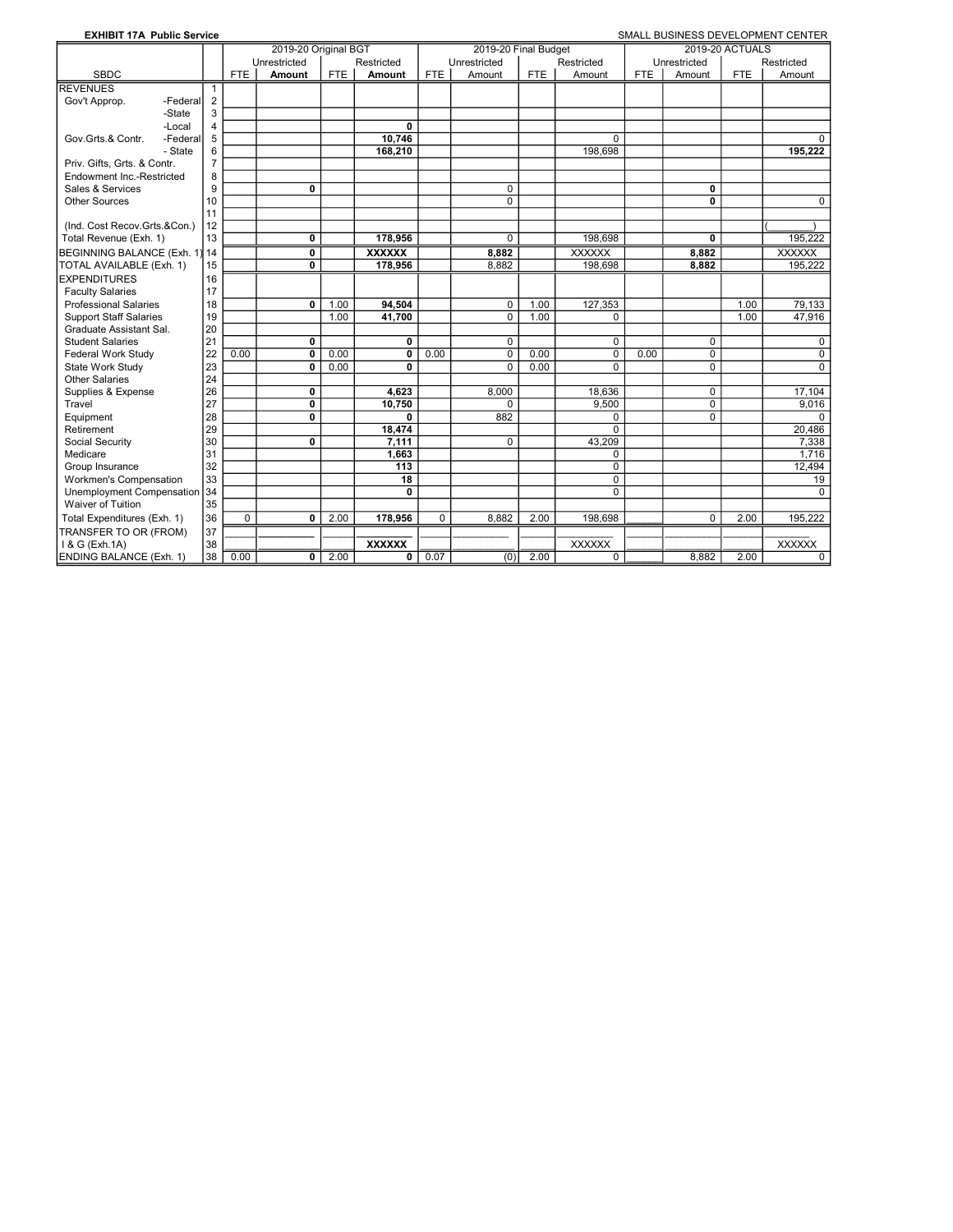**EXHIBIT 17A Public Service** SMALL BUSINESS DEVELOPMENT CENTER

| SBDC | | 2019-20 Original BGT | | | | 2019-20 Final Budget | | | | 2019-20 ACTUALS | | | |
|---|---|---|---|---|---|---|---|---|---|---|---|---|---|
| | | Unrestricted | | Restricted | | Unrestricted | | Restricted | | Unrestricted | | Restricted | |
| | | FTE | Amount | FTE | Amount | FTE | Amount | FTE | Amount | FTE | Amount | FTE | Amount |
| REVENUES | 1 | | | | | | | | | | | | |
| Gov't Approp. -Federal | 2 | | | | | | | | | | | | |
| -State | 3 | | | | | | | | | | | | |
| -Local | 4 | | | | **0** | | | | | | | | |
| Gov.Grts.& Contr. -Federal | 5 | | | | **10,746** | | | | 0 | | | | 0 |
| - State | 6 | | | | **168,210** | | | | 198,698 | | | | **195,222** |
| Priv. Gifts, Grts. & Contr. | 7 | | | | | | | | | | | | |
| Endowment Inc.-Restricted | 8 | | | | | | | | | | | | |
| Sales & Services | 9 | | **0** | | | | 0 | | | | **0** | | |
| Other Sources | 10 | | | | | | 0 | | | | **0** | | 0 |
| | 11 | | | | | | | | | | | | |
| (Ind. Cost Recov.Grts.&Con.) | 12 | | | | | | | | | | | | ( ) |
| Total Revenue (Exh. 1) | 13 | | **0** | | **178,956** | | 0 | | 198,698 | | **0** | | 195,222 |
| BEGINNING BALANCE (Exh. 1) | 14 | | **0** | | **XXXXXX** | | **8,882** | | XXXXXX | | **8,882** | | XXXXXX |
| TOTAL AVAILABLE (Exh. 1) | 15 | | **0** | | **178,956** | | 8,882 | | 198,698 | | **8,882** | | 195,222 |
| EXPENDITURES | 16 | | | | | | | | | | | | |
| Faculty Salaries | 17 | | | | | | | | | | | | |
| Professional Salaries | 18 | | **0** | 1.00 | **94,504** | | 0 | 1.00 | 127,353 | | | 1.00 | 79,133 |
| Support Staff Salaries | 19 | | | 1.00 | **41,700** | | 0 | 1.00 | 0 | | | 1.00 | 47,916 |
| Graduate Assistant Sal. | 20 | | | | | | | | | | | | |
| Student Salaries | 21 | | **0** | | **0** | | 0 | | 0 | | 0 | | 0 |
| Federal Work Study | 22 | 0.00 | **0** | 0.00 | **0** | 0.00 | 0 | 0.00 | 0 | 0.00 | 0 | | 0 |
| State Work Study | 23 | | **0** | 0.00 | **0** | | 0 | 0.00 | 0 | | 0 | | 0 |
| Other Salaries | 24 | | | | | | | | | | | | |
| Supplies & Expense | 26 | | **0** | | **4,623** | | 8,000 | | 18,636 | | 0 | | 17,104 |
| Travel | 27 | | **0** | | **10,750** | | 0 | | 9,500 | | 0 | | 9,016 |
| Equipment | 28 | | **0** | | **0** | | 882 | | 0 | | 0 | | 0 |
| Retirement | 29 | | | | **18,474** | | | | 0 | | | | 20,486 |
| Social Security | 30 | | **0** | | **7,111** | | 0 | | 43,209 | | | | 7,338 |
| Medicare | 31 | | | | **1,663** | | | | 0 | | | | 1,716 |
| Group Insurance | 32 | | | | **113** | | | | 0 | | | | 12,494 |
| Workmen's Compensation | 33 | | | | **18** | | | | 0 | | | | 19 |
| Unemployment Compensation | 34 | | | | **0** | | | | 0 | | | | 0 |
| Waiver of Tuition | 35 | | | | | | | | | | | | |
| Total Expenditures (Exh. 1) | 36 | 0 | **0** | 2.00 | **178,956** | 0 | 8,882 | 2.00 | 198,698 | | 0 | 2.00 | 195,222 |
| TRANSFER TO OR (FROM) | 37 | | | | | | | | | | | | |
| I & G (Exh.1A) | 38 | | | | **XXXXXX** | | | | XXXXXX | | | | XXXXXX |
| ENDING BALANCE (Exh. 1) | 38 | 0.00 | **0** | 2.00 | **0** | 0.07 | (0) | 2.00 | 0 | | 8,882 | 2.00 | 0 |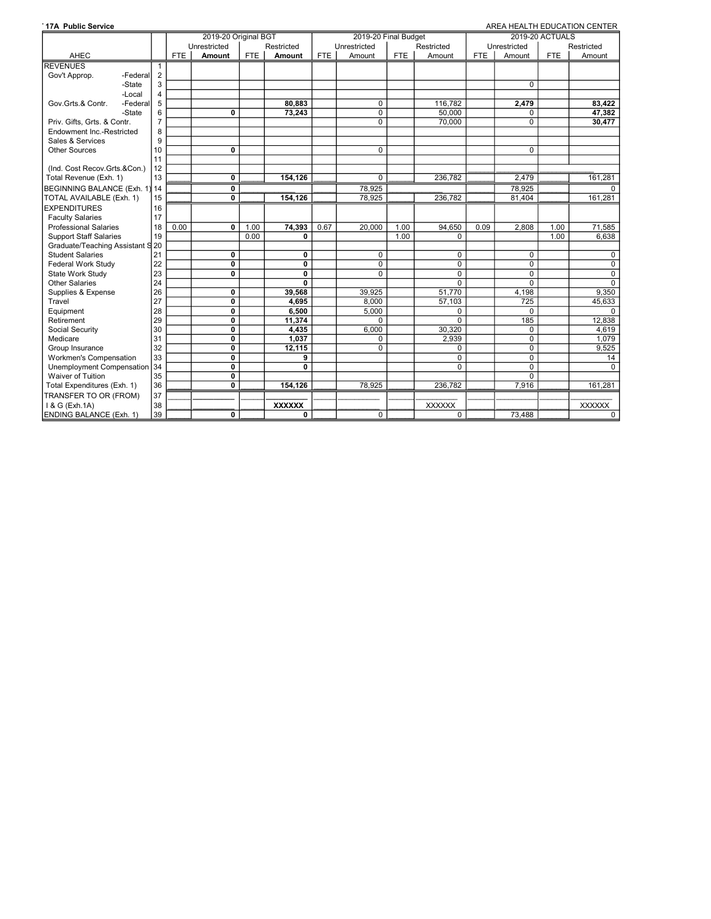**17A Public Service** AREA HEALTH EDUCATION CENTER

| AHEC | | 2019-20 Original BGT | | | | 2019-20 Final Budget | | | | 2019-20 ACTUALS | | | |
|---|---|---|---|---|---|---|---|---|---|---|---|---|---|
| | | Unrestricted | | Restricted | | Unrestricted | | Restricted | | Unrestricted | | Restricted | |
| | | FTE | Amount | FTE | Amount | FTE | Amount | FTE | Amount | FTE | Amount | FTE | Amount |
| REVENUES | 1 | | | | | | | | | | | | |
| Gov't Approp. -Federal | 2 | | | | | | | | | | | | |
| -State | 3 | | | | | | | | | | 0 | | |
| -Local | 4 | | | | | | | | | | | | |
| Gov.Grts.& Contr. -Federal | 5 | | | | 80,883 | | 0 | | 116,782 | | 2,479 | | 83,422 |
| -State | 6 | | 0 | | 73,243 | | 0 | | 50,000 | | 0 | | 47,382 |
| Priv. Gifts, Grts. & Contr. | 7 | | | | | | 0 | | 70,000 | | 0 | | 30,477 |
| Endowment Inc.-Restricted | 8 | | | | | | | | | | | | |
| Sales & Services | 9 | | | | | | | | | | | | |
| Other Sources | 10 | | 0 | | | | 0 | | | | 0 | | |
| | 11 | | | | | | | | | | | | |
| (Ind. Cost Recov.Grts.&Con.) | 12 | | | | | | | | | | | | |
| Total Revenue (Exh. 1) | 13 | | 0 | | 154,126 | | 0 | | 236,782 | | 2,479 | | 161,281 |
| BEGINNING BALANCE (Exh. 1) | 14 | | 0 | | | | 78,925 | | | | 78,925 | | 0 |
| TOTAL AVAILABLE (Exh. 1) | 15 | | 0 | | 154,126 | | 78,925 | | 236,782 | | 81,404 | | 161,281 |
| EXPENDITURES | 16 | | | | | | | | | | | | |
| Faculty Salaries | 17 | | | | | | | | | | | | |
| Professional Salaries | 18 | 0.00 | 0 | 1.00 | 74,393 | 0.67 | 20,000 | 1.00 | 94,650 | 0.09 | 2,808 | 1.00 | 71,585 |
| Support Staff Salaries | 19 | | | 0.00 | 0 | | | 1.00 | 0 | | | 1.00 | 6,638 |
| Graduate/Teaching Assistant S | 20 | | | | | | | | | | | | |
| Student Salaries | 21 | | 0 | | 0 | | 0 | | 0 | | 0 | | 0 |
| Federal Work Study | 22 | | 0 | | 0 | | 0 | | 0 | | 0 | | 0 |
| State Work Study | 23 | | 0 | | 0 | | 0 | | 0 | | 0 | | 0 |
| Other Salaries | 24 | | | | 0 | | | | 0 | | 0 | | 0 |
| Supplies & Expense | 26 | | 0 | | 39,568 | | 39,925 | | 51,770 | | 4,198 | | 9,350 |
| Travel | 27 | | 0 | | 4,695 | | 8,000 | | 57,103 | | 725 | | 45,633 |
| Equipment | 28 | | 0 | | 6,500 | | 5,000 | | 0 | | 0 | | 0 |
| Retirement | 29 | | 0 | | 11,374 | | 0 | | 0 | | 185 | | 12,838 |
| Social Security | 30 | | 0 | | 4,435 | | 6,000 | | 30,320 | | 0 | | 4,619 |
| Medicare | 31 | | 0 | | 1,037 | | 0 | | 2,939 | | 0 | | 1,079 |
| Group Insurance | 32 | | 0 | | 12,115 | | 0 | | 0 | | 0 | | 9,525 |
| Workmen's Compensation | 33 | | 0 | | 9 | | | | 0 | | 0 | | 14 |
| Unemployment Compensation | 34 | | 0 | | 0 | | | | 0 | | 0 | | 0 |
| Waiver of Tuition | 35 | | 0 | | | | | | | | 0 | | |
| Total Expenditures (Exh. 1) | 36 | | 0 | | 154,126 | | 78,925 | | 236,782 | | 7,916 | | 161,281 |
| TRANSFER TO OR (FROM) | 37 | | | | | | | | | | | | |
| I & G (Exh.1A) | 38 | | | | XXXXXX | | | | XXXXXX | | | | XXXXXX |
| ENDING BALANCE (Exh. 1) | 39 | | 0 | | 0 | | 0 | | 0 | | 73,488 | | 0 |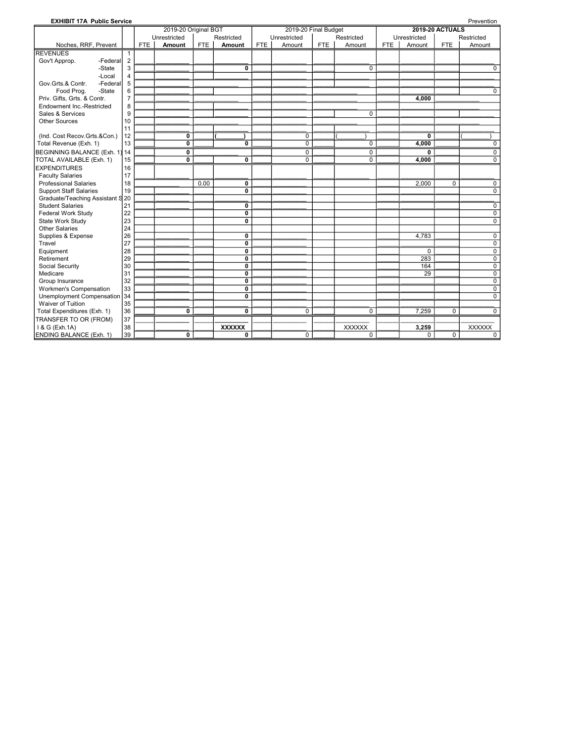**EXHIBIT 17A Public Service** Prevention

| Noches, RRF, Prevent | | 2019-20 Original BGT | | | | 2019-20 Final Budget | | | | 2019-20 ACTUALS | | | |
|---|---|---|---|---|---|---|---|---|---|---|---|---|---|
| | | Unrestricted | | Restricted | | Unrestricted | | Restricted | | Unrestricted | | Restricted | |
| | | FTE | Amount | FTE | Amount | FTE | Amount | FTE | Amount | FTE | Amount | FTE | Amount |
| REVENUES | 1 | | | | | | | | | | | | |
| Gov't Approp. -Federal | 2 | | | | | | | | | | | | |
| -State | 3 | | | | 0 | | | | 0 | | | | 0 |
| -Local | 4 | | | | | | | | | | | | |
| Gov.Grts.& Contr. -Federal | 5 | | | | | | | | | | | | |
| Food Prog. -State | 6 | | | | | | | | | | | | 0 |
| Priv. Gifts, Grts. & Contr. | 7 | | | | | | | | | | 4,000 | | |
| Endowment Inc.-Restricted | 8 | | | | | | | | | | | | |
| Sales & Services | 9 | | | | | | | | 0 | | | | |
| Other Sources | 10 | | | | | | | | | | | | |
| | 11 | | | | | | | | | | | | |
| (Ind. Cost Recov.Grts.&Con.) | 12 | | 0 | | ( ) | | 0 | | ( ) | | 0 | | ( ) |
| Total Revenue (Exh. 1) | 13 | | 0 | | 0 | | 0 | | 0 | | 4,000 | | 0 |
| BEGINNING BALANCE (Exh. 1) | 14 | | 0 | | | | 0 | | 0 | | 0 | | 0 |
| TOTAL AVAILABLE (Exh. 1) | 15 | | 0 | | 0 | | 0 | | 0 | | 4,000 | | 0 |
| EXPENDITURES | 16 | | | | | | | | | | | | |
| Faculty Salaries | 17 | | | | | | | | | | | | |
| Professional Salaries | 18 | | | 0.00 | 0 | | | | | | 2,000 | 0 | 0 |
| Support Staff Salaries | 19 | | | | 0 | | | | | | | | 0 |
| Graduate/Teaching Assistant S | 20 | | | | | | | | | | | | |
| Student Salaries | 21 | | | | 0 | | | | | | | | 0 |
| Federal Work Study | 22 | | | | 0 | | | | | | | | 0 |
| State Work Study | 23 | | | | 0 | | | | | | | | 0 |
| Other Salaries | 24 | | | | | | | | | | | | |
| Supplies & Expense | 26 | | | | 0 | | | | | | 4,783 | | 0 |
| Travel | 27 | | | | 0 | | | | | | | | 0 |
| Equipment | 28 | | | | 0 | | | | | | 0 | | 0 |
| Retirement | 29 | | | | 0 | | | | | | 283 | | 0 |
| Social Security | 30 | | | | 0 | | | | | | 164 | | 0 |
| Medicare | 31 | | | | 0 | | | | | | 29 | | 0 |
| Group Insurance | 32 | | | | 0 | | | | | | | | 0 |
| Workmen's Compensation | 33 | | | | 0 | | | | | | | | 0 |
| Unemployment Compensation | 34 | | | | 0 | | | | | | | | 0 |
| Waiver of Tuition | 35 | | | | | | | | | | | | |
| Total Expenditures (Exh. 1) | 36 | | 0 | | 0 | | 0 | | 0 | | 7,259 | 0 | 0 |
| TRANSFER TO OR (FROM) | 37 | | | | | | | | | | | | |
| I & G (Exh.1A) | 38 | | | | XXXXXX | | | | XXXXXX | | 3,259 | | XXXXXX |
| ENDING BALANCE (Exh. 1) | 39 | | 0 | | 0 | | 0 | | 0 | | 0 | 0 | 0 |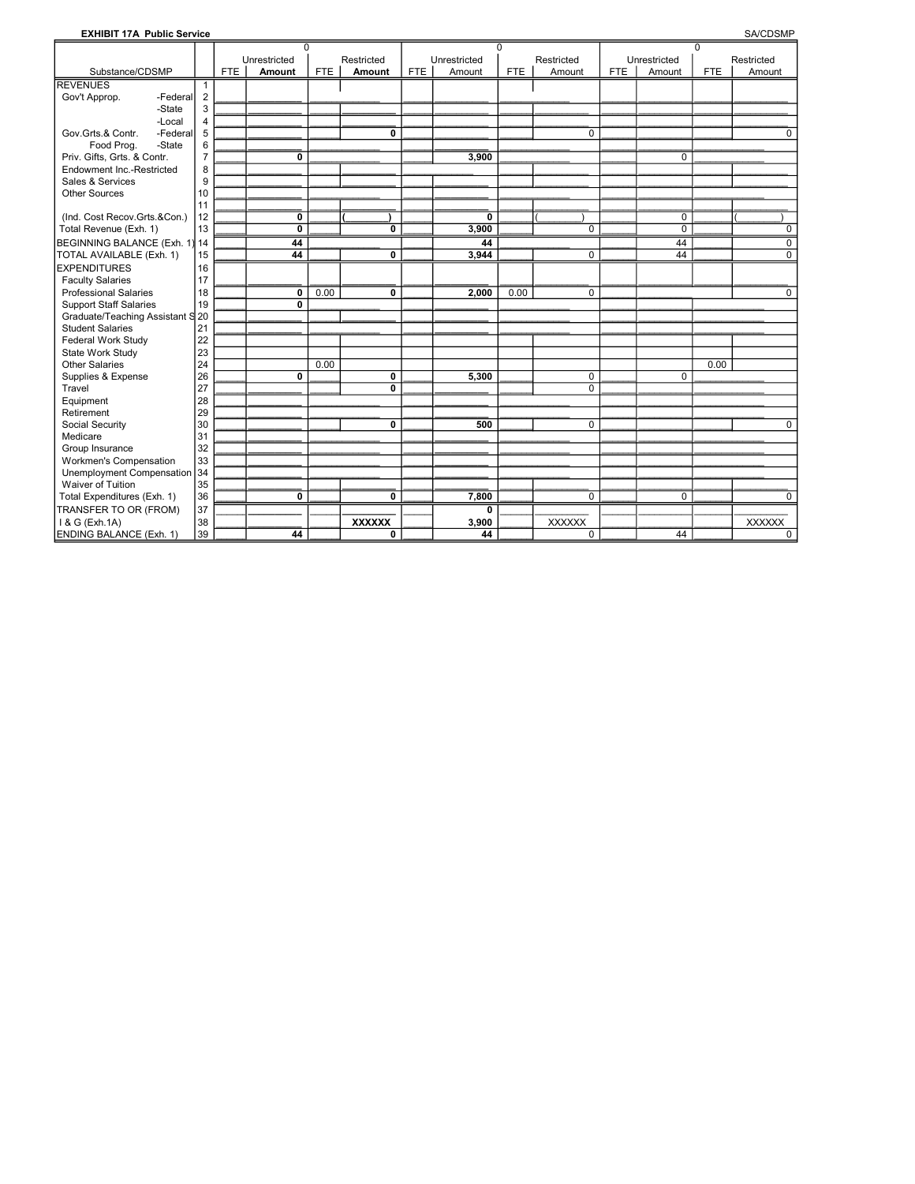**EXHIBIT 17A Public Service** SA/CDSMP

| Substance/CDSMP | | 0 | | | | 0 | | | | 0 | | | |
|---|---|---|---|---|---|---|---|---|---|---|---|---|---|
| | | Unrestricted | | Restricted | | Unrestricted | | Restricted | | Unrestricted | | Restricted | |
| | | FTE | **Amount** | FTE | **Amount** | FTE | Amount | FTE | Amount | FTE | Amount | FTE | Amount |
| REVENUES | 1 | | | | | | | | | | | | |
| Gov't Approp. -Federal | 2 | | | | | | | | | | | | |
| -State | 3 | | | | | | | | | | | | |
| -Local | 4 | | | | | | | | | | | | |
| Gov.Grts.& Contr. -Federal | 5 | | | | **0** | | | | 0 | | | | 0 |
| Food Prog. -State | 6 | | | | | | | | | | | | |
| Priv. Gifts, Grts. & Contr. | 7 | | **0** | | | | **3,900** | | | | 0 | | |
| Endowment Inc.-Restricted | 8 | | | | | | | | | | | | |
| Sales & Services | 9 | | | | | | | | | | | | |
| Other Sources | 10 | | | | | | | | | | | | |
| | 11 | | | | | | | | | | | | |
| (Ind. Cost Recov.Grts.&Con.) | 12 | | **0** | | ( ) | | **0** | | ( ) | | 0 | | ( ) |
| Total Revenue (Exh. 1) | 13 | | **0** | | **0** | | **3,900** | | 0 | | 0 | | 0 |
| BEGINNING BALANCE (Exh. 1) | 14 | | **44** | | | | **44** | | | | 44 | | 0 |
| TOTAL AVAILABLE (Exh. 1) | 15 | | **44** | | **0** | | **3,944** | | 0 | | 44 | | 0 |
| EXPENDITURES | 16 | | | | | | | | | | | | |
| Faculty Salaries | 17 | | | | | | | | | | | | |
| Professional Salaries | 18 | | **0** | 0.00 | **0** | | **2,000** | 0.00 | 0 | | | | 0 |
| Support Staff Salaries | 19 | | **0** | | | | | | | | | | |
| Graduate/Teaching Assistant S | 20 | | | | | | | | | | | | |
| Student Salaries | 21 | | | | | | | | | | | | |
| Federal Work Study | 22 | | | | | | | | | | | | |
| State Work Study | 23 | | | | | | | | | | | | |
| Other Salaries | 24 | | | 0.00 | | | | | | | | 0.00 | |
| Supplies & Expense | 26 | | **0** | | **0** | | **5,300** | | 0 | | 0 | | |
| Travel | 27 | | | | **0** | | | | 0 | | | | |
| Equipment | 28 | | | | | | | | | | | | |
| Retirement | 29 | | | | | | | | | | | | |
| Social Security | 30 | | | | **0** | | **500** | | 0 | | | | 0 |
| Medicare | 31 | | | | | | | | | | | | |
| Group Insurance | 32 | | | | | | | | | | | | |
| Workmen's Compensation | 33 | | | | | | | | | | | | |
| Unemployment Compensation | 34 | | | | | | | | | | | | |
| Waiver of Tuition | 35 | | | | | | | | | | | | |
| Total Expenditures (Exh. 1) | 36 | | **0** | | **0** | | **7,800** | | 0 | | 0 | | 0 |
| TRANSFER TO OR (FROM) | 37 | | | | | | **0** | | | | | | |
| I & G (Exh.1A) | 38 | | | | **XXXXXX** | | **3,900** | | XXXXXX | | | | XXXXXX |
| ENDING BALANCE (Exh. 1) | 39 | | **44** | | **0** | | **44** | | 0 | | 44 | | 0 |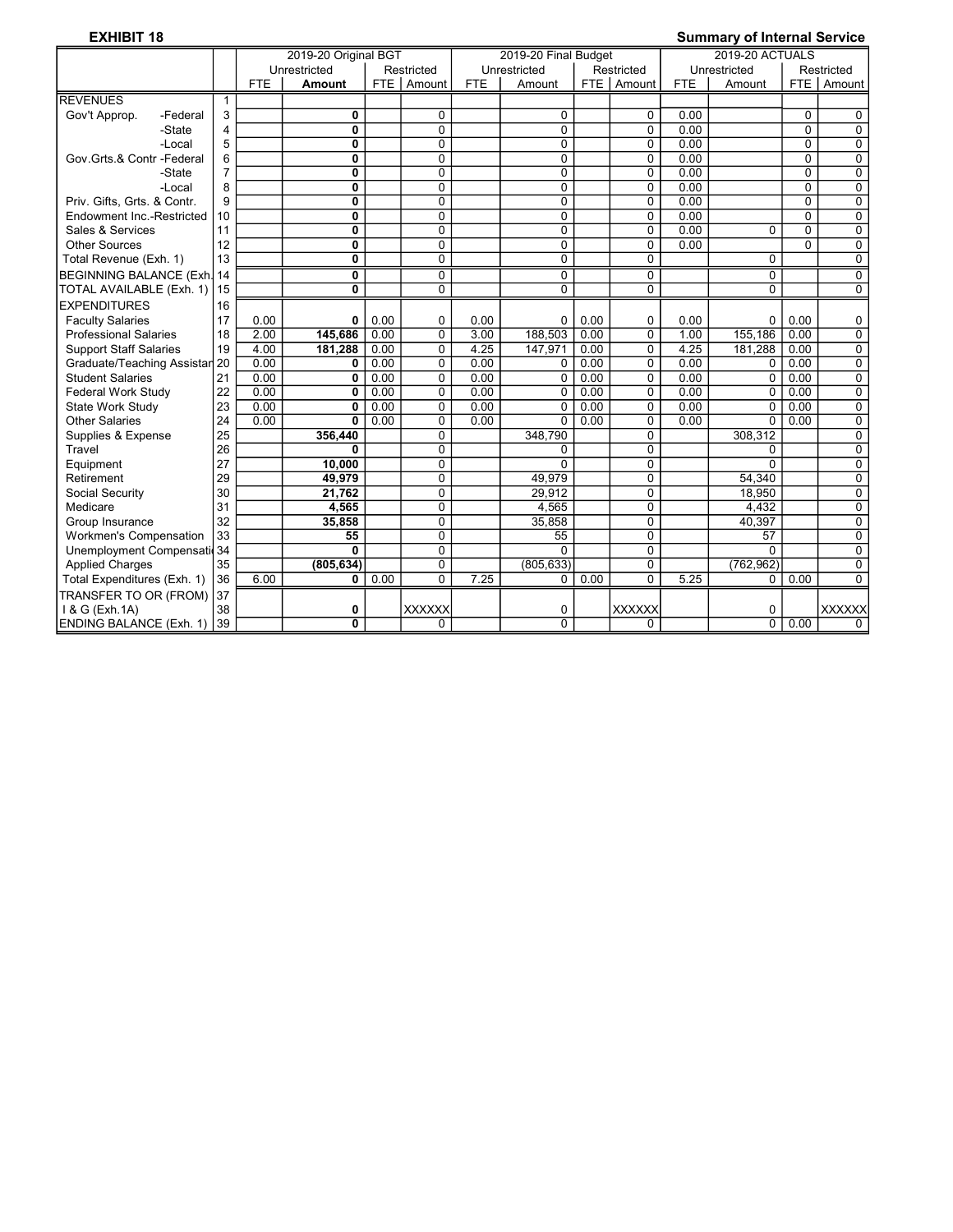**EXHIBIT 18** | **Summary of Internal Service**

| | | 2019-20 Original BGT | | | | 2019-20 Final Budget | | | | 2019-20 ACTUALS | | | |
|---|---|---|---|---|---|---|---|---|---|---|---|---|---|
| | | Unrestricted | | Restricted | | Unrestricted | | Restricted | | Unrestricted | | Restricted | |
| | | FTE | **Amount** | FTE | Amount | FTE | Amount | FTE | Amount | FTE | Amount | FTE | Amount |
| REVENUES | 1 | | | | | | | | | | | | |
| Gov't Approp. -Federal | 3 | | **0** | | 0 | | 0 | | 0 | 0.00 | | 0 | 0 |
| -State | 4 | | **0** | | 0 | | 0 | | 0 | 0.00 | | 0 | 0 |
| -Local | 5 | | **0** | | 0 | | 0 | | 0 | 0.00 | | 0 | 0 |
| Gov.Grts.& Contr -Federal | 6 | | **0** | | 0 | | 0 | | 0 | 0.00 | | 0 | 0 |
| -State | 7 | | **0** | | 0 | | 0 | | 0 | 0.00 | | 0 | 0 |
| -Local | 8 | | **0** | | 0 | | 0 | | 0 | 0.00 | | 0 | 0 |
| Priv. Gifts, Grts. & Contr. | 9 | | **0** | | 0 | | 0 | | 0 | 0.00 | | 0 | 0 |
| Endowment Inc.-Restricted | 10 | | **0** | | 0 | | 0 | | 0 | 0.00 | | 0 | 0 |
| Sales & Services | 11 | | **0** | | 0 | | 0 | | 0 | 0.00 | 0 | 0 | 0 |
| Other Sources | 12 | | **0** | | 0 | | 0 | | 0 | 0.00 | | 0 | 0 |
| Total Revenue (Exh. 1) | 13 | | **0** | | 0 | | 0 | | 0 | | 0 | | 0 |
| BEGINNING BALANCE (Exh. | 14 | | **0** | | 0 | | 0 | | 0 | | 0 | | 0 |
| TOTAL AVAILABLE (Exh. 1) | 15 | | **0** | | 0 | | 0 | | 0 | | 0 | | 0 |
| EXPENDITURES | 16 | | | | | | | | | | | | |
| Faculty Salaries | 17 | 0.00 | **0** | 0.00 | 0 | 0.00 | 0 | 0.00 | 0 | 0.00 | 0 | 0.00 | 0 |
| Professional Salaries | 18 | 2.00 | **145,686** | 0.00 | 0 | 3.00 | 188,503 | 0.00 | 0 | 1.00 | 155,186 | 0.00 | 0 |
| Support Staff Salaries | 19 | 4.00 | **181,288** | 0.00 | 0 | 4.25 | 147,971 | 0.00 | 0 | 4.25 | 181,288 | 0.00 | 0 |
| Graduate/Teaching Assistan | 20 | 0.00 | **0** | 0.00 | 0 | 0.00 | 0 | 0.00 | 0 | 0.00 | 0 | 0.00 | 0 |
| Student Salaries | 21 | 0.00 | **0** | 0.00 | 0 | 0.00 | 0 | 0.00 | 0 | 0.00 | 0 | 0.00 | 0 |
| Federal Work Study | 22 | 0.00 | **0** | 0.00 | 0 | 0.00 | 0 | 0.00 | 0 | 0.00 | 0 | 0.00 | 0 |
| State Work Study | 23 | 0.00 | **0** | 0.00 | 0 | 0.00 | 0 | 0.00 | 0 | 0.00 | 0 | 0.00 | 0 |
| Other Salaries | 24 | 0.00 | **0** | 0.00 | 0 | 0.00 | 0 | 0.00 | 0 | 0.00 | 0 | 0.00 | 0 |
| Supplies & Expense | 25 | | **356,440** | | 0 | | 348,790 | | 0 | | 308,312 | | 0 |
| Travel | 26 | | **0** | | 0 | | 0 | | 0 | | 0 | | 0 |
| Equipment | 27 | | **10,000** | | 0 | | 0 | | 0 | | 0 | | 0 |
| Retirement | 29 | | **49,979** | | 0 | | 49,979 | | 0 | | 54,340 | | 0 |
| Social Security | 30 | | **21,762** | | 0 | | 29,912 | | 0 | | 18,950 | | 0 |
| Medicare | 31 | | **4,565** | | 0 | | 4,565 | | 0 | | 4,432 | | 0 |
| Group Insurance | 32 | | **35,858** | | 0 | | 35,858 | | 0 | | 40,397 | | 0 |
| Workmen's Compensation | 33 | | **55** | | 0 | | 55 | | 0 | | 57 | | 0 |
| Unemployment Compensati | 34 | | **0** | | 0 | | 0 | | 0 | | 0 | | 0 |
| Applied Charges | 35 | | **(805,634)** | | 0 | | (805,633) | | 0 | | (762,962) | | 0 |
| Total Expenditures (Exh. 1) | 36 | 6.00 | **0** | 0.00 | 0 | 7.25 | 0 | 0.00 | 0 | 5.25 | 0 | 0.00 | 0 |
| TRANSFER TO OR (FROM) | 37 | | | | | | | | | | | | |
| I & G (Exh.1A) | 38 | | **0** | | XXXXXX | | 0 | | XXXXXX | | 0 | | XXXXXX |
| ENDING BALANCE (Exh. 1) | 39 | | **0** | | 0 | | 0 | | 0 | | 0 | 0.00 | 0 |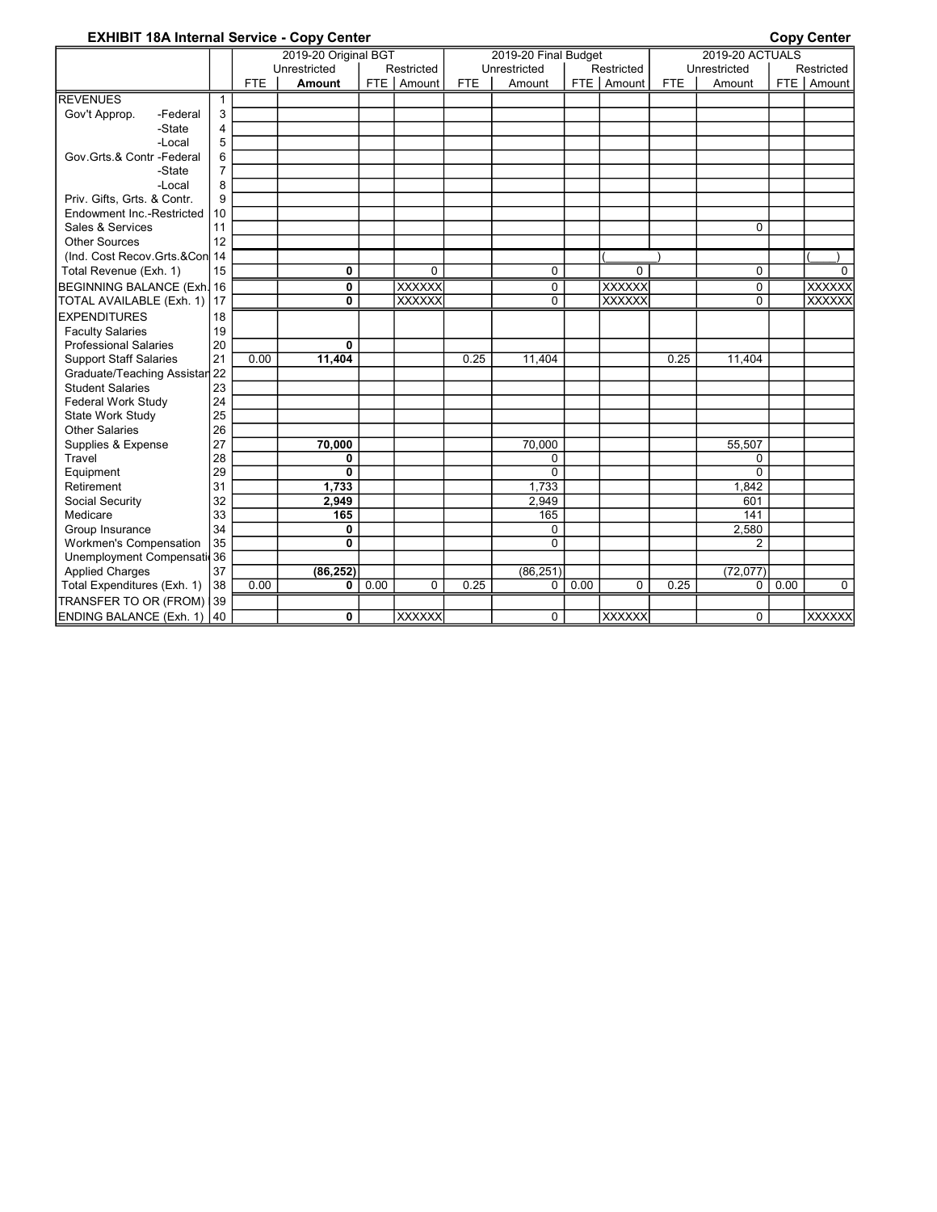**EXHIBIT 18A Internal Service - Copy Center** **Copy Center**

| | | 2019-20 Original BGT | | | | 2019-20 Final Budget | | | | 2019-20 ACTUALS | | | |
|---|---|---|---|---|---|---|---|---|---|---|---|---|---|
| | | Unrestricted | | Restricted | | Unrestricted | | Restricted | | Unrestricted | | Restricted | |
| | | FTE | **Amount** | FTE | Amount | FTE | Amount | FTE | Amount | FTE | Amount | FTE | Amount |
| REVENUES | 1 | | | | | | | | | | | | |
| Gov't Approp. -Federal | 3 | | | | | | | | | | | | |
| -State | 4 | | | | | | | | | | | | |
| -Local | 5 | | | | | | | | | | | | |
| Gov.Grts.& Contr -Federal | 6 | | | | | | | | | | | | |
| -State | 7 | | | | | | | | | | | | |
| -Local | 8 | | | | | | | | | | | | |
| Priv. Gifts, Grts. & Contr. | 9 | | | | | | | | | | | | |
| Endowment Inc.-Restricted | 10 | | | | | | | | | | | | |
| Sales & Services | 11 | | | | | | | | | | 0 | | |
| Other Sources | 12 | | | | | | | | | | | | |
| (Ind. Cost Recov.Grts.&Con | 14 | | | | | | | | ( ) | | | | ( ) |
| Total Revenue (Exh. 1) | 15 | | **0** | | 0 | | 0 | | 0 | | 0 | | 0 |
| BEGINNING BALANCE (Exh. | 16 | | **0** | | XXXXXX | | 0 | | XXXXXX | | 0 | | XXXXXX |
| TOTAL AVAILABLE (Exh. 1) | 17 | | **0** | | XXXXXX | | 0 | | XXXXXX | | 0 | | XXXXXX |
| EXPENDITURES | 18 | | | | | | | | | | | | |
| Faculty Salaries | 19 | | | | | | | | | | | | |
| Professional Salaries | 20 | | **0** | | | | | | | | | | |
| Support Staff Salaries | 21 | 0.00 | **11,404** | | | 0.25 | 11,404 | | | 0.25 | 11,404 | | |
| Graduate/Teaching Assistan | 22 | | | | | | | | | | | | |
| Student Salaries | 23 | | | | | | | | | | | | |
| Federal Work Study | 24 | | | | | | | | | | | | |
| State Work Study | 25 | | | | | | | | | | | | |
| Other Salaries | 26 | | | | | | | | | | | | |
| Supplies & Expense | 27 | | **70,000** | | | | 70,000 | | | | 55,507 | | |
| Travel | 28 | | **0** | | | | 0 | | | | 0 | | |
| Equipment | 29 | | **0** | | | | 0 | | | | 0 | | |
| Retirement | 31 | | **1,733** | | | | 1,733 | | | | 1,842 | | |
| Social Security | 32 | | **2,949** | | | | 2,949 | | | | 601 | | |
| Medicare | 33 | | **165** | | | | 165 | | | | 141 | | |
| Group Insurance | 34 | | **0** | | | | 0 | | | | 2,580 | | |
| Workmen's Compensation | 35 | | **0** | | | | 0 | | | | 2 | | |
| Unemployment Compensati | 36 | | | | | | | | | | | | |
| Applied Charges | 37 | | **(86,252)** | | | | (86,251) | | | | (72,077) | | |
| Total Expenditures (Exh. 1) | 38 | 0.00 | **0** | 0.00 | 0 | 0.25 | 0 | 0.00 | 0 | 0.25 | 0 | 0.00 | 0 |
| TRANSFER TO OR (FROM) | 39 | | | | | | | | | | | | |
| ENDING BALANCE (Exh. 1) | 40 | | **0** | | XXXXXX | | 0 | | XXXXXX | | 0 | | XXXXXX |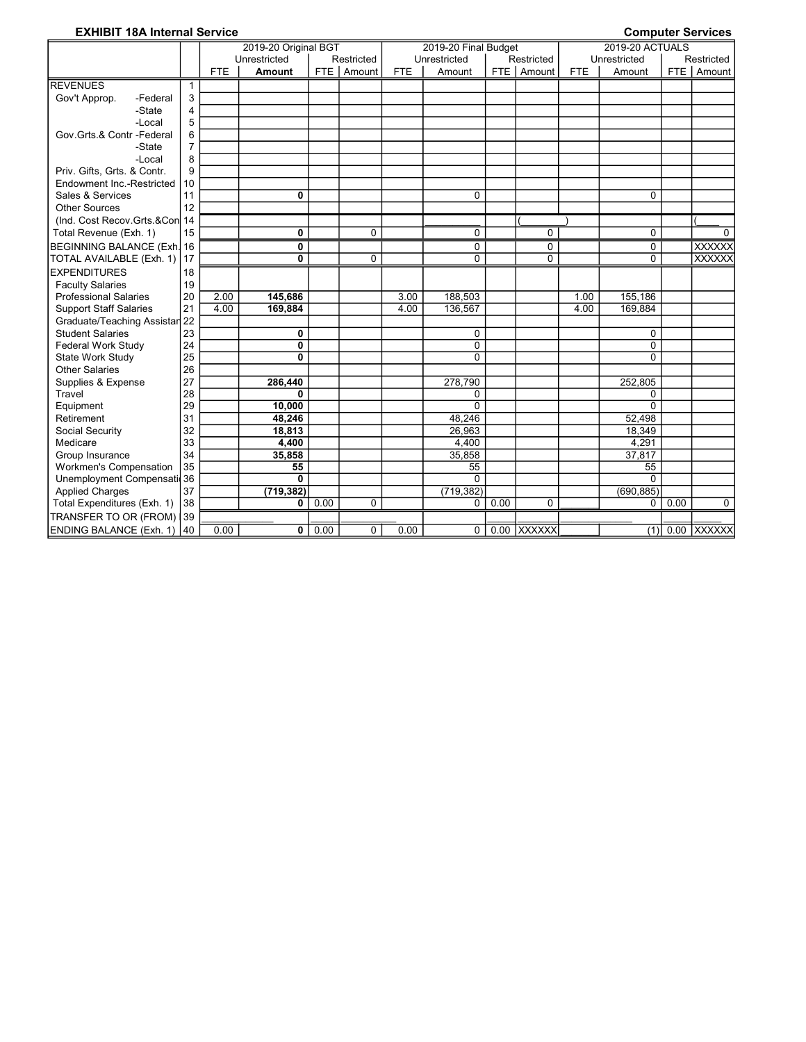**EXHIBIT 18A Internal Service** **Computer Services**

| | | 2019-20 Original BGT | | | | 2019-20 Final Budget | | | | 2019-20 ACTUALS | | | |
|---|---|---|---|---|---|---|---|---|---|---|---|---|---|
| | | Unrestricted | | Restricted | | Unrestricted | | Restricted | | Unrestricted | | Restricted | |
| | | FTE | **Amount** | FTE | Amount | FTE | Amount | FTE | Amount | FTE | Amount | FTE | Amount |
| REVENUES | 1 | | | | | | | | | | | | |
| Gov't Approp. -Federal | 3 | | | | | | | | | | | | |
| -State | 4 | | | | | | | | | | | | |
| -Local | 5 | | | | | | | | | | | | |
| Gov.Grts.& Contr -Federal | 6 | | | | | | | | | | | | |
| -State | 7 | | | | | | | | | | | | |
| -Local | 8 | | | | | | | | | | | | |
| Priv. Gifts, Grts. & Contr. | 9 | | | | | | | | | | | | |
| Endowment Inc.-Restricted | 10 | | | | | | | | | | | | |
| Sales & Services | 11 | | **0** | | | | 0 | | | | 0 | | |
| Other Sources | 12 | | | | | | | | | | | | |
| (Ind. Cost Recov.Grts.&Con | 14 | | | | | | | | ( ) | | | | ( |
| Total Revenue (Exh. 1) | 15 | | **0** | | 0 | | 0 | | 0 | | 0 | | 0 |
| BEGINNING BALANCE (Exh. | 16 | | **0** | | | | 0 | | 0 | | 0 | | XXXXXX |
| TOTAL AVAILABLE (Exh. 1) | 17 | | **0** | | 0 | | 0 | | 0 | | 0 | | XXXXXX |
| EXPENDITURES | 18 | | | | | | | | | | | | |
| Faculty Salaries | 19 | | | | | | | | | | | | |
| Professional Salaries | 20 | 2.00 | **145,686** | | | 3.00 | 188,503 | | | 1.00 | 155,186 | | |
| Support Staff Salaries | 21 | 4.00 | **169,884** | | | 4.00 | 136,567 | | | 4.00 | 169,884 | | |
| Graduate/Teaching Assistan | 22 | | | | | | | | | | | | |
| Student Salaries | 23 | | **0** | | | | 0 | | | | 0 | | |
| Federal Work Study | 24 | | **0** | | | | 0 | | | | 0 | | |
| State Work Study | 25 | | **0** | | | | 0 | | | | 0 | | |
| Other Salaries | 26 | | | | | | | | | | | | |
| Supplies & Expense | 27 | | **286,440** | | | | 278,790 | | | | 252,805 | | |
| Travel | 28 | | **0** | | | | 0 | | | | 0 | | |
| Equipment | 29 | | **10,000** | | | | 0 | | | | 0 | | |
| Retirement | 31 | | **48,246** | | | | 48,246 | | | | 52,498 | | |
| Social Security | 32 | | **18,813** | | | | 26,963 | | | | 18,349 | | |
| Medicare | 33 | | **4,400** | | | | 4,400 | | | | 4,291 | | |
| Group Insurance | 34 | | **35,858** | | | | 35,858 | | | | 37,817 | | |
| Workmen's Compensation | 35 | | **55** | | | | 55 | | | | 55 | | |
| Unemployment Compensati | 36 | | **0** | | | | 0 | | | | 0 | | |
| Applied Charges | 37 | | **(719,382)** | | | | (719,382) | | | | (690,885) | | |
| Total Expenditures (Exh. 1) | 38 | | **0** | 0.00 | 0 | | 0 | 0.00 | 0 | | 0 | 0.00 | 0 |
| TRANSFER TO OR (FROM) | 39 | | | | | | | | | | | | |
| ENDING BALANCE (Exh. 1) | 40 | 0.00 | **0** | 0.00 | 0 | 0.00 | 0 | 0.00 | XXXXXX | | (1) | 0.00 | XXXXXX |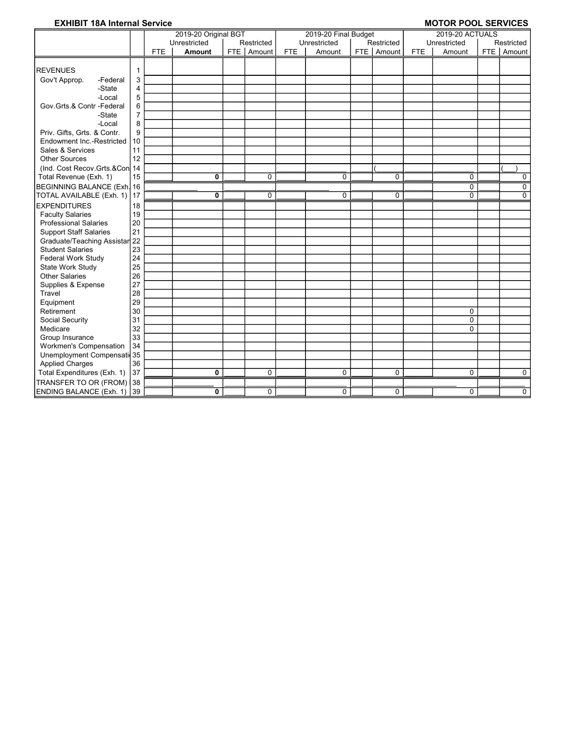**EXHIBIT 18A Internal Service** **MOTOR POOL SERVICES**

| | | 2019-20 Original BGT | | | | 2019-20 Final Budget | | | | 2019-20 ACTUALS | | | |
|---|---|---|---|---|---|---|---|---|---|---|---|---|---|
| | | Unrestricted | | Restricted | | Unrestricted | | Restricted | | Unrestricted | | Restricted | |
| | | FTE | **Amount** | FTE | Amount | FTE | Amount | FTE | Amount | FTE | Amount | FTE | Amount |
| REVENUES | 1 | | | | | | | | | | | | |
| Gov't Approp. -Federal | 3 | | | | | | | | | | | | |
| -State | 4 | | | | | | | | | | | | |
| -Local | 5 | | | | | | | | | | | | |
| Gov.Grts.& Contr -Federal | 6 | | | | | | | | | | | | |
| -State | 7 | | | | | | | | | | | | |
| -Local | 8 | | | | | | | | | | | | |
| Priv. Gifts, Grts. & Contr. | 9 | | | | | | | | | | | | |
| Endowment Inc.-Restricted | 10 | | | | | | | | | | | | |
| Sales & Services | 11 | | | | | | | | | | | | |
| Other Sources | 12 | | | | | | | | | | | | |
| (Ind. Cost Recov.Grts.&Con | 14 | | | | | | | | ( | | | | ( ) |
| Total Revenue (Exh. 1) | 15 | | **0** | | 0 | | 0 | | 0 | | 0 | | 0 |
| BEGINNING BALANCE (Exh. | 16 | | | | | | | | | | 0 | | 0 |
| TOTAL AVAILABLE (Exh. 1) | 17 | | **0** | | 0 | | 0 | | 0 | | 0 | | 0 |
| EXPENDITURES | 18 | | | | | | | | | | | | |
| Faculty Salaries | 19 | | | | | | | | | | | | |
| Professional Salaries | 20 | | | | | | | | | | | | |
| Support Staff Salaries | 21 | | | | | | | | | | | | |
| Graduate/Teaching Assistan | 22 | | | | | | | | | | | | |
| Student Salaries | 23 | | | | | | | | | | | | |
| Federal Work Study | 24 | | | | | | | | | | | | |
| State Work Study | 25 | | | | | | | | | | | | |
| Other Salaries | 26 | | | | | | | | | | | | |
| Supplies & Expense | 27 | | | | | | | | | | | | |
| Travel | 28 | | | | | | | | | | | | |
| Equipment | 29 | | | | | | | | | | | | |
| Retirement | 30 | | | | | | | | | | 0 | | |
| Social Security | 31 | | | | | | | | | | 0 | | |
| Medicare | 32 | | | | | | | | | | 0 | | |
| Group Insurance | 33 | | | | | | | | | | | | |
| Workmen's Compensation | 34 | | | | | | | | | | | | |
| Unemployment Compensati | 35 | | | | | | | | | | | | |
| Applied Charges | 36 | | | | | | | | | | | | |
| Total Expenditures (Exh. 1) | 37 | | **0** | | 0 | | 0 | | 0 | | 0 | | 0 |
| TRANSFER TO OR (FROM) | 38 | | | | | | | | | | | | |
| ENDING BALANCE (Exh. 1) | 39 | | **0** | | 0 | | 0 | | 0 | | 0 | | 0 |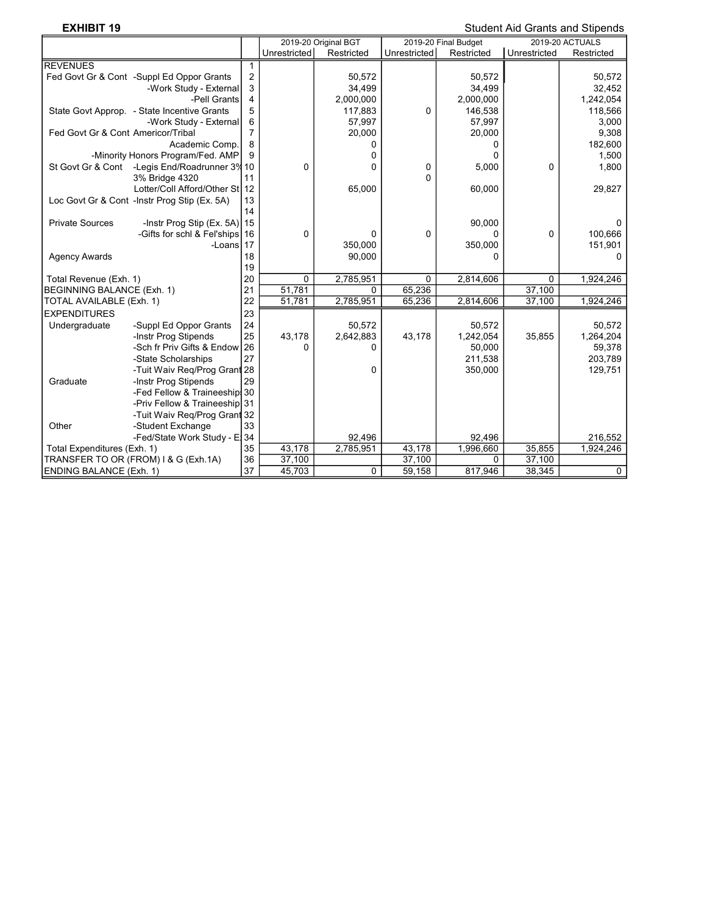**EXHIBIT 19**

Student Aid Grants and Stipends

| | | | 2019-20 Original BGT | | 2019-20 Final Budget | | 2019-20 ACTUALS | |
|---|---|---|---|---|---|---|---|---|
| | | | Unrestricted | Restricted | Unrestricted | Restricted | Unrestricted | Restricted |
| REVENUES | | 1 | | | | | | |
| Fed Govt Gr & Cont | -Suppl Ed Oppor Grants | 2 | | 50,572 | | 50,572 | | 50,572 |
| | -Work Study - External | 3 | | 34,499 | | 34,499 | | 32,452 |
| | -Pell Grants | 4 | | 2,000,000 | | 2,000,000 | | 1,242,054 |
| State Govt Approp. | - State Incentive Grants | 5 | | 117,883 | 0 | 146,538 | | 118,566 |
| | -Work Study - External | 6 | | 57,997 | | 57,997 | | 3,000 |
| Fed Govt Gr & Cont Americor/Tribal | | 7 | | 20,000 | | 20,000 | | 9,308 |
| | Academic Comp. | 8 | | 0 | | 0 | | 182,600 |
| | -Minority Honors Program/Fed. AMP | 9 | | 0 | | 0 | | 1,500 |
| St Govt Gr & Cont | -Legis End/Roadrunner 3% | 10 | 0 | 0 | 0 | 5,000 | 0 | 1,800 |
| | 3% Bridge 4320 | 11 | | | 0 | | | |
| | Lotter/Coll Afford/Other St | 12 | | 65,000 | | 60,000 | | 29,827 |
| Loc Govt Gr & Cont | -Instr Prog Stip (Ex. 5A) | 13 | | | | | | |
| | | 14 | | | | | | |
| Private Sources | -Instr Prog Stip (Ex. 5A) | 15 | | | | 90,000 | | 0 |
| | -Gifts for schl & Fel'ships | 16 | 0 | 0 | 0 | 0 | 0 | 100,666 |
| | -Loans | 17 | | 350,000 | | 350,000 | | 151,901 |
| Agency Awards | | 18 | | 90,000 | | 0 | | 0 |
| | | 19 | | | | | | |
| Total Revenue (Exh. 1) | | 20 | 0 | 2,785,951 | 0 | 2,814,606 | 0 | 1,924,246 |
| BEGINNING BALANCE (Exh. 1) | | 21 | 51,781 | 0 | 65,236 | | 37,100 | |
| TOTAL AVAILABLE (Exh. 1) | | 22 | 51,781 | 2,785,951 | 65,236 | 2,814,606 | 37,100 | 1,924,246 |
| EXPENDITURES | | 23 | | | | | | |
| Undergraduate | -Suppl Ed Oppor Grants | 24 | | 50,572 | | 50,572 | | 50,572 |
| | -Instr Prog Stipends | 25 | 43,178 | 2,642,883 | 43,178 | 1,242,054 | 35,855 | 1,264,204 |
| | -Sch fr Priv Gifts & Endow | 26 | 0 | 0 | | 50,000 | | 59,378 |
| | -State Scholarships | 27 | | | | 211,538 | | 203,789 |
| | -Tuit Waiv Req/Prog Grant | 28 | | 0 | | 350,000 | | 129,751 |
| Graduate | -Instr Prog Stipends | 29 | | | | | | |
| | -Fed Fellow & Traineeship | 30 | | | | | | |
| | -Priv Fellow & Traineeship | 31 | | | | | | |
| | -Tuit Waiv Req/Prog Grant | 32 | | | | | | |
| Other | -Student Exchange | 33 | | | | | | |
| | -Fed/State Work Study - E | 34 | | 92,496 | | 92,496 | | 216,552 |
| Total Expenditures (Exh. 1) | | 35 | 43,178 | 2,785,951 | 43,178 | 1,996,660 | 35,855 | 1,924,246 |
| TRANSFER TO OR (FROM) I & G (Exh.1A) | | 36 | 37,100 | | 37,100 | 0 | 37,100 | |
| ENDING BALANCE (Exh. 1) | | 37 | 45,703 | 0 | 59,158 | 817,946 | 38,345 | 0 |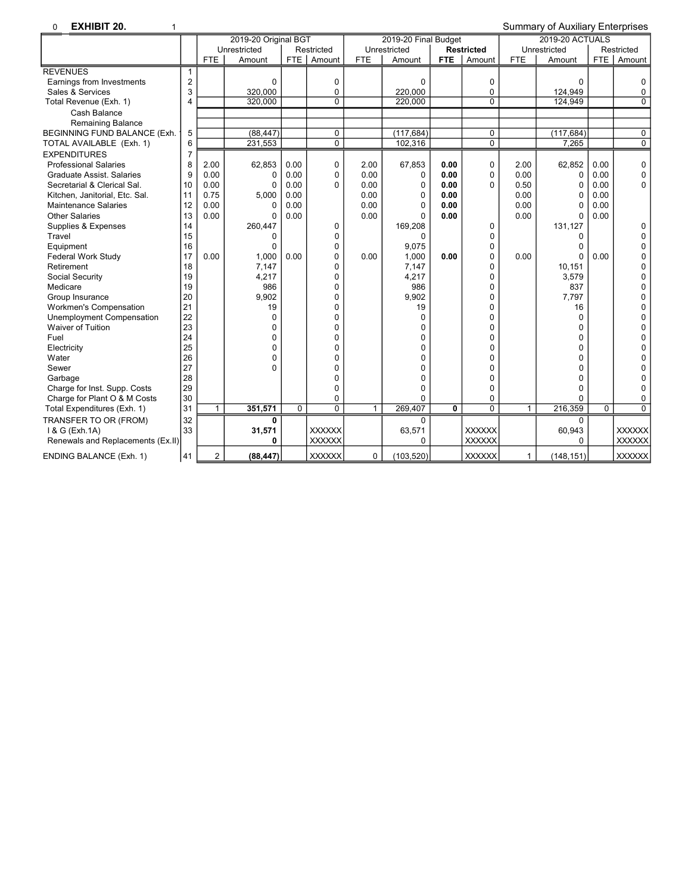0 **EXHIBIT 20.** 1

Summary of Auxiliary Enterprises

| | | 2019-20 Original BGT | | | | 2019-20 Final Budget | | | | 2019-20 ACTUALS | | | |
|---|---|---|---|---|---|---|---|---|---|---|---|---|---|
| | | Unrestricted | | Restricted | | Unrestricted | | **Restricted** | | Unrestricted | | Restricted | |
| | | FTE | Amount | FTE | Amount | FTE | Amount | **FTE** | Amount | FTE | Amount | FTE | Amount |
| REVENUES | 1 | | | | | | | | | | | | |
| Earnings from Investments | 2 | | 0 | | 0 | | 0 | | 0 | | 0 | | 0 |
| Sales & Services | 3 | | 320,000 | | 0 | | 220,000 | | 0 | | 124,949 | | 0 |
| Total Revenue (Exh. 1) | 4 | | 320,000 | | 0 | | 220,000 | | 0 | | 124,949 | | 0 |
| Cash Balance | | | | | | | | | | | | | |
| Remaining Balance | | | | | | | | | | | | | |
| BEGINNING FUND BALANCE (Exh. 1) | 5 | | (88,447) | | 0 | | (117,684) | | 0 | | (117,684) | | 0 |
| TOTAL AVAILABLE (Exh. 1) | 6 | | 231,553 | | 0 | | 102,316 | | 0 | | 7,265 | | 0 |
| EXPENDITURES | 7 | | | | | | | | | | | | |
| Professional Salaries | 8 | 2.00 | 62,853 | 0.00 | 0 | 2.00 | 67,853 | **0.00** | 0 | 2.00 | 62,852 | 0.00 | 0 |
| Graduate Assist. Salaries | 9 | 0.00 | 0 | 0.00 | 0 | 0.00 | 0 | **0.00** | 0 | 0.00 | 0 | 0.00 | 0 |
| Secretarial & Clerical Sal. | 10 | 0.00 | 0 | 0.00 | 0 | 0.00 | 0 | **0.00** | 0 | 0.50 | 0 | 0.00 | 0 |
| Kitchen, Janitorial, Etc. Sal. | 11 | 0.75 | 5,000 | 0.00 | | 0.00 | 0 | **0.00** | | 0.00 | 0 | 0.00 | |
| Maintenance Salaries | 12 | 0.00 | 0 | 0.00 | | 0.00 | 0 | **0.00** | | 0.00 | 0 | 0.00 | |
| Other Salaries | 13 | 0.00 | 0 | 0.00 | | 0.00 | 0 | **0.00** | | 0.00 | 0 | 0.00 | |
| Supplies & Expenses | 14 | | 260,447 | | 0 | | 169,208 | | 0 | | 131,127 | | 0 |
| Travel | 15 | | 0 | | 0 | | 0 | | 0 | | 0 | | 0 |
| Equipment | 16 | | 0 | | 0 | | 9,075 | | 0 | | 0 | | 0 |
| Federal Work Study | 17 | 0.00 | 1,000 | 0.00 | 0 | 0.00 | 1,000 | **0.00** | 0 | 0.00 | 0 | 0.00 | 0 |
| Retirement | 18 | | 7,147 | | 0 | | 7,147 | | 0 | | 10,151 | | 0 |
| Social Security | 19 | | 4,217 | | 0 | | 4,217 | | 0 | | 3,579 | | 0 |
| Medicare | 19 | | 986 | | 0 | | 986 | | 0 | | 837 | | 0 |
| Group Insurance | 20 | | 9,902 | | 0 | | 9,902 | | 0 | | 7,797 | | 0 |
| Workmen's Compensation | 21 | | 19 | | 0 | | 19 | | 0 | | 16 | | 0 |
| Unemployment Compensation | 22 | | 0 | | 0 | | 0 | | 0 | | 0 | | 0 |
| Waiver of Tuition | 23 | | 0 | | 0 | | 0 | | 0 | | 0 | | 0 |
| Fuel | 24 | | 0 | | 0 | | 0 | | 0 | | 0 | | 0 |
| Electricity | 25 | | 0 | | 0 | | 0 | | 0 | | 0 | | 0 |
| Water | 26 | | 0 | | 0 | | 0 | | 0 | | 0 | | 0 |
| Sewer | 27 | | 0 | | 0 | | 0 | | 0 | | 0 | | 0 |
| Garbage | 28 | | | | 0 | | 0 | | 0 | | 0 | | 0 |
| Charge for Inst. Supp. Costs | 29 | | | | 0 | | 0 | | 0 | | 0 | | 0 |
| Charge for Plant O & M Costs | 30 | | | | 0 | | 0 | | 0 | | 0 | | 0 |
| Total Expenditures (Exh. 1) | 31 | 1 | **351,571** | 0 | 0 | 1 | 269,407 | **0** | 0 | 1 | 216,359 | 0 | 0 |
| TRANSFER TO OR (FROM) | 32 | | **0** | | | | 0 | | | | 0 | | |
| I & G (Exh.1A) | 33 | | **31,571** | | XXXXXX | | 63,571 | | XXXXXX | | 60,943 | | XXXXXX |
| Renewals and Replacements (Ex.II) | | | **0** | | XXXXXX | | 0 | | XXXXXX | | 0 | | XXXXXX |
| ENDING BALANCE (Exh. 1) | 41 | 2 | **(88,447)** | | XXXXXX | 0 | (103,520) | | XXXXXX | 1 | (148,151) | | XXXXXX |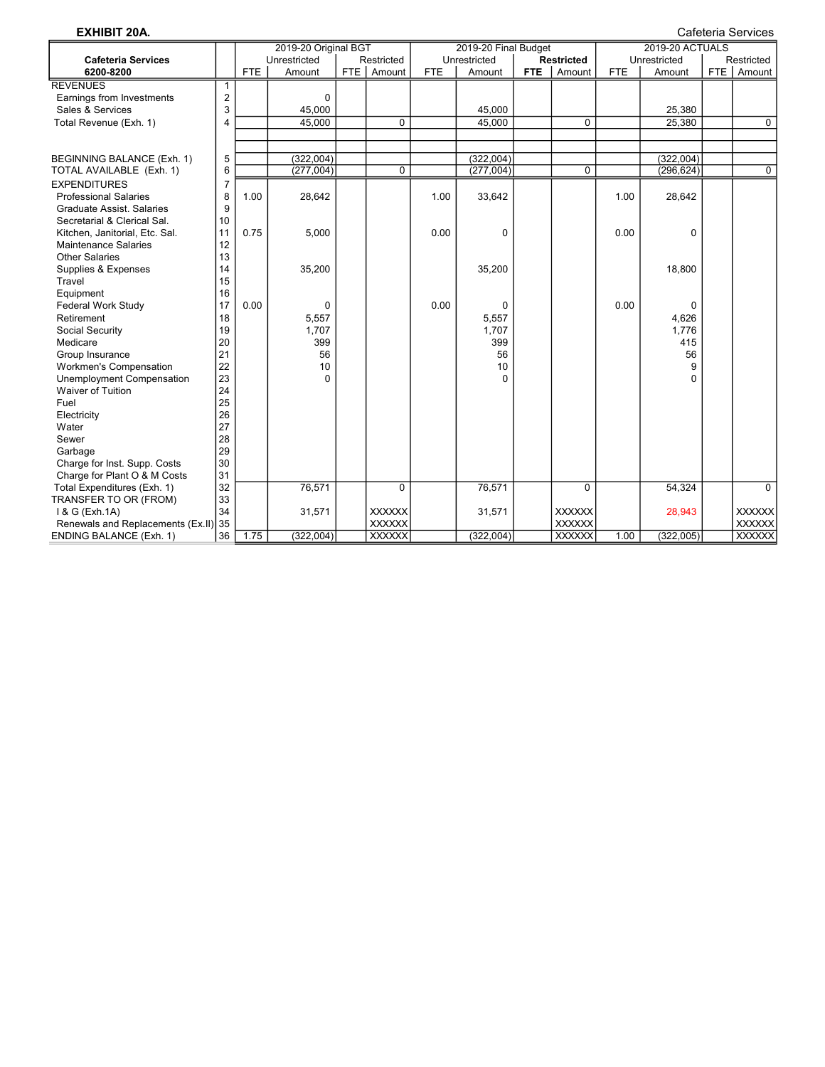**EXHIBIT 20A.** Cafeteria Services

| Cafeteria Services 6200-8200 | | 2019-20 Original BGT | | | | 2019-20 Final Budget | | | | 2019-20 ACTUALS | | | |
|---|---|---|---|---|---|---|---|---|---|---|---|---|---|
| | | Unrestricted | | Restricted | | Unrestricted | | **Restricted** | | Unrestricted | | Restricted | |
| | | FTE | Amount | FTE | Amount | FTE | Amount | **FTE** | Amount | FTE | Amount | FTE | Amount |
| REVENUES | 1 | | | | | | | | | | | | |
| Earnings from Investments | 2 | | 0 | | | | | | | | | | |
| Sales & Services | 3 | | 45,000 | | | | 45,000 | | | | 25,380 | | |
| Total Revenue (Exh. 1) | 4 | | 45,000 | | 0 | | 45,000 | | 0 | | 25,380 | | 0 |
| BEGINNING BALANCE (Exh. 1) | 5 | | (322,004) | | | | (322,004) | | | | (322,004) | | |
| TOTAL AVAILABLE (Exh. 1) | 6 | | (277,004) | | 0 | | (277,004) | | 0 | | (296,624) | | 0 |
| EXPENDITURES | 7 | | | | | | | | | | | | |
| Professional Salaries | 8 | 1.00 | 28,642 | | | 1.00 | 33,642 | | | 1.00 | 28,642 | | |
| Graduate Assist. Salaries | 9 | | | | | | | | | | | | |
| Secretarial & Clerical Sal. | 10 | | | | | | | | | | | | |
| Kitchen, Janitorial, Etc. Sal. | 11 | 0.75 | 5,000 | | | 0.00 | 0 | | | 0.00 | 0 | | |
| Maintenance Salaries | 12 | | | | | | | | | | | | |
| Other Salaries | 13 | | | | | | | | | | | | |
| Supplies & Expenses | 14 | | 35,200 | | | | 35,200 | | | | 18,800 | | |
| Travel | 15 | | | | | | | | | | | | |
| Equipment | 16 | | | | | | | | | | | | |
| Federal Work Study | 17 | 0.00 | 0 | | | 0.00 | 0 | | | 0.00 | 0 | | |
| Retirement | 18 | | 5,557 | | | | 5,557 | | | | 4,626 | | |
| Social Security | 19 | | 1,707 | | | | 1,707 | | | | 1,776 | | |
| Medicare | 20 | | 399 | | | | 399 | | | | 415 | | |
| Group Insurance | 21 | | 56 | | | | 56 | | | | 56 | | |
| Workmen's Compensation | 22 | | 10 | | | | 10 | | | | 9 | | |
| Unemployment Compensation | 23 | | 0 | | | | 0 | | | | 0 | | |
| Waiver of Tuition | 24 | | | | | | | | | | | | |
| Fuel | 25 | | | | | | | | | | | | |
| Electricity | 26 | | | | | | | | | | | | |
| Water | 27 | | | | | | | | | | | | |
| Sewer | 28 | | | | | | | | | | | | |
| Garbage | 29 | | | | | | | | | | | | |
| Charge for Inst. Supp. Costs | 30 | | | | | | | | | | | | |
| Charge for Plant O & M Costs | 31 | | | | | | | | | | | | |
| Total Expenditures (Exh. 1) | 32 | | 76,571 | | 0 | | 76,571 | | 0 | | 54,324 | | 0 |
| TRANSFER TO OR (FROM) | 33 | | | | | | | | | | | | |
| I & G (Exh.1A) | 34 | | 31,571 | | XXXXXX | | 31,571 | | XXXXXX | | 28,943 | | XXXXXX |
| Renewals and Replacements (Ex.II) | 35 | | | | XXXXXX | | | | XXXXXX | | | | XXXXXX |
| ENDING BALANCE (Exh. 1) | 36 | 1.75 | (322,004) | | XXXXXX | | (322,004) | | XXXXXX | 1.00 | (322,005) | | XXXXXX |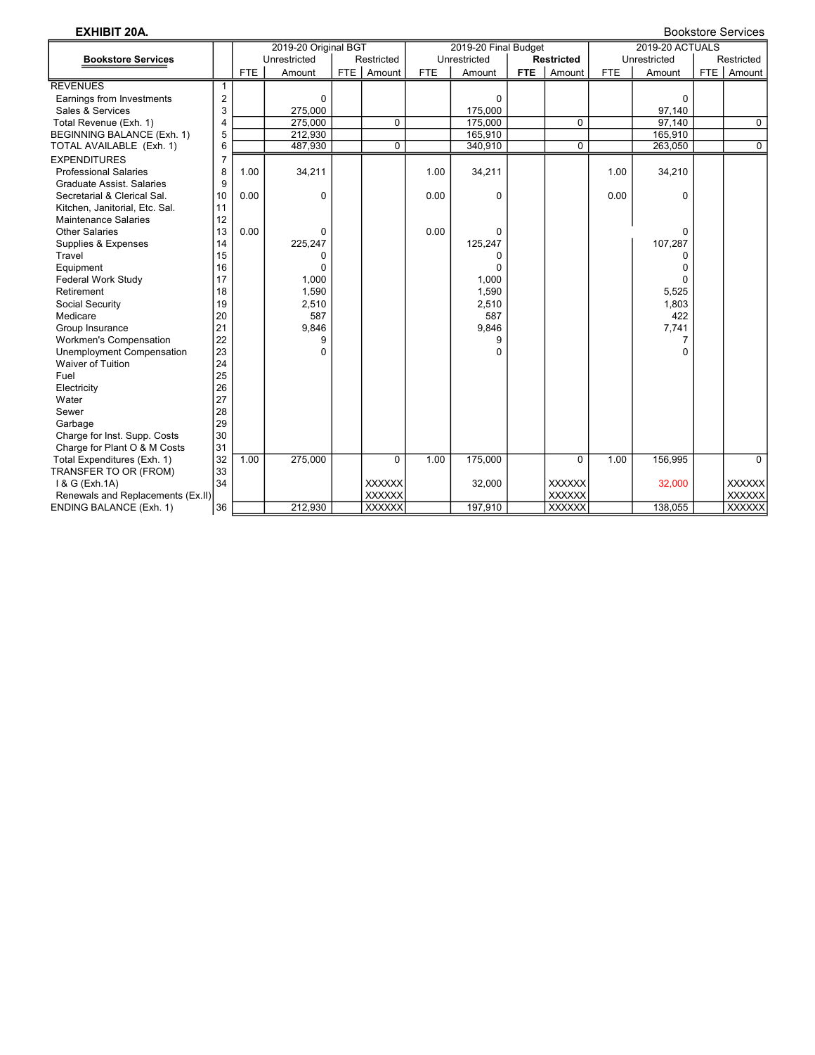**EXHIBIT 20A.**

Bookstore Services

| Bookstore Services | | 2019-20 Original BGT | | | | 2019-20 Final Budget | | | | 2019-20 ACTUALS | | | |
|---|---|---|---|---|---|---|---|---|---|---|---|---|---|
| | | Unrestricted | | Restricted | | Unrestricted | | **Restricted** | | Unrestricted | | Restricted | |
| | | FTE | Amount | FTE | Amount | FTE | Amount | **FTE** | Amount | FTE | Amount | FTE | Amount |
| REVENUES | 1 | | | | | | | | | | | | |
| Earnings from Investments | 2 | | 0 | | | | 0 | | | | 0 | | |
| Sales & Services | 3 | | 275,000 | | | | 175,000 | | | | 97,140 | | |
| Total Revenue (Exh. 1) | 4 | | 275,000 | | 0 | | 175,000 | | 0 | | 97,140 | | 0 |
| BEGINNING BALANCE (Exh. 1) | 5 | | 212,930 | | | | 165,910 | | | | 165,910 | | |
| TOTAL AVAILABLE (Exh. 1) | 6 | | 487,930 | | 0 | | 340,910 | | 0 | | 263,050 | | 0 |
| EXPENDITURES | 7 | | | | | | | | | | | | |
| Professional Salaries | 8 | 1.00 | 34,211 | | | 1.00 | 34,211 | | | 1.00 | 34,210 | | |
| Graduate Assist. Salaries | 9 | | | | | | | | | | | | |
| Secretarial & Clerical Sal. | 10 | 0.00 | 0 | | | 0.00 | 0 | | | 0.00 | 0 | | |
| Kitchen, Janitorial, Etc. Sal. | 11 | | | | | | | | | | | | |
| Maintenance Salaries | 12 | | | | | | | | | | | | |
| Other Salaries | 13 | 0.00 | 0 | | | 0.00 | 0 | | | | 0 | | |
| Supplies & Expenses | 14 | | 225,247 | | | | 125,247 | | | | 107,287 | | |
| Travel | 15 | | 0 | | | | 0 | | | | 0 | | |
| Equipment | 16 | | 0 | | | | 0 | | | | 0 | | |
| Federal Work Study | 17 | | 1,000 | | | | 1,000 | | | | 0 | | |
| Retirement | 18 | | 1,590 | | | | 1,590 | | | | 5,525 | | |
| Social Security | 19 | | 2,510 | | | | 2,510 | | | | 1,803 | | |
| Medicare | 20 | | 587 | | | | 587 | | | | 422 | | |
| Group Insurance | 21 | | 9,846 | | | | 9,846 | | | | 7,741 | | |
| Workmen's Compensation | 22 | | 9 | | | | 9 | | | | 7 | | |
| Unemployment Compensation | 23 | | 0 | | | | 0 | | | | 0 | | |
| Waiver of Tuition | 24 | | | | | | | | | | | | |
| Fuel | 25 | | | | | | | | | | | | |
| Electricity | 26 | | | | | | | | | | | | |
| Water | 27 | | | | | | | | | | | | |
| Sewer | 28 | | | | | | | | | | | | |
| Garbage | 29 | | | | | | | | | | | | |
| Charge for Inst. Supp. Costs | 30 | | | | | | | | | | | | |
| Charge for Plant O & M Costs | 31 | | | | | | | | | | | | |
| Total Expenditures (Exh. 1) | 32 | 1.00 | 275,000 | | 0 | 1.00 | 175,000 | | 0 | 1.00 | 156,995 | | 0 |
| TRANSFER TO OR (FROM) | 33 | | | | | | | | | | | | |
| I & G (Exh.1A) | 34 | | | | XXXXXX | | 32,000 | | XXXXXX | | 32,000 | | XXXXXX |
| Renewals and Replacements (Ex.II) | | | | | XXXXXX | | | | XXXXXX | | | | XXXXXX |
| ENDING BALANCE (Exh. 1) | 36 | | 212,930 | | XXXXXX | | 197,910 | | XXXXXX | | 138,055 | | XXXXXX |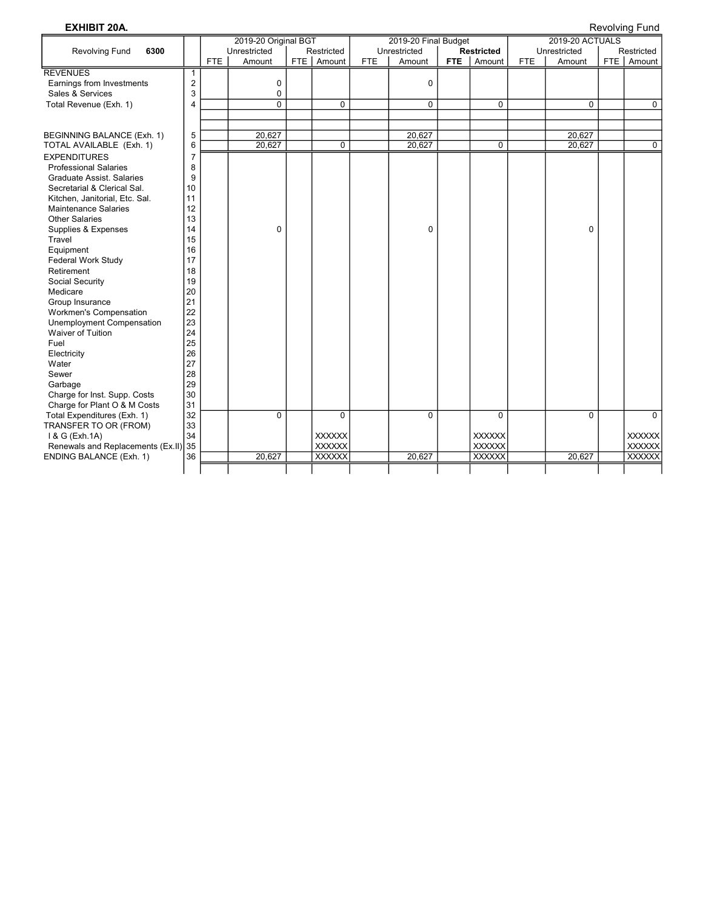**EXHIBIT 20A.** Revolving Fund

| Revolving Fund 6300 | | 2019-20 Original BGT | | | | 2019-20 Final Budget | | | | 2019-20 ACTUALS | | | |
|---|---|---|---|---|---|---|---|---|---|---|---|---|---|
| | | Unrestricted | | Restricted | | Unrestricted | | **Restricted** | | Unrestricted | | Restricted | |
| | | FTE | Amount | FTE | Amount | FTE | Amount | **FTE** | Amount | FTE | Amount | FTE | Amount |
| REVENUES | 1 | | | | | | | | | | | | |
| Earnings from Investments | 2 | | 0 | | | | 0 | | | | | | |
| Sales & Services | 3 | | 0 | | | | | | | | | | |
| Total Revenue (Exh. 1) | 4 | | 0 | | 0 | | 0 | | 0 | | 0 | | 0 |
| BEGINNING BALANCE (Exh. 1) | 5 | | 20,627 | | | | 20,627 | | | | 20,627 | | |
| TOTAL AVAILABLE (Exh. 1) | 6 | | 20,627 | | 0 | | 20,627 | | 0 | | 20,627 | | 0 |
| EXPENDITURES | 7 | | | | | | | | | | | | |
| Professional Salaries | 8 | | | | | | | | | | | | |
| Graduate Assist. Salaries | 9 | | | | | | | | | | | | |
| Secretarial & Clerical Sal. | 10 | | | | | | | | | | | | |
| Kitchen, Janitorial, Etc. Sal. | 11 | | | | | | | | | | | | |
| Maintenance Salaries | 12 | | | | | | | | | | | | |
| Other Salaries | 13 | | | | | | | | | | | | |
| Supplies & Expenses | 14 | | 0 | | | | 0 | | | | 0 | | |
| Travel | 15 | | | | | | | | | | | | |
| Equipment | 16 | | | | | | | | | | | | |
| Federal Work Study | 17 | | | | | | | | | | | | |
| Retirement | 18 | | | | | | | | | | | | |
| Social Security | 19 | | | | | | | | | | | | |
| Medicare | 20 | | | | | | | | | | | | |
| Group Insurance | 21 | | | | | | | | | | | | |
| Workmen's Compensation | 22 | | | | | | | | | | | | |
| Unemployment Compensation | 23 | | | | | | | | | | | | |
| Waiver of Tuition | 24 | | | | | | | | | | | | |
| Fuel | 25 | | | | | | | | | | | | |
| Electricity | 26 | | | | | | | | | | | | |
| Water | 27 | | | | | | | | | | | | |
| Sewer | 28 | | | | | | | | | | | | |
| Garbage | 29 | | | | | | | | | | | | |
| Charge for Inst. Supp. Costs | 30 | | | | | | | | | | | | |
| Charge for Plant O & M Costs | 31 | | | | | | | | | | | | |
| Total Expenditures (Exh. 1) | 32 | | 0 | | 0 | | 0 | | 0 | | 0 | | 0 |
| TRANSFER TO OR (FROM) | 33 | | | | | | | | | | | | |
| I & G (Exh.1A) | 34 | | | | XXXXXX | | | | XXXXXX | | | | XXXXXX |
| Renewals and Replacements (Ex.II) | 35 | | | | XXXXXX | | | | XXXXXX | | | | XXXXXX |
| ENDING BALANCE (Exh. 1) | 36 | | 20,627 | | XXXXXX | | 20,627 | | XXXXXX | | 20,627 | | XXXXXX |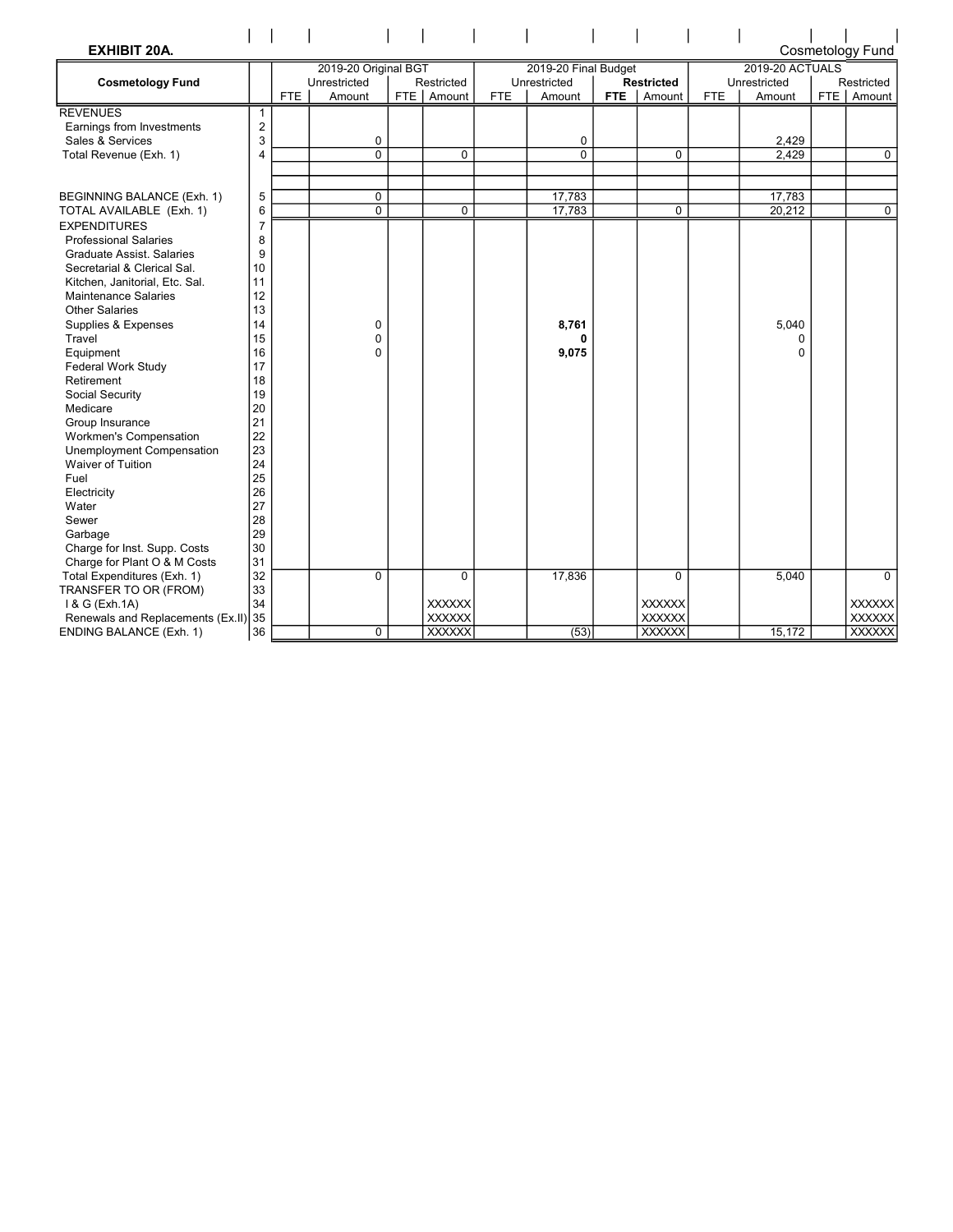**EXHIBIT 20A.** Cosmetology Fund

| Cosmetology Fund | | 2019-20 Original BGT | | | | 2019-20 Final Budget | | | | 2019-20 ACTUALS | | | |
|---|---|---|---|---|---|---|---|---|---|---|---|---|---|
| | | Unrestricted | | Restricted | | Unrestricted | | **Restricted** | | Unrestricted | | Restricted | |
| | | FTE | Amount | FTE | Amount | FTE | Amount | **FTE** | Amount | FTE | Amount | FTE | Amount |
| REVENUES | 1 | | | | | | | | | | | | |
| Earnings from Investments | 2 | | | | | | | | | | | | |
| Sales & Services | 3 | | 0 | | | | 0 | | | | 2,429 | | |
| Total Revenue (Exh. 1) | 4 | | 0 | | 0 | | 0 | | 0 | | 2,429 | | 0 |
| BEGINNING BALANCE (Exh. 1) | 5 | | 0 | | | | 17,783 | | | | 17,783 | | |
| TOTAL AVAILABLE (Exh. 1) | 6 | | 0 | | 0 | | 17,783 | | 0 | | 20,212 | | 0 |
| EXPENDITURES | 7 | | | | | | | | | | | | |
| Professional Salaries | 8 | | | | | | | | | | | | |
| Graduate Assist. Salaries | 9 | | | | | | | | | | | | |
| Secretarial & Clerical Sal. | 10 | | | | | | | | | | | | |
| Kitchen, Janitorial, Etc. Sal. | 11 | | | | | | | | | | | | |
| Maintenance Salaries | 12 | | | | | | | | | | | | |
| Other Salaries | 13 | | | | | | | | | | | | |
| Supplies & Expenses | 14 | | 0 | | | | **8,761** | | | | 5,040 | | |
| Travel | 15 | | 0 | | | | **0** | | | | 0 | | |
| Equipment | 16 | | 0 | | | | **9,075** | | | | 0 | | |
| Federal Work Study | 17 | | | | | | | | | | | | |
| Retirement | 18 | | | | | | | | | | | | |
| Social Security | 19 | | | | | | | | | | | | |
| Medicare | 20 | | | | | | | | | | | | |
| Group Insurance | 21 | | | | | | | | | | | | |
| Workmen's Compensation | 22 | | | | | | | | | | | | |
| Unemployment Compensation | 23 | | | | | | | | | | | | |
| Waiver of Tuition | 24 | | | | | | | | | | | | |
| Fuel | 25 | | | | | | | | | | | | |
| Electricity | 26 | | | | | | | | | | | | |
| Water | 27 | | | | | | | | | | | | |
| Sewer | 28 | | | | | | | | | | | | |
| Garbage | 29 | | | | | | | | | | | | |
| Charge for Inst. Supp. Costs | 30 | | | | | | | | | | | | |
| Charge for Plant O & M Costs | 31 | | | | | | | | | | | | |
| Total Expenditures (Exh. 1) | 32 | | 0 | | 0 | | 17,836 | | 0 | | 5,040 | | 0 |
| TRANSFER TO OR (FROM) | 33 | | | | | | | | | | | | |
| I & G (Exh.1A) | 34 | | | | XXXXXX | | | | XXXXXX | | | | XXXXXX |
| Renewals and Replacements (Ex.II) | 35 | | | | XXXXXX | | | | XXXXXX | | | | XXXXXX |
| ENDING BALANCE (Exh. 1) | 36 | | 0 | | XXXXXX | | (53) | | XXXXXX | | 15,172 | | XXXXXX |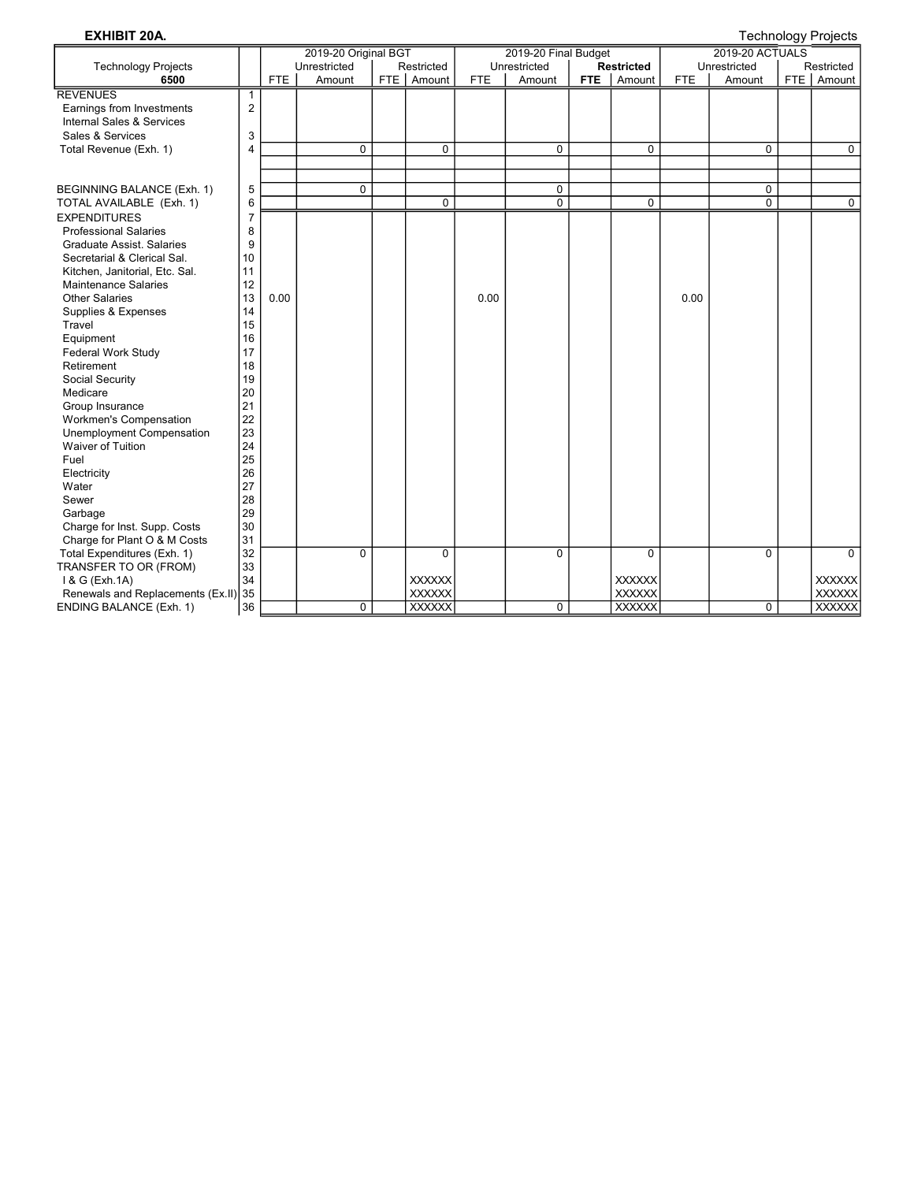**EXHIBIT 20A.** Technology Projects

| Technology Projects 6500 | | 2019-20 Original BGT | | | | 2019-20 Final Budget | | | | 2019-20 ACTUALS | | | |
|---|---|---|---|---|---|---|---|---|---|---|---|---|---|
| | | Unrestricted | | Restricted | | Unrestricted | | **Restricted** | | Unrestricted | | Restricted | |
| | | FTE | Amount | FTE | Amount | FTE | Amount | **FTE** | Amount | FTE | Amount | FTE | Amount |
| REVENUES | 1 | | | | | | | | | | | | |
| Earnings from Investments | 2 | | | | | | | | | | | | |
| Internal Sales & Services | | | | | | | | | | | | | |
| Sales & Services | 3 | | | | | | | | | | | | |
| Total Revenue (Exh. 1) | 4 | | 0 | | 0 | | 0 | | 0 | | 0 | | 0 |
| BEGINNING BALANCE (Exh. 1) | 5 | | 0 | | | | 0 | | | | 0 | | |
| TOTAL AVAILABLE (Exh. 1) | 6 | | | | 0 | | 0 | | 0 | | 0 | | 0 |
| EXPENDITURES | 7 | | | | | | | | | | | | |
| Professional Salaries | 8 | | | | | | | | | | | | |
| Graduate Assist. Salaries | 9 | | | | | | | | | | | | |
| Secretarial & Clerical Sal. | 10 | | | | | | | | | | | | |
| Kitchen, Janitorial, Etc. Sal. | 11 | | | | | | | | | | | | |
| Maintenance Salaries | 12 | | | | | | | | | | | | |
| Other Salaries | 13 | 0.00 | | | | 0.00 | | | | 0.00 | | | |
| Supplies & Expenses | 14 | | | | | | | | | | | | |
| Travel | 15 | | | | | | | | | | | | |
| Equipment | 16 | | | | | | | | | | | | |
| Federal Work Study | 17 | | | | | | | | | | | | |
| Retirement | 18 | | | | | | | | | | | | |
| Social Security | 19 | | | | | | | | | | | | |
| Medicare | 20 | | | | | | | | | | | | |
| Group Insurance | 21 | | | | | | | | | | | | |
| Workmen's Compensation | 22 | | | | | | | | | | | | |
| Unemployment Compensation | 23 | | | | | | | | | | | | |
| Waiver of Tuition | 24 | | | | | | | | | | | | |
| Fuel | 25 | | | | | | | | | | | | |
| Electricity | 26 | | | | | | | | | | | | |
| Water | 27 | | | | | | | | | | | | |
| Sewer | 28 | | | | | | | | | | | | |
| Garbage | 29 | | | | | | | | | | | | |
| Charge for Inst. Supp. Costs | 30 | | | | | | | | | | | | |
| Charge for Plant O & M Costs | 31 | | | | | | | | | | | | |
| Total Expenditures (Exh. 1) | 32 | | 0 | | 0 | | 0 | | 0 | | 0 | | 0 |
| TRANSFER TO OR (FROM) | 33 | | | | | | | | | | | | |
| I & G (Exh.1A) | 34 | | | | XXXXXX | | | | XXXXXX | | | | XXXXXX |
| Renewals and Replacements (Ex.II) | 35 | | | | XXXXXX | | | | XXXXXX | | | | XXXXXX |
| ENDING BALANCE (Exh. 1) | 36 | | 0 | | XXXXXX | | 0 | | XXXXXX | | 0 | | XXXXXX |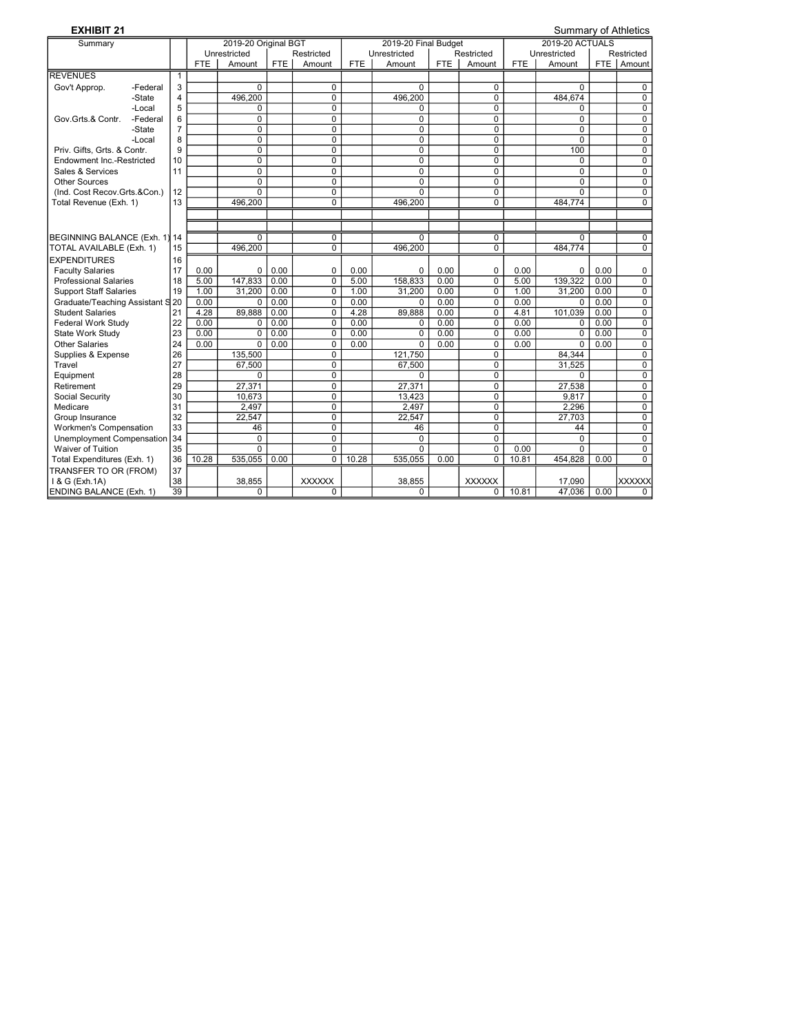**EXHIBIT 21**

Summary of Athletics

| Summary | | 2019-20 Original BGT | | | | 2019-20 Final Budget | | | | 2019-20 ACTUALS | | | |
|---|---|---|---|---|---|---|---|---|---|---|---|---|---|
| | | Unrestricted | | Restricted | | Unrestricted | | Restricted | | Unrestricted | | Restricted | |
| | | FTE | Amount | FTE | Amount | FTE | Amount | FTE | Amount | FTE | Amount | FTE | Amount |
| REVENUES | 1 | | | | | | | | | | | | |
| Gov't Approp. -Federal | 3 | | 0 | | 0 | | 0 | | 0 | | 0 | | 0 |
| -State | 4 | | 496,200 | | 0 | | 496,200 | | 0 | | 484,674 | | 0 |
| -Local | 5 | | 0 | | 0 | | 0 | | 0 | | 0 | | 0 |
| Gov.Grts.& Contr. -Federal | 6 | | 0 | | 0 | | 0 | | 0 | | 0 | | 0 |
| -State | 7 | | 0 | | 0 | | 0 | | 0 | | 0 | | 0 |
| -Local | 8 | | 0 | | 0 | | 0 | | 0 | | 0 | | 0 |
| Priv. Gifts, Grts. & Contr. | 9 | | 0 | | 0 | | 0 | | 0 | | 100 | | 0 |
| Endowment Inc.-Restricted | 10 | | 0 | | 0 | | 0 | | 0 | | 0 | | 0 |
| Sales & Services | 11 | | 0 | | 0 | | 0 | | 0 | | 0 | | 0 |
| Other Sources | | | 0 | | 0 | | 0 | | 0 | | 0 | | 0 |
| (Ind. Cost Recov.Grts.&Con.) | 12 | | 0 | | 0 | | 0 | | 0 | | 0 | | 0 |
| Total Revenue (Exh. 1) | 13 | | 496,200 | | 0 | | 496,200 | | 0 | | 484,774 | | 0 |
| BEGINNING BALANCE (Exh. 1) | 14 | | 0 | | 0 | | 0 | | 0 | | 0 | | 0 |
| TOTAL AVAILABLE (Exh. 1) | 15 | | 496,200 | | 0 | | 496,200 | | 0 | | 484,774 | | 0 |
| EXPENDITURES | 16 | | | | | | | | | | | | |
| Faculty Salaries | 17 | 0.00 | 0 | 0.00 | 0 | 0.00 | 0 | 0.00 | 0 | 0.00 | 0 | 0.00 | 0 |
| Professional Salaries | 18 | 5.00 | 147,833 | 0.00 | 0 | 5.00 | 158,833 | 0.00 | 0 | 5.00 | 139,322 | 0.00 | 0 |
| Support Staff Salaries | 19 | 1.00 | 31,200 | 0.00 | 0 | 1.00 | 31,200 | 0.00 | 0 | 1.00 | 31,200 | 0.00 | 0 |
| Graduate/Teaching Assistant S | 20 | 0.00 | 0 | 0.00 | 0 | 0.00 | 0 | 0.00 | 0 | 0.00 | 0 | 0.00 | 0 |
| Student Salaries | 21 | 4.28 | 89,888 | 0.00 | 0 | 4.28 | 89,888 | 0.00 | 0 | 4.81 | 101,039 | 0.00 | 0 |
| Federal Work Study | 22 | 0.00 | 0 | 0.00 | 0 | 0.00 | 0 | 0.00 | 0 | 0.00 | 0 | 0.00 | 0 |
| State Work Study | 23 | 0.00 | 0 | 0.00 | 0 | 0.00 | 0 | 0.00 | 0 | 0.00 | 0 | 0.00 | 0 |
| Other Salaries | 24 | 0.00 | 0 | 0.00 | 0 | 0.00 | 0 | 0.00 | 0 | 0.00 | 0 | 0.00 | 0 |
| Supplies & Expense | 26 | | 135,500 | | 0 | | 121,750 | | 0 | | 84,344 | | 0 |
| Travel | 27 | | 67,500 | | 0 | | 67,500 | | 0 | | 31,525 | | 0 |
| Equipment | 28 | | 0 | | 0 | | 0 | | 0 | | 0 | | 0 |
| Retirement | 29 | | 27,371 | | 0 | | 27,371 | | 0 | | 27,538 | | 0 |
| Social Security | 30 | | 10,673 | | 0 | | 13,423 | | 0 | | 9,817 | | 0 |
| Medicare | 31 | | 2,497 | | 0 | | 2,497 | | 0 | | 2,296 | | 0 |
| Group Insurance | 32 | | 22,547 | | 0 | | 22,547 | | 0 | | 27,703 | | 0 |
| Workmen's Compensation | 33 | | 46 | | 0 | | 46 | | 0 | | 44 | | 0 |
| Unemployment Compensation | 34 | | 0 | | 0 | | 0 | | 0 | | 0 | | 0 |
| Waiver of Tuition | 35 | | 0 | | 0 | | 0 | | 0 | 0.00 | 0 | | 0 |
| Total Expenditures (Exh. 1) | 36 | 10.28 | 535,055 | 0.00 | 0 | 10.28 | 535,055 | 0.00 | 0 | 10.81 | 454,828 | 0.00 | 0 |
| TRANSFER TO OR (FROM) | 37 | | | | | | | | | | | | |
| I & G (Exh.1A) | 38 | | 38,855 | | XXXXXX | | 38,855 | | XXXXXX | | 17,090 | | XXXXXX |
| ENDING BALANCE (Exh. 1) | 39 | | 0 | | 0 | | 0 | | 0 | 10.81 | 47,036 | 0.00 | 0 |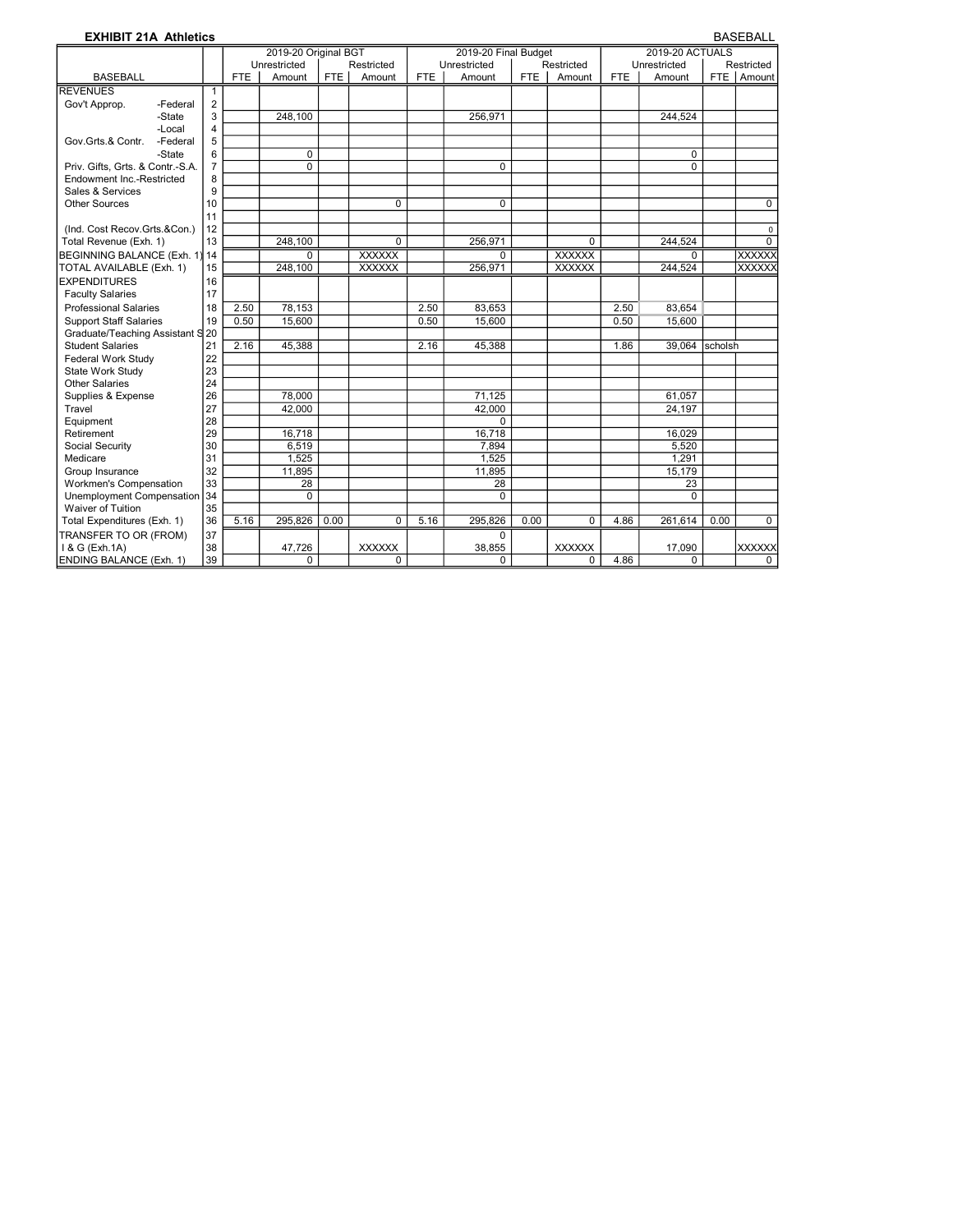**EXHIBIT 21A Athletics** BASEBALL

| BASEBALL | | 2019-20 Original BGT | | | | 2019-20 Final Budget | | | | 2019-20 ACTUALS | | | |
|---|---|---|---|---|---|---|---|---|---|---|---|---|---|
| | | Unrestricted | | Restricted | | Unrestricted | | Restricted | | Unrestricted | | Restricted | |
| | | FTE | Amount | FTE | Amount | FTE | Amount | FTE | Amount | FTE | Amount | FTE | Amount |
| REVENUES | 1 | | | | | | | | | | | | |
| Gov't Approp. -Federal | 2 | | | | | | | | | | | | |
| -State | 3 | | 248,100 | | | | 256,971 | | | | 244,524 | | |
| -Local | 4 | | | | | | | | | | | | |
| Gov.Grts.& Contr. -Federal | 5 | | | | | | | | | | | | |
| -State | 6 | | 0 | | | | | | | | 0 | | |
| Priv. Gifts, Grts. & Contr.-S.A. | 7 | | 0 | | | | 0 | | | | 0 | | |
| Endowment Inc.-Restricted | 8 | | | | | | | | | | | | |
| Sales & Services | 9 | | | | | | | | | | | | |
| Other Sources | 10 | | | | 0 | | 0 | | | | | | 0 |
| | 11 | | | | | | | | | | | | |
| (Ind. Cost Recov.Grts.&Con.) | 12 | | | | | | | | | | | | 0 |
| Total Revenue (Exh. 1) | 13 | | 248,100 | | 0 | | 256,971 | | 0 | | 244,524 | | 0 |
| BEGINNING BALANCE (Exh. 1) | 14 | | 0 | | XXXXXX | | 0 | | XXXXXX | | 0 | | XXXXXX |
| TOTAL AVAILABLE (Exh. 1) | 15 | | 248,100 | | XXXXXX | | 256,971 | | XXXXXX | | 244,524 | | XXXXXX |
| EXPENDITURES | 16 | | | | | | | | | | | | |
| Faculty Salaries | 17 | | | | | | | | | | | | |
| Professional Salaries | 18 | 2.50 | 78,153 | | | 2.50 | 83,653 | | | 2.50 | 83,654 | | |
| Support Staff Salaries | 19 | 0.50 | 15,600 | | | 0.50 | 15,600 | | | 0.50 | 15,600 | | |
| Graduate/Teaching Assistant S | 20 | | | | | | | | | | | | |
| Student Salaries | 21 | 2.16 | 45,388 | | | 2.16 | 45,388 | | | 1.86 | 39,064 | scholsh | |
| Federal Work Study | 22 | | | | | | | | | | | | |
| State Work Study | 23 | | | | | | | | | | | | |
| Other Salaries | 24 | | | | | | | | | | | | |
| Supplies & Expense | 26 | | 78,000 | | | | 71,125 | | | | 61,057 | | |
| Travel | 27 | | 42,000 | | | | 42,000 | | | | 24,197 | | |
| Equipment | 28 | | | | | | 0 | | | | | | |
| Retirement | 29 | | 16,718 | | | | 16,718 | | | | 16,029 | | |
| Social Security | 30 | | 6,519 | | | | 7,894 | | | | 5,520 | | |
| Medicare | 31 | | 1,525 | | | | 1,525 | | | | 1,291 | | |
| Group Insurance | 32 | | 11,895 | | | | 11,895 | | | | 15,179 | | |
| Workmen's Compensation | 33 | | 28 | | | | 28 | | | | 23 | | |
| Unemployment Compensation | 34 | | 0 | | | | 0 | | | | 0 | | |
| Waiver of Tuition | 35 | | | | | | | | | | | | |
| Total Expenditures (Exh. 1) | 36 | 5.16 | 295,826 | 0.00 | 0 | 5.16 | 295,826 | 0.00 | 0 | 4.86 | 261,614 | 0.00 | 0 |
| TRANSFER TO OR (FROM) | 37 | | | | | | 0 | | | | | | |
| I & G (Exh.1A) | 38 | | 47,726 | | XXXXXX | | 38,855 | | XXXXXX | | 17,090 | | XXXXXX |
| ENDING BALANCE (Exh. 1) | 39 | | 0 | | 0 | | 0 | | 0 | 4.86 | 0 | | 0 |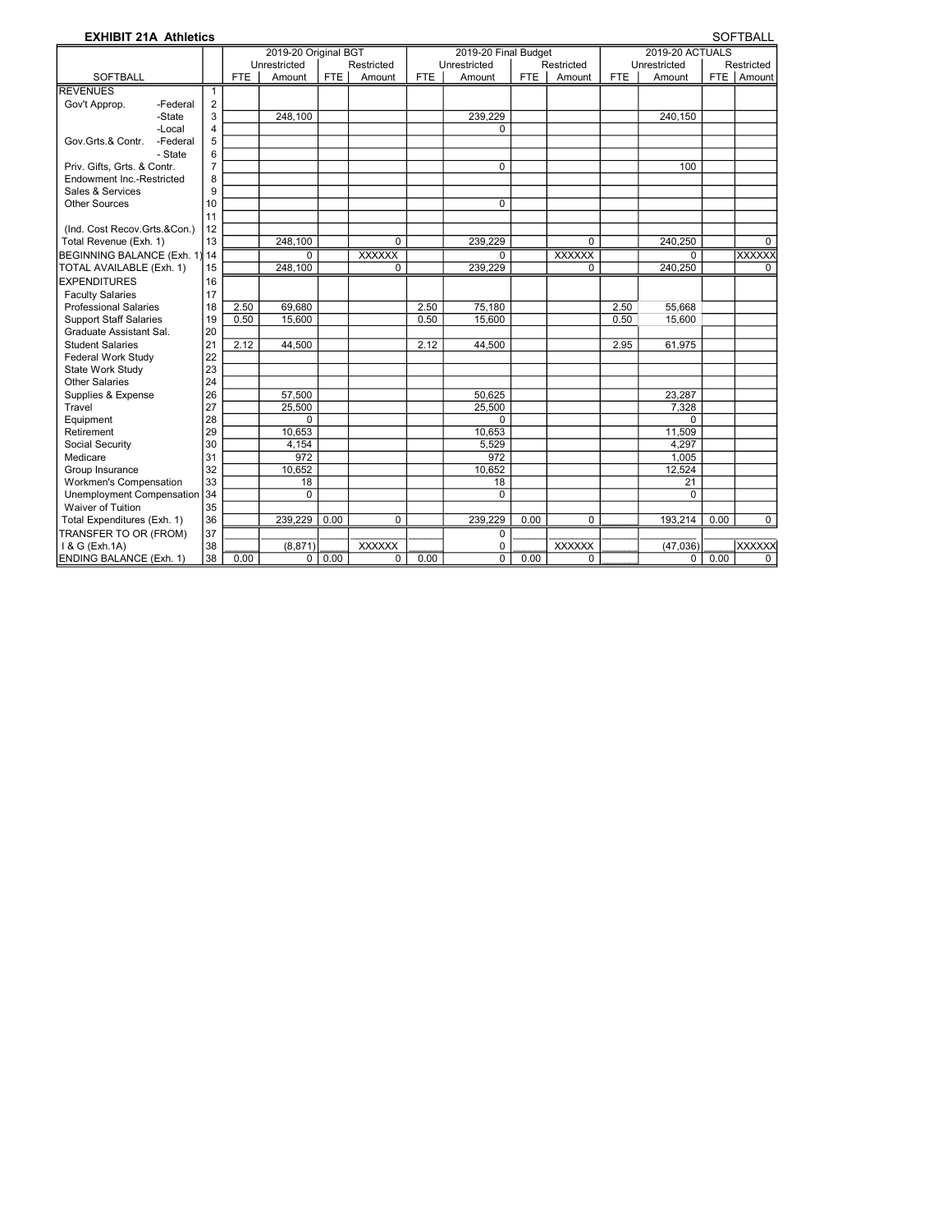**EXHIBIT 21A Athletics** SOFTBALL

| SOFTBALL | | 2019-20 Original BGT | | | | 2019-20 Final Budget | | | | 2019-20 ACTUALS | | | |
|---|---|---|---|---|---|---|---|---|---|---|---|---|---|
| | | Unrestricted | | Restricted | | Unrestricted | | Restricted | | Unrestricted | | Restricted | |
| | | FTE | Amount | FTE | Amount | FTE | Amount | FTE | Amount | FTE | Amount | FTE | Amount |
| REVENUES | 1 | | | | | | | | | | | | |
| Gov't Approp. -Federal | 2 | | | | | | | | | | | | |
| -State | 3 | | 248,100 | | | | 239,229 | | | | 240,150 | | |
| -Local | 4 | | | | | | 0 | | | | | | |
| Gov.Grts.& Contr. -Federal | 5 | | | | | | | | | | | | |
| - State | 6 | | | | | | | | | | | | |
| Priv. Gifts, Grts. & Contr. | 7 | | | | | | 0 | | | | 100 | | |
| Endowment Inc.-Restricted | 8 | | | | | | | | | | | | |
| Sales & Services | 9 | | | | | | | | | | | | |
| Other Sources | 10 | | | | | | 0 | | | | | | |
| | 11 | | | | | | | | | | | | |
| (Ind. Cost Recov.Grts.&Con.) | 12 | | | | | | | | | | | | |
| Total Revenue (Exh. 1) | 13 | | 248,100 | | 0 | | 239,229 | | 0 | | 240,250 | | 0 |
| BEGINNING BALANCE (Exh. 1) | 14 | | 0 | | XXXXXX | | 0 | | XXXXXX | | 0 | | XXXXXX |
| TOTAL AVAILABLE (Exh. 1) | 15 | | 248,100 | | 0 | | 239,229 | | 0 | | 240,250 | | 0 |
| EXPENDITURES | 16 | | | | | | | | | | | | |
| Faculty Salaries | 17 | | | | | | | | | | | | |
| Professional Salaries | 18 | 2.50 | 69,680 | | | 2.50 | 75,180 | | | 2.50 | 55,668 | | |
| Support Staff Salaries | 19 | 0.50 | 15,600 | | | 0.50 | 15,600 | | | 0.50 | 15,600 | | |
| Graduate Assistant Sal. | 20 | | | | | | | | | | | | |
| Student Salaries | 21 | 2.12 | 44,500 | | | 2.12 | 44,500 | | | 2.95 | 61,975 | | |
| Federal Work Study | 22 | | | | | | | | | | | | |
| State Work Study | 23 | | | | | | | | | | | | |
| Other Salaries | 24 | | | | | | | | | | | | |
| Supplies & Expense | 26 | | 57,500 | | | | 50,625 | | | | 23,287 | | |
| Travel | 27 | | 25,500 | | | | 25,500 | | | | 7,328 | | |
| Equipment | 28 | | 0 | | | | 0 | | | | 0 | | |
| Retirement | 29 | | 10,653 | | | | 10,653 | | | | 11,509 | | |
| Social Security | 30 | | 4,154 | | | | 5,529 | | | | 4,297 | | |
| Medicare | 31 | | 972 | | | | 972 | | | | 1,005 | | |
| Group Insurance | 32 | | 10,652 | | | | 10,652 | | | | 12,524 | | |
| Workmen's Compensation | 33 | | 18 | | | | 18 | | | | 21 | | |
| Unemployment Compensation | 34 | | 0 | | | | 0 | | | | 0 | | |
| Waiver of Tuition | 35 | | | | | | | | | | | | |
| Total Expenditures (Exh. 1) | 36 | | 239,229 | 0.00 | 0 | | 239,229 | 0.00 | 0 | | 193,214 | 0.00 | 0 |
| TRANSFER TO OR (FROM) | 37 | | | | | | 0 | | | | | | |
| I & G (Exh.1A) | 38 | | (8,871) | | XXXXXX | | 0 | | XXXXXX | | (47,036) | | XXXXXX |
| ENDING BALANCE (Exh. 1) | 38 | 0.00 | 0 | 0.00 | 0 | 0.00 | 0 | 0.00 | 0 | | 0 | 0.00 | 0 |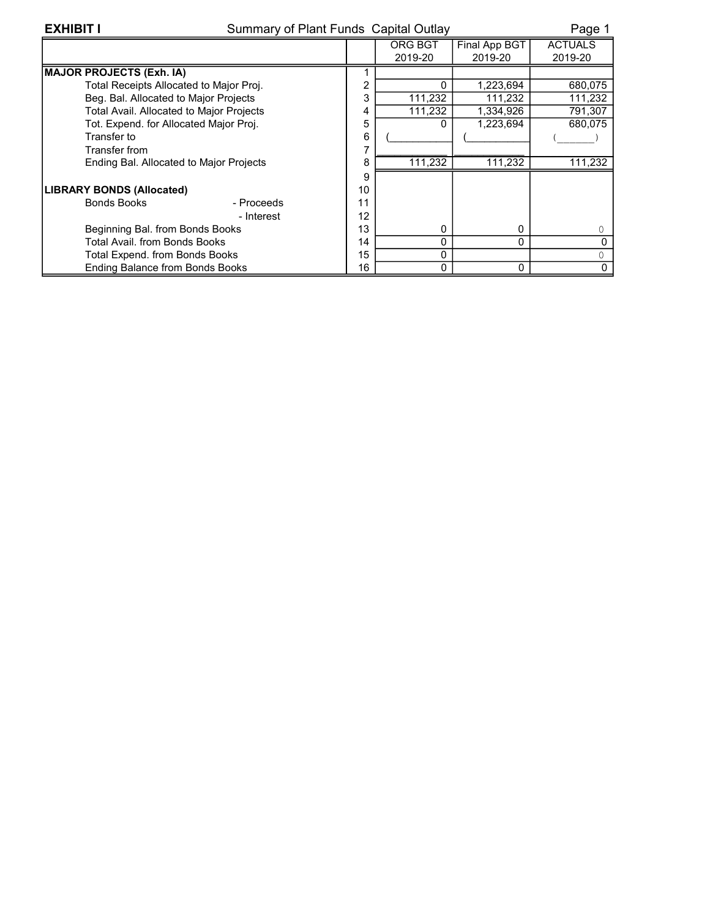**EXHIBIT I** Summary of Plant Funds Capital Outlay Page 1

| | | ORG BGT 2019-20 | Final App BGT 2019-20 | ACTUALS 2019-20 |
|---|---|---|---|---|
| **MAJOR PROJECTS (Exh. IA)** | 1 | | | |
| Total Receipts Allocated to Major Proj. | 2 | 0 | 1,223,694 | 680,075 |
| Beg. Bal. Allocated to Major Projects | 3 | 111,232 | 111,232 | 111,232 |
| Total Avail. Allocated to Major Projects | 4 | 111,232 | 1,334,926 | 791,307 |
| Tot. Expend. for Allocated Major Proj. | 5 | 0 | 1,223,694 | 680,075 |
| Transfer to | 6 | ( ) | ( ) | ( ) |
| Transfer from | 7 | | | |
| Ending Bal. Allocated to Major Projects | 8 | 111,232 | 111,232 | 111,232 |
| | 9 | | | |
| **LIBRARY BONDS (Allocated)** | 10 | | | |
| Bonds Books - Proceeds | 11 | | | |
| - Interest | 12 | | | |
| Beginning Bal. from Bonds Books | 13 | 0 | 0 | 0 |
| Total Avail. from Bonds Books | 14 | 0 | 0 | 0 |
| Total Expend. from Bonds Books | 15 | 0 | | 0 |
| Ending Balance from Bonds Books | 16 | 0 | 0 | 0 |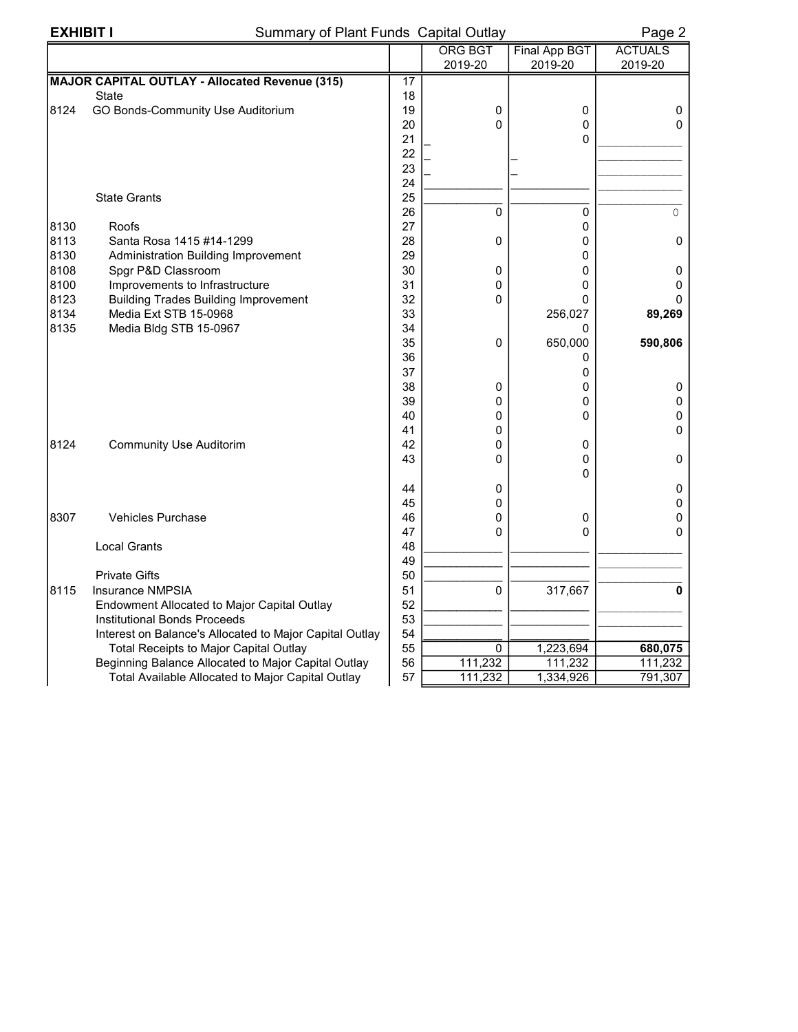**EXHIBIT I** Summary of Plant Funds Capital Outlay Page 2

| | | | ORG BGT 2019-20 | Final App BGT 2019-20 | ACTUALS 2019-20 |
|---|---|---|---|---|---|
| **MAJOR CAPITAL OUTLAY - Allocated Revenue (315)** | | 17 | | | |
| | State | 18 | | | |
| 8124 | GO Bonds-Community Use Auditorium | 19 | 0 | 0 | 0 |
| | | 20 | 0 | 0 | 0 |
| | | 21 | | 0 | |
| | | 22 | | | |
| | | 23 | | | |
| | | 24 | | | |
| | State Grants | 25 | | | |
| | | 26 | 0 | 0 | 0 |
| 8130 | Roofs | 27 | | 0 | |
| 8113 | Santa Rosa 1415 #14-1299 | 28 | 0 | 0 | 0 |
| 8130 | Administration Building Improvement | 29 | | 0 | |
| 8108 | Spgr P&D Classroom | 30 | 0 | 0 | 0 |
| 8100 | Improvements to Infrastructure | 31 | 0 | 0 | 0 |
| 8123 | Building Trades Building Improvement | 32 | 0 | 0 | 0 |
| 8134 | Media Ext STB 15-0968 | 33 | | 256,027 | **89,269** |
| 8135 | Media Bldg STB 15-0967 | 34 | | 0 | |
| | | 35 | 0 | 650,000 | **590,806** |
| | | 36 | | 0 | |
| | | 37 | | 0 | |
| | | 38 | 0 | 0 | 0 |
| | | 39 | 0 | 0 | 0 |
| | | 40 | 0 | 0 | 0 |
| | | 41 | 0 | | 0 |
| 8124 | Community Use Auditorim | 42 | 0 | 0 | |
| | | 43 | 0 | 0 | 0 |
| | | | | 0 | |
| | | 44 | 0 | | 0 |
| | | 45 | 0 | | 0 |
| 8307 | Vehicles Purchase | 46 | 0 | 0 | 0 |
| | | 47 | 0 | 0 | 0 |
| | Local Grants | 48 | | | |
| | | 49 | | | |
| | Private Gifts | 50 | | | |
| 8115 | Insurance NMPSIA | 51 | 0 | 317,667 | **0** |
| | Endowment Allocated to Major Capital Outlay | 52 | | | |
| | Institutional Bonds Proceeds | 53 | | | |
| | Interest on Balance's Allocated to Major Capital Outlay | 54 | | | |
| | Total Receipts to Major Capital Outlay | 55 | 0 | 1,223,694 | **680,075** |
| | Beginning Balance Allocated to Major Capital Outlay | 56 | 111,232 | 111,232 | 111,232 |
| | Total Available Allocated to Major Capital Outlay | 57 | 111,232 | 1,334,926 | 791,307 |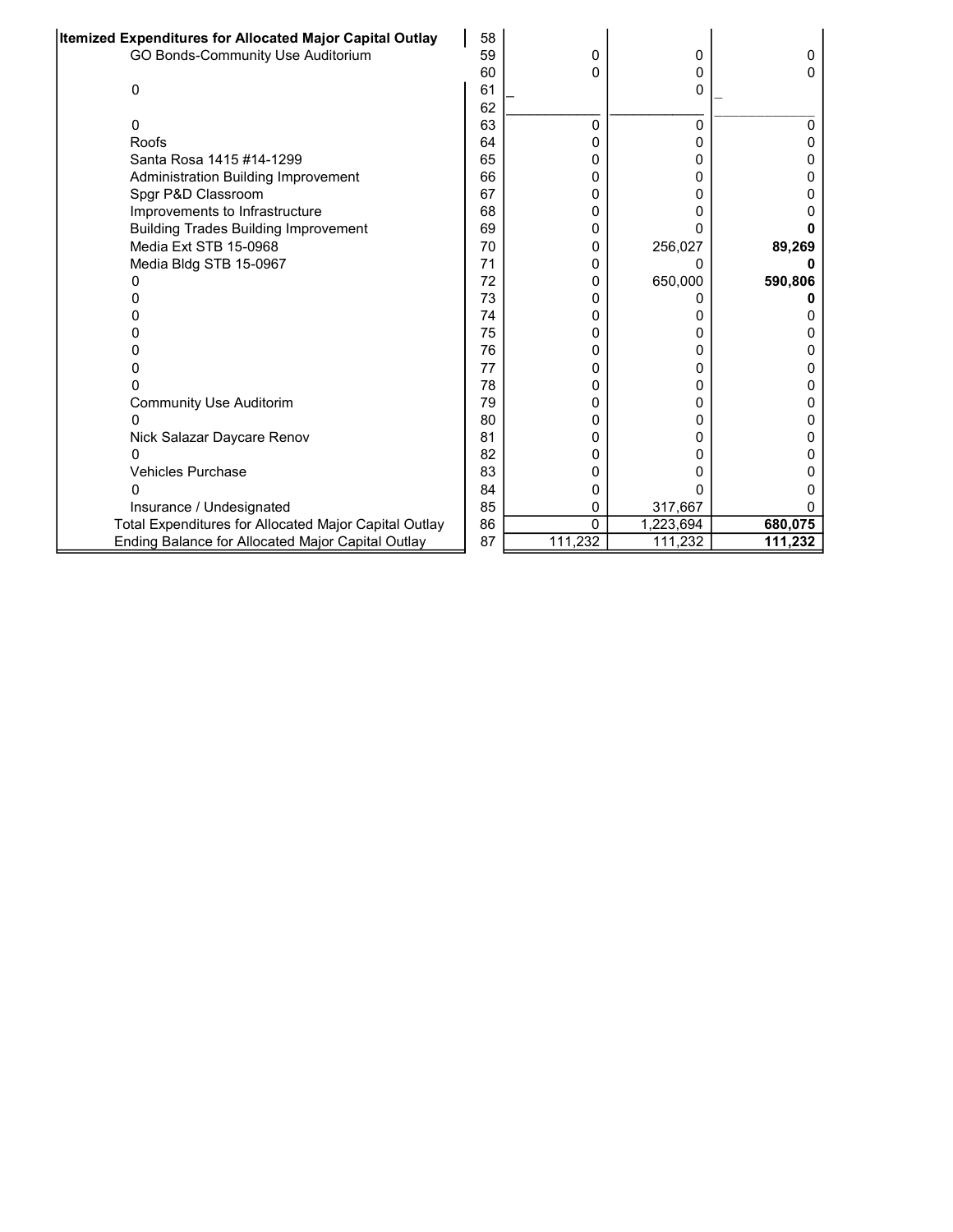| Itemized Expenditures for Allocated Major Capital Outlay | 58 | | | |
|---|---|---|---|---|
| GO Bonds-Community Use Auditorium | 59 | 0 | 0 | 0 |
| | 60 | 0 | 0 | 0 |
| 0 | 61 | _ | 0 | _ |
| | 62 | | | |
| 0 | 63 | 0 | 0 | 0 |
| Roofs | 64 | 0 | 0 | 0 |
| Santa Rosa 1415 #14-1299 | 65 | 0 | 0 | 0 |
| Administration Building Improvement | 66 | 0 | 0 | 0 |
| Spgr P&D Classroom | 67 | 0 | 0 | 0 |
| Improvements to Infrastructure | 68 | 0 | 0 | 0 |
| Building Trades Building Improvement | 69 | 0 | 0 | **0** |
| Media Ext STB 15-0968 | 70 | 0 | 256,027 | **89,269** |
| Media Bldg STB 15-0967 | 71 | 0 | 0 | **0** |
| 0 | 72 | 0 | 650,000 | **590,806** |
| 0 | 73 | 0 | 0 | **0** |
| 0 | 74 | 0 | 0 | 0 |
| 0 | 75 | 0 | 0 | 0 |
| 0 | 76 | 0 | 0 | 0 |
| 0 | 77 | 0 | 0 | 0 |
| 0 | 78 | 0 | 0 | 0 |
| Community Use Auditorim | 79 | 0 | 0 | 0 |
| 0 | 80 | 0 | 0 | 0 |
| Nick Salazar Daycare Renov | 81 | 0 | 0 | 0 |
| 0 | 82 | 0 | 0 | 0 |
| Vehicles Purchase | 83 | 0 | 0 | 0 |
| 0 | 84 | 0 | 0 | 0 |
| Insurance / Undesignated | 85 | 0 | 317,667 | 0 |
| Total Expenditures for Allocated Major Capital Outlay | 86 | 0 | 1,223,694 | **680,075** |
| Ending Balance for Allocated Major Capital Outlay | 87 | 111,232 | 111,232 | **111,232** |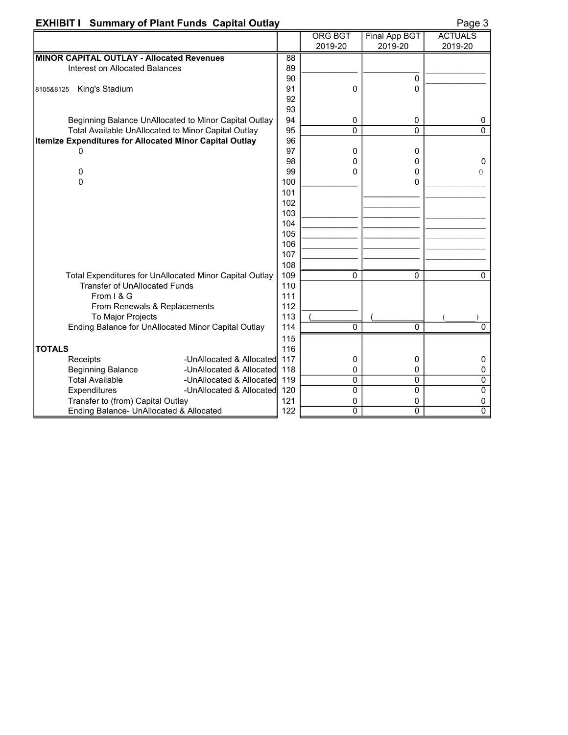## EXHIBIT I Summary of Plant Funds Capital Outlay

| | | ORG BGT 2019-20 | Final App BGT 2019-20 | ACTUALS 2019-20 |
|---|---|---|---|---|
| **MINOR CAPITAL OUTLAY - Allocated Revenues** | 88 | | | |
| Interest on Allocated Balances | 89 | | | |
| | 90 | | 0 | |
| 8105&8125 King's Stadium | 91 | 0 | 0 | |
| | 92 | | | |
| | 93 | | | |
| Beginning Balance UnAllocated to Minor Capital Outlay | 94 | 0 | 0 | 0 |
| Total Available UnAllocated to Minor Capital Outlay | 95 | 0 | 0 | 0 |
| **Itemize Expenditures for Allocated Minor Capital Outlay** | 96 | | | |
| 0 | 97 | 0 | 0 | |
| | 98 | 0 | 0 | 0 |
| 0 | 99 | 0 | 0 | 0 |
| 0 | 100 | | 0 | |
| | 101 | | | |
| | 102 | | | |
| | 103 | | | |
| | 104 | | | |
| | 105 | | | |
| | 106 | | | |
| | 107 | | | |
| | 108 | | | |
| Total Expenditures for UnAllocated Minor Capital Outlay | 109 | 0 | 0 | 0 |
| Transfer of UnAllocated Funds | 110 | | | |
| From I & G | 111 | | | |
| From Renewals & Replacements | 112 | | | |
| To Major Projects | 113 | ( ) | ( ) | ( ) |
| Ending Balance for UnAllocated Minor Capital Outlay | 114 | 0 | 0 | 0 |
| | 115 | | | |
| **TOTALS** | 116 | | | |
| Receipts -UnAllocated & Allocated | 117 | 0 | 0 | 0 |
| Beginning Balance -UnAllocated & Allocated | 118 | 0 | 0 | 0 |
| Total Available -UnAllocated & Allocated | 119 | 0 | 0 | 0 |
| Expenditures -UnAllocated & Allocated | 120 | 0 | 0 | 0 |
| Transfer to (from) Capital Outlay | 121 | 0 | 0 | 0 |
| Ending Balance- UnAllocated & Allocated | 122 | 0 | 0 | 0 |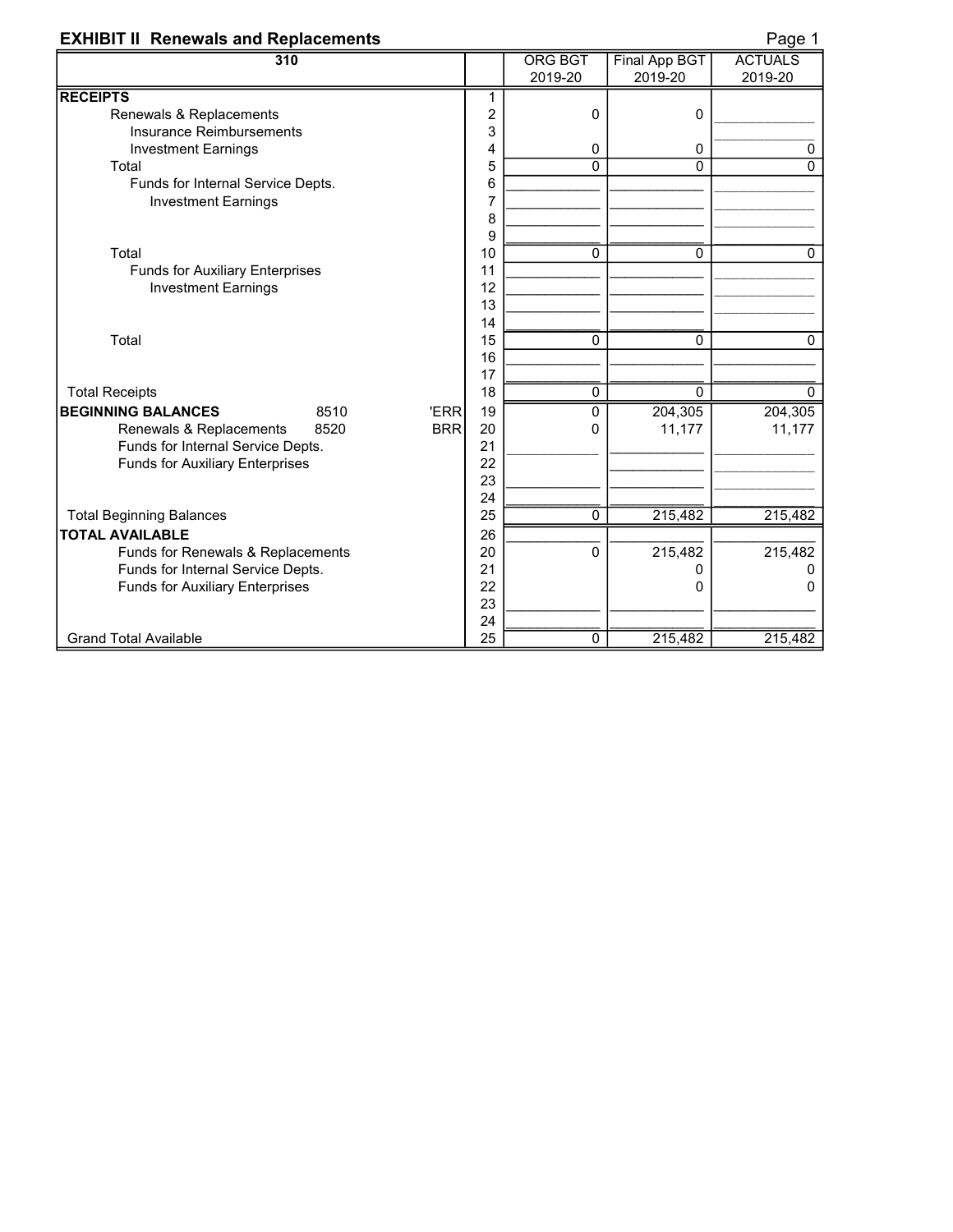## EXHIBIT II Renewals and Replacements

| 310 | | | ORG BGT 2019-20 | Final App BGT 2019-20 | ACTUALS 2019-20 |
|---|---|---|---|---|---|
| **RECEIPTS** | | 1 | | | |
| Renewals & Replacements | | 2 | 0 | 0 | |
| Insurance Reimbursements | | 3 | | | |
| Investment Earnings | | 4 | 0 | 0 | 0 |
| Total | | 5 | 0 | 0 | 0 |
| Funds for Internal Service Depts. | | 6 | | | |
| Investment Earnings | | 7 | | | |
| | | 8 | | | |
| | | 9 | | | |
| Total | | 10 | 0 | 0 | 0 |
| Funds for Auxiliary Enterprises | | 11 | | | |
| Investment Earnings | | 12 | | | |
| | | 13 | | | |
| | | 14 | | | |
| Total | | 15 | 0 | 0 | 0 |
| | | 16 | | | |
| | | 17 | | | |
| Total Receipts | | 18 | 0 | 0 | 0 |
| **BEGINNING BALANCES** 8510 | 'ERR | 19 | 0 | 204,305 | 204,305 |
| Renewals & Replacements 8520 | BRR | 20 | 0 | 11,177 | 11,177 |
| Funds for Internal Service Depts. | | 21 | | | |
| Funds for Auxiliary Enterprises | | 22 | | | |
| | | 23 | | | |
| | | 24 | | | |
| Total Beginning Balances | | 25 | 0 | 215,482 | 215,482 |
| **TOTAL AVAILABLE** | | 26 | | | |
| Funds for Renewals & Replacements | | 20 | 0 | 215,482 | 215,482 |
| Funds for Internal Service Depts. | | 21 | | 0 | 0 |
| Funds for Auxiliary Enterprises | | 22 | | 0 | 0 |
| | | 23 | | | |
| | | 24 | | | |
| Grand Total Available | | 25 | 0 | 215,482 | 215,482 |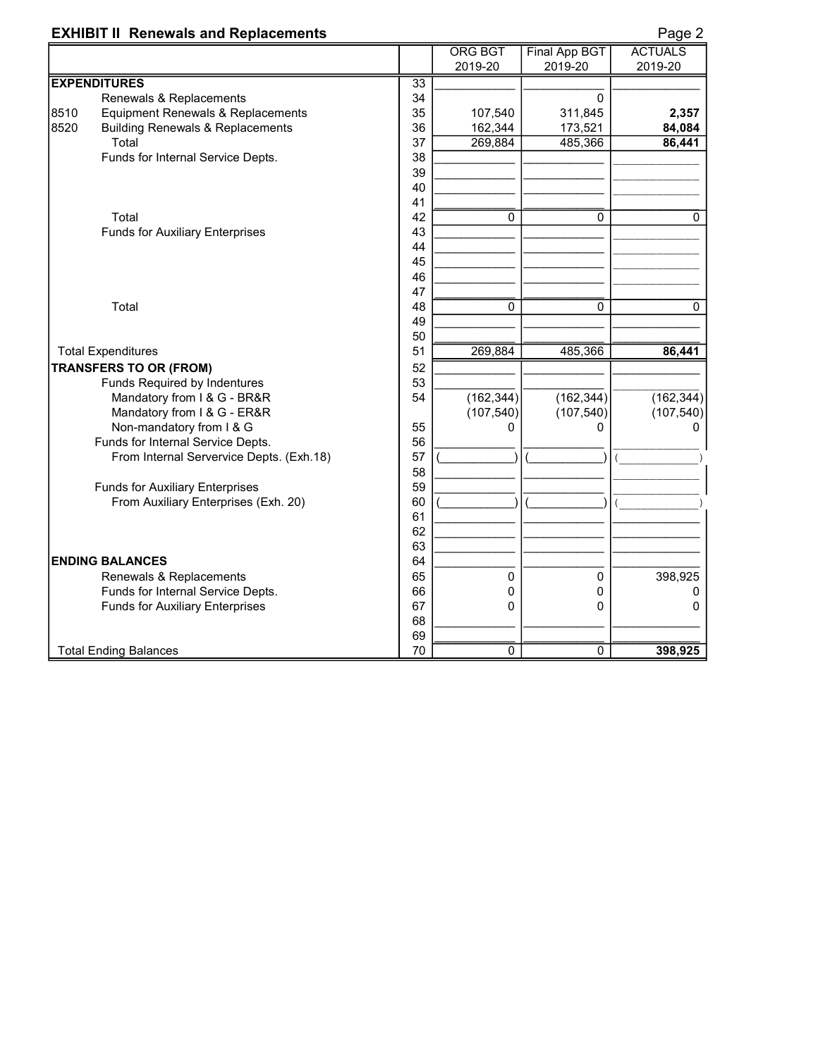## EXHIBIT II Renewals and Replacements

Page 2

| | | | ORG BGT 2019-20 | Final App BGT 2019-20 | ACTUALS 2019-20 |
|---|---|---|---|---|---|
| **EXPENDITURES** | | 33 | | | |
| | Renewals & Replacements | 34 | | 0 | |
| 8510 | Equipment Renewals & Replacements | 35 | 107,540 | 311,845 | **2,357** |
| 8520 | Building Renewals & Replacements | 36 | 162,344 | 173,521 | **84,084** |
| | Total | 37 | 269,884 | 485,366 | **86,441** |
| | Funds for Internal Service Depts. | 38 | | | |
| | | 39 | | | |
| | | 40 | | | |
| | | 41 | | | |
| | Total | 42 | 0 | 0 | 0 |
| | Funds for Auxiliary Enterprises | 43 | | | |
| | | 44 | | | |
| | | 45 | | | |
| | | 46 | | | |
| | | 47 | | | |
| | Total | 48 | 0 | 0 | 0 |
| | | 49 | | | |
| | | 50 | | | |
| Total Expenditures | | 51 | 269,884 | 485,366 | **86,441** |
| **TRANSFERS TO OR (FROM)** | | 52 | | | |
| | Funds Required by Indentures | 53 | | | |
| | Mandatory from I & G - BR&R | 54 | (162,344) | (162,344) | (162,344) |
| | Mandatory from I & G - ER&R | | (107,540) | (107,540) | (107,540) |
| | Non-mandatory from I & G | 55 | 0 | 0 | 0 |
| | Funds for Internal Service Depts. | 56 | | | |
| | From Internal Servervice Depts. (Exh.18) | 57 | ( ) | ( ) | ( ) |
| | | 58 | | | |
| | Funds for Auxiliary Enterprises | 59 | | | |
| | From Auxiliary Enterprises (Exh. 20) | 60 | ( ) | ( ) | ( ) |
| | | 61 | | | |
| | | 62 | | | |
| | | 63 | | | |
| **ENDING BALANCES** | | 64 | | | |
| | Renewals & Replacements | 65 | 0 | 0 | 398,925 |
| | Funds for Internal Service Depts. | 66 | 0 | 0 | 0 |
| | Funds for Auxiliary Enterprises | 67 | 0 | 0 | 0 |
| | | 68 | | | |
| | | 69 | | | |
| Total Ending Balances | | 70 | 0 | 0 | **398,925** |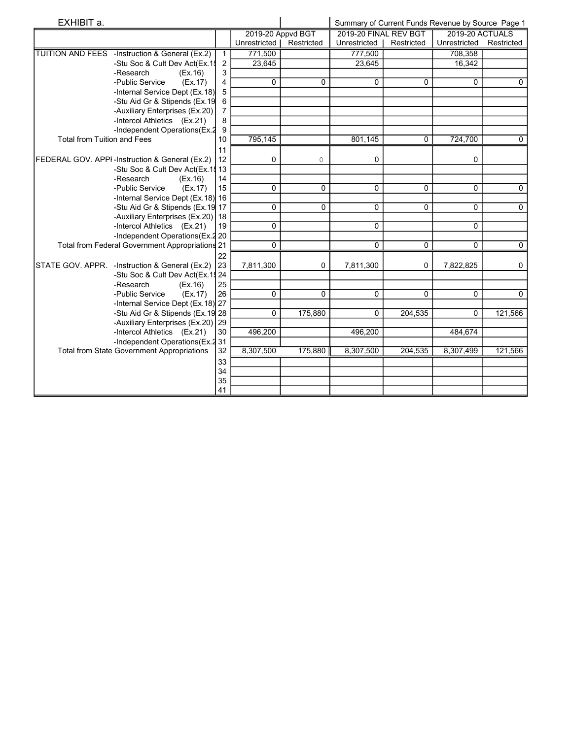EXHIBIT a. | Summary of Current Funds Revenue by Source Page 1

| | | | 2019-20 Appvd BGT | | 2019-20 FINAL REV BGT | | 2019-20 ACTUALS | |
|---|---|---|---|---|---|---|---|---|
| | | | Unrestricted | Restricted | Unrestricted | Restricted | Unrestricted | Restricted |
| TUITION AND FEES | -Instruction & General (Ex.2) | 1 | 771,500 | | 777,500 | | 708,358 | |
| | -Stu Soc & Cult Dev Act(Ex.15 | 2 | 23,645 | | 23,645 | | 16,342 | |
| | -Research (Ex.16) | 3 | | | | | | |
| | -Public Service (Ex.17) | 4 | 0 | 0 | 0 | 0 | 0 | 0 |
| | -Internal Service Dept (Ex.18) | 5 | | | | | | |
| | -Stu Aid Gr & Stipends (Ex.19 | 6 | | | | | | |
| | -Auxiliary Enterprises (Ex.20) | 7 | | | | | | |
| | -Intercol Athletics (Ex.21) | 8 | | | | | | |
| | -Independent Operations(Ex.2 | 9 | | | | | | |
| Total from Tuition and Fees | | 10 | 795,145 | | 801,145 | 0 | 724,700 | 0 |
| | | 11 | | | | | | |
| FEDERAL GOV. APPI | -Instruction & General (Ex.2) | 12 | 0 | 0 | 0 | | 0 | |
| | -Stu Soc & Cult Dev Act(Ex.15 | 13 | | | | | | |
| | -Research (Ex.16) | 14 | | | | | | |
| | -Public Service (Ex.17) | 15 | 0 | 0 | 0 | 0 | 0 | 0 |
| | -Internal Service Dept (Ex.18) | 16 | | | | | | |
| | -Stu Aid Gr & Stipends (Ex.19 | 17 | 0 | 0 | 0 | 0 | 0 | 0 |
| | -Auxiliary Enterprises (Ex.20) | 18 | | | | | | |
| | -Intercol Athletics (Ex.21) | 19 | 0 | | 0 | | 0 | |
| | -Independent Operations(Ex.2 | 20 | | | | | | |
| Total from Federal Government Appropriations | | 21 | 0 | | 0 | 0 | 0 | 0 |
| | | 22 | | | | | | |
| STATE GOV. APPR. | -Instruction & General (Ex.2) | 23 | 7,811,300 | 0 | 7,811,300 | 0 | 7,822,825 | 0 |
| | -Stu Soc & Cult Dev Act(Ex.15 | 24 | | | | | | |
| | -Research (Ex.16) | 25 | | | | | | |
| | -Public Service (Ex.17) | 26 | 0 | 0 | 0 | 0 | 0 | 0 |
| | -Internal Service Dept (Ex.18) | 27 | | | | | | |
| | -Stu Aid Gr & Stipends (Ex.19 | 28 | 0 | 175,880 | 0 | 204,535 | 0 | 121,566 |
| | -Auxiliary Enterprises (Ex.20) | 29 | | | | | | |
| | -Intercol Athletics (Ex.21) | 30 | 496,200 | | 496,200 | | 484,674 | |
| | -Independent Operations(Ex.2 | 31 | | | | | | |
| Total from State Government Appropriations | | 32 | 8,307,500 | 175,880 | 8,307,500 | 204,535 | 8,307,499 | 121,566 |
| | | 33 | | | | | | |
| | | 34 | | | | | | |
| | | 35 | | | | | | |
| | | 41 | | | | | | |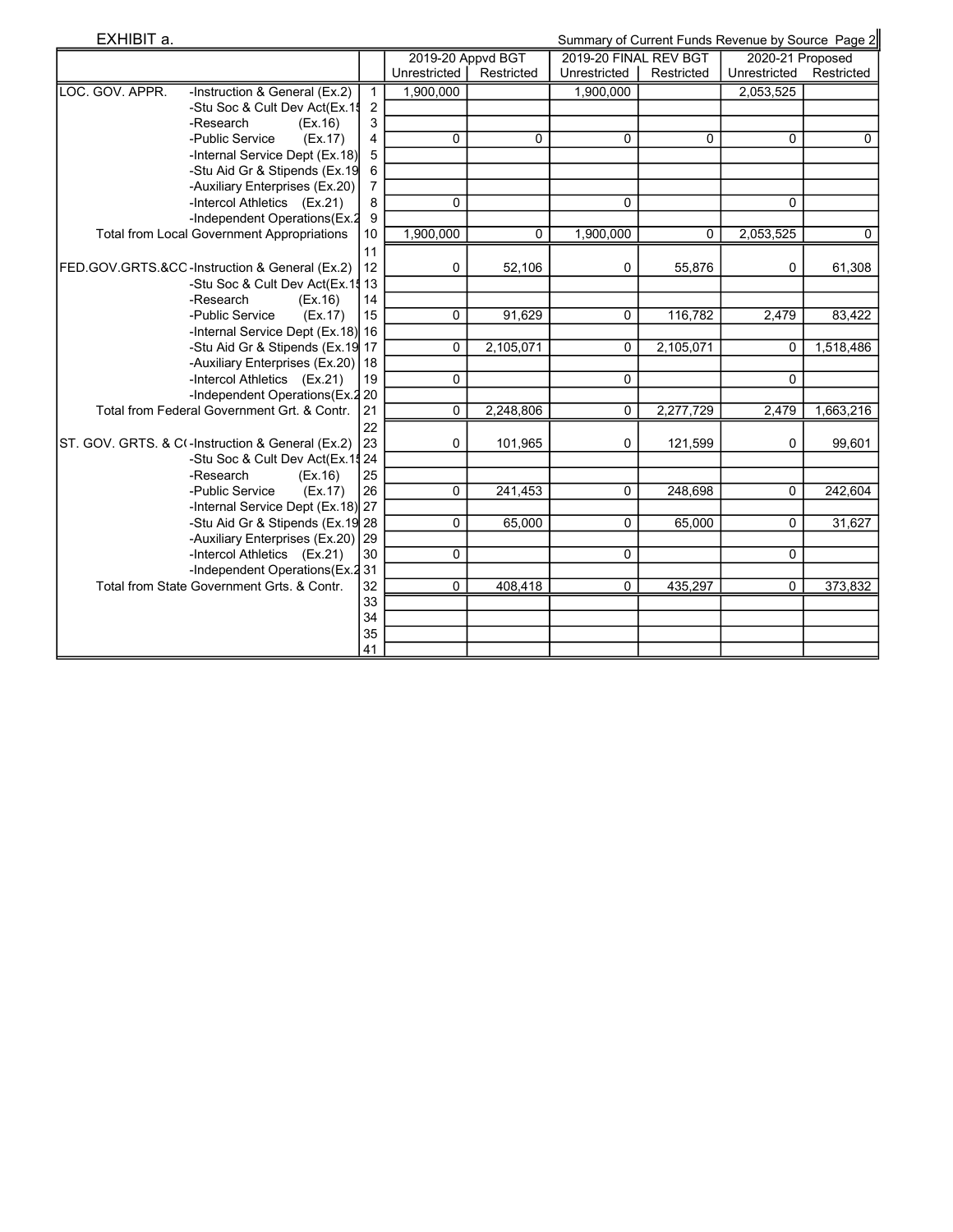EXHIBIT a.

Summary of Current Funds Revenue by Source Page 2

| | | | 2019-20 Appvd BGT | | 2019-20 FINAL REV BGT | | 2020-21 Proposed | |
|---|---|---|---|---|---|---|---|---|
| | | | Unrestricted | Restricted | Unrestricted | Restricted | Unrestricted | Restricted |
| LOC. GOV. APPR. | -Instruction & General (Ex.2) | 1 | 1,900,000 | | 1,900,000 | | 2,053,525 | |
| | -Stu Soc & Cult Dev Act(Ex.15 | 2 | | | | | | |
| | -Research (Ex.16) | 3 | | | | | | |
| | -Public Service (Ex.17) | 4 | 0 | 0 | 0 | 0 | 0 | 0 |
| | -Internal Service Dept (Ex.18) | 5 | | | | | | |
| | -Stu Aid Gr & Stipends (Ex.19 | 6 | | | | | | |
| | -Auxiliary Enterprises (Ex.20) | 7 | | | | | | |
| | -Intercol Athletics (Ex.21) | 8 | 0 | | 0 | | 0 | |
| | -Independent Operations(Ex.2 | 9 | | | | | | |
| Total from Local Government Appropriations | | 10 | 1,900,000 | 0 | 1,900,000 | 0 | 2,053,525 | 0 |
| | | 11 | | | | | | |
| FED.GOV.GRTS.&CC | -Instruction & General (Ex.2) | 12 | 0 | 52,106 | 0 | 55,876 | 0 | 61,308 |
| | -Stu Soc & Cult Dev Act(Ex.15 | 13 | | | | | | |
| | -Research (Ex.16) | 14 | | | | | | |
| | -Public Service (Ex.17) | 15 | 0 | 91,629 | 0 | 116,782 | 2,479 | 83,422 |
| | -Internal Service Dept (Ex.18) | 16 | | | | | | |
| | -Stu Aid Gr & Stipends (Ex.19 | 17 | 0 | 2,105,071 | 0 | 2,105,071 | 0 | 1,518,486 |
| | -Auxiliary Enterprises (Ex.20) | 18 | | | | | | |
| | -Intercol Athletics (Ex.21) | 19 | 0 | | 0 | | 0 | |
| | -Independent Operations(Ex.2 | 20 | | | | | | |
| Total from Federal Government Grt. & Contr. | | 21 | 0 | 2,248,806 | 0 | 2,277,729 | 2,479 | 1,663,216 |
| | | 22 | | | | | | |
| ST. GOV. GRTS. & C( | -Instruction & General (Ex.2) | 23 | 0 | 101,965 | 0 | 121,599 | 0 | 99,601 |
| | -Stu Soc & Cult Dev Act(Ex.15 | 24 | | | | | | |
| | -Research (Ex.16) | 25 | | | | | | |
| | -Public Service (Ex.17) | 26 | 0 | 241,453 | 0 | 248,698 | 0 | 242,604 |
| | -Internal Service Dept (Ex.18) | 27 | | | | | | |
| | -Stu Aid Gr & Stipends (Ex.19 | 28 | 0 | 65,000 | 0 | 65,000 | 0 | 31,627 |
| | -Auxiliary Enterprises (Ex.20) | 29 | | | | | | |
| | -Intercol Athletics (Ex.21) | 30 | 0 | | 0 | | 0 | |
| | -Independent Operations(Ex.2 | 31 | | | | | | |
| Total from State Government Grts. & Contr. | | 32 | 0 | 408,418 | 0 | 435,297 | 0 | 373,832 |
| | | 33 | | | | | | |
| | | 34 | | | | | | |
| | | 35 | | | | | | |
| | | 41 | | | | | | |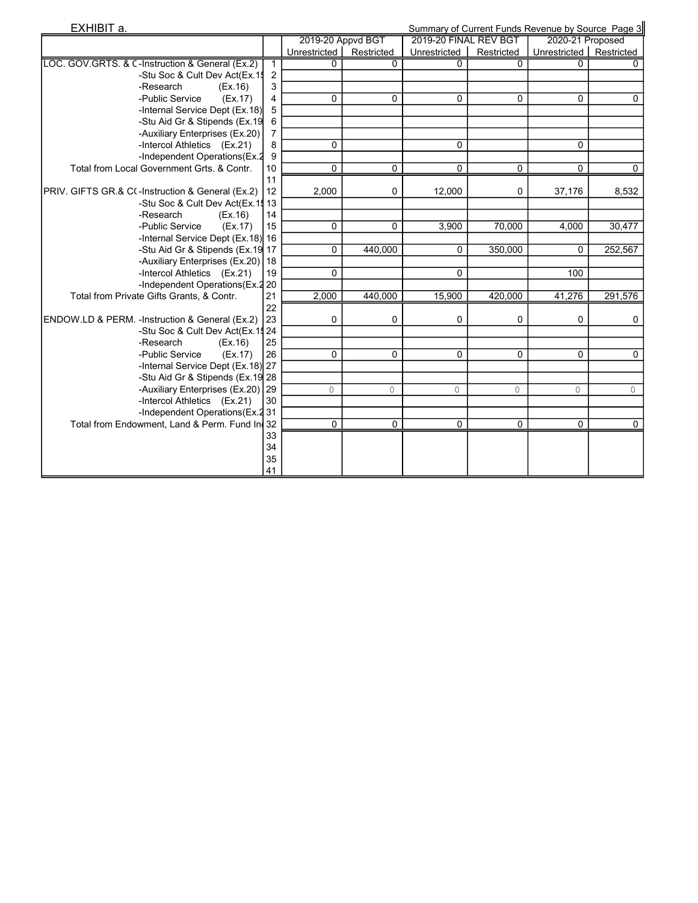EXHIBIT a. Summary of Current Funds Revenue by Source

| | | 2019-20 Appvd BGT | | 2019-20 FINAL REV BGT | | 2020-21 Proposed | |
|---|---|---|---|---|---|---|---|
| | | Unrestricted | Restricted | Unrestricted | Restricted | Unrestricted | Restricted |
| LOC. GOV.GRTS. & C -Instruction & General (Ex.2) | 1 | 0 | 0 | 0 | 0 | 0 | 0 |
| -Stu Soc & Cult Dev Act(Ex.15 | 2 | | | | | | |
| -Research (Ex.16) | 3 | | | | | | |
| -Public Service (Ex.17) | 4 | 0 | 0 | 0 | 0 | 0 | 0 |
| -Internal Service Dept (Ex.18) | 5 | | | | | | |
| -Stu Aid Gr & Stipends (Ex.19 | 6 | | | | | | |
| -Auxiliary Enterprises (Ex.20) | 7 | | | | | | |
| -Intercol Athletics (Ex.21) | 8 | 0 | | 0 | | 0 | |
| -Independent Operations(Ex.2 | 9 | | | | | | |
| Total from Local Government Grts. & Contr. | 10 | 0 | 0 | 0 | 0 | 0 | 0 |
| | 11 | | | | | | |
| PRIV. GIFTS GR.& C( -Instruction & General (Ex.2) | 12 | 2,000 | 0 | 12,000 | 0 | 37,176 | 8,532 |
| -Stu Soc & Cult Dev Act(Ex.15 | 13 | | | | | | |
| -Research (Ex.16) | 14 | | | | | | |
| -Public Service (Ex.17) | 15 | 0 | 0 | 3,900 | 70,000 | 4,000 | 30,477 |
| -Internal Service Dept (Ex.18) | 16 | | | | | | |
| -Stu Aid Gr & Stipends (Ex.19 | 17 | 0 | 440,000 | 0 | 350,000 | 0 | 252,567 |
| -Auxiliary Enterprises (Ex.20) | 18 | | | | | | |
| -Intercol Athletics (Ex.21) | 19 | 0 | | 0 | | 100 | |
| -Independent Operations(Ex.2 | 20 | | | | | | |
| Total from Private Gifts Grants, & Contr. | 21 | 2,000 | 440,000 | 15,900 | 420,000 | 41,276 | 291,576 |
| | 22 | | | | | | |
| ENDOW.LD & PERM. -Instruction & General (Ex.2) | 23 | 0 | 0 | 0 | 0 | 0 | 0 |
| -Stu Soc & Cult Dev Act(Ex.15 | 24 | | | | | | |
| -Research (Ex.16) | 25 | | | | | | |
| -Public Service (Ex.17) | 26 | 0 | 0 | 0 | 0 | 0 | 0 |
| -Internal Service Dept (Ex.18) | 27 | | | | | | |
| -Stu Aid Gr & Stipends (Ex.19 | 28 | | | | | | |
| -Auxiliary Enterprises (Ex.20) | 29 | 0 | 0 | 0 | 0 | 0 | 0 |
| -Intercol Athletics (Ex.21) | 30 | | | | | | |
| -Independent Operations(Ex.2 | 31 | | | | | | |
| Total from Endowment, Land & Perm. Fund In | 32 | 0 | 0 | 0 | 0 | 0 | 0 |
| | 33 | | | | | | |
| | 34 | | | | | | |
| | 35 | | | | | | |
| | 41 | | | | | | |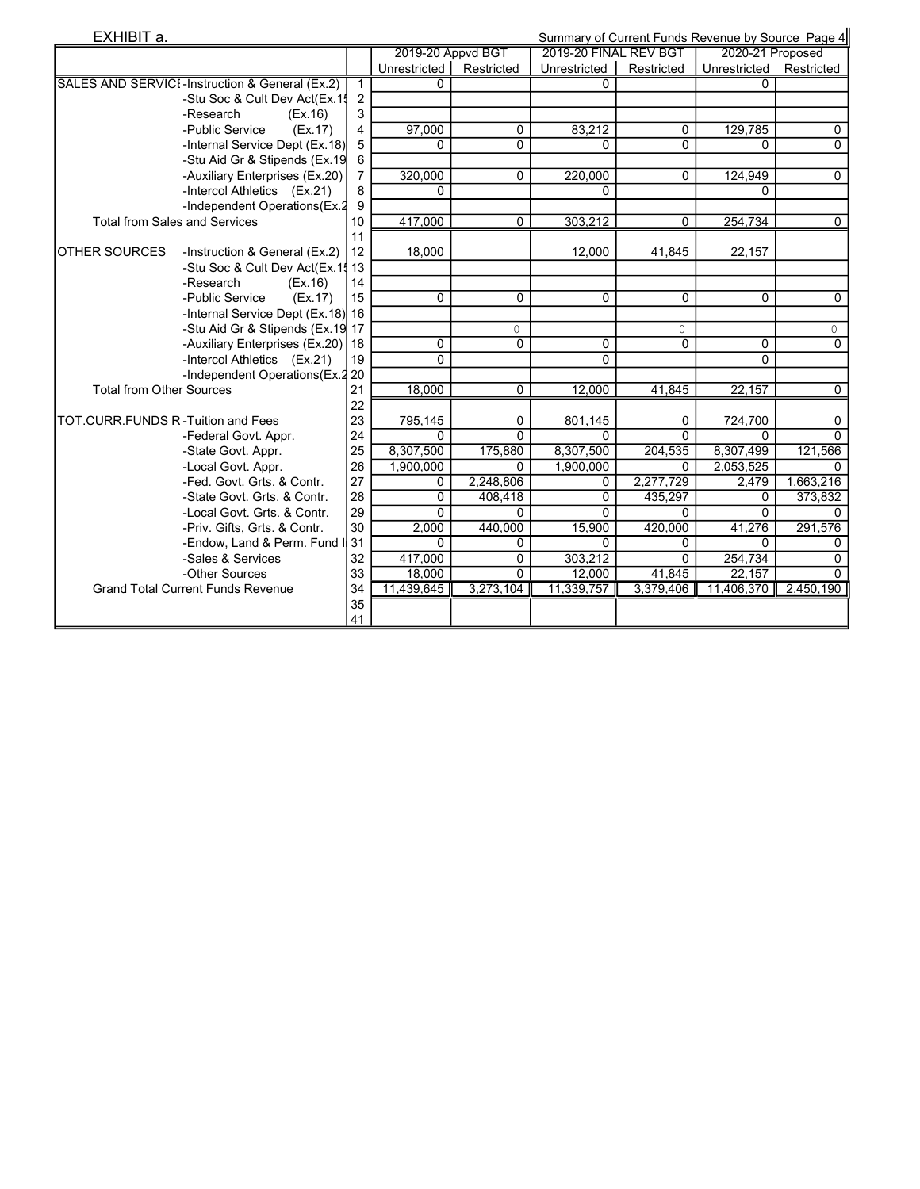EXHIBIT a.

Summary of Current Funds Revenue by Source

| | | | 2019-20 Appvd BGT | | 2019-20 FINAL REV BGT | | 2020-21 Proposed | |
|---|---|---|---|---|---|---|---|---|
| | | | Unrestricted | Restricted | Unrestricted | Restricted | Unrestricted | Restricted |
| SALES AND SERVICE | -Instruction & General (Ex.2) | 1 | 0 | | 0 | | 0 | |
| | -Stu Soc & Cult Dev Act(Ex.15 | 2 | | | | | | |
| | -Research (Ex.16) | 3 | | | | | | |
| | -Public Service (Ex.17) | 4 | 97,000 | 0 | 83,212 | 0 | 129,785 | 0 |
| | -Internal Service Dept (Ex.18) | 5 | 0 | 0 | 0 | 0 | 0 | 0 |
| | -Stu Aid Gr & Stipends (Ex.19 | 6 | | | | | | |
| | -Auxiliary Enterprises (Ex.20) | 7 | 320,000 | 0 | 220,000 | 0 | 124,949 | 0 |
| | -Intercol Athletics (Ex.21) | 8 | 0 | | 0 | | 0 | |
| | -Independent Operations(Ex.2 | 9 | | | | | | |
| Total from Sales and Services | | 10 | 417,000 | 0 | 303,212 | 0 | 254,734 | 0 |
| | | 11 | | | | | | |
| OTHER SOURCES | -Instruction & General (Ex.2) | 12 | 18,000 | | 12,000 | 41,845 | 22,157 | |
| | -Stu Soc & Cult Dev Act(Ex.15 | 13 | | | | | | |
| | -Research (Ex.16) | 14 | | | | | | |
| | -Public Service (Ex.17) | 15 | 0 | 0 | 0 | 0 | 0 | 0 |
| | -Internal Service Dept (Ex.18) | 16 | | | | | | |
| | -Stu Aid Gr & Stipends (Ex.19 | 17 | | 0 | | 0 | | 0 |
| | -Auxiliary Enterprises (Ex.20) | 18 | 0 | 0 | 0 | 0 | 0 | 0 |
| | -Intercol Athletics (Ex.21) | 19 | 0 | | 0 | | 0 | |
| | -Independent Operations(Ex.2 | 20 | | | | | | |
| Total from Other Sources | | 21 | 18,000 | 0 | 12,000 | 41,845 | 22,157 | 0 |
| | | 22 | | | | | | |
| TOT.CURR.FUNDS R | -Tuition and Fees | 23 | 795,145 | 0 | 801,145 | 0 | 724,700 | 0 |
| | -Federal Govt. Appr. | 24 | 0 | 0 | 0 | 0 | 0 | 0 |
| | -State Govt. Appr. | 25 | 8,307,500 | 175,880 | 8,307,500 | 204,535 | 8,307,499 | 121,566 |
| | -Local Govt. Appr. | 26 | 1,900,000 | 0 | 1,900,000 | 0 | 2,053,525 | 0 |
| | -Fed. Govt. Grts. & Contr. | 27 | 0 | 2,248,806 | 0 | 2,277,729 | 2,479 | 1,663,216 |
| | -State Govt. Grts. & Contr. | 28 | 0 | 408,418 | 0 | 435,297 | 0 | 373,832 |
| | -Local Govt. Grts. & Contr. | 29 | 0 | 0 | 0 | 0 | 0 | 0 |
| | -Priv. Gifts, Grts. & Contr. | 30 | 2,000 | 440,000 | 15,900 | 420,000 | 41,276 | 291,576 |
| | -Endow, Land & Perm. Fund I | 31 | 0 | 0 | 0 | 0 | 0 | 0 |
| | -Sales & Services | 32 | 417,000 | 0 | 303,212 | 0 | 254,734 | 0 |
| | -Other Sources | 33 | 18,000 | 0 | 12,000 | 41,845 | 22,157 | 0 |
| Grand Total Current Funds Revenue | | 34 | 11,439,645 | 3,273,104 | 11,339,757 | 3,379,406 | 11,406,370 | 2,450,190 |
| | | 35 | | | | | | |
| | | 41 | | | | | | |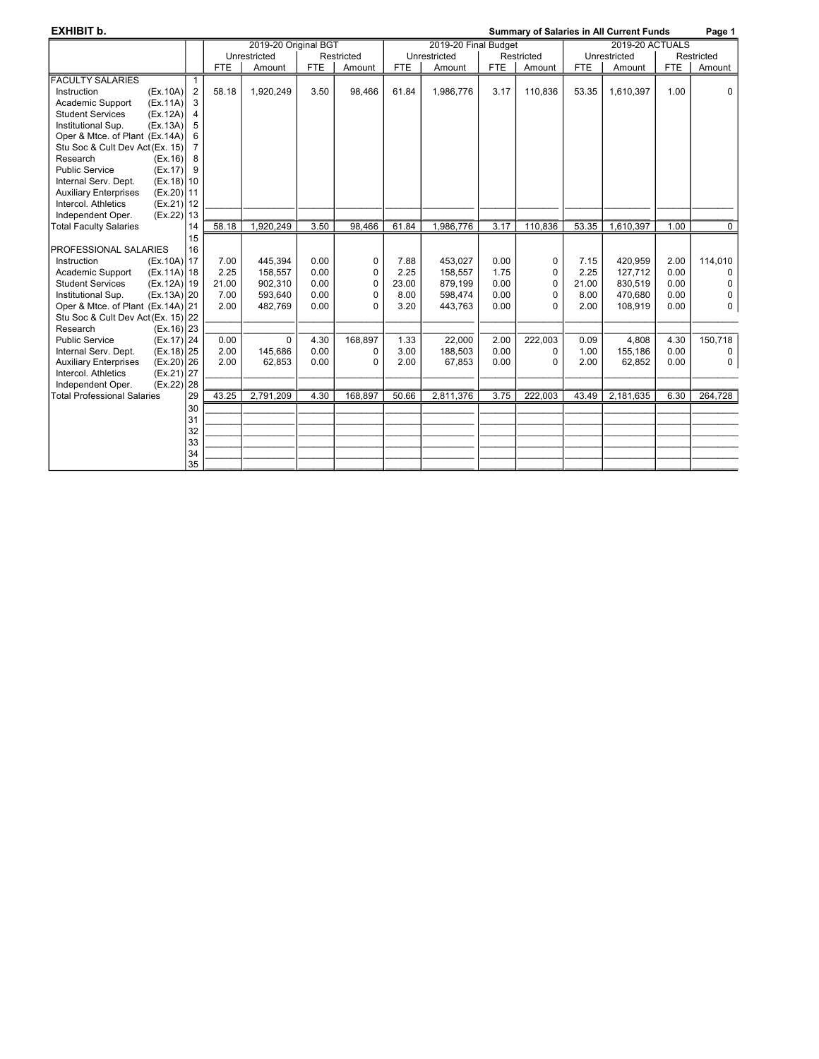**EXHIBIT b.** | **Summary of Salaries in All Current Funds**

| | | 2019-20 Original BGT | | | | 2019-20 Final Budget | | | | 2019-20 ACTUALS | | | |
|---|---|---|---|---|---|---|---|---|---|---|---|---|---|
| | | Unrestricted | | Restricted | | Unrestricted | | Restricted | | Unrestricted | | Restricted | |
| | | FTE | Amount | FTE | Amount | FTE | Amount | FTE | Amount | FTE | Amount | FTE | Amount |
| FACULTY SALARIES | 1 | | | | | | | | | | | | |
| Instruction (Ex.10A) | 2 | 58.18 | 1,920,249 | 3.50 | 98,466 | 61.84 | 1,986,776 | 3.17 | 110,836 | 53.35 | 1,610,397 | 1.00 | 0 |
| Academic Support (Ex.11A) | 3 | | | | | | | | | | | | |
| Student Services (Ex.12A) | 4 | | | | | | | | | | | | |
| Institutional Sup. (Ex.13A) | 5 | | | | | | | | | | | | |
| Oper & Mtce. of Plant (Ex.14A) | 6 | | | | | | | | | | | | |
| Stu Soc & Cult Dev Act (Ex. 15) | 7 | | | | | | | | | | | | |
| Research (Ex.16) | 8 | | | | | | | | | | | | |
| Public Service (Ex.17) | 9 | | | | | | | | | | | | |
| Internal Serv. Dept. (Ex.18) | 10 | | | | | | | | | | | | |
| Auxiliary Enterprises (Ex.20) | 11 | | | | | | | | | | | | |
| Intercol. Athletics (Ex.21) | 12 | | | | | | | | | | | | |
| Independent Oper. (Ex.22) | 13 | | | | | | | | | | | | |
| Total Faculty Salaries | 14 | 58.18 | 1,920,249 | 3.50 | 98,466 | 61.84 | 1,986,776 | 3.17 | 110,836 | 53.35 | 1,610,397 | 1.00 | 0 |
| | 15 | | | | | | | | | | | | |
| PROFESSIONAL SALARIES | 16 | | | | | | | | | | | | |
| Instruction (Ex.10A) | 17 | 7.00 | 445,394 | 0.00 | 0 | 7.88 | 453,027 | 0.00 | 0 | 7.15 | 420,959 | 2.00 | 114,010 |
| Academic Support (Ex.11A) | 18 | 2.25 | 158,557 | 0.00 | 0 | 2.25 | 158,557 | 1.75 | 0 | 2.25 | 127,712 | 0.00 | 0 |
| Student Services (Ex.12A) | 19 | 21.00 | 902,310 | 0.00 | 0 | 23.00 | 879,199 | 0.00 | 0 | 21.00 | 830,519 | 0.00 | 0 |
| Institutional Sup. (Ex.13A) | 20 | 7.00 | 593,640 | 0.00 | 0 | 8.00 | 598,474 | 0.00 | 0 | 8.00 | 470,680 | 0.00 | 0 |
| Oper & Mtce. of Plant (Ex.14A) | 21 | 2.00 | 482,769 | 0.00 | 0 | 3.20 | 443,763 | 0.00 | 0 | 2.00 | 108,919 | 0.00 | 0 |
| Stu Soc & Cult Dev Act (Ex. 15) | 22 | | | | | | | | | | | | |
| Research (Ex.16) | 23 | | | | | | | | | | | | |
| Public Service (Ex.17) | 24 | 0.00 | 0 | 4.30 | 168,897 | 1.33 | 22,000 | 2.00 | 222,003 | 0.09 | 4,808 | 4.30 | 150,718 |
| Internal Serv. Dept. (Ex.18) | 25 | 2.00 | 145,686 | 0.00 | 0 | 3.00 | 188,503 | 0.00 | 0 | 1.00 | 155,186 | 0.00 | 0 |
| Auxiliary Enterprises (Ex.20) | 26 | 2.00 | 62,853 | 0.00 | 0 | 2.00 | 67,853 | 0.00 | 0 | 2.00 | 62,852 | 0.00 | 0 |
| Intercol. Athletics (Ex.21) | 27 | | | | | | | | | | | | |
| Independent Oper. (Ex.22) | 28 | | | | | | | | | | | | |
| Total Professional Salaries | 29 | 43.25 | 2,791,209 | 4.30 | 168,897 | 50.66 | 2,811,376 | 3.75 | 222,003 | 43.49 | 2,181,635 | 6.30 | 264,728 |
| | 30 | | | | | | | | | | | | |
| | 31 | | | | | | | | | | | | |
| | 32 | | | | | | | | | | | | |
| | 33 | | | | | | | | | | | | |
| | 34 | | | | | | | | | | | | |
| | 35 | | | | | | | | | | | | |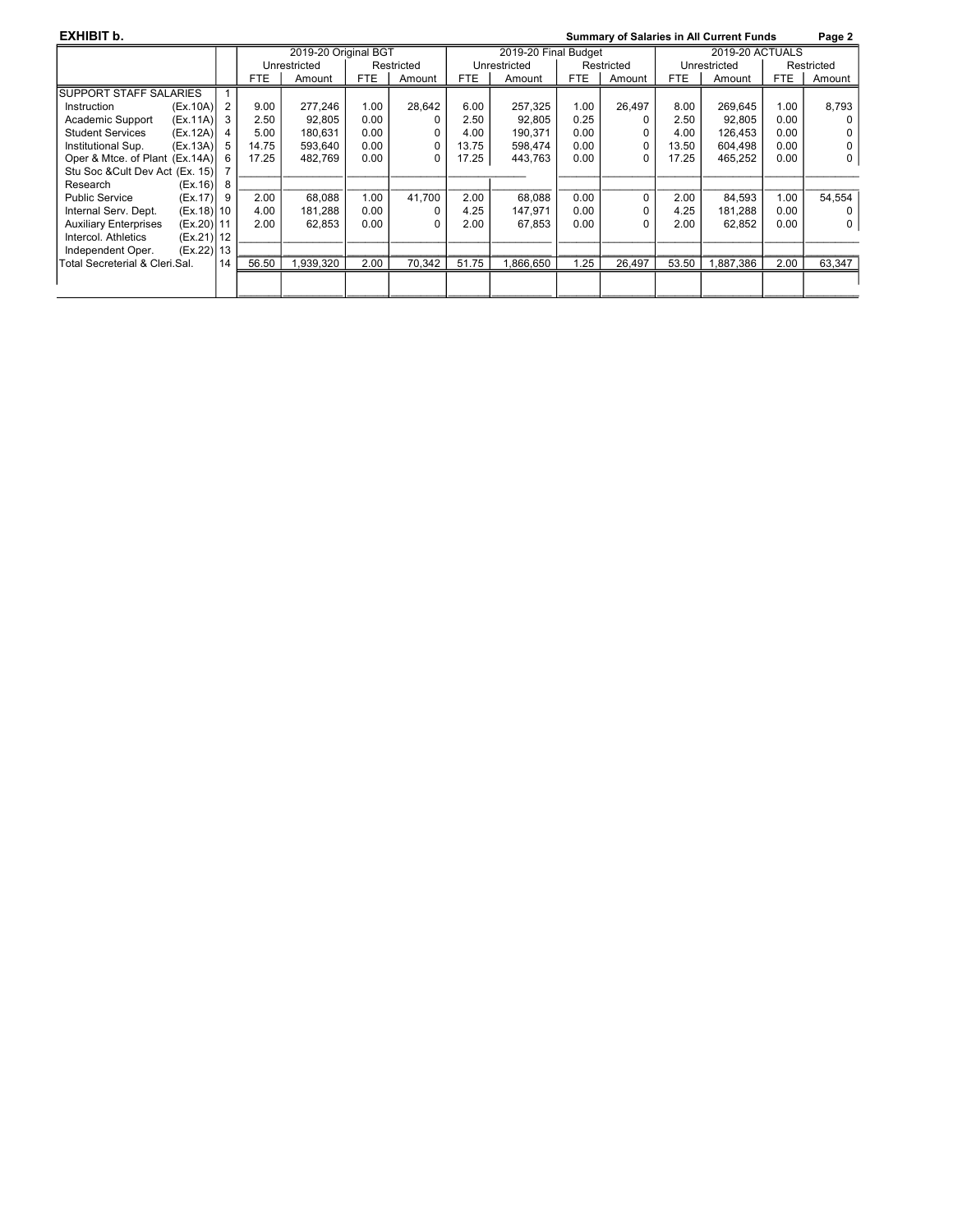**EXHIBIT b.** **Summary of Salaries in All Current Funds** **Page 2**

| | | 2019-20 Original BGT | | | | 2019-20 Final Budget | | | | 2019-20 ACTUALS | | | |
|---|---|---|---|---|---|---|---|---|---|---|---|---|---|
| | | Unrestricted | | Restricted | | Unrestricted | | Restricted | | Unrestricted | | Restricted | |
| | | FTE | Amount | FTE | Amount | FTE | Amount | FTE | Amount | FTE | Amount | FTE | Amount |
| SUPPORT STAFF SALARIES | 1 | | | | | | | | | | | | |
| Instruction (Ex.10A) | 2 | 9.00 | 277,246 | 1.00 | 28,642 | 6.00 | 257,325 | 1.00 | 26,497 | 8.00 | 269,645 | 1.00 | 8,793 |
| Academic Support (Ex.11A) | 3 | 2.50 | 92,805 | 0.00 | 0 | 2.50 | 92,805 | 0.25 | 0 | 2.50 | 92,805 | 0.00 | 0 |
| Student Services (Ex.12A) | 4 | 5.00 | 180,631 | 0.00 | 0 | 4.00 | 190,371 | 0.00 | 0 | 4.00 | 126,453 | 0.00 | 0 |
| Institutional Sup. (Ex.13A) | 5 | 14.75 | 593,640 | 0.00 | 0 | 13.75 | 598,474 | 0.00 | 0 | 13.50 | 604,498 | 0.00 | 0 |
| Oper & Mtce. of Plant (Ex.14A) | 6 | 17.25 | 482,769 | 0.00 | 0 | 17.25 | 443,763 | 0.00 | 0 | 17.25 | 465,252 | 0.00 | 0 |
| Stu Soc &Cult Dev Act (Ex. 15) | 7 | | | | | | | | | | | | |
| Research (Ex.16) | 8 | | | | | | | | | | | | |
| Public Service (Ex.17) | 9 | 2.00 | 68,088 | 1.00 | 41,700 | 2.00 | 68,088 | 0.00 | 0 | 2.00 | 84,593 | 1.00 | 54,554 |
| Internal Serv. Dept. (Ex.18) | 10 | 4.00 | 181,288 | 0.00 | 0 | 4.25 | 147,971 | 0.00 | 0 | 4.25 | 181,288 | 0.00 | 0 |
| Auxiliary Enterprises (Ex.20) | 11 | 2.00 | 62,853 | 0.00 | 0 | 2.00 | 67,853 | 0.00 | 0 | 2.00 | 62,852 | 0.00 | 0 |
| Intercol. Athletics (Ex.21) | 12 | | | | | | | | | | | | |
| Independent Oper. (Ex.22) | 13 | | | | | | | | | | | | |
| Total Secreterial & Cleri.Sal. | 14 | 56.50 | 1,939,320 | 2.00 | 70,342 | 51.75 | 1,866,650 | 1.25 | 26,497 | 53.50 | 1,887,386 | 2.00 | 63,347 |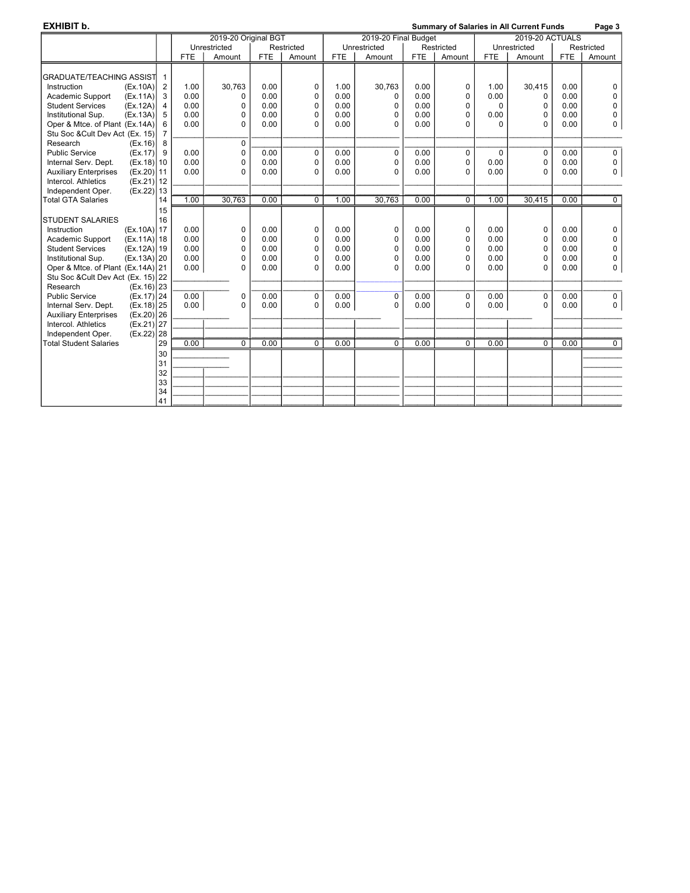**EXHIBIT b.**

**Summary of Salaries in All Current Funds** Page 3

| | | 2019-20 Original BGT | | | | 2019-20 Final Budget | | | | 2019-20 ACTUALS | | | |
|---|---|---|---|---|---|---|---|---|---|---|---|---|---|
| | | Unrestricted | | Restricted | | Unrestricted | | Restricted | | Unrestricted | | Restricted | |
| | | FTE | Amount | FTE | Amount | FTE | Amount | FTE | Amount | FTE | Amount | FTE | Amount |
| GRADUATE/TEACHING ASSIST | 1 | | | | | | | | | | | | |
| Instruction (Ex.10A) | 2 | 1.00 | 30,763 | 0.00 | 0 | 1.00 | 30,763 | 0.00 | 0 | 1.00 | 30,415 | 0.00 | 0 |
| Academic Support (Ex.11A) | 3 | 0.00 | 0 | 0.00 | 0 | 0.00 | 0 | 0.00 | 0 | 0.00 | 0 | 0.00 | 0 |
| Student Services (Ex.12A) | 4 | 0.00 | 0 | 0.00 | 0 | 0.00 | 0 | 0.00 | 0 | 0 | 0 | 0.00 | 0 |
| Institutional Sup. (Ex.13A) | 5 | 0.00 | 0 | 0.00 | 0 | 0.00 | 0 | 0.00 | 0 | 0.00 | 0 | 0.00 | 0 |
| Oper & Mtce. of Plant (Ex.14A) | 6 | 0.00 | 0 | 0.00 | 0 | 0.00 | 0 | 0.00 | 0 | 0 | 0 | 0.00 | 0 |
| Stu Soc &Cult Dev Act (Ex. 15) | 7 | | | | | | | | | | | | |
| Research (Ex.16) | 8 | | 0 | | | | | | | | | | |
| Public Service (Ex.17) | 9 | 0.00 | 0 | 0.00 | 0 | 0.00 | 0 | 0.00 | 0 | 0 | 0 | 0.00 | 0 |
| Internal Serv. Dept. (Ex.18) | 10 | 0.00 | 0 | 0.00 | 0 | 0.00 | 0 | 0.00 | 0 | 0.00 | 0 | 0.00 | 0 |
| Auxiliary Enterprises (Ex.20) | 11 | 0.00 | 0 | 0.00 | 0 | 0.00 | 0 | 0.00 | 0 | 0.00 | 0 | 0.00 | 0 |
| Intercol. Athletics (Ex.21) | 12 | | | | | | | | | | | | |
| Independent Oper. (Ex.22) | 13 | | | | | | | | | | | | |
| Total GTA Salaries | 14 | 1.00 | 30,763 | 0.00 | 0 | 1.00 | 30,763 | 0.00 | 0 | 1.00 | 30,415 | 0.00 | 0 |
| | 15 | | | | | | | | | | | | |
| STUDENT SALARIES | 16 | | | | | | | | | | | | |
| Instruction (Ex.10A) | 17 | 0.00 | 0 | 0.00 | 0 | 0.00 | 0 | 0.00 | 0 | 0.00 | 0 | 0.00 | 0 |
| Academic Support (Ex.11A) | 18 | 0.00 | 0 | 0.00 | 0 | 0.00 | 0 | 0.00 | 0 | 0.00 | 0 | 0.00 | 0 |
| Student Services (Ex.12A) | 19 | 0.00 | 0 | 0.00 | 0 | 0.00 | 0 | 0.00 | 0 | 0.00 | 0 | 0.00 | 0 |
| Institutional Sup. (Ex.13A) | 20 | 0.00 | 0 | 0.00 | 0 | 0.00 | 0 | 0.00 | 0 | 0.00 | 0 | 0.00 | 0 |
| Oper & Mtce. of Plant (Ex.14A) | 21 | 0.00 | 0 | 0.00 | 0 | 0.00 | 0 | 0.00 | 0 | 0.00 | 0 | 0.00 | 0 |
| Stu Soc &Cult Dev Act (Ex. 15) | 22 | | | | | | | | | | | | |
| Research (Ex.16) | 23 | | | | | | | | | | | | |
| Public Service (Ex.17) | 24 | 0.00 | 0 | 0.00 | 0 | 0.00 | 0 | 0.00 | 0 | 0.00 | 0 | 0.00 | 0 |
| Internal Serv. Dept. (Ex.18) | 25 | 0.00 | 0 | 0.00 | 0 | 0.00 | 0 | 0.00 | 0 | 0.00 | 0 | 0.00 | 0 |
| Auxiliary Enterprises (Ex.20) | 26 | | | | | | | | | | | | |
| Intercol. Athletics (Ex.21) | 27 | | | | | | | | | | | | |
| Independent Oper. (Ex.22) | 28 | | | | | | | | | | | | |
| Total Student Salaries | 29 | 0.00 | 0 | 0.00 | 0 | 0.00 | 0 | 0.00 | 0 | 0.00 | 0 | 0.00 | 0 |
| | 30 | | | | | | | | | | | | |
| | 31 | | | | | | | | | | | | |
| | 32 | | | | | | | | | | | | |
| | 33 | | | | | | | | | | | | |
| | 34 | | | | | | | | | | | | |
| | 41 | | | | | | | | | | | | |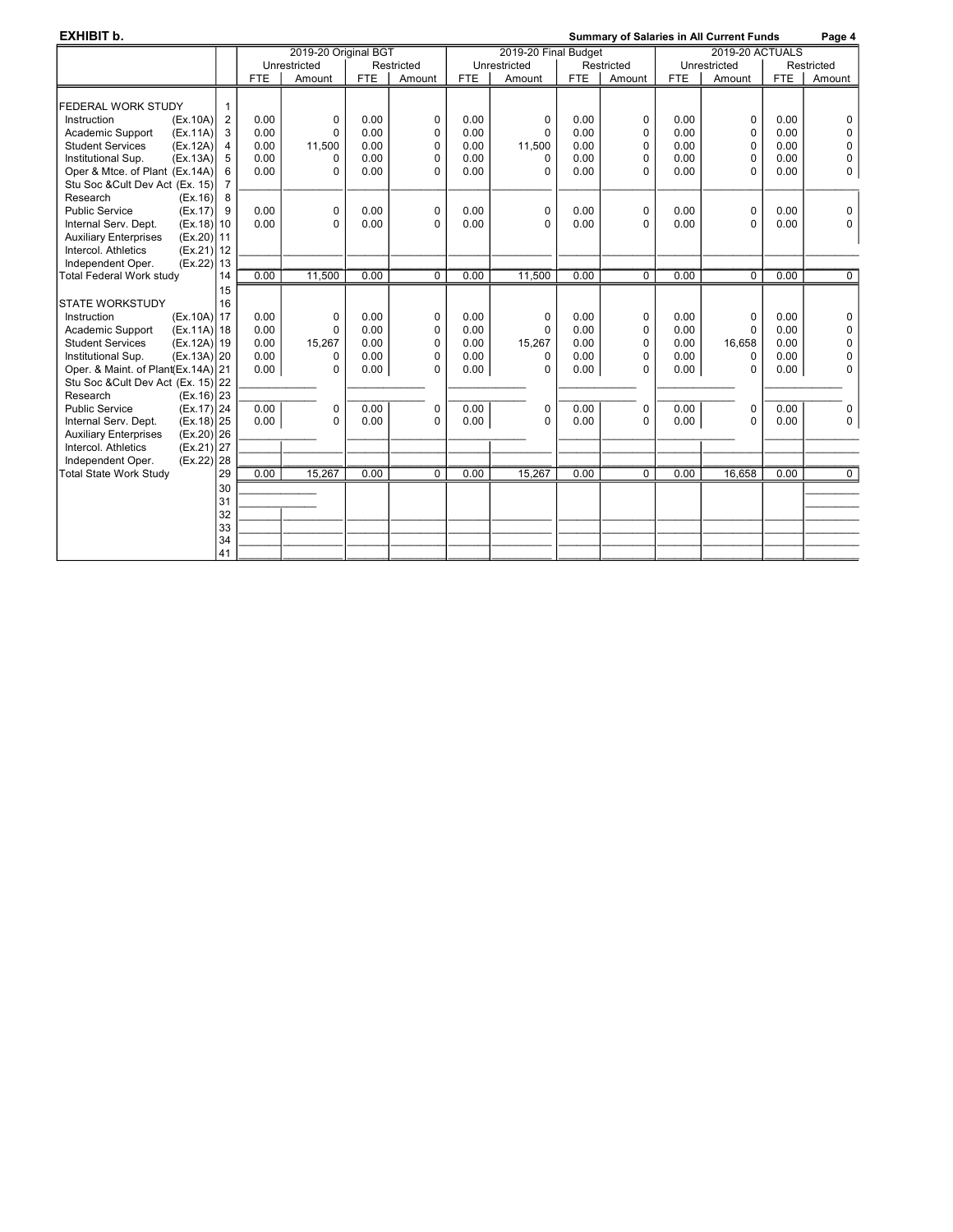**EXHIBIT b.** **Summary of Salaries in All Current Funds** **Page 4**

| | | 2019-20 Original BGT | | | | 2019-20 Final Budget | | | | 2019-20 ACTUALS | | | |
|---|---|---|---|---|---|---|---|---|---|---|---|---|---|
| | | Unrestricted | | Restricted | | Unrestricted | | Restricted | | Unrestricted | | Restricted | |
| | | FTE | Amount | FTE | Amount | FTE | Amount | FTE | Amount | FTE | Amount | FTE | Amount |
| FEDERAL WORK STUDY | 1 | | | | | | | | | | | | |
| Instruction (Ex.10A) | 2 | 0.00 | 0 | 0.00 | 0 | 0.00 | 0 | 0.00 | 0 | 0.00 | 0 | 0.00 | 0 |
| Academic Support (Ex.11A) | 3 | 0.00 | 0 | 0.00 | 0 | 0.00 | 0 | 0.00 | 0 | 0.00 | 0 | 0.00 | 0 |
| Student Services (Ex.12A) | 4 | 0.00 | 11,500 | 0.00 | 0 | 0.00 | 11,500 | 0.00 | 0 | 0.00 | 0 | 0.00 | 0 |
| Institutional Sup. (Ex.13A) | 5 | 0.00 | 0 | 0.00 | 0 | 0.00 | 0 | 0.00 | 0 | 0.00 | 0 | 0.00 | 0 |
| Oper & Mtce. of Plant (Ex.14A) | 6 | 0.00 | 0 | 0.00 | 0 | 0.00 | 0 | 0.00 | 0 | 0.00 | 0 | 0.00 | 0 |
| Stu Soc &Cult Dev Act (Ex. 15) | 7 | | | | | | | | | | | | |
| Research (Ex.16) | 8 | | | | | | | | | | | | |
| Public Service (Ex.17) | 9 | 0.00 | 0 | 0.00 | 0 | 0.00 | 0 | 0.00 | 0 | 0.00 | 0 | 0.00 | 0 |
| Internal Serv. Dept. (Ex.18) | 10 | 0.00 | 0 | 0.00 | 0 | 0.00 | 0 | 0.00 | 0 | 0.00 | 0 | 0.00 | 0 |
| Auxiliary Enterprises (Ex.20) | 11 | | | | | | | | | | | | |
| Intercol. Athletics (Ex.21) | 12 | | | | | | | | | | | | |
| Independent Oper. (Ex.22) | 13 | | | | | | | | | | | | |
| Total Federal Work study | 14 | 0.00 | 11,500 | 0.00 | 0 | 0.00 | 11,500 | 0.00 | 0 | 0.00 | 0 | 0.00 | 0 |
| | 15 | | | | | | | | | | | | |
| STATE WORKSTUDY | 16 | | | | | | | | | | | | |
| Instruction (Ex.10A) | 17 | 0.00 | 0 | 0.00 | 0 | 0.00 | 0 | 0.00 | 0 | 0.00 | 0 | 0.00 | 0 |
| Academic Support (Ex.11A) | 18 | 0.00 | 0 | 0.00 | 0 | 0.00 | 0 | 0.00 | 0 | 0.00 | 0 | 0.00 | 0 |
| Student Services (Ex.12A) | 19 | 0.00 | 15,267 | 0.00 | 0 | 0.00 | 15,267 | 0.00 | 0 | 0.00 | 16,658 | 0.00 | 0 |
| Institutional Sup. (Ex.13A) | 20 | 0.00 | 0 | 0.00 | 0 | 0.00 | 0 | 0.00 | 0 | 0.00 | 0 | 0.00 | 0 |
| Oper. & Maint. of Plant (Ex.14A) | 21 | 0.00 | 0 | 0.00 | 0 | 0.00 | 0 | 0.00 | 0 | 0.00 | 0 | 0.00 | 0 |
| Stu Soc &Cult Dev Act (Ex. 15) | 22 | | | | | | | | | | | | |
| Research (Ex.16) | 23 | | | | | | | | | | | | |
| Public Service (Ex.17) | 24 | 0.00 | 0 | 0.00 | 0 | 0.00 | 0 | 0.00 | 0 | 0.00 | 0 | 0.00 | 0 |
| Internal Serv. Dept. (Ex.18) | 25 | 0.00 | 0 | 0.00 | 0 | 0.00 | 0 | 0.00 | 0 | 0.00 | 0 | 0.00 | 0 |
| Auxiliary Enterprises (Ex.20) | 26 | | | | | | | | | | | | |
| Intercol. Athletics (Ex.21) | 27 | | | | | | | | | | | | |
| Independent Oper. (Ex.22) | 28 | | | | | | | | | | | | |
| Total State Work Study | 29 | 0.00 | 15,267 | 0.00 | 0 | 0.00 | 15,267 | 0.00 | 0 | 0.00 | 16,658 | 0.00 | 0 |
| | 30 | | | | | | | | | | | | |
| | 31 | | | | | | | | | | | | |
| | 32 | | | | | | | | | | | | |
| | 33 | | | | | | | | | | | | |
| | 34 | | | | | | | | | | | | |
| | 41 | | | | | | | | | | | | |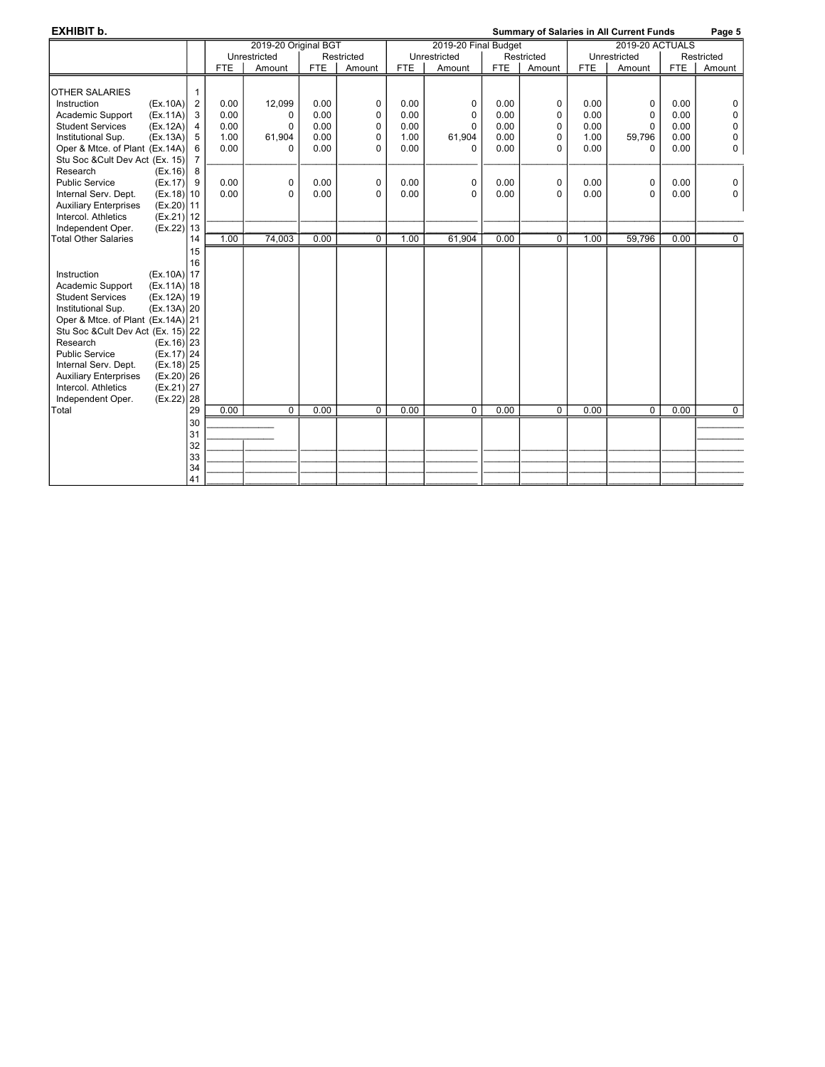**EXHIBIT b.**

**Summary of Salaries in All Current Funds**

| | | 2019-20 Original BGT | | | | 2019-20 Final Budget | | | | 2019-20 ACTUALS | | | |
|---|---|---|---|---|---|---|---|---|---|---|---|---|---|
| | | Unrestricted | | Restricted | | Unrestricted | | Restricted | | Unrestricted | | Restricted | |
| | | FTE | Amount | FTE | Amount | FTE | Amount | FTE | Amount | FTE | Amount | FTE | Amount |
| OTHER SALARIES | 1 | | | | | | | | | | | | |
| Instruction (Ex.10A) | 2 | 0.00 | 12,099 | 0.00 | 0 | 0.00 | 0 | 0.00 | 0 | 0.00 | 0 | 0.00 | 0 |
| Academic Support (Ex.11A) | 3 | 0.00 | 0 | 0.00 | 0 | 0.00 | 0 | 0.00 | 0 | 0.00 | 0 | 0.00 | 0 |
| Student Services (Ex.12A) | 4 | 0.00 | 0 | 0.00 | 0 | 0.00 | 0 | 0.00 | 0 | 0.00 | 0 | 0.00 | 0 |
| Institutional Sup. (Ex.13A) | 5 | 1.00 | 61,904 | 0.00 | 0 | 1.00 | 61,904 | 0.00 | 0 | 1.00 | 59,796 | 0.00 | 0 |
| Oper & Mtce. of Plant (Ex.14A) | 6 | 0.00 | 0 | 0.00 | 0 | 0.00 | 0 | 0.00 | 0 | 0.00 | 0 | 0.00 | 0 |
| Stu Soc &Cult Dev Act (Ex. 15) | 7 | | | | | | | | | | | | |
| Research (Ex.16) | 8 | | | | | | | | | | | | |
| Public Service (Ex.17) | 9 | 0.00 | 0 | 0.00 | 0 | 0.00 | 0 | 0.00 | 0 | 0.00 | 0 | 0.00 | 0 |
| Internal Serv. Dept. (Ex.18) | 10 | 0.00 | 0 | 0.00 | 0 | 0.00 | 0 | 0.00 | 0 | 0.00 | 0 | 0.00 | 0 |
| Auxiliary Enterprises (Ex.20) | 11 | | | | | | | | | | | | |
| Intercol. Athletics (Ex.21) | 12 | | | | | | | | | | | | |
| Independent Oper. (Ex.22) | 13 | | | | | | | | | | | | |
| Total Other Salaries | 14 | 1.00 | 74,003 | 0.00 | 0 | 1.00 | 61,904 | 0.00 | 0 | 1.00 | 59,796 | 0.00 | 0 |
| | 15 | | | | | | | | | | | | |
| | 16 | | | | | | | | | | | | |
| Instruction (Ex.10A) | 17 | | | | | | | | | | | | |
| Academic Support (Ex.11A) | 18 | | | | | | | | | | | | |
| Student Services (Ex.12A) | 19 | | | | | | | | | | | | |
| Institutional Sup. (Ex.13A) | 20 | | | | | | | | | | | | |
| Oper & Mtce. of Plant (Ex.14A) | 21 | | | | | | | | | | | | |
| Stu Soc &Cult Dev Act (Ex. 15) | 22 | | | | | | | | | | | | |
| Research (Ex.16) | 23 | | | | | | | | | | | | |
| Public Service (Ex.17) | 24 | | | | | | | | | | | | |
| Internal Serv. Dept. (Ex.18) | 25 | | | | | | | | | | | | |
| Auxiliary Enterprises (Ex.20) | 26 | | | | | | | | | | | | |
| Intercol. Athletics (Ex.21) | 27 | | | | | | | | | | | | |
| Independent Oper. (Ex.22) | 28 | | | | | | | | | | | | |
| Total | 29 | 0.00 | 0 | 0.00 | 0 | 0.00 | 0 | 0.00 | 0 | 0.00 | 0 | 0.00 | 0 |
| | 30 | | | | | | | | | | | | |
| | 31 | | | | | | | | | | | | |
| | 32 | | | | | | | | | | | | |
| | 33 | | | | | | | | | | | | |
| | 34 | | | | | | | | | | | | |
| | 41 | | | | | | | | | | | | |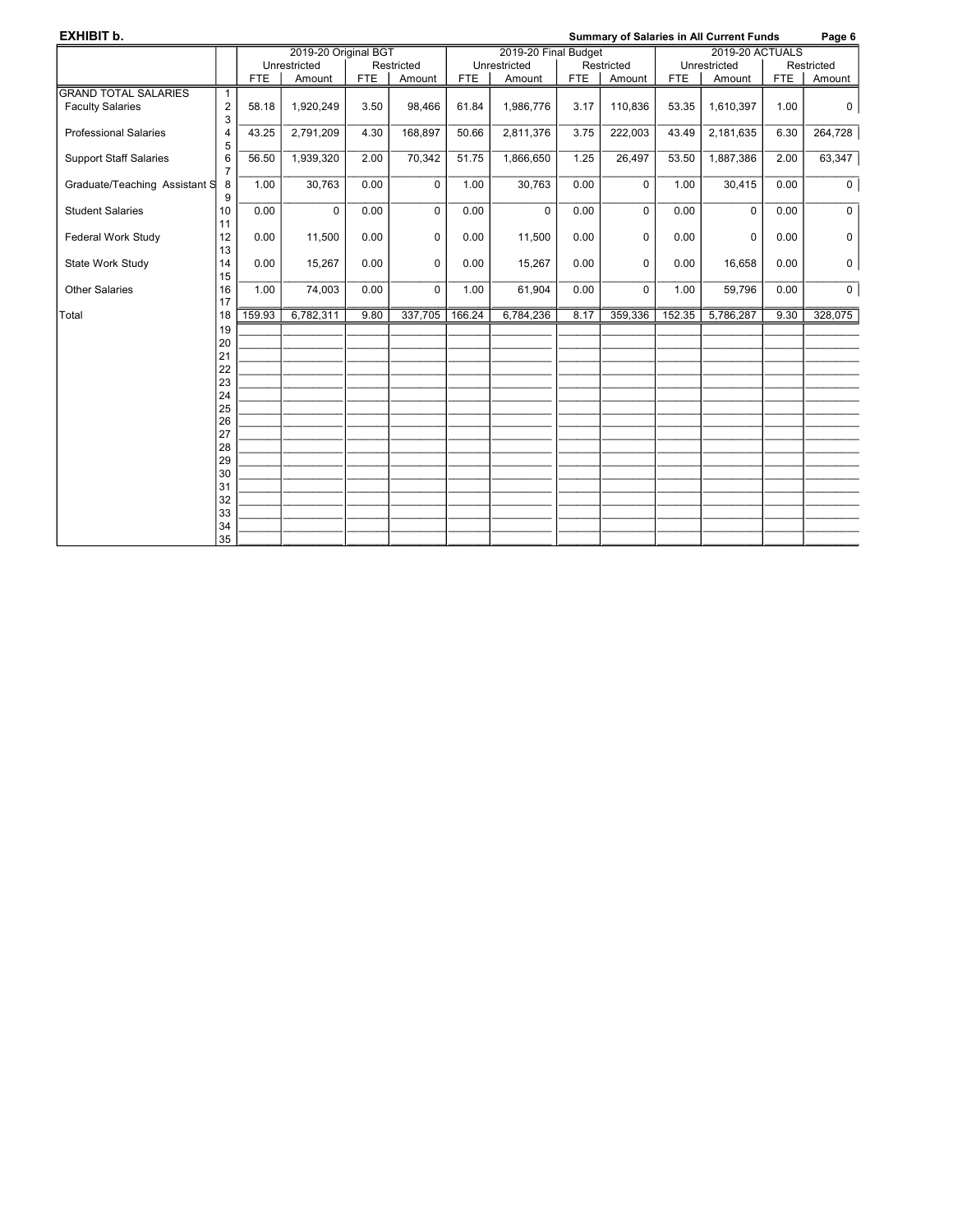**EXHIBIT b.** **Summary of Salaries in All Current Funds**

| | | 2019-20 Original BGT | | | | 2019-20 Final Budget | | | | 2019-20 ACTUALS | | | |
|---|---|---|---|---|---|---|---|---|---|---|---|---|---|
| | | Unrestricted | | Restricted | | Unrestricted | | Restricted | | Unrestricted | | Restricted | |
| | | FTE | Amount | FTE | Amount | FTE | Amount | FTE | Amount | FTE | Amount | FTE | Amount |
| GRAND TOTAL SALARIES | 1 | | | | | | | | | | | | |
| Faculty Salaries | 2 | 58.18 | 1,920,249 | 3.50 | 98,466 | 61.84 | 1,986,776 | 3.17 | 110,836 | 53.35 | 1,610,397 | 1.00 | 0 |
| | 3 | | | | | | | | | | | | |
| Professional Salaries | 4 | 43.25 | 2,791,209 | 4.30 | 168,897 | 50.66 | 2,811,376 | 3.75 | 222,003 | 43.49 | 2,181,635 | 6.30 | 264,728 |
| | 5 | | | | | | | | | | | | |
| Support Staff Salaries | 6 | 56.50 | 1,939,320 | 2.00 | 70,342 | 51.75 | 1,866,650 | 1.25 | 26,497 | 53.50 | 1,887,386 | 2.00 | 63,347 |
| | 7 | | | | | | | | | | | | |
| Graduate/Teaching Assistant S | 8 | 1.00 | 30,763 | 0.00 | 0 | 1.00 | 30,763 | 0.00 | 0 | 1.00 | 30,415 | 0.00 | 0 |
| | 9 | | | | | | | | | | | | |
| Student Salaries | 10 | 0.00 | 0 | 0.00 | 0 | 0.00 | 0 | 0.00 | 0 | 0.00 | 0 | 0.00 | 0 |
| | 11 | | | | | | | | | | | | |
| Federal Work Study | 12 | 0.00 | 11,500 | 0.00 | 0 | 0.00 | 11,500 | 0.00 | 0 | 0.00 | 0 | 0.00 | 0 |
| | 13 | | | | | | | | | | | | |
| State Work Study | 14 | 0.00 | 15,267 | 0.00 | 0 | 0.00 | 15,267 | 0.00 | 0 | 0.00 | 16,658 | 0.00 | 0 |
| | 15 | | | | | | | | | | | | |
| Other Salaries | 16 | 1.00 | 74,003 | 0.00 | 0 | 1.00 | 61,904 | 0.00 | 0 | 1.00 | 59,796 | 0.00 | 0 |
| | 17 | | | | | | | | | | | | |
| Total | 18 | 159.93 | 6,782,311 | 9.80 | 337,705 | 166.24 | 6,784,236 | 8.17 | 359,336 | 152.35 | 5,786,287 | 9.30 | 328,075 |
| | 19 | | | | | | | | | | | | |
| | 20 | | | | | | | | | | | | |
| | 21 | | | | | | | | | | | | |
| | 22 | | | | | | | | | | | | |
| | 23 | | | | | | | | | | | | |
| | 24 | | | | | | | | | | | | |
| | 25 | | | | | | | | | | | | |
| | 26 | | | | | | | | | | | | |
| | 27 | | | | | | | | | | | | |
| | 28 | | | | | | | | | | | | |
| | 29 | | | | | | | | | | | | |
| | 30 | | | | | | | | | | | | |
| | 31 | | | | | | | | | | | | |
| | 32 | | | | | | | | | | | | |
| | 33 | | | | | | | | | | | | |
| | 34 | | | | | | | | | | | | |
| | 35 | | | | | | | | | | | | |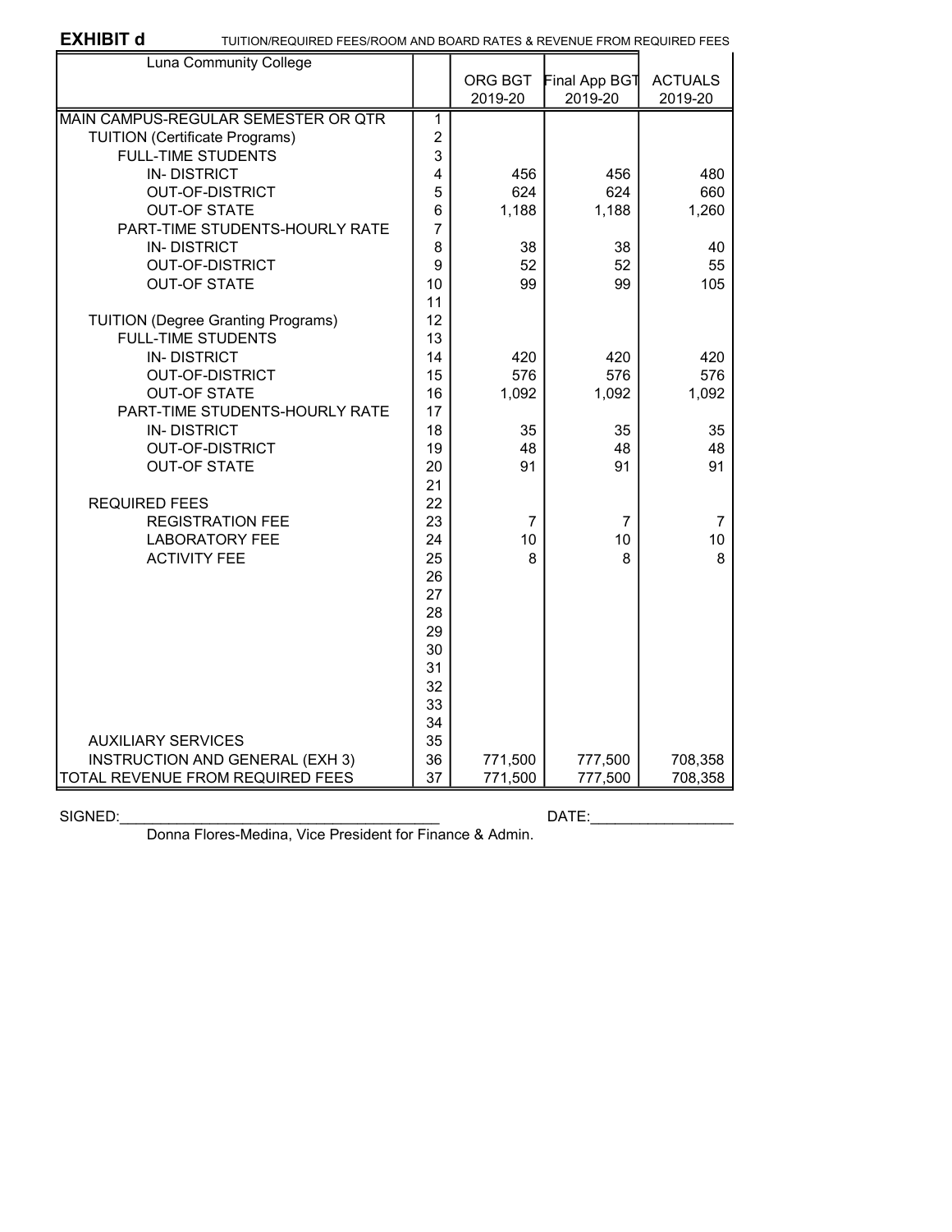**EXHIBIT d** TUITION/REQUIRED FEES/ROOM AND BOARD RATES & REVENUE FROM REQUIRED FEES

| Luna Community College | | ORG BGT 2019-20 | Final App BGT 2019-20 | ACTUALS 2019-20 |
|---|---|---|---|---|
| MAIN CAMPUS-REGULAR SEMESTER OR QTR | 1 | | | |
| TUITION (Certificate Programs) | 2 | | | |
| FULL-TIME STUDENTS | 3 | | | |
| IN- DISTRICT | 4 | 456 | 456 | 480 |
| OUT-OF-DISTRICT | 5 | 624 | 624 | 660 |
| OUT-OF STATE | 6 | 1,188 | 1,188 | 1,260 |
| PART-TIME STUDENTS-HOURLY RATE | 7 | | | |
| IN- DISTRICT | 8 | 38 | 38 | 40 |
| OUT-OF-DISTRICT | 9 | 52 | 52 | 55 |
| OUT-OF STATE | 10 | 99 | 99 | 105 |
| | 11 | | | |
| TUITION (Degree Granting Programs) | 12 | | | |
| FULL-TIME STUDENTS | 13 | | | |
| IN- DISTRICT | 14 | 420 | 420 | 420 |
| OUT-OF-DISTRICT | 15 | 576 | 576 | 576 |
| OUT-OF STATE | 16 | 1,092 | 1,092 | 1,092 |
| PART-TIME STUDENTS-HOURLY RATE | 17 | | | |
| IN- DISTRICT | 18 | 35 | 35 | 35 |
| OUT-OF-DISTRICT | 19 | 48 | 48 | 48 |
| OUT-OF STATE | 20 | 91 | 91 | 91 |
| | 21 | | | |
| REQUIRED FEES | 22 | | | |
| REGISTRATION FEE | 23 | 7 | 7 | 7 |
| LABORATORY FEE | 24 | 10 | 10 | 10 |
| ACTIVITY FEE | 25 | 8 | 8 | 8 |
| | 26 | | | |
| | 27 | | | |
| | 28 | | | |
| | 29 | | | |
| | 30 | | | |
| | 31 | | | |
| | 32 | | | |
| | 33 | | | |
| | 34 | | | |
| AUXILIARY SERVICES | 35 | | | |
| INSTRUCTION AND GENERAL (EXH 3) | 36 | 771,500 | 777,500 | 708,358 |
| TOTAL REVENUE FROM REQUIRED FEES | 37 | 771,500 | 777,500 | 708,358 |

SIGNED:_______________________________________ DATE:_________________

Donna Flores-Medina, Vice President for Finance & Admin.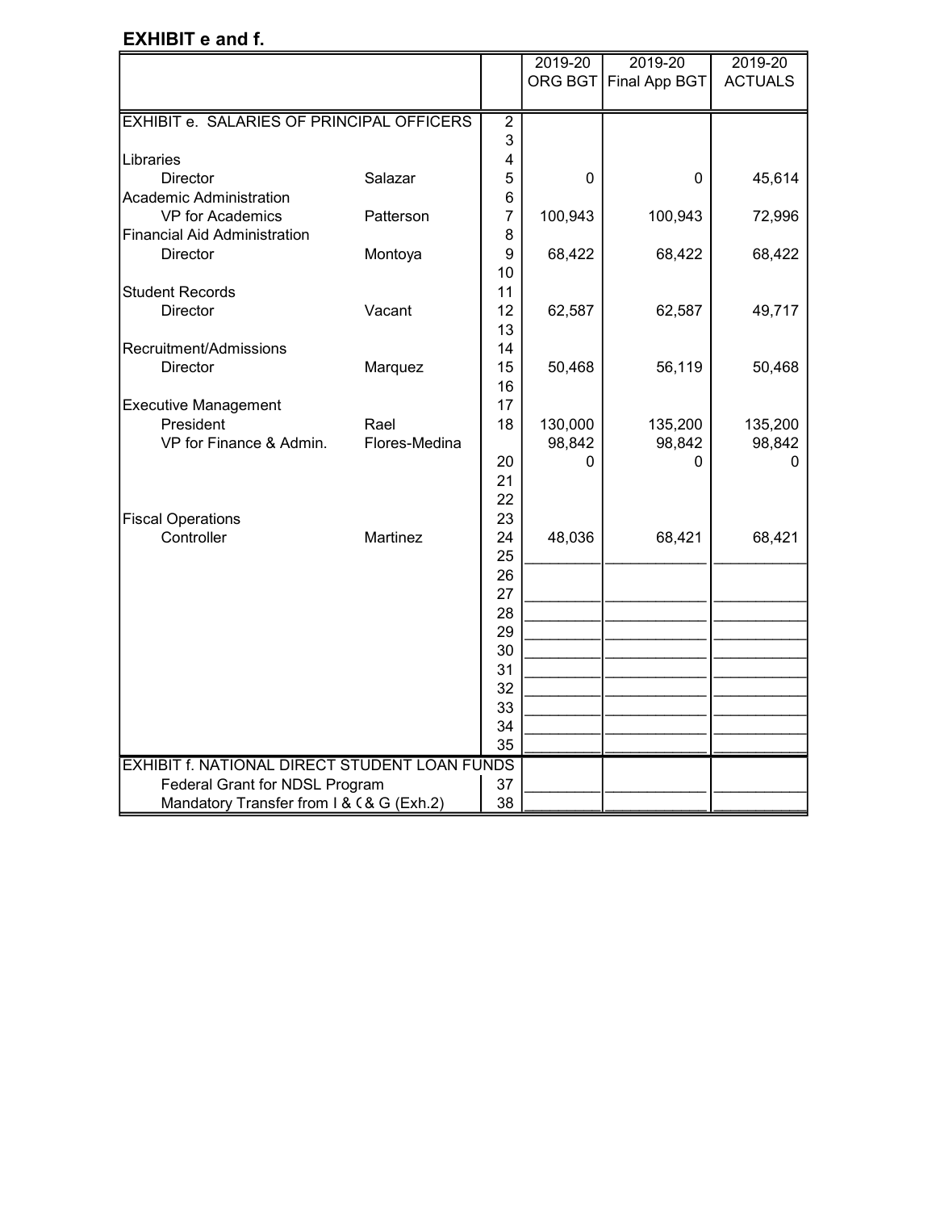## EXHIBIT e and f.

| | | | 2019-20 ORG BGT | 2019-20 Final App BGT | 2019-20 ACTUALS |
|---|---|---|---|---|---|
| EXHIBIT e. SALARIES OF PRINCIPAL OFFICERS | | 2 | | | |
| | | 3 | | | |
| Libraries | | 4 | | | |
| Director | Salazar | 5 | 0 | 0 | 45,614 |
| Academic Administration | | 6 | | | |
| VP for Academics | Patterson | 7 | 100,943 | 100,943 | 72,996 |
| Financial Aid Administration | | 8 | | | |
| Director | Montoya | 9 | 68,422 | 68,422 | 68,422 |
| | | 10 | | | |
| Student Records | | 11 | | | |
| Director | Vacant | 12 | 62,587 | 62,587 | 49,717 |
| | | 13 | | | |
| Recruitment/Admissions | | 14 | | | |
| Director | Marquez | 15 | 50,468 | 56,119 | 50,468 |
| | | 16 | | | |
| Executive Management | | 17 | | | |
| President | Rael | 18 | 130,000 | 135,200 | 135,200 |
| VP for Finance & Admin. | Flores-Medina | | 98,842 | 98,842 | 98,842 |
| | | 20 | 0 | 0 | 0 |
| | | 21 | | | |
| | | 22 | | | |
| Fiscal Operations | | 23 | | | |
| Controller | Martinez | 24 | 48,036 | 68,421 | 68,421 |
| | | 25 | | | |
| | | 26 | | | |
| | | 27 | | | |
| | | 28 | | | |
| | | 29 | | | |
| | | 30 | | | |
| | | 31 | | | |
| | | 32 | | | |
| | | 33 | | | |
| | | 34 | | | |
| | | 35 | | | |
| EXHIBIT f. NATIONAL DIRECT STUDENT LOAN FUNDS | | | | | |
| Federal Grant for NDSL Program | | 37 | | | |
| Mandatory Transfer from I & ( & G (Exh.2) | | 38 | | | |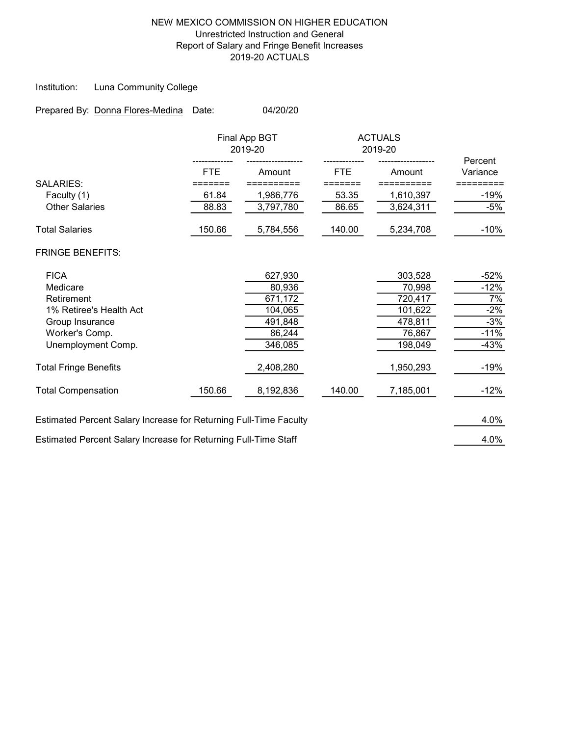NEW MEXICO COMMISSION ON HIGHER EDUCATION
Unrestricted Instruction and General
Report of Salary and Fringe Benefit Increases
2019-20 ACTUALS

Institution: Luna Community College

Prepared By: Donna Flores-Medina Date: 04/20/20

| | Final App BGT 2019-20 | | ACTUALS 2019-20 | | |
|---|---|---|---|---|---|
| | FTE | Amount | FTE | Amount | Percent Variance |
| SALARIES: | | | | | |
| Faculty (1) | 61.84 | 1,986,776 | 53.35 | 1,610,397 | -19% |
| Other Salaries | 88.83 | 3,797,780 | 86.65 | 3,624,311 | -5% |
| Total Salaries | 150.66 | 5,784,556 | 140.00 | 5,234,708 | -10% |
| FRINGE BENEFITS: | | | | | |
| FICA | | 627,930 | | 303,528 | -52% |
| Medicare | | 80,936 | | 70,998 | -12% |
| Retirement | | 671,172 | | 720,417 | 7% |
| 1% Retiree's Health Act | | 104,065 | | 101,622 | -2% |
| Group Insurance | | 491,848 | | 478,811 | -3% |
| Worker's Comp. | | 86,244 | | 76,867 | -11% |
| Unemployment Comp. | | 346,085 | | 198,049 | -43% |
| Total Fringe Benefits | | 2,408,280 | | 1,950,293 | -19% |
| Total Compensation | 150.66 | 8,192,836 | 140.00 | 7,185,001 | -12% |

| | |
|---|---|
| Estimated Percent Salary Increase for Returning Full-Time Faculty | 4.0% |
| Estimated Percent Salary Increase for Returning Full-Time Staff | 4.0% |